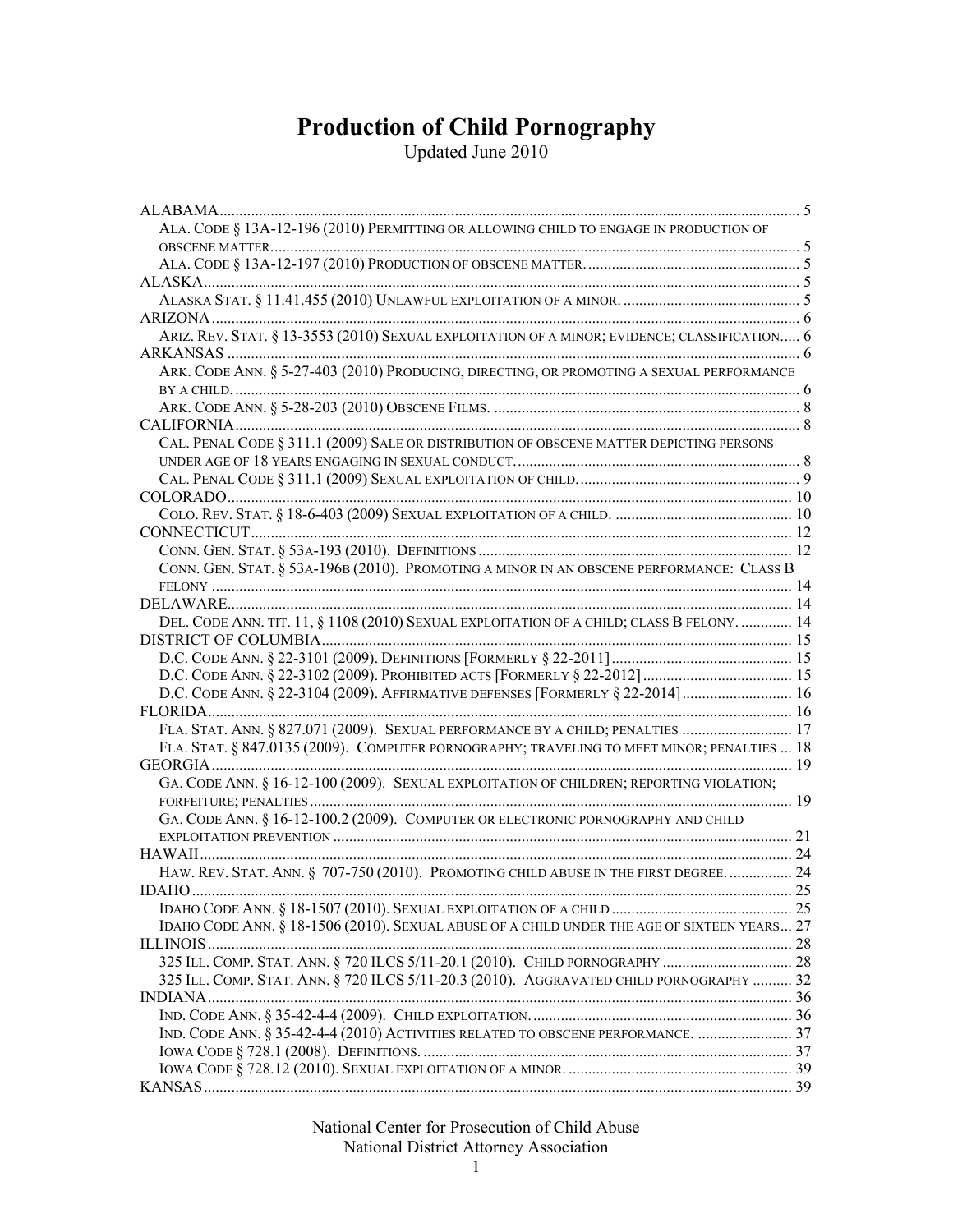# Production of Child Pornography

Updated June 2010

ALABAMA ........................................................................................................................................ 5
- ALA. CODE § 13A-12-196 (2010) PERMITTING OR ALLOWING CHILD TO ENGAGE IN PRODUCTION OF OBSCENE MATTER ........................................................................................................................ 5
- ALA. CODE § 13A-12-197 (2010) PRODUCTION OF OBSCENE MATTER. .................................................... 5

ALASKA ........................................................................................................................................... 5
- ALASKA STAT. § 11.41.455 (2010) UNLAWFUL EXPLOITATION OF A MINOR. ............................................. 5

ARIZONA ......................................................................................................................................... 6
- ARIZ. REV. STAT. § 13-3553 (2010) SEXUAL EXPLOITATION OF A MINOR; EVIDENCE; CLASSIFICATION ..... 6

ARKANSAS ....................................................................................................................................... 6
- ARK. CODE ANN. § 5-27-403 (2010) PRODUCING, DIRECTING, OR PROMOTING A SEXUAL PERFORMANCE BY A CHILD. ................................................................................................................................ 6
- ARK. CODE ANN. § 5-28-203 (2010) OBSCENE FILMS. .............................................................................. 8

CALIFORNIA ..................................................................................................................................... 8
- CAL. PENAL CODE § 311.1 (2009) SALE OR DISTRIBUTION OF OBSCENE MATTER DEPICTING PERSONS UNDER AGE OF 18 YEARS ENGAGING IN SEXUAL CONDUCT. ......................................................................... 8
- CAL. PENAL CODE § 311.1 (2009) SEXUAL EXPLOITATION OF CHILD. ......................................................... 9

COLORADO ..................................................................................................................................... 10
- COLO. REV. STAT. § 18-6-403 (2009) SEXUAL EXPLOITATION OF A CHILD. ............................................. 10

CONNECTICUT ................................................................................................................................ 12
- CONN. GEN. STAT. § 53A-193 (2010). DEFINITIONS ............................................................................... 12
- CONN. GEN. STAT. § 53A-196B (2010). PROMOTING A MINOR IN AN OBSCENE PERFORMANCE: CLASS B FELONY ........................................................................................................................................ 14

DELAWARE ...................................................................................................................................... 14
- DEL. CODE ANN. TIT. 11, § 1108 (2010) SEXUAL EXPLOITATION OF A CHILD; CLASS B FELONY. ............. 14

DISTRICT OF COLUMBIA .................................................................................................................. 15
- D.C. CODE ANN. § 22-3101 (2009). DEFINITIONS [FORMERLY § 22-2011] .............................................. 15
- D.C. CODE ANN. § 22-3102 (2009). PROHIBITED ACTS [FORMERLY § 22-2012] ...................................... 15
- D.C. CODE ANN. § 22-3104 (2009). AFFIRMATIVE DEFENSES [FORMERLY § 22-2014] ............................ 16

FLORIDA .......................................................................................................................................... 16
- FLA. STAT. ANN. § 827.071 (2009). SEXUAL PERFORMANCE BY A CHILD; PENALTIES ............................ 17
- FLA. STAT. § 847.0135 (2009). COMPUTER PORNOGRAPHY; TRAVELING TO MEET MINOR; PENALTIES ... 18

GEORGIA .......................................................................................................................................... 19
- GA. CODE ANN. § 16-12-100 (2009). SEXUAL EXPLOITATION OF CHILDREN; REPORTING VIOLATION; FORFEITURE; PENALTIES ............................................................................................................... 19
- GA. CODE ANN. § 16-12-100.2 (2009). COMPUTER OR ELECTRONIC PORNOGRAPHY AND CHILD EXPLOITATION PREVENTION ........................................................................................................... 21

HAWAII ............................................................................................................................................ 24
- HAW. REV. STAT. ANN. § 707-750 (2010). PROMOTING CHILD ABUSE IN THE FIRST DEGREE. ................ 24

IDAHO .............................................................................................................................................. 25
- IDAHO CODE ANN. § 18-1507 (2010). SEXUAL EXPLOITATION OF A CHILD ............................................. 25
- IDAHO CODE ANN. § 18-1506 (2010). SEXUAL ABUSE OF A CHILD UNDER THE AGE OF SIXTEEN YEARS ... 27

ILLINOIS .......................................................................................................................................... 28
- 325 ILL. COMP. STAT. ANN. § 720 ILCS 5/11-20.1 (2010). CHILD PORNOGRAPHY ................................. 28
- 325 ILL. COMP. STAT. ANN. § 720 ILCS 5/11-20.3 (2010). AGGRAVATED CHILD PORNOGRAPHY .......... 32

INDIANA .......................................................................................................................................... 36
- IND. CODE ANN. § 35-42-4-4 (2009). CHILD EXPLOITATION. ................................................................... 36
- IND. CODE ANN. § 35-42-4-4 (2010) ACTIVITIES RELATED TO OBSCENE PERFORMANCE. ......................... 37
- IOWA CODE § 728.1 (2008). DEFINITIONS. .............................................................................................. 37
- IOWA CODE § 728.12 (2010). SEXUAL EXPLOITATION OF A MINOR. ......................................................... 39

KANSAS ........................................................................................................................................... 39

National Center for Prosecution of Child Abuse
National District Attorney Association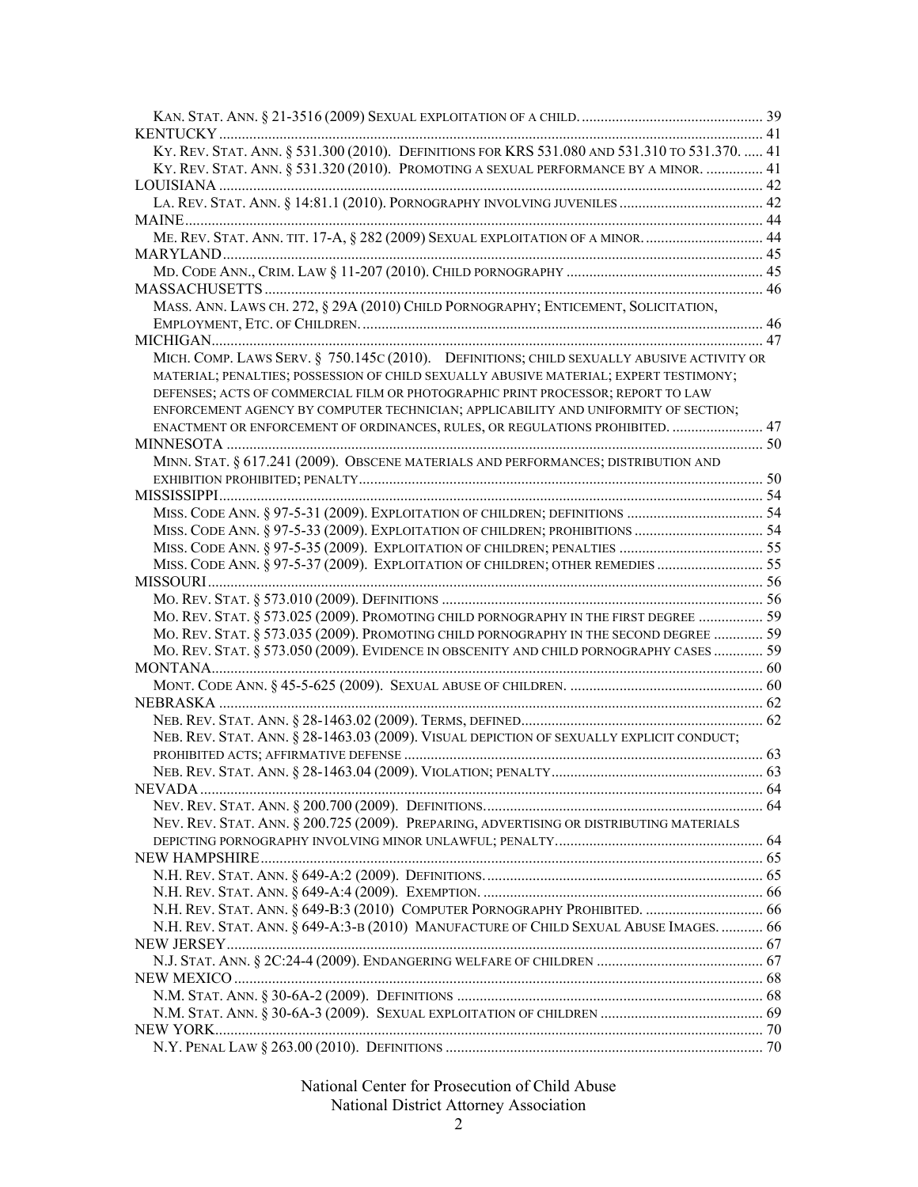Kan. Stat. Ann. § 21-3516 (2009) Sexual exploitation of a child. ................................................ 39

KENTUCKY ................................................................................................................................ 41

Ky. Rev. Stat. Ann. § 531.300 (2010). Definitions for KRS 531.080 and 531.310 to 531.370. ...... 41

Ky. Rev. Stat. Ann. § 531.320 (2010). Promoting a sexual performance by a minor. ............... 41

LOUISIANA ................................................................................................................................ 42

La. Rev. Stat. Ann. § 14:81.1 (2010). Pornography involving juveniles ...................................... 42

MAINE........................................................................................................................................ 44

Me. Rev. Stat. Ann. tit. 17-A, § 282 (2009) Sexual exploitation of a minor. ............................... 44

MARYLAND ............................................................................................................................... 45

Md. Code Ann., Crim. Law § 11-207 (2010). Child pornography .................................................... 45

MASSACHUSETTS .................................................................................................................... 46

Mass. Ann. Laws ch. 272, § 29A (2010) Child Pornography; Enticement, Solicitation, Employment, Etc. of Children. .......................................................................................................... 46

MICHIGAN.................................................................................................................................. 47

Mich. Comp. Laws Serv. § 750.145c (2010). Definitions; child sexually abusive activity or material; penalties; possession of child sexually abusive material; expert testimony; defenses; acts of commercial film or photographic print processor; report to law enforcement agency by computer technician; applicability and uniformity of section; enactment or enforcement of ordinances, rules, or regulations prohibited. ......................... 47

MINNESOTA .............................................................................................................................. 50

Minn. Stat. § 617.241 (2009). Obscene materials and performances; distribution and exhibition prohibited; penalty........................................................................................................... 50

MISSISSIPPI................................................................................................................................ 54

Miss. Code Ann. § 97-5-31 (2009). Exploitation of children; definitions .................................... 54

Miss. Code Ann. § 97-5-33 (2009). Exploitation of children; prohibitions .................................. 54

Miss. Code Ann. § 97-5-35 (2009). Exploitation of children; penalties ...................................... 55

Miss. Code Ann. § 97-5-37 (2009). Exploitation of children; other remedies ............................ 55

MISSOURI .................................................................................................................................. 56

Mo. Rev. Stat. § 573.010 (2009). Definitions ................................................................................. 56

Mo. Rev. Stat. § 573.025 (2009). Promoting child pornography in the first degree ................. 59

Mo. Rev. Stat. § 573.035 (2009). Promoting child pornography in the second degree ............. 59

Mo. Rev. Stat. § 573.050 (2009). Evidence in obscenity and child pornography cases ............. 59

MONTANA.................................................................................................................................. 60

Mont. Code Ann. § 45-5-625 (2009). Sexual abuse of children. ................................................... 60

NEBRASKA ................................................................................................................................ 62

Neb. Rev. Stat. Ann. § 28-1463.02 (2009). Terms, defined................................................................ 62

Neb. Rev. Stat. Ann. § 28-1463.03 (2009). Visual depiction of sexually explicit conduct; prohibited acts; affirmative defense ............................................................................................... 63

Neb. Rev. Stat. Ann. § 28-1463.04 (2009). Violation; penalty........................................................ 63

NEVADA ..................................................................................................................................... 64

Nev. Rev. Stat. Ann. § 200.700 (2009). Definitions.......................................................................... 64

Nev. Rev. Stat. Ann. § 200.725 (2009). Preparing, advertising or distributing materials depicting pornography involving minor unlawful; penalty....................................................... 64

NEW HAMPSHIRE ..................................................................................................................... 65

N.H. Rev. Stat. Ann. § 649-A:2 (2009). Definitions.......................................................................... 65

N.H. Rev. Stat. Ann. § 649-A:4 (2009). Exemption. ........................................................................ 66

N.H. Rev. Stat. Ann. § 649-B:3 (2010) Computer Pornography Prohibited. ................................ 66

N.H. Rev. Stat. Ann. § 649-A:3-b (2010) Manufacture of Child Sexual Abuse Images. ........... 66

NEW JERSEY.............................................................................................................................. 67

N.J. Stat. Ann. § 2C:24-4 (2009). Endangering welfare of children ............................................ 67

NEW MEXICO ............................................................................................................................ 68

N.M. Stat. Ann. § 30-6A-2 (2009). Definitions ................................................................................ 68

N.M. Stat. Ann. § 30-6A-3 (2009). Sexual exploitation of children ........................................... 69

NEW YORK................................................................................................................................. 70

N.Y. Penal Law § 263.00 (2010). Definitions .................................................................................. 70

National Center for Prosecution of Child Abuse
National District Attorney Association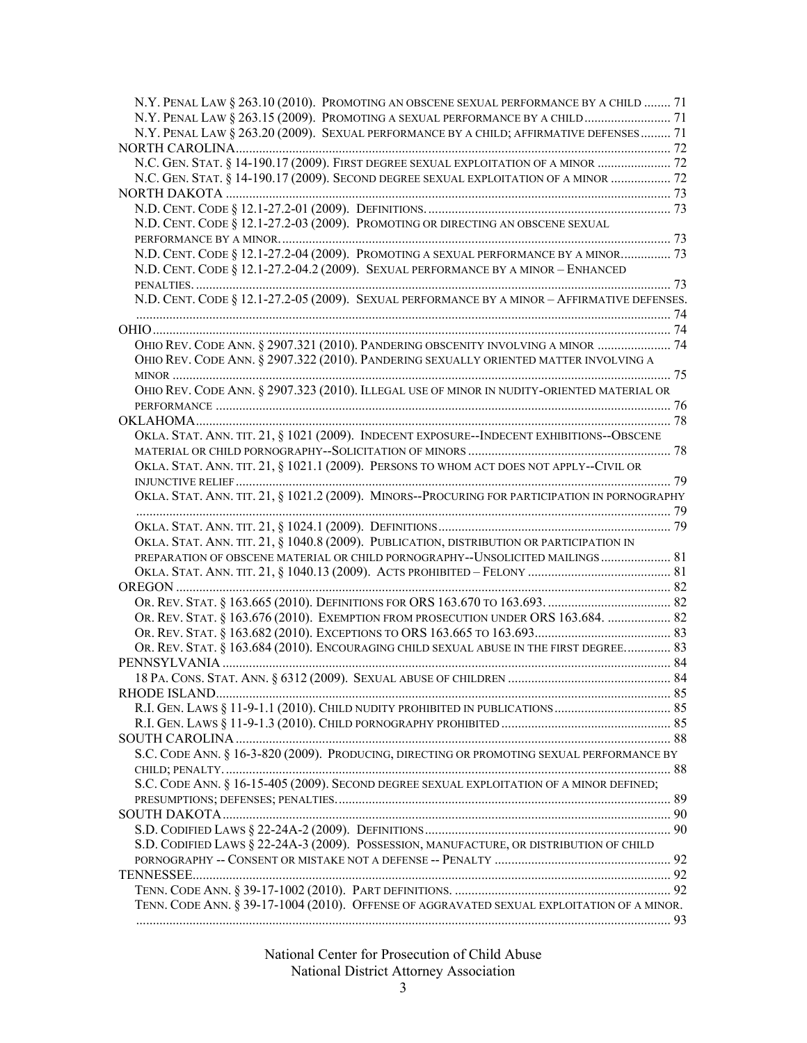N.Y. PENAL LAW § 263.10 (2010). PROMOTING AN OBSCENE SEXUAL PERFORMANCE BY A CHILD ........ 71
N.Y. PENAL LAW § 263.15 (2009). PROMOTING A SEXUAL PERFORMANCE BY A CHILD .......................... 71
N.Y. PENAL LAW § 263.20 (2009). SEXUAL PERFORMANCE BY A CHILD; AFFIRMATIVE DEFENSES ......... 71

NORTH CAROLINA ................................................................................................................... 72
N.C. GEN. STAT. § 14-190.17 (2009). FIRST DEGREE SEXUAL EXPLOITATION OF A MINOR ...................... 72
N.C. GEN. STAT. § 14-190.17 (2009). SECOND DEGREE SEXUAL EXPLOITATION OF A MINOR .................. 72

NORTH DAKOTA ..................................................................................................................... 73
N.D. CENT. CODE § 12.1-27.2-01 (2009). DEFINITIONS. ......................................................................... 73
N.D. CENT. CODE § 12.1-27.2-03 (2009). PROMOTING OR DIRECTING AN OBSCENE SEXUAL PERFORMANCE BY A MINOR. ..................................................................................................... 73
N.D. CENT. CODE § 12.1-27.2-04 (2009). PROMOTING A SEXUAL PERFORMANCE BY A MINOR ............... 73
N.D. CENT. CODE § 12.1-27.2-04.2 (2009). SEXUAL PERFORMANCE BY A MINOR – ENHANCED PENALTIES. ............................................................................................................................... 73
N.D. CENT. CODE § 12.1-27.2-05 (2009). SEXUAL PERFORMANCE BY A MINOR – AFFIRMATIVE DEFENSES. ................................................................................................................................................ 74

OHIO ........................................................................................................................................ 74
OHIO REV. CODE ANN. § 2907.321 (2010). PANDERING OBSCENITY INVOLVING A MINOR ...................... 74
OHIO REV. CODE ANN. § 2907.322 (2010). PANDERING SEXUALLY ORIENTED MATTER INVOLVING A MINOR ...................................................................................................................................... 75
OHIO REV. CODE ANN. § 2907.323 (2010). ILLEGAL USE OF MINOR IN NUDITY-ORIENTED MATERIAL OR PERFORMANCE ......................................................................................................................... 76

OKLAHOMA ............................................................................................................................. 78
OKLA. STAT. ANN. TIT. 21, § 1021 (2009). INDECENT EXPOSURE--INDECENT EXHIBITIONS--OBSCENE MATERIAL OR CHILD PORNOGRAPHY--SOLICITATION OF MINORS ............................................................. 78
OKLA. STAT. ANN. TIT. 21, § 1021.1 (2009). PERSONS TO WHOM ACT DOES NOT APPLY--CIVIL OR INJUNCTIVE RELIEF ................................................................................................................... 79
OKLA. STAT. ANN. TIT. 21, § 1021.2 (2009). MINORS--PROCURING FOR PARTICIPATION IN PORNOGRAPHY ................................................................................................................................................ 79
OKLA. STAT. ANN. TIT. 21, § 1024.1 (2009). DEFINITIONS ...................................................................... 79
OKLA. STAT. ANN. TIT. 21, § 1040.8 (2009). PUBLICATION, DISTRIBUTION OR PARTICIPATION IN PREPARATION OF OBSCENE MATERIAL OR CHILD PORNOGRAPHY--UNSOLICITED MAILINGS ..................... 81
OKLA. STAT. ANN. TIT. 21, § 1040.13 (2009). ACTS PROHIBITED – FELONY ........................................... 81

OREGON .................................................................................................................................. 82
OR. REV. STAT. § 163.665 (2010). DEFINITIONS FOR ORS 163.670 TO 163.693. ..................................... 82
OR. REV. STAT. § 163.676 (2010). EXEMPTION FROM PROSECUTION UNDER ORS 163.684. ................... 82
OR. REV. STAT. § 163.682 (2010). EXCEPTIONS TO ORS 163.665 TO 163.693......................................... 83
OR. REV. STAT. § 163.684 (2010). ENCOURAGING CHILD SEXUAL ABUSE IN THE FIRST DEGREE.............. 83

PENNSYLVANIA ...................................................................................................................... 84
18 PA. CONS. STAT. ANN. § 6312 (2009). SEXUAL ABUSE OF CHILDREN ................................................. 84

RHODE ISLAND ........................................................................................................................ 85
R.I. GEN. LAWS § 11-9-1.1 (2010). CHILD NUDITY PROHIBITED IN PUBLICATIONS ................................... 85
R.I. GEN. LAWS § 11-9-1.3 (2010). CHILD PORNOGRAPHY PROHIBITED .................................................. 85

SOUTH CAROLINA .................................................................................................................. 88
S.C. CODE ANN. § 16-3-820 (2009). PRODUCING, DIRECTING OR PROMOTING SEXUAL PERFORMANCE BY CHILD; PENALTY. ....................................................................................................................... 88
S.C. CODE ANN. § 16-15-405 (2009). SECOND DEGREE SEXUAL EXPLOITATION OF A MINOR DEFINED; PRESUMPTIONS; DEFENSES; PENALTIES. .................................................................................... 89

SOUTH DAKOTA ...................................................................................................................... 90
S.D. CODIFIED LAWS § 22-24A-2 (2009). DEFINITIONS ......................................................................... 90
S.D. CODIFIED LAWS § 22-24A-3 (2009). POSSESSION, MANUFACTURE, OR DISTRIBUTION OF CHILD PORNOGRAPHY -- CONSENT OR MISTAKE NOT A DEFENSE -- PENALTY ..................................................... 92

TENNESSEE .............................................................................................................................. 92
TENN. CODE ANN. § 39-17-1002 (2010). PART DEFINITIONS. ................................................................. 92
TENN. CODE ANN. § 39-17-1004 (2010). OFFENSE OF AGGRAVATED SEXUAL EXPLOITATION OF A MINOR. ................................................................................................................................................ 93

National Center for Prosecution of Child Abuse
National District Attorney Association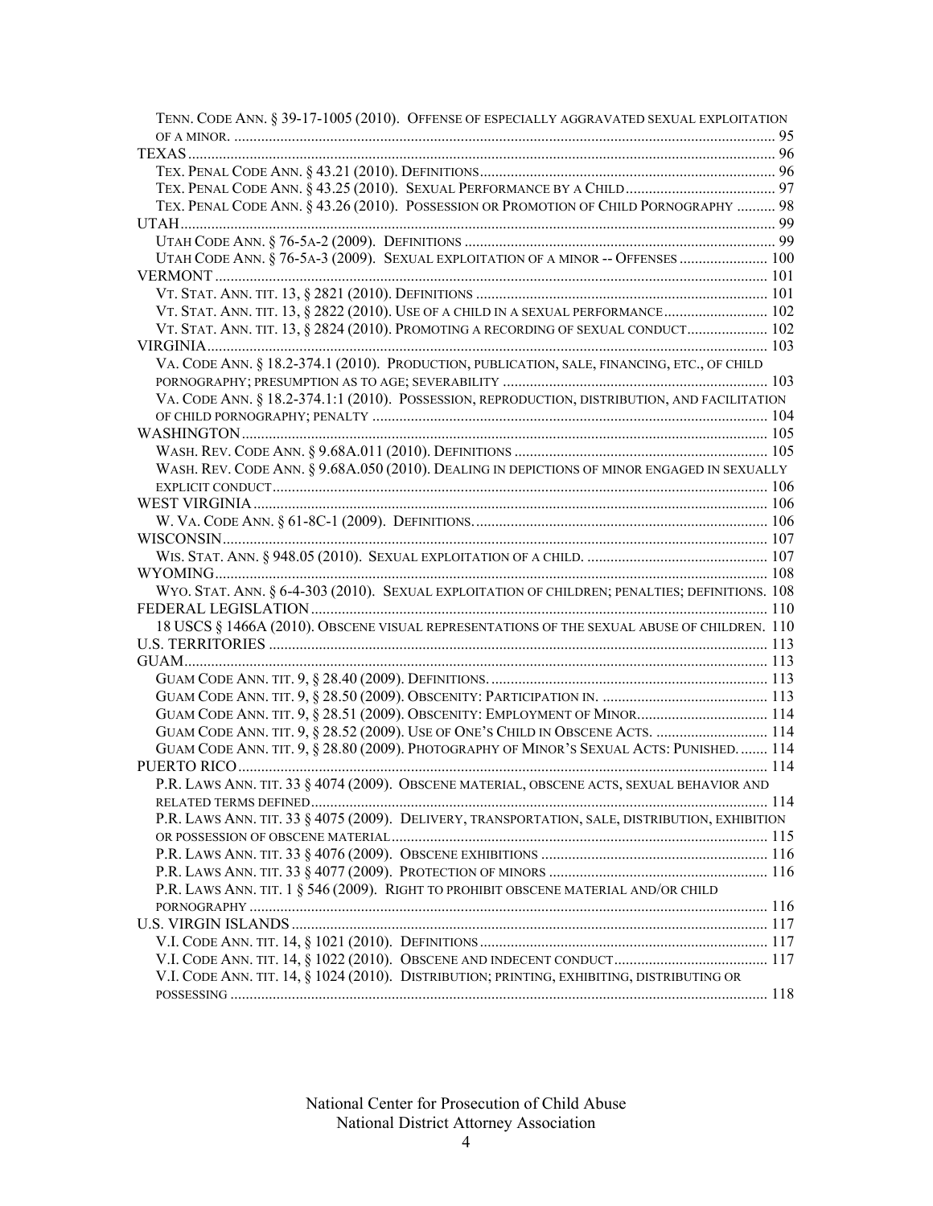TENN. CODE ANN. § 39-17-1005 (2010). OFFENSE OF ESPECIALLY AGGRAVATED SEXUAL EXPLOITATION OF A MINOR. .......... 95

TEXAS .......... 96

TEX. PENAL CODE ANN. § 43.21 (2010). DEFINITIONS .......... 96

TEX. PENAL CODE ANN. § 43.25 (2010). SEXUAL PERFORMANCE BY A CHILD .......... 97

TEX. PENAL CODE ANN. § 43.26 (2010). POSSESSION OR PROMOTION OF CHILD PORNOGRAPHY .......... 98

UTAH .......... 99

UTAH CODE ANN. § 76-5A-2 (2009). DEFINITIONS .......... 99

UTAH CODE ANN. § 76-5A-3 (2009). SEXUAL EXPLOITATION OF A MINOR -- OFFENSES .......... 100

VERMONT .......... 101

VT. STAT. ANN. TIT. 13, § 2821 (2010). DEFINITIONS .......... 101

VT. STAT. ANN. TIT. 13, § 2822 (2010). USE OF A CHILD IN A SEXUAL PERFORMANCE .......... 102

VT. STAT. ANN. TIT. 13, § 2824 (2010). PROMOTING A RECORDING OF SEXUAL CONDUCT .......... 102

VIRGINIA .......... 103

VA. CODE ANN. § 18.2-374.1 (2010). PRODUCTION, PUBLICATION, SALE, FINANCING, ETC., OF CHILD PORNOGRAPHY; PRESUMPTION AS TO AGE; SEVERABILITY .......... 103

VA. CODE ANN. § 18.2-374.1:1 (2010). POSSESSION, REPRODUCTION, DISTRIBUTION, AND FACILITATION OF CHILD PORNOGRAPHY; PENALTY .......... 104

WASHINGTON .......... 105

WASH. REV. CODE ANN. § 9.68A.011 (2010). DEFINITIONS .......... 105

WASH. REV. CODE ANN. § 9.68A.050 (2010). DEALING IN DEPICTIONS OF MINOR ENGAGED IN SEXUALLY EXPLICIT CONDUCT .......... 106

WEST VIRGINIA .......... 106

W. VA. CODE ANN. § 61-8C-1 (2009). DEFINITIONS. .......... 106

WISCONSIN .......... 107

WIS. STAT. ANN. § 948.05 (2010). SEXUAL EXPLOITATION OF A CHILD. .......... 107

WYOMING .......... 108

WYO. STAT. ANN. § 6-4-303 (2010). SEXUAL EXPLOITATION OF CHILDREN; PENALTIES; DEFINITIONS. 108

FEDERAL LEGISLATION .......... 110

18 USCS § 1466A (2010). OBSCENE VISUAL REPRESENTATIONS OF THE SEXUAL ABUSE OF CHILDREN. 110

U.S. TERRITORIES .......... 113

GUAM .......... 113

GUAM CODE ANN. TIT. 9, § 28.40 (2009). DEFINITIONS. .......... 113

GUAM CODE ANN. TIT. 9, § 28.50 (2009). OBSCENITY: PARTICIPATION IN. .......... 113

GUAM CODE ANN. TIT. 9, § 28.51 (2009). OBSCENITY: EMPLOYMENT OF MINOR .......... 114

GUAM CODE ANN. TIT. 9, § 28.52 (2009). USE OF ONE'S CHILD IN OBSCENE ACTS. .......... 114

GUAM CODE ANN. TIT. 9, § 28.80 (2009). PHOTOGRAPHY OF MINOR'S SEXUAL ACTS: PUNISHED. .......... 114

PUERTO RICO .......... 114

P.R. LAWS ANN. TIT. 33 § 4074 (2009). OBSCENE MATERIAL, OBSCENE ACTS, SEXUAL BEHAVIOR AND RELATED TERMS DEFINED .......... 114

P.R. LAWS ANN. TIT. 33 § 4075 (2009). DELIVERY, TRANSPORTATION, SALE, DISTRIBUTION, EXHIBITION OR POSSESSION OF OBSCENE MATERIAL .......... 115

P.R. LAWS ANN. TIT. 33 § 4076 (2009). OBSCENE EXHIBITIONS .......... 116

P.R. LAWS ANN. TIT. 33 § 4077 (2009). PROTECTION OF MINORS .......... 116

P.R. LAWS ANN. TIT. 1 § 546 (2009). RIGHT TO PROHIBIT OBSCENE MATERIAL AND/OR CHILD PORNOGRAPHY .......... 116

U.S. VIRGIN ISLANDS .......... 117

V.I. CODE ANN. TIT. 14, § 1021 (2010). DEFINITIONS .......... 117

V.I. CODE ANN. TIT. 14, § 1022 (2010). OBSCENE AND INDECENT CONDUCT .......... 117

V.I. CODE ANN. TIT. 14, § 1024 (2010). DISTRIBUTION; PRINTING, EXHIBITING, DISTRIBUTING OR POSSESSING .......... 118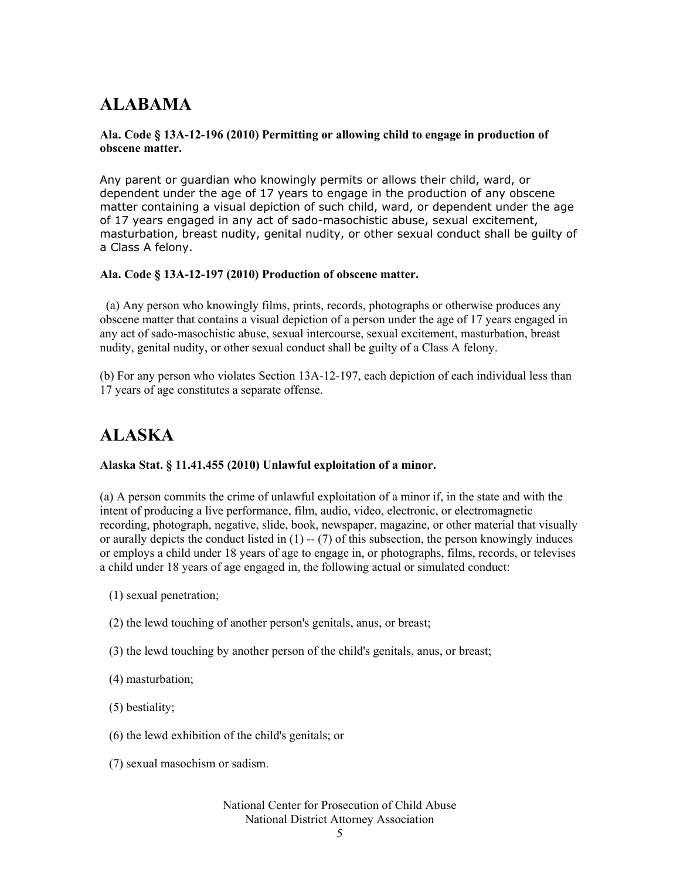# ALABAMA

**Ala. Code § 13A-12-196 (2010) Permitting or allowing child to engage in production of obscene matter.**

Any parent or guardian who knowingly permits or allows their child, ward, or dependent under the age of 17 years to engage in the production of any obscene matter containing a visual depiction of such child, ward, or dependent under the age of 17 years engaged in any act of sado-masochistic abuse, sexual excitement, masturbation, breast nudity, genital nudity, or other sexual conduct shall be guilty of a Class A felony.

**Ala. Code § 13A-12-197 (2010) Production of obscene matter.**

(a) Any person who knowingly films, prints, records, photographs or otherwise produces any obscene matter that contains a visual depiction of a person under the age of 17 years engaged in any act of sado-masochistic abuse, sexual intercourse, sexual excitement, masturbation, breast nudity, genital nudity, or other sexual conduct shall be guilty of a Class A felony.

(b) For any person who violates Section 13A-12-197, each depiction of each individual less than 17 years of age constitutes a separate offense.

# ALASKA

**Alaska Stat. § 11.41.455 (2010) Unlawful exploitation of a minor.**

(a) A person commits the crime of unlawful exploitation of a minor if, in the state and with the intent of producing a live performance, film, audio, video, electronic, or electromagnetic recording, photograph, negative, slide, book, newspaper, magazine, or other material that visually or aurally depicts the conduct listed in (1) -- (7) of this subsection, the person knowingly induces or employs a child under 18 years of age to engage in, or photographs, films, records, or televises a child under 18 years of age engaged in, the following actual or simulated conduct:

(1) sexual penetration;

(2) the lewd touching of another person's genitals, anus, or breast;

(3) the lewd touching by another person of the child's genitals, anus, or breast;

(4) masturbation;

(5) bestiality;

(6) the lewd exhibition of the child's genitals; or

(7) sexual masochism or sadism.

National Center for Prosecution of Child Abuse
National District Attorney Association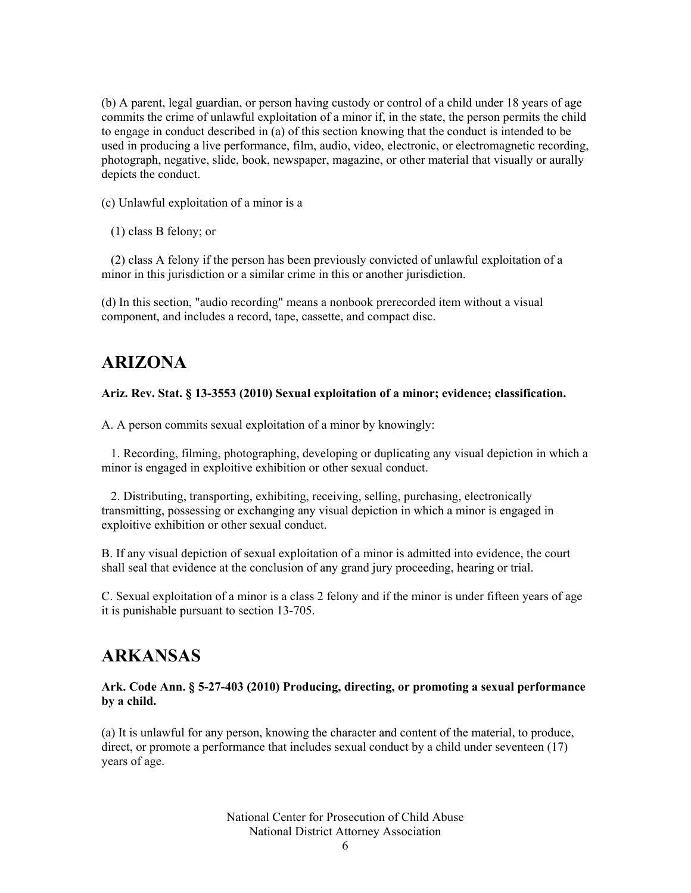(b) A parent, legal guardian, or person having custody or control of a child under 18 years of age commits the crime of unlawful exploitation of a minor if, in the state, the person permits the child to engage in conduct described in (a) of this section knowing that the conduct is intended to be used in producing a live performance, film, audio, video, electronic, or electromagnetic recording, photograph, negative, slide, book, newspaper, magazine, or other material that visually or aurally depicts the conduct.

(c) Unlawful exploitation of a minor is a

(1) class B felony; or

(2) class A felony if the person has been previously convicted of unlawful exploitation of a minor in this jurisdiction or a similar crime in this or another jurisdiction.

(d) In this section, "audio recording" means a nonbook prerecorded item without a visual component, and includes a record, tape, cassette, and compact disc.

## ARIZONA

**Ariz. Rev. Stat. § 13-3553 (2010) Sexual exploitation of a minor; evidence; classification.**

A. A person commits sexual exploitation of a minor by knowingly:

1. Recording, filming, photographing, developing or duplicating any visual depiction in which a minor is engaged in exploitive exhibition or other sexual conduct.

2. Distributing, transporting, exhibiting, receiving, selling, purchasing, electronically transmitting, possessing or exchanging any visual depiction in which a minor is engaged in exploitive exhibition or other sexual conduct.

B. If any visual depiction of sexual exploitation of a minor is admitted into evidence, the court shall seal that evidence at the conclusion of any grand jury proceeding, hearing or trial.

C. Sexual exploitation of a minor is a class 2 felony and if the minor is under fifteen years of age it is punishable pursuant to section 13-705.

## ARKANSAS

**Ark. Code Ann. § 5-27-403 (2010) Producing, directing, or promoting a sexual performance by a child.**

(a) It is unlawful for any person, knowing the character and content of the material, to produce, direct, or promote a performance that includes sexual conduct by a child under seventeen (17) years of age.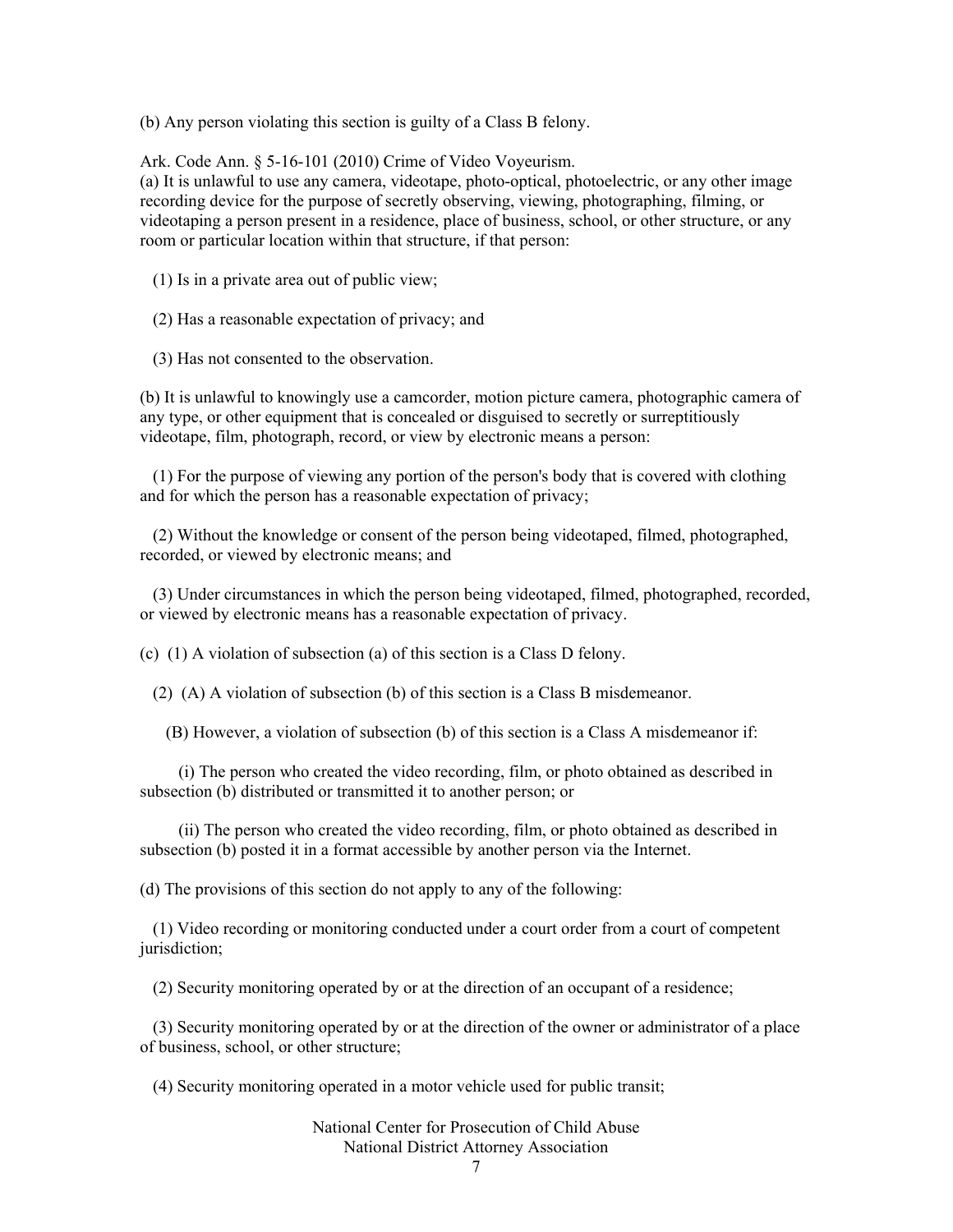(b) Any person violating this section is guilty of a Class B felony.

Ark. Code Ann. § 5-16-101 (2010) Crime of Video Voyeurism.
(a) It is unlawful to use any camera, videotape, photo-optical, photoelectric, or any other image recording device for the purpose of secretly observing, viewing, photographing, filming, or videotaping a person present in a residence, place of business, school, or other structure, or any room or particular location within that structure, if that person:

(1) Is in a private area out of public view;

(2) Has a reasonable expectation of privacy; and

(3) Has not consented to the observation.

(b) It is unlawful to knowingly use a camcorder, motion picture camera, photographic camera of any type, or other equipment that is concealed or disguised to secretly or surreptitiously videotape, film, photograph, record, or view by electronic means a person:

(1) For the purpose of viewing any portion of the person's body that is covered with clothing and for which the person has a reasonable expectation of privacy;

(2) Without the knowledge or consent of the person being videotaped, filmed, photographed, recorded, or viewed by electronic means; and

(3) Under circumstances in which the person being videotaped, filmed, photographed, recorded, or viewed by electronic means has a reasonable expectation of privacy.

(c) (1) A violation of subsection (a) of this section is a Class D felony.

(2) (A) A violation of subsection (b) of this section is a Class B misdemeanor.

(B) However, a violation of subsection (b) of this section is a Class A misdemeanor if:

(i) The person who created the video recording, film, or photo obtained as described in subsection (b) distributed or transmitted it to another person; or

(ii) The person who created the video recording, film, or photo obtained as described in subsection (b) posted it in a format accessible by another person via the Internet.

(d) The provisions of this section do not apply to any of the following:

(1) Video recording or monitoring conducted under a court order from a court of competent jurisdiction;

(2) Security monitoring operated by or at the direction of an occupant of a residence;

(3) Security monitoring operated by or at the direction of the owner or administrator of a place of business, school, or other structure;

(4) Security monitoring operated in a motor vehicle used for public transit;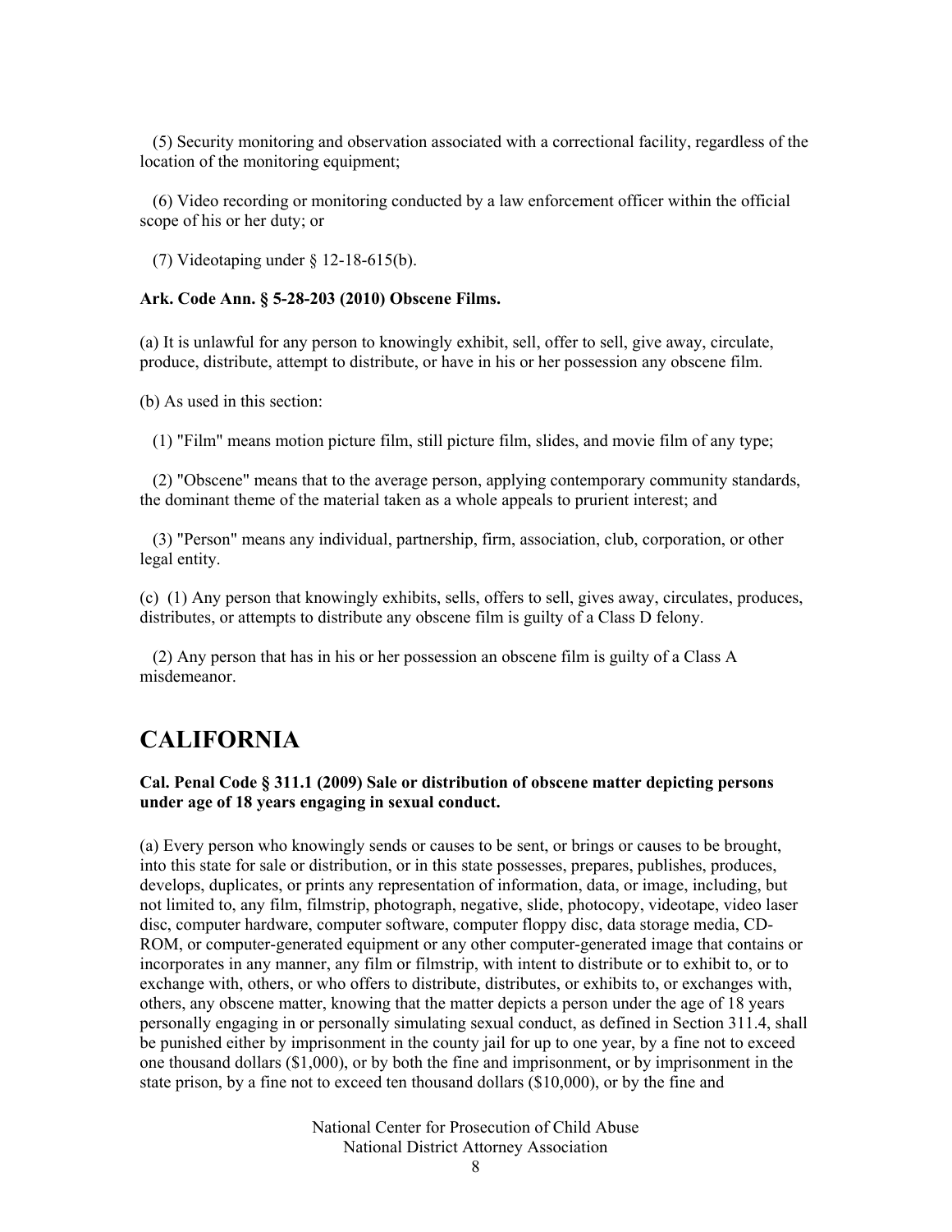(5) Security monitoring and observation associated with a correctional facility, regardless of the location of the monitoring equipment;

(6) Video recording or monitoring conducted by a law enforcement officer within the official scope of his or her duty; or

(7) Videotaping under § 12-18-615(b).

**Ark. Code Ann. § 5-28-203 (2010) Obscene Films.**

(a) It is unlawful for any person to knowingly exhibit, sell, offer to sell, give away, circulate, produce, distribute, attempt to distribute, or have in his or her possession any obscene film.

(b) As used in this section:

(1) "Film" means motion picture film, still picture film, slides, and movie film of any type;

(2) "Obscene" means that to the average person, applying contemporary community standards, the dominant theme of the material taken as a whole appeals to prurient interest; and

(3) "Person" means any individual, partnership, firm, association, club, corporation, or other legal entity.

(c) (1) Any person that knowingly exhibits, sells, offers to sell, gives away, circulates, produces, distributes, or attempts to distribute any obscene film is guilty of a Class D felony.

(2) Any person that has in his or her possession an obscene film is guilty of a Class A misdemeanor.

# CALIFORNIA

**Cal. Penal Code § 311.1 (2009) Sale or distribution of obscene matter depicting persons under age of 18 years engaging in sexual conduct.**

(a) Every person who knowingly sends or causes to be sent, or brings or causes to be brought, into this state for sale or distribution, or in this state possesses, prepares, publishes, produces, develops, duplicates, or prints any representation of information, data, or image, including, but not limited to, any film, filmstrip, photograph, negative, slide, photocopy, videotape, video laser disc, computer hardware, computer software, computer floppy disc, data storage media, CD-ROM, or computer-generated equipment or any other computer-generated image that contains or incorporates in any manner, any film or filmstrip, with intent to distribute or to exhibit to, or to exchange with, others, or who offers to distribute, distributes, or exhibits to, or exchanges with, others, any obscene matter, knowing that the matter depicts a person under the age of 18 years personally engaging in or personally simulating sexual conduct, as defined in Section 311.4, shall be punished either by imprisonment in the county jail for up to one year, by a fine not to exceed one thousand dollars ($1,000), or by both the fine and imprisonment, or by imprisonment in the state prison, by a fine not to exceed ten thousand dollars ($10,000), or by the fine and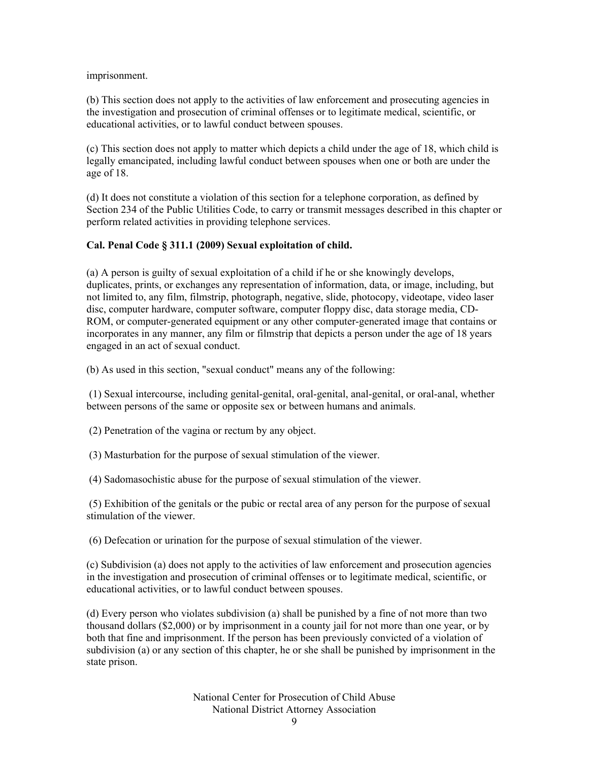imprisonment.

(b) This section does not apply to the activities of law enforcement and prosecuting agencies in the investigation and prosecution of criminal offenses or to legitimate medical, scientific, or educational activities, or to lawful conduct between spouses.

(c) This section does not apply to matter which depicts a child under the age of 18, which child is legally emancipated, including lawful conduct between spouses when one or both are under the age of 18.

(d) It does not constitute a violation of this section for a telephone corporation, as defined by Section 234 of the Public Utilities Code, to carry or transmit messages described in this chapter or perform related activities in providing telephone services.

**Cal. Penal Code § 311.1 (2009) Sexual exploitation of child.**

(a) A person is guilty of sexual exploitation of a child if he or she knowingly develops, duplicates, prints, or exchanges any representation of information, data, or image, including, but not limited to, any film, filmstrip, photograph, negative, slide, photocopy, videotape, video laser disc, computer hardware, computer software, computer floppy disc, data storage media, CD-ROM, or computer-generated equipment or any other computer-generated image that contains or incorporates in any manner, any film or filmstrip that depicts a person under the age of 18 years engaged in an act of sexual conduct.

(b) As used in this section, "sexual conduct" means any of the following:

(1) Sexual intercourse, including genital-genital, oral-genital, anal-genital, or oral-anal, whether between persons of the same or opposite sex or between humans and animals.

(2) Penetration of the vagina or rectum by any object.

(3) Masturbation for the purpose of sexual stimulation of the viewer.

(4) Sadomasochistic abuse for the purpose of sexual stimulation of the viewer.

(5) Exhibition of the genitals or the pubic or rectal area of any person for the purpose of sexual stimulation of the viewer.

(6) Defecation or urination for the purpose of sexual stimulation of the viewer.

(c) Subdivision (a) does not apply to the activities of law enforcement and prosecution agencies in the investigation and prosecution of criminal offenses or to legitimate medical, scientific, or educational activities, or to lawful conduct between spouses.

(d) Every person who violates subdivision (a) shall be punished by a fine of not more than two thousand dollars ($2,000) or by imprisonment in a county jail for not more than one year, or by both that fine and imprisonment. If the person has been previously convicted of a violation of subdivision (a) or any section of this chapter, he or she shall be punished by imprisonment in the state prison.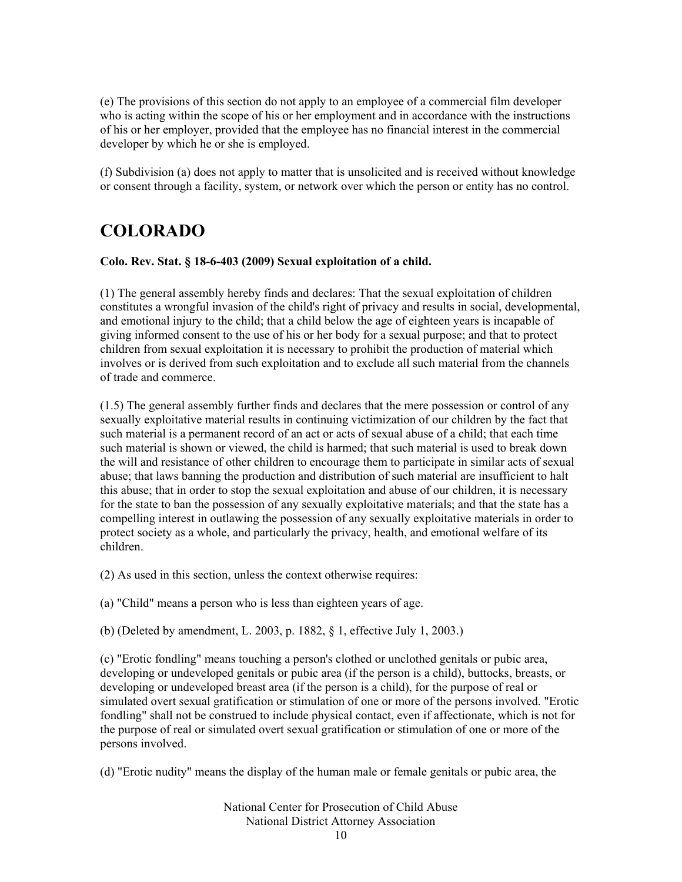(e) The provisions of this section do not apply to an employee of a commercial film developer who is acting within the scope of his or her employment and in accordance with the instructions of his or her employer, provided that the employee has no financial interest in the commercial developer by which he or she is employed.

(f) Subdivision (a) does not apply to matter that is unsolicited and is received without knowledge or consent through a facility, system, or network over which the person or entity has no control.

# COLORADO

**Colo. Rev. Stat. § 18-6-403 (2009) Sexual exploitation of a child.**

(1) The general assembly hereby finds and declares: That the sexual exploitation of children constitutes a wrongful invasion of the child's right of privacy and results in social, developmental, and emotional injury to the child; that a child below the age of eighteen years is incapable of giving informed consent to the use of his or her body for a sexual purpose; and that to protect children from sexual exploitation it is necessary to prohibit the production of material which involves or is derived from such exploitation and to exclude all such material from the channels of trade and commerce.

(1.5) The general assembly further finds and declares that the mere possession or control of any sexually exploitative material results in continuing victimization of our children by the fact that such material is a permanent record of an act or acts of sexual abuse of a child; that each time such material is shown or viewed, the child is harmed; that such material is used to break down the will and resistance of other children to encourage them to participate in similar acts of sexual abuse; that laws banning the production and distribution of such material are insufficient to halt this abuse; that in order to stop the sexual exploitation and abuse of our children, it is necessary for the state to ban the possession of any sexually exploitative materials; and that the state has a compelling interest in outlawing the possession of any sexually exploitative materials in order to protect society as a whole, and particularly the privacy, health, and emotional welfare of its children.

(2) As used in this section, unless the context otherwise requires:

(a) "Child" means a person who is less than eighteen years of age.

(b) (Deleted by amendment, L. 2003, p. 1882, § 1, effective July 1, 2003.)

(c) "Erotic fondling" means touching a person's clothed or unclothed genitals or pubic area, developing or undeveloped genitals or pubic area (if the person is a child), buttocks, breasts, or developing or undeveloped breast area (if the person is a child), for the purpose of real or simulated overt sexual gratification or stimulation of one or more of the persons involved. "Erotic fondling" shall not be construed to include physical contact, even if affectionate, which is not for the purpose of real or simulated overt sexual gratification or stimulation of one or more of the persons involved.

(d) "Erotic nudity" means the display of the human male or female genitals or pubic area, the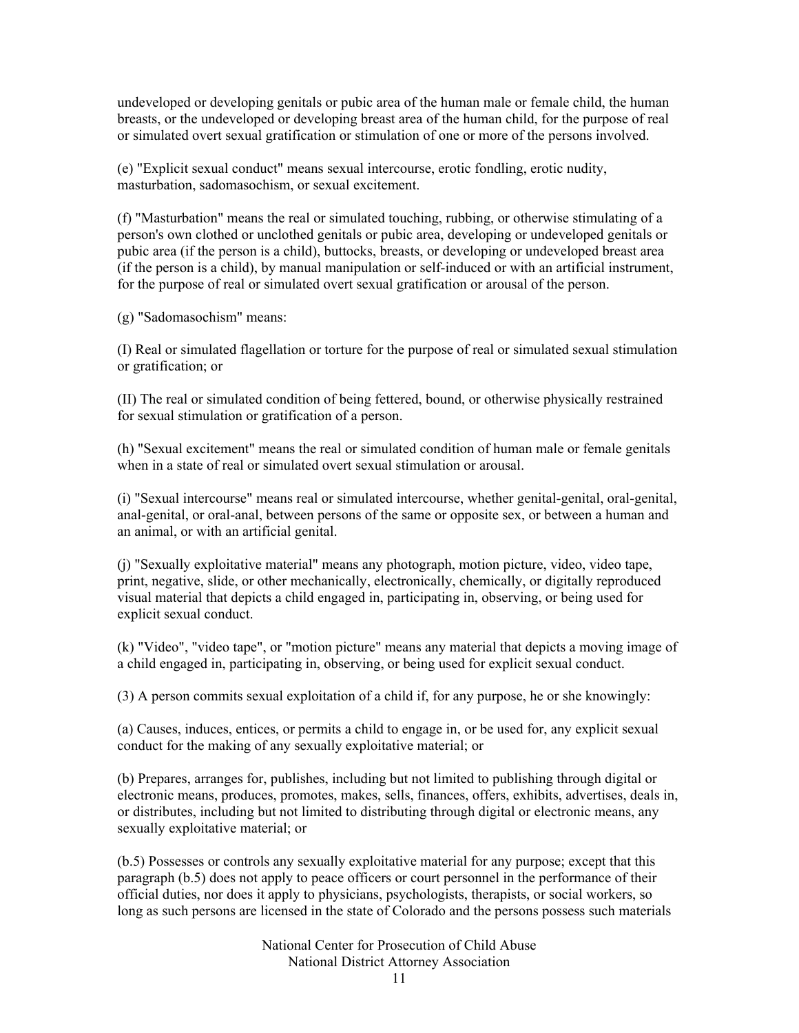undeveloped or developing genitals or pubic area of the human male or female child, the human breasts, or the undeveloped or developing breast area of the human child, for the purpose of real or simulated overt sexual gratification or stimulation of one or more of the persons involved.

(e) "Explicit sexual conduct" means sexual intercourse, erotic fondling, erotic nudity, masturbation, sadomasochism, or sexual excitement.

(f) "Masturbation" means the real or simulated touching, rubbing, or otherwise stimulating of a person's own clothed or unclothed genitals or pubic area, developing or undeveloped genitals or pubic area (if the person is a child), buttocks, breasts, or developing or undeveloped breast area (if the person is a child), by manual manipulation or self-induced or with an artificial instrument, for the purpose of real or simulated overt sexual gratification or arousal of the person.

(g) "Sadomasochism" means:

(I) Real or simulated flagellation or torture for the purpose of real or simulated sexual stimulation or gratification; or

(II) The real or simulated condition of being fettered, bound, or otherwise physically restrained for sexual stimulation or gratification of a person.

(h) "Sexual excitement" means the real or simulated condition of human male or female genitals when in a state of real or simulated overt sexual stimulation or arousal.

(i) "Sexual intercourse" means real or simulated intercourse, whether genital-genital, oral-genital, anal-genital, or oral-anal, between persons of the same or opposite sex, or between a human and an animal, or with an artificial genital.

(j) "Sexually exploitative material" means any photograph, motion picture, video, video tape, print, negative, slide, or other mechanically, electronically, chemically, or digitally reproduced visual material that depicts a child engaged in, participating in, observing, or being used for explicit sexual conduct.

(k) "Video", "video tape", or "motion picture" means any material that depicts a moving image of a child engaged in, participating in, observing, or being used for explicit sexual conduct.

(3) A person commits sexual exploitation of a child if, for any purpose, he or she knowingly:

(a) Causes, induces, entices, or permits a child to engage in, or be used for, any explicit sexual conduct for the making of any sexually exploitative material; or

(b) Prepares, arranges for, publishes, including but not limited to publishing through digital or electronic means, produces, promotes, makes, sells, finances, offers, exhibits, advertises, deals in, or distributes, including but not limited to distributing through digital or electronic means, any sexually exploitative material; or

(b.5) Possesses or controls any sexually exploitative material for any purpose; except that this paragraph (b.5) does not apply to peace officers or court personnel in the performance of their official duties, nor does it apply to physicians, psychologists, therapists, or social workers, so long as such persons are licensed in the state of Colorado and the persons possess such materials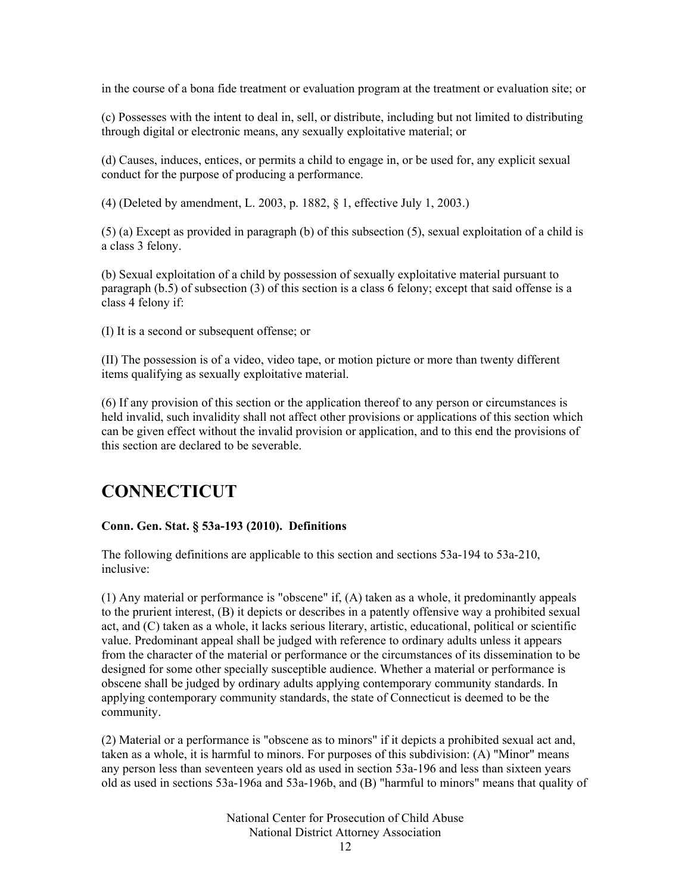in the course of a bona fide treatment or evaluation program at the treatment or evaluation site; or

(c) Possesses with the intent to deal in, sell, or distribute, including but not limited to distributing through digital or electronic means, any sexually exploitative material; or

(d) Causes, induces, entices, or permits a child to engage in, or be used for, any explicit sexual conduct for the purpose of producing a performance.

(4) (Deleted by amendment, L. 2003, p. 1882, § 1, effective July 1, 2003.)

(5) (a) Except as provided in paragraph (b) of this subsection (5), sexual exploitation of a child is a class 3 felony.

(b) Sexual exploitation of a child by possession of sexually exploitative material pursuant to paragraph (b.5) of subsection (3) of this section is a class 6 felony; except that said offense is a class 4 felony if:

(I) It is a second or subsequent offense; or

(II) The possession is of a video, video tape, or motion picture or more than twenty different items qualifying as sexually exploitative material.

(6) If any provision of this section or the application thereof to any person or circumstances is held invalid, such invalidity shall not affect other provisions or applications of this section which can be given effect without the invalid provision or application, and to this end the provisions of this section are declared to be severable.

# CONNECTICUT

**Conn. Gen. Stat. § 53a-193 (2010). Definitions**

The following definitions are applicable to this section and sections 53a-194 to 53a-210, inclusive:

(1) Any material or performance is "obscene" if, (A) taken as a whole, it predominantly appeals to the prurient interest, (B) it depicts or describes in a patently offensive way a prohibited sexual act, and (C) taken as a whole, it lacks serious literary, artistic, educational, political or scientific value. Predominant appeal shall be judged with reference to ordinary adults unless it appears from the character of the material or performance or the circumstances of its dissemination to be designed for some other specially susceptible audience. Whether a material or performance is obscene shall be judged by ordinary adults applying contemporary community standards. In applying contemporary community standards, the state of Connecticut is deemed to be the community.

(2) Material or a performance is "obscene as to minors" if it depicts a prohibited sexual act and, taken as a whole, it is harmful to minors. For purposes of this subdivision: (A) "Minor" means any person less than seventeen years old as used in section 53a-196 and less than sixteen years old as used in sections 53a-196a and 53a-196b, and (B) "harmful to minors" means that quality of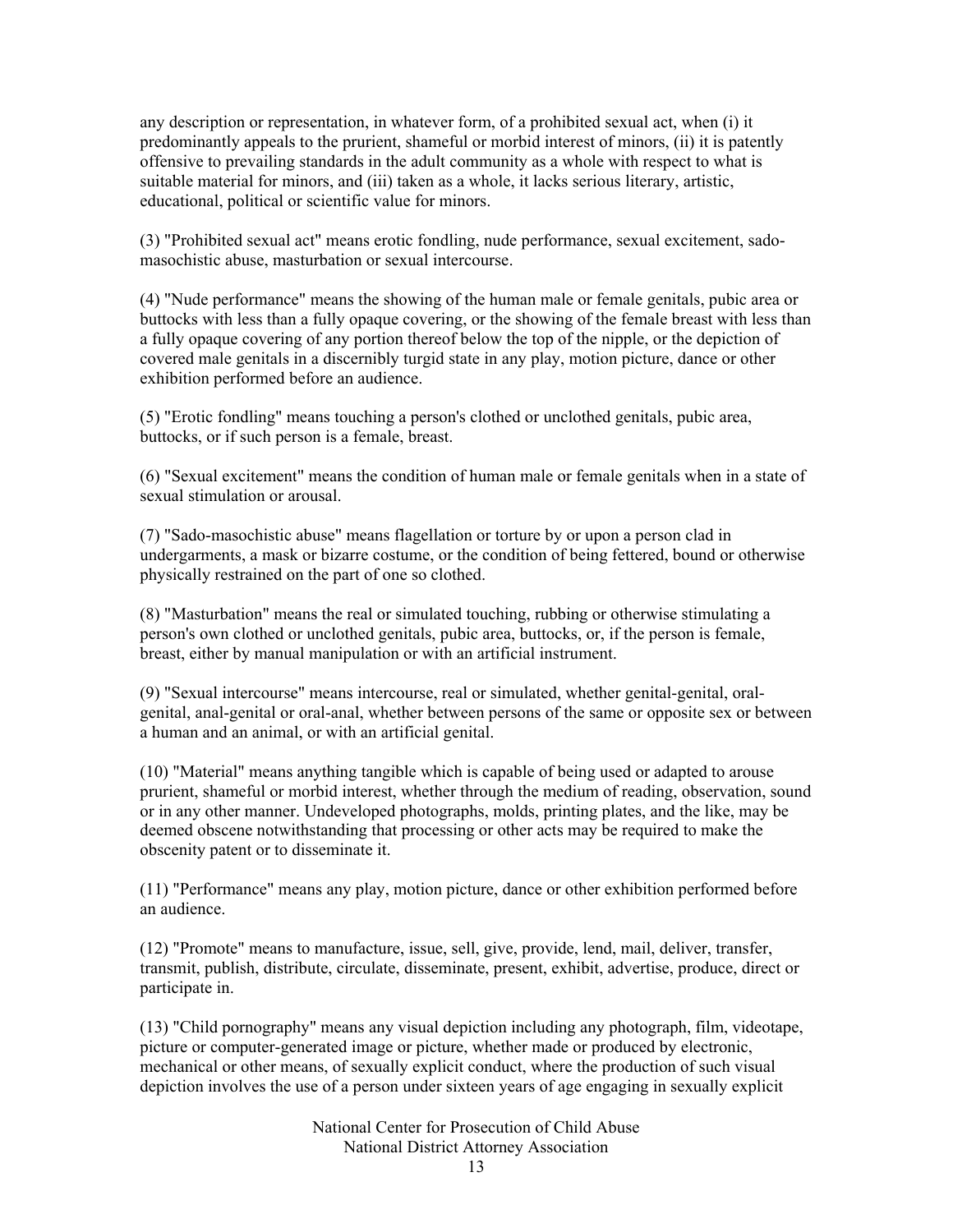any description or representation, in whatever form, of a prohibited sexual act, when (i) it predominantly appeals to the prurient, shameful or morbid interest of minors, (ii) it is patently offensive to prevailing standards in the adult community as a whole with respect to what is suitable material for minors, and (iii) taken as a whole, it lacks serious literary, artistic, educational, political or scientific value for minors.

(3) "Prohibited sexual act" means erotic fondling, nude performance, sexual excitement, sado-masochistic abuse, masturbation or sexual intercourse.

(4) "Nude performance" means the showing of the human male or female genitals, pubic area or buttocks with less than a fully opaque covering, or the showing of the female breast with less than a fully opaque covering of any portion thereof below the top of the nipple, or the depiction of covered male genitals in a discernibly turgid state in any play, motion picture, dance or other exhibition performed before an audience.

(5) "Erotic fondling" means touching a person's clothed or unclothed genitals, pubic area, buttocks, or if such person is a female, breast.

(6) "Sexual excitement" means the condition of human male or female genitals when in a state of sexual stimulation or arousal.

(7) "Sado-masochistic abuse" means flagellation or torture by or upon a person clad in undergarments, a mask or bizarre costume, or the condition of being fettered, bound or otherwise physically restrained on the part of one so clothed.

(8) "Masturbation" means the real or simulated touching, rubbing or otherwise stimulating a person's own clothed or unclothed genitals, pubic area, buttocks, or, if the person is female, breast, either by manual manipulation or with an artificial instrument.

(9) "Sexual intercourse" means intercourse, real or simulated, whether genital-genital, oral-genital, anal-genital or oral-anal, whether between persons of the same or opposite sex or between a human and an animal, or with an artificial genital.

(10) "Material" means anything tangible which is capable of being used or adapted to arouse prurient, shameful or morbid interest, whether through the medium of reading, observation, sound or in any other manner. Undeveloped photographs, molds, printing plates, and the like, may be deemed obscene notwithstanding that processing or other acts may be required to make the obscenity patent or to disseminate it.

(11) "Performance" means any play, motion picture, dance or other exhibition performed before an audience.

(12) "Promote" means to manufacture, issue, sell, give, provide, lend, mail, deliver, transfer, transmit, publish, distribute, circulate, disseminate, present, exhibit, advertise, produce, direct or participate in.

(13) "Child pornography" means any visual depiction including any photograph, film, videotape, picture or computer-generated image or picture, whether made or produced by electronic, mechanical or other means, of sexually explicit conduct, where the production of such visual depiction involves the use of a person under sixteen years of age engaging in sexually explicit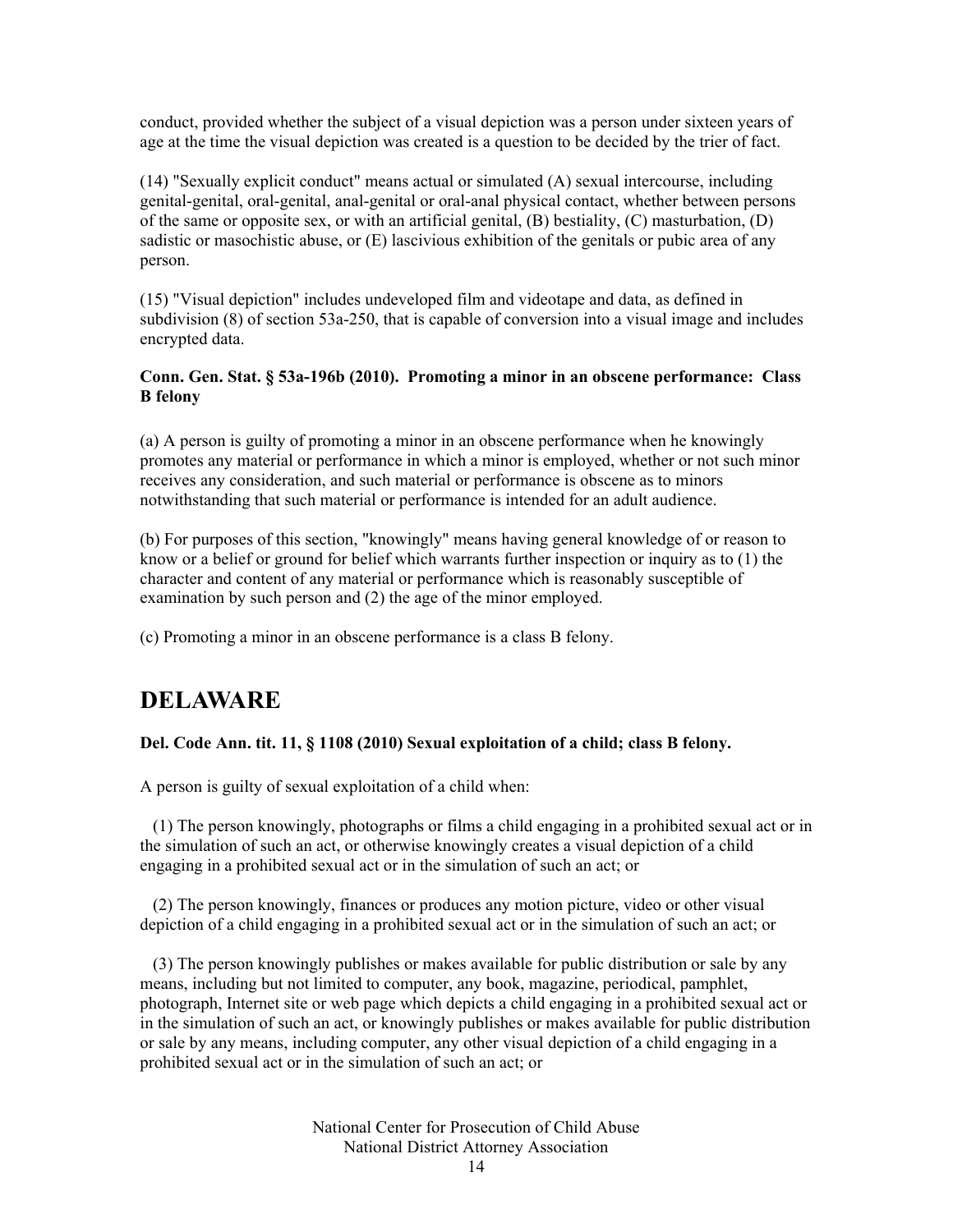conduct, provided whether the subject of a visual depiction was a person under sixteen years of age at the time the visual depiction was created is a question to be decided by the trier of fact.

(14) "Sexually explicit conduct" means actual or simulated (A) sexual intercourse, including genital-genital, oral-genital, anal-genital or oral-anal physical contact, whether between persons of the same or opposite sex, or with an artificial genital, (B) bestiality, (C) masturbation, (D) sadistic or masochistic abuse, or (E) lascivious exhibition of the genitals or pubic area of any person.

(15) "Visual depiction" includes undeveloped film and videotape and data, as defined in subdivision (8) of section 53a-250, that is capable of conversion into a visual image and includes encrypted data.

**Conn. Gen. Stat. § 53a-196b (2010). Promoting a minor in an obscene performance: Class B felony**

(a) A person is guilty of promoting a minor in an obscene performance when he knowingly promotes any material or performance in which a minor is employed, whether or not such minor receives any consideration, and such material or performance is obscene as to minors notwithstanding that such material or performance is intended for an adult audience.

(b) For purposes of this section, "knowingly" means having general knowledge of or reason to know or a belief or ground for belief which warrants further inspection or inquiry as to (1) the character and content of any material or performance which is reasonably susceptible of examination by such person and (2) the age of the minor employed.

(c) Promoting a minor in an obscene performance is a class B felony.

## DELAWARE

**Del. Code Ann. tit. 11, § 1108 (2010) Sexual exploitation of a child; class B felony.**

A person is guilty of sexual exploitation of a child when:

(1) The person knowingly, photographs or films a child engaging in a prohibited sexual act or in the simulation of such an act, or otherwise knowingly creates a visual depiction of a child engaging in a prohibited sexual act or in the simulation of such an act; or

(2) The person knowingly, finances or produces any motion picture, video or other visual depiction of a child engaging in a prohibited sexual act or in the simulation of such an act; or

(3) The person knowingly publishes or makes available for public distribution or sale by any means, including but not limited to computer, any book, magazine, periodical, pamphlet, photograph, Internet site or web page which depicts a child engaging in a prohibited sexual act or in the simulation of such an act, or knowingly publishes or makes available for public distribution or sale by any means, including computer, any other visual depiction of a child engaging in a prohibited sexual act or in the simulation of such an act; or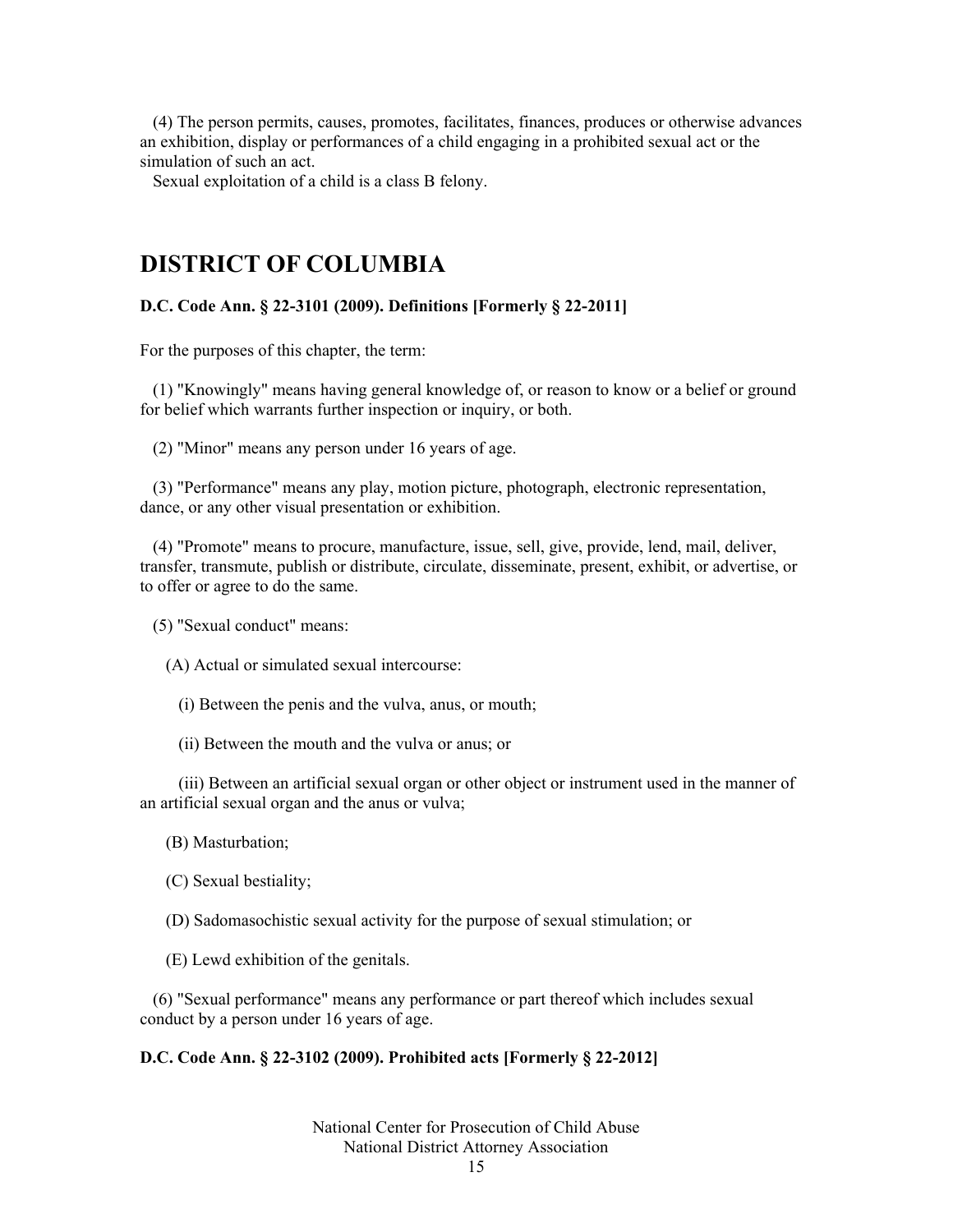(4) The person permits, causes, promotes, facilitates, finances, produces or otherwise advances an exhibition, display or performances of a child engaging in a prohibited sexual act or the simulation of such an act.

Sexual exploitation of a child is a class B felony.

# DISTRICT OF COLUMBIA

**D.C. Code Ann. § 22-3101 (2009). Definitions [Formerly § 22-2011]**

For the purposes of this chapter, the term:

(1) "Knowingly" means having general knowledge of, or reason to know or a belief or ground for belief which warrants further inspection or inquiry, or both.

(2) "Minor" means any person under 16 years of age.

(3) "Performance" means any play, motion picture, photograph, electronic representation, dance, or any other visual presentation or exhibition.

(4) "Promote" means to procure, manufacture, issue, sell, give, provide, lend, mail, deliver, transfer, transmute, publish or distribute, circulate, disseminate, present, exhibit, or advertise, or to offer or agree to do the same.

(5) "Sexual conduct" means:

(A) Actual or simulated sexual intercourse:

(i) Between the penis and the vulva, anus, or mouth;

(ii) Between the mouth and the vulva or anus; or

(iii) Between an artificial sexual organ or other object or instrument used in the manner of an artificial sexual organ and the anus or vulva;

(B) Masturbation;

(C) Sexual bestiality;

(D) Sadomasochistic sexual activity for the purpose of sexual stimulation; or

(E) Lewd exhibition of the genitals.

(6) "Sexual performance" means any performance or part thereof which includes sexual conduct by a person under 16 years of age.

**D.C. Code Ann. § 22-3102 (2009). Prohibited acts [Formerly § 22-2012]**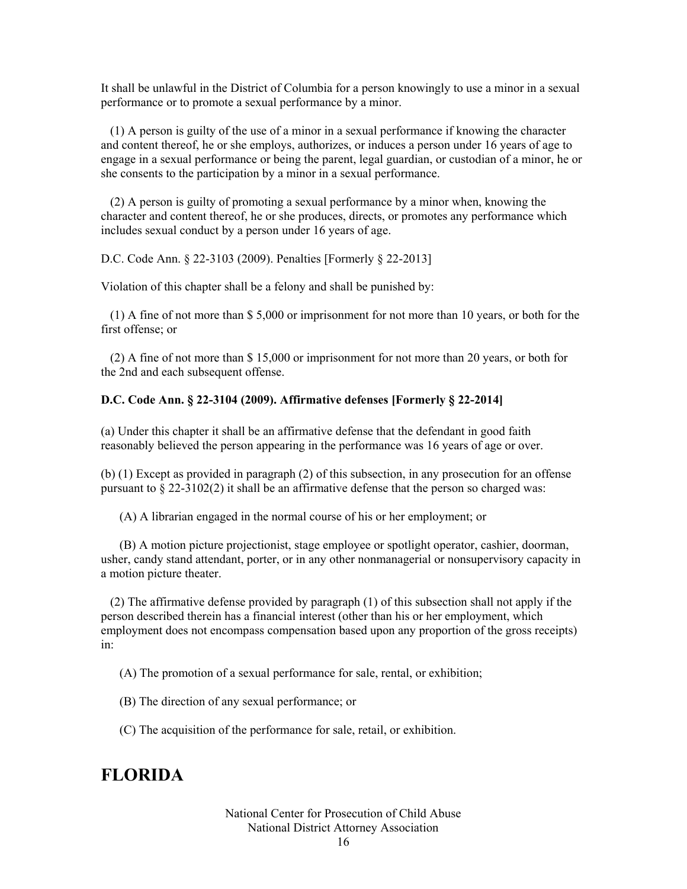It shall be unlawful in the District of Columbia for a person knowingly to use a minor in a sexual performance or to promote a sexual performance by a minor.

(1) A person is guilty of the use of a minor in a sexual performance if knowing the character and content thereof, he or she employs, authorizes, or induces a person under 16 years of age to engage in a sexual performance or being the parent, legal guardian, or custodian of a minor, he or she consents to the participation by a minor in a sexual performance.

(2) A person is guilty of promoting a sexual performance by a minor when, knowing the character and content thereof, he or she produces, directs, or promotes any performance which includes sexual conduct by a person under 16 years of age.

D.C. Code Ann. § 22-3103 (2009). Penalties [Formerly § 22-2013]

Violation of this chapter shall be a felony and shall be punished by:

(1) A fine of not more than $ 5,000 or imprisonment for not more than 10 years, or both for the first offense; or

(2) A fine of not more than $ 15,000 or imprisonment for not more than 20 years, or both for the 2nd and each subsequent offense.

**D.C. Code Ann. § 22-3104 (2009). Affirmative defenses [Formerly § 22-2014]**

(a) Under this chapter it shall be an affirmative defense that the defendant in good faith reasonably believed the person appearing in the performance was 16 years of age or over.

(b) (1) Except as provided in paragraph (2) of this subsection, in any prosecution for an offense pursuant to § 22-3102(2) it shall be an affirmative defense that the person so charged was:

(A) A librarian engaged in the normal course of his or her employment; or

(B) A motion picture projectionist, stage employee or spotlight operator, cashier, doorman, usher, candy stand attendant, porter, or in any other nonmanagerial or nonsupervisory capacity in a motion picture theater.

(2) The affirmative defense provided by paragraph (1) of this subsection shall not apply if the person described therein has a financial interest (other than his or her employment, which employment does not encompass compensation based upon any proportion of the gross receipts) in:

(A) The promotion of a sexual performance for sale, rental, or exhibition;

(B) The direction of any sexual performance; or

(C) The acquisition of the performance for sale, retail, or exhibition.

# FLORIDA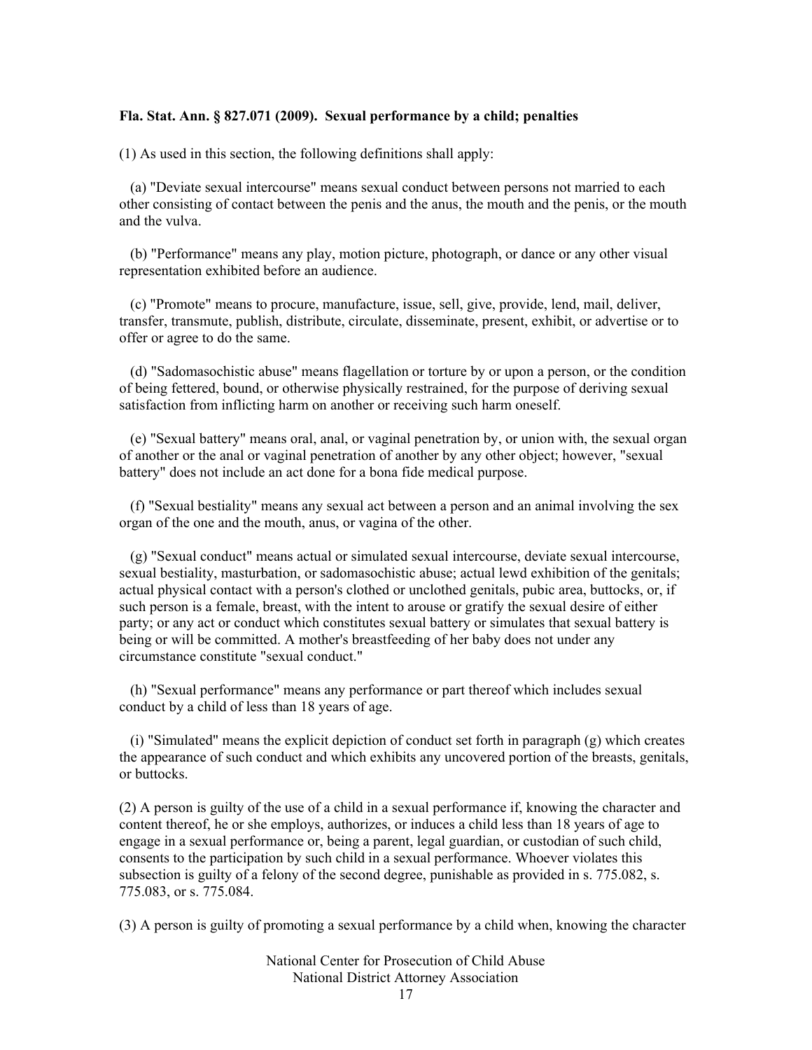**Fla. Stat. Ann. § 827.071 (2009). Sexual performance by a child; penalties**

(1) As used in this section, the following definitions shall apply:

(a) "Deviate sexual intercourse" means sexual conduct between persons not married to each other consisting of contact between the penis and the anus, the mouth and the penis, or the mouth and the vulva.

(b) "Performance" means any play, motion picture, photograph, or dance or any other visual representation exhibited before an audience.

(c) "Promote" means to procure, manufacture, issue, sell, give, provide, lend, mail, deliver, transfer, transmute, publish, distribute, circulate, disseminate, present, exhibit, or advertise or to offer or agree to do the same.

(d) "Sadomasochistic abuse" means flagellation or torture by or upon a person, or the condition of being fettered, bound, or otherwise physically restrained, for the purpose of deriving sexual satisfaction from inflicting harm on another or receiving such harm oneself.

(e) "Sexual battery" means oral, anal, or vaginal penetration by, or union with, the sexual organ of another or the anal or vaginal penetration of another by any other object; however, "sexual battery" does not include an act done for a bona fide medical purpose.

(f) "Sexual bestiality" means any sexual act between a person and an animal involving the sex organ of the one and the mouth, anus, or vagina of the other.

(g) "Sexual conduct" means actual or simulated sexual intercourse, deviate sexual intercourse, sexual bestiality, masturbation, or sadomasochistic abuse; actual lewd exhibition of the genitals; actual physical contact with a person's clothed or unclothed genitals, pubic area, buttocks, or, if such person is a female, breast, with the intent to arouse or gratify the sexual desire of either party; or any act or conduct which constitutes sexual battery or simulates that sexual battery is being or will be committed. A mother's breastfeeding of her baby does not under any circumstance constitute "sexual conduct."

(h) "Sexual performance" means any performance or part thereof which includes sexual conduct by a child of less than 18 years of age.

(i) "Simulated" means the explicit depiction of conduct set forth in paragraph (g) which creates the appearance of such conduct and which exhibits any uncovered portion of the breasts, genitals, or buttocks.

(2) A person is guilty of the use of a child in a sexual performance if, knowing the character and content thereof, he or she employs, authorizes, or induces a child less than 18 years of age to engage in a sexual performance or, being a parent, legal guardian, or custodian of such child, consents to the participation by such child in a sexual performance. Whoever violates this subsection is guilty of a felony of the second degree, punishable as provided in s. 775.082, s. 775.083, or s. 775.084.

(3) A person is guilty of promoting a sexual performance by a child when, knowing the character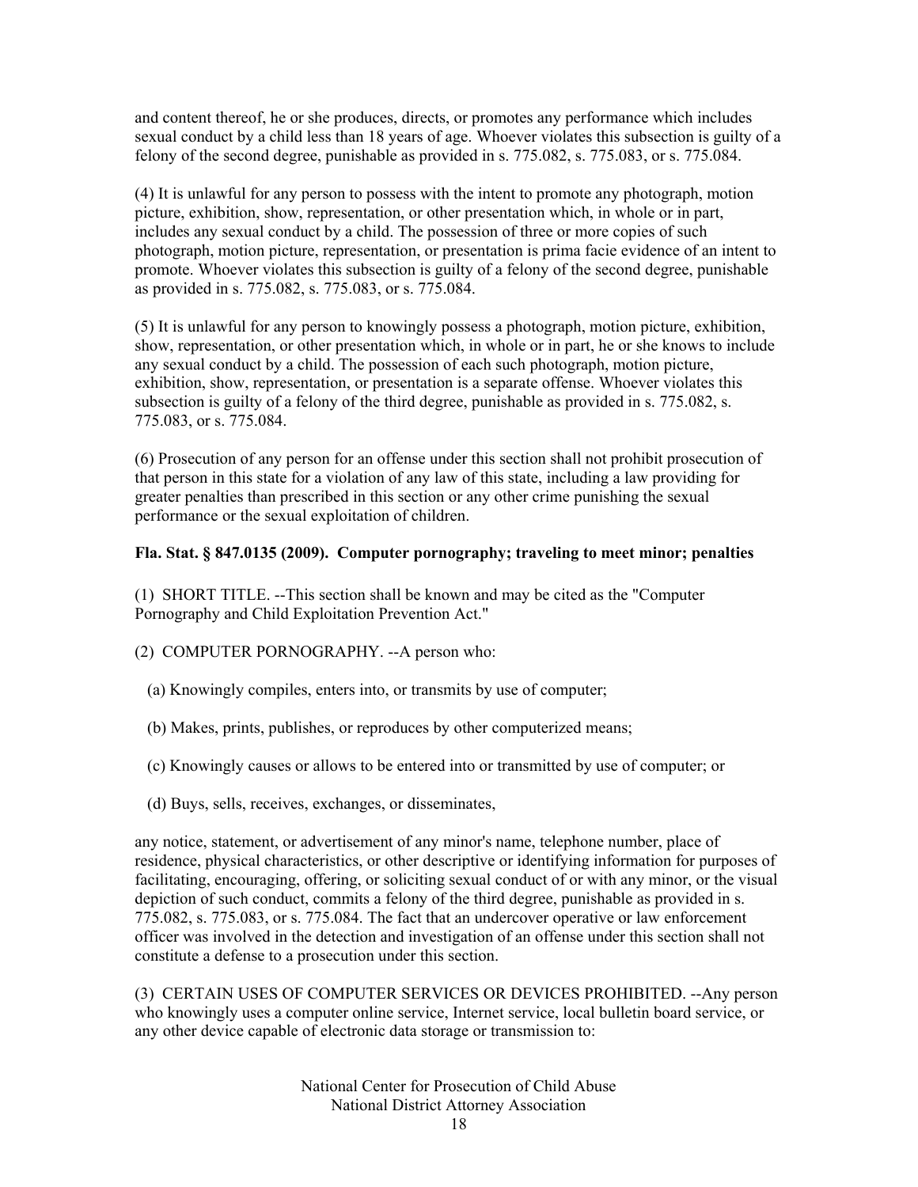and content thereof, he or she produces, directs, or promotes any performance which includes sexual conduct by a child less than 18 years of age. Whoever violates this subsection is guilty of a felony of the second degree, punishable as provided in s. 775.082, s. 775.083, or s. 775.084.

(4) It is unlawful for any person to possess with the intent to promote any photograph, motion picture, exhibition, show, representation, or other presentation which, in whole or in part, includes any sexual conduct by a child. The possession of three or more copies of such photograph, motion picture, representation, or presentation is prima facie evidence of an intent to promote. Whoever violates this subsection is guilty of a felony of the second degree, punishable as provided in s. 775.082, s. 775.083, or s. 775.084.

(5) It is unlawful for any person to knowingly possess a photograph, motion picture, exhibition, show, representation, or other presentation which, in whole or in part, he or she knows to include any sexual conduct by a child. The possession of each such photograph, motion picture, exhibition, show, representation, or presentation is a separate offense. Whoever violates this subsection is guilty of a felony of the third degree, punishable as provided in s. 775.082, s. 775.083, or s. 775.084.

(6) Prosecution of any person for an offense under this section shall not prohibit prosecution of that person in this state for a violation of any law of this state, including a law providing for greater penalties than prescribed in this section or any other crime punishing the sexual performance or the sexual exploitation of children.

**Fla. Stat. § 847.0135 (2009). Computer pornography; traveling to meet minor; penalties**

(1) SHORT TITLE. --This section shall be known and may be cited as the "Computer Pornography and Child Exploitation Prevention Act."

(2) COMPUTER PORNOGRAPHY. --A person who:

(a) Knowingly compiles, enters into, or transmits by use of computer;

(b) Makes, prints, publishes, or reproduces by other computerized means;

(c) Knowingly causes or allows to be entered into or transmitted by use of computer; or

(d) Buys, sells, receives, exchanges, or disseminates,

any notice, statement, or advertisement of any minor's name, telephone number, place of residence, physical characteristics, or other descriptive or identifying information for purposes of facilitating, encouraging, offering, or soliciting sexual conduct of or with any minor, or the visual depiction of such conduct, commits a felony of the third degree, punishable as provided in s. 775.082, s. 775.083, or s. 775.084. The fact that an undercover operative or law enforcement officer was involved in the detection and investigation of an offense under this section shall not constitute a defense to a prosecution under this section.

(3) CERTAIN USES OF COMPUTER SERVICES OR DEVICES PROHIBITED. --Any person who knowingly uses a computer online service, Internet service, local bulletin board service, or any other device capable of electronic data storage or transmission to: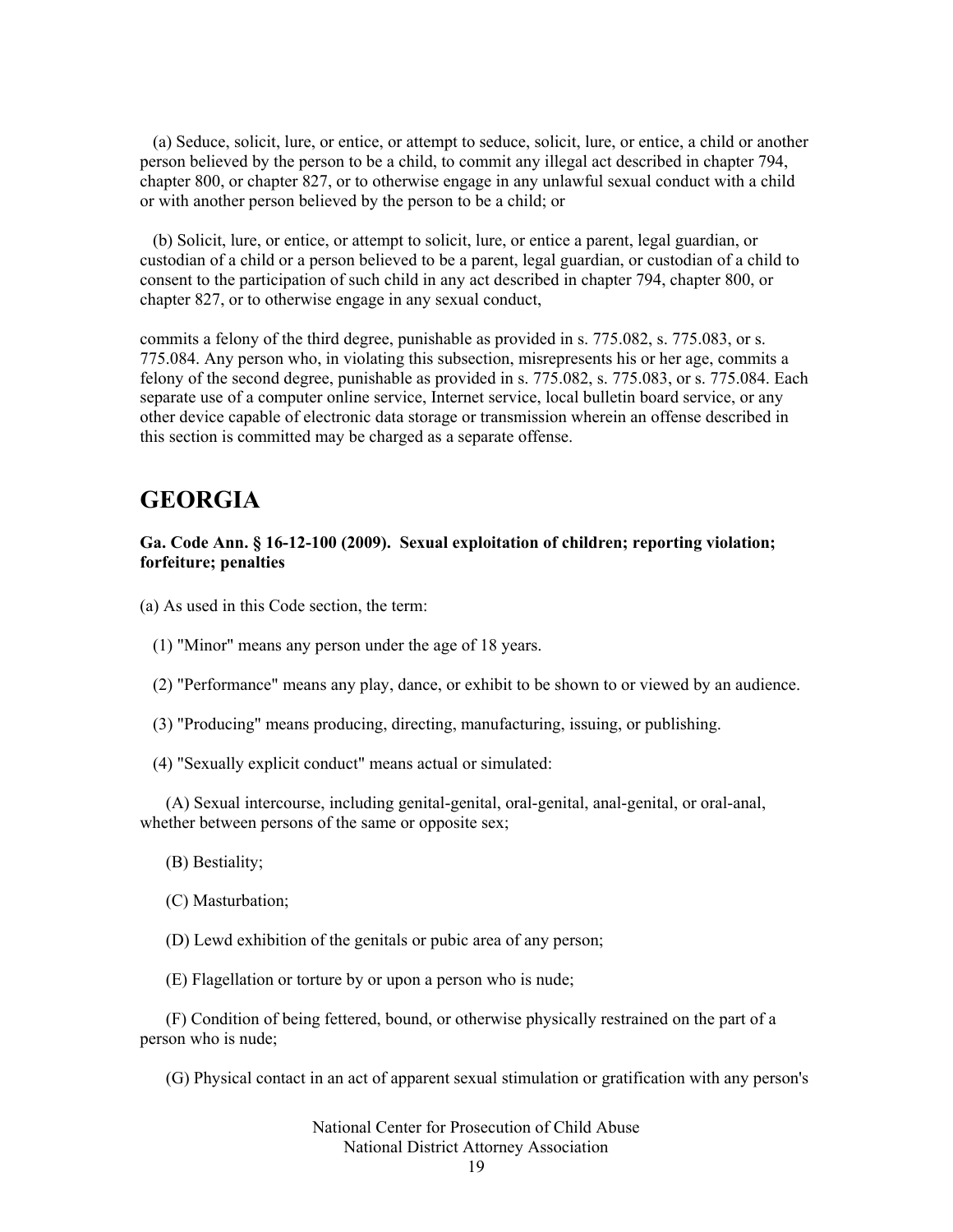(a) Seduce, solicit, lure, or entice, or attempt to seduce, solicit, lure, or entice, a child or another person believed by the person to be a child, to commit any illegal act described in chapter 794, chapter 800, or chapter 827, or to otherwise engage in any unlawful sexual conduct with a child or with another person believed by the person to be a child; or

(b) Solicit, lure, or entice, or attempt to solicit, lure, or entice a parent, legal guardian, or custodian of a child or a person believed to be a parent, legal guardian, or custodian of a child to consent to the participation of such child in any act described in chapter 794, chapter 800, or chapter 827, or to otherwise engage in any sexual conduct,

commits a felony of the third degree, punishable as provided in s. 775.082, s. 775.083, or s. 775.084. Any person who, in violating this subsection, misrepresents his or her age, commits a felony of the second degree, punishable as provided in s. 775.082, s. 775.083, or s. 775.084. Each separate use of a computer online service, Internet service, local bulletin board service, or any other device capable of electronic data storage or transmission wherein an offense described in this section is committed may be charged as a separate offense.

# GEORGIA

**Ga. Code Ann. § 16-12-100 (2009). Sexual exploitation of children; reporting violation; forfeiture; penalties**

(a) As used in this Code section, the term:

(1) "Minor" means any person under the age of 18 years.

(2) "Performance" means any play, dance, or exhibit to be shown to or viewed by an audience.

(3) "Producing" means producing, directing, manufacturing, issuing, or publishing.

(4) "Sexually explicit conduct" means actual or simulated:

(A) Sexual intercourse, including genital-genital, oral-genital, anal-genital, or oral-anal, whether between persons of the same or opposite sex;

(B) Bestiality;

(C) Masturbation;

(D) Lewd exhibition of the genitals or pubic area of any person;

(E) Flagellation or torture by or upon a person who is nude;

(F) Condition of being fettered, bound, or otherwise physically restrained on the part of a person who is nude;

(G) Physical contact in an act of apparent sexual stimulation or gratification with any person's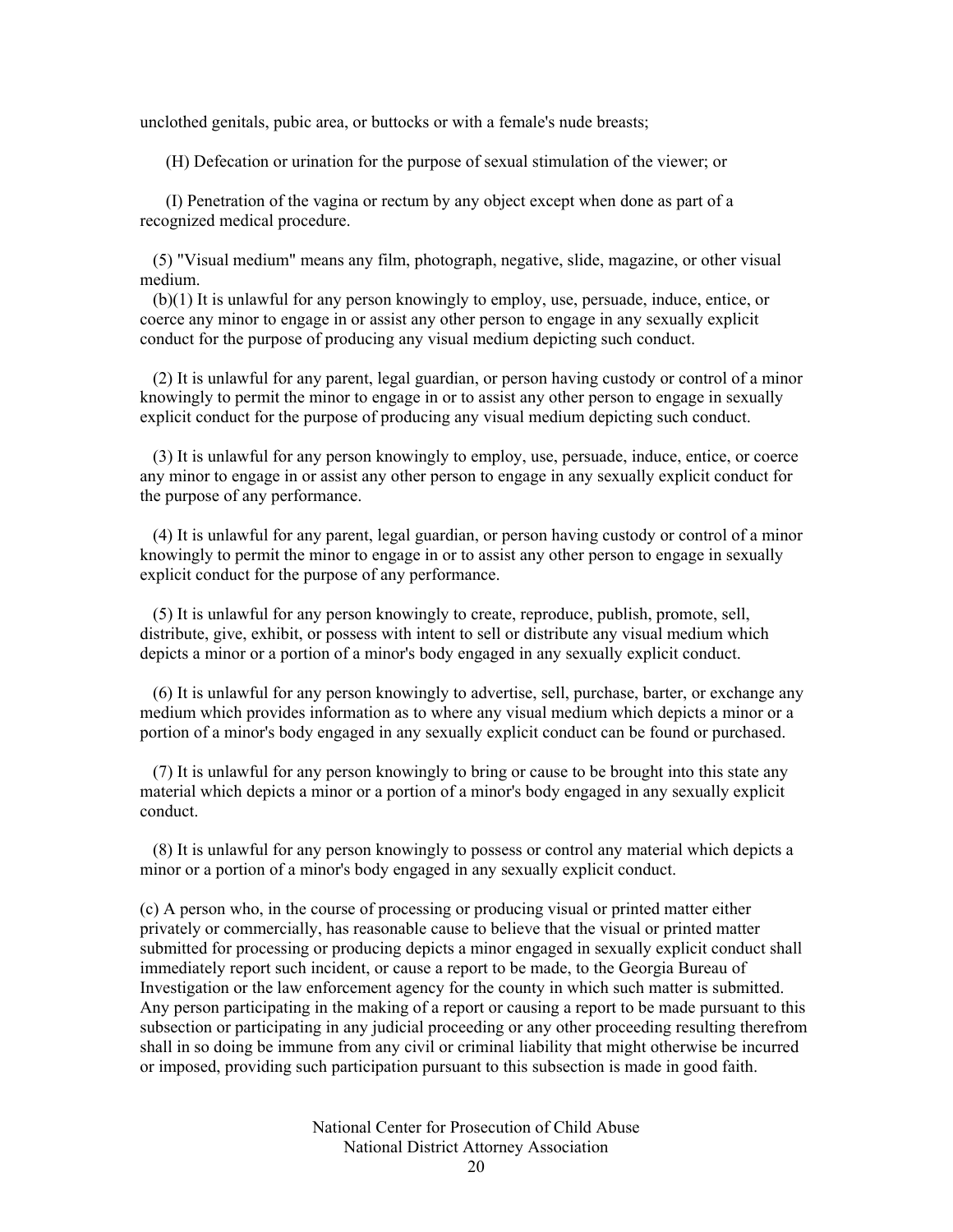unclothed genitals, pubic area, or buttocks or with a female's nude breasts;

(H) Defecation or urination for the purpose of sexual stimulation of the viewer; or

(I) Penetration of the vagina or rectum by any object except when done as part of a recognized medical procedure.

(5) "Visual medium" means any film, photograph, negative, slide, magazine, or other visual medium.

(b)(1) It is unlawful for any person knowingly to employ, use, persuade, induce, entice, or coerce any minor to engage in or assist any other person to engage in any sexually explicit conduct for the purpose of producing any visual medium depicting such conduct.

(2) It is unlawful for any parent, legal guardian, or person having custody or control of a minor knowingly to permit the minor to engage in or to assist any other person to engage in sexually explicit conduct for the purpose of producing any visual medium depicting such conduct.

(3) It is unlawful for any person knowingly to employ, use, persuade, induce, entice, or coerce any minor to engage in or assist any other person to engage in any sexually explicit conduct for the purpose of any performance.

(4) It is unlawful for any parent, legal guardian, or person having custody or control of a minor knowingly to permit the minor to engage in or to assist any other person to engage in sexually explicit conduct for the purpose of any performance.

(5) It is unlawful for any person knowingly to create, reproduce, publish, promote, sell, distribute, give, exhibit, or possess with intent to sell or distribute any visual medium which depicts a minor or a portion of a minor's body engaged in any sexually explicit conduct.

(6) It is unlawful for any person knowingly to advertise, sell, purchase, barter, or exchange any medium which provides information as to where any visual medium which depicts a minor or a portion of a minor's body engaged in any sexually explicit conduct can be found or purchased.

(7) It is unlawful for any person knowingly to bring or cause to be brought into this state any material which depicts a minor or a portion of a minor's body engaged in any sexually explicit conduct.

(8) It is unlawful for any person knowingly to possess or control any material which depicts a minor or a portion of a minor's body engaged in any sexually explicit conduct.

(c) A person who, in the course of processing or producing visual or printed matter either privately or commercially, has reasonable cause to believe that the visual or printed matter submitted for processing or producing depicts a minor engaged in sexually explicit conduct shall immediately report such incident, or cause a report to be made, to the Georgia Bureau of Investigation or the law enforcement agency for the county in which such matter is submitted. Any person participating in the making of a report or causing a report to be made pursuant to this subsection or participating in any judicial proceeding or any other proceeding resulting therefrom shall in so doing be immune from any civil or criminal liability that might otherwise be incurred or imposed, providing such participation pursuant to this subsection is made in good faith.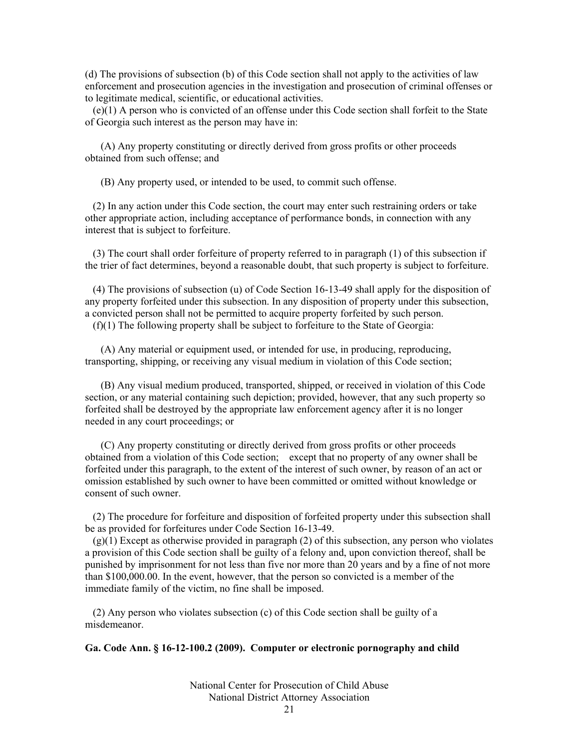(d) The provisions of subsection (b) of this Code section shall not apply to the activities of law enforcement and prosecution agencies in the investigation and prosecution of criminal offenses or to legitimate medical, scientific, or educational activities.

(e)(1) A person who is convicted of an offense under this Code section shall forfeit to the State of Georgia such interest as the person may have in:

(A) Any property constituting or directly derived from gross profits or other proceeds obtained from such offense; and

(B) Any property used, or intended to be used, to commit such offense.

(2) In any action under this Code section, the court may enter such restraining orders or take other appropriate action, including acceptance of performance bonds, in connection with any interest that is subject to forfeiture.

(3) The court shall order forfeiture of property referred to in paragraph (1) of this subsection if the trier of fact determines, beyond a reasonable doubt, that such property is subject to forfeiture.

(4) The provisions of subsection (u) of Code Section 16-13-49 shall apply for the disposition of any property forfeited under this subsection. In any disposition of property under this subsection, a convicted person shall not be permitted to acquire property forfeited by such person.

(f)(1) The following property shall be subject to forfeiture to the State of Georgia:

(A) Any material or equipment used, or intended for use, in producing, reproducing, transporting, shipping, or receiving any visual medium in violation of this Code section;

(B) Any visual medium produced, transported, shipped, or received in violation of this Code section, or any material containing such depiction; provided, however, that any such property so forfeited shall be destroyed by the appropriate law enforcement agency after it is no longer needed in any court proceedings; or

(C) Any property constituting or directly derived from gross profits or other proceeds obtained from a violation of this Code section; except that no property of any owner shall be forfeited under this paragraph, to the extent of the interest of such owner, by reason of an act or omission established by such owner to have been committed or omitted without knowledge or consent of such owner.

(2) The procedure for forfeiture and disposition of forfeited property under this subsection shall be as provided for forfeitures under Code Section 16-13-49.

(g)(1) Except as otherwise provided in paragraph (2) of this subsection, any person who violates a provision of this Code section shall be guilty of a felony and, upon conviction thereof, shall be punished by imprisonment for not less than five nor more than 20 years and by a fine of not more than $100,000.00. In the event, however, that the person so convicted is a member of the immediate family of the victim, no fine shall be imposed.

(2) Any person who violates subsection (c) of this Code section shall be guilty of a misdemeanor.

**Ga. Code Ann. § 16-12-100.2 (2009). Computer or electronic pornography and child**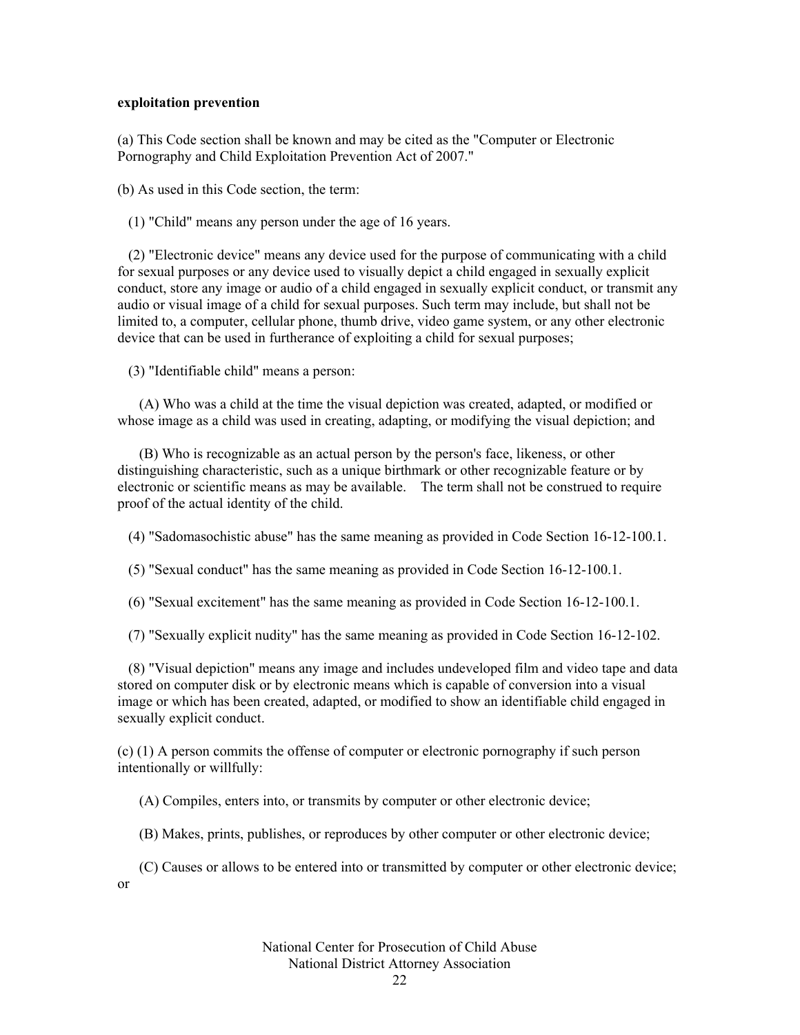**exploitation prevention**

(a) This Code section shall be known and may be cited as the "Computer or Electronic Pornography and Child Exploitation Prevention Act of 2007."

(b) As used in this Code section, the term:

(1) "Child" means any person under the age of 16 years.

(2) "Electronic device" means any device used for the purpose of communicating with a child for sexual purposes or any device used to visually depict a child engaged in sexually explicit conduct, store any image or audio of a child engaged in sexually explicit conduct, or transmit any audio or visual image of a child for sexual purposes. Such term may include, but shall not be limited to, a computer, cellular phone, thumb drive, video game system, or any other electronic device that can be used in furtherance of exploiting a child for sexual purposes;

(3) "Identifiable child" means a person:

(A) Who was a child at the time the visual depiction was created, adapted, or modified or whose image as a child was used in creating, adapting, or modifying the visual depiction; and

(B) Who is recognizable as an actual person by the person's face, likeness, or other distinguishing characteristic, such as a unique birthmark or other recognizable feature or by electronic or scientific means as may be available. The term shall not be construed to require proof of the actual identity of the child.

(4) "Sadomasochistic abuse" has the same meaning as provided in Code Section 16-12-100.1.

(5) "Sexual conduct" has the same meaning as provided in Code Section 16-12-100.1.

(6) "Sexual excitement" has the same meaning as provided in Code Section 16-12-100.1.

(7) "Sexually explicit nudity" has the same meaning as provided in Code Section 16-12-102.

(8) "Visual depiction" means any image and includes undeveloped film and video tape and data stored on computer disk or by electronic means which is capable of conversion into a visual image or which has been created, adapted, or modified to show an identifiable child engaged in sexually explicit conduct.

(c) (1) A person commits the offense of computer or electronic pornography if such person intentionally or willfully:

(A) Compiles, enters into, or transmits by computer or other electronic device;

(B) Makes, prints, publishes, or reproduces by other computer or other electronic device;

(C) Causes or allows to be entered into or transmitted by computer or other electronic device; or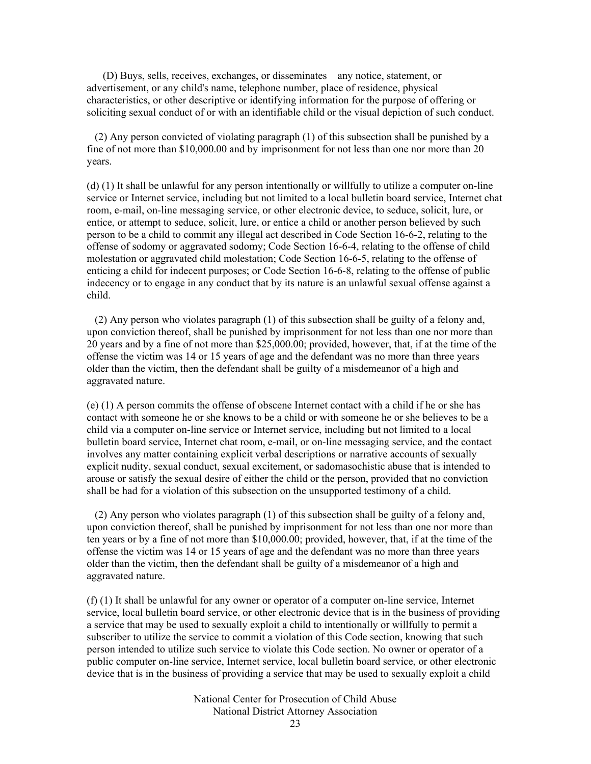(D) Buys, sells, receives, exchanges, or disseminates any notice, statement, or advertisement, or any child's name, telephone number, place of residence, physical characteristics, or other descriptive or identifying information for the purpose of offering or soliciting sexual conduct of or with an identifiable child or the visual depiction of such conduct.

(2) Any person convicted of violating paragraph (1) of this subsection shall be punished by a fine of not more than $10,000.00 and by imprisonment for not less than one nor more than 20 years.

(d) (1) It shall be unlawful for any person intentionally or willfully to utilize a computer on-line service or Internet service, including but not limited to a local bulletin board service, Internet chat room, e-mail, on-line messaging service, or other electronic device, to seduce, solicit, lure, or entice, or attempt to seduce, solicit, lure, or entice a child or another person believed by such person to be a child to commit any illegal act described in Code Section 16-6-2, relating to the offense of sodomy or aggravated sodomy; Code Section 16-6-4, relating to the offense of child molestation or aggravated child molestation; Code Section 16-6-5, relating to the offense of enticing a child for indecent purposes; or Code Section 16-6-8, relating to the offense of public indecency or to engage in any conduct that by its nature is an unlawful sexual offense against a child.

(2) Any person who violates paragraph (1) of this subsection shall be guilty of a felony and, upon conviction thereof, shall be punished by imprisonment for not less than one nor more than 20 years and by a fine of not more than $25,000.00; provided, however, that, if at the time of the offense the victim was 14 or 15 years of age and the defendant was no more than three years older than the victim, then the defendant shall be guilty of a misdemeanor of a high and aggravated nature.

(e) (1) A person commits the offense of obscene Internet contact with a child if he or she has contact with someone he or she knows to be a child or with someone he or she believes to be a child via a computer on-line service or Internet service, including but not limited to a local bulletin board service, Internet chat room, e-mail, or on-line messaging service, and the contact involves any matter containing explicit verbal descriptions or narrative accounts of sexually explicit nudity, sexual conduct, sexual excitement, or sadomasochistic abuse that is intended to arouse or satisfy the sexual desire of either the child or the person, provided that no conviction shall be had for a violation of this subsection on the unsupported testimony of a child.

(2) Any person who violates paragraph (1) of this subsection shall be guilty of a felony and, upon conviction thereof, shall be punished by imprisonment for not less than one nor more than ten years or by a fine of not more than $10,000.00; provided, however, that, if at the time of the offense the victim was 14 or 15 years of age and the defendant was no more than three years older than the victim, then the defendant shall be guilty of a misdemeanor of a high and aggravated nature.

(f) (1) It shall be unlawful for any owner or operator of a computer on-line service, Internet service, local bulletin board service, or other electronic device that is in the business of providing a service that may be used to sexually exploit a child to intentionally or willfully to permit a subscriber to utilize the service to commit a violation of this Code section, knowing that such person intended to utilize such service to violate this Code section. No owner or operator of a public computer on-line service, Internet service, local bulletin board service, or other electronic device that is in the business of providing a service that may be used to sexually exploit a child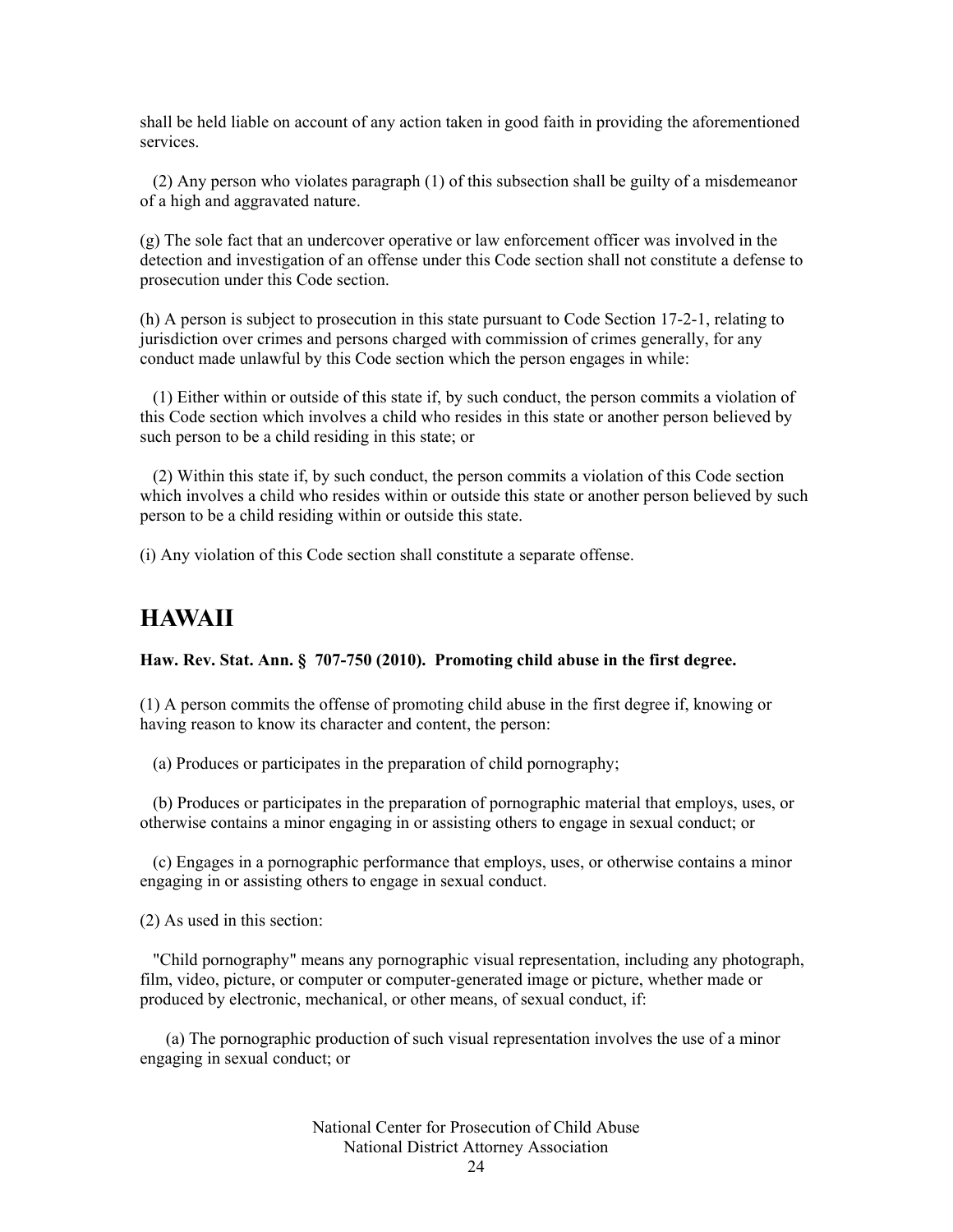shall be held liable on account of any action taken in good faith in providing the aforementioned services.

(2) Any person who violates paragraph (1) of this subsection shall be guilty of a misdemeanor of a high and aggravated nature.

(g) The sole fact that an undercover operative or law enforcement officer was involved in the detection and investigation of an offense under this Code section shall not constitute a defense to prosecution under this Code section.

(h) A person is subject to prosecution in this state pursuant to Code Section 17-2-1, relating to jurisdiction over crimes and persons charged with commission of crimes generally, for any conduct made unlawful by this Code section which the person engages in while:

(1) Either within or outside of this state if, by such conduct, the person commits a violation of this Code section which involves a child who resides in this state or another person believed by such person to be a child residing in this state; or

(2) Within this state if, by such conduct, the person commits a violation of this Code section which involves a child who resides within or outside this state or another person believed by such person to be a child residing within or outside this state.

(i) Any violation of this Code section shall constitute a separate offense.

## HAWAII

**Haw. Rev. Stat. Ann. § 707-750 (2010). Promoting child abuse in the first degree.**

(1) A person commits the offense of promoting child abuse in the first degree if, knowing or having reason to know its character and content, the person:

(a) Produces or participates in the preparation of child pornography;

(b) Produces or participates in the preparation of pornographic material that employs, uses, or otherwise contains a minor engaging in or assisting others to engage in sexual conduct; or

(c) Engages in a pornographic performance that employs, uses, or otherwise contains a minor engaging in or assisting others to engage in sexual conduct.

(2) As used in this section:

"Child pornography" means any pornographic visual representation, including any photograph, film, video, picture, or computer or computer-generated image or picture, whether made or produced by electronic, mechanical, or other means, of sexual conduct, if:

(a) The pornographic production of such visual representation involves the use of a minor engaging in sexual conduct; or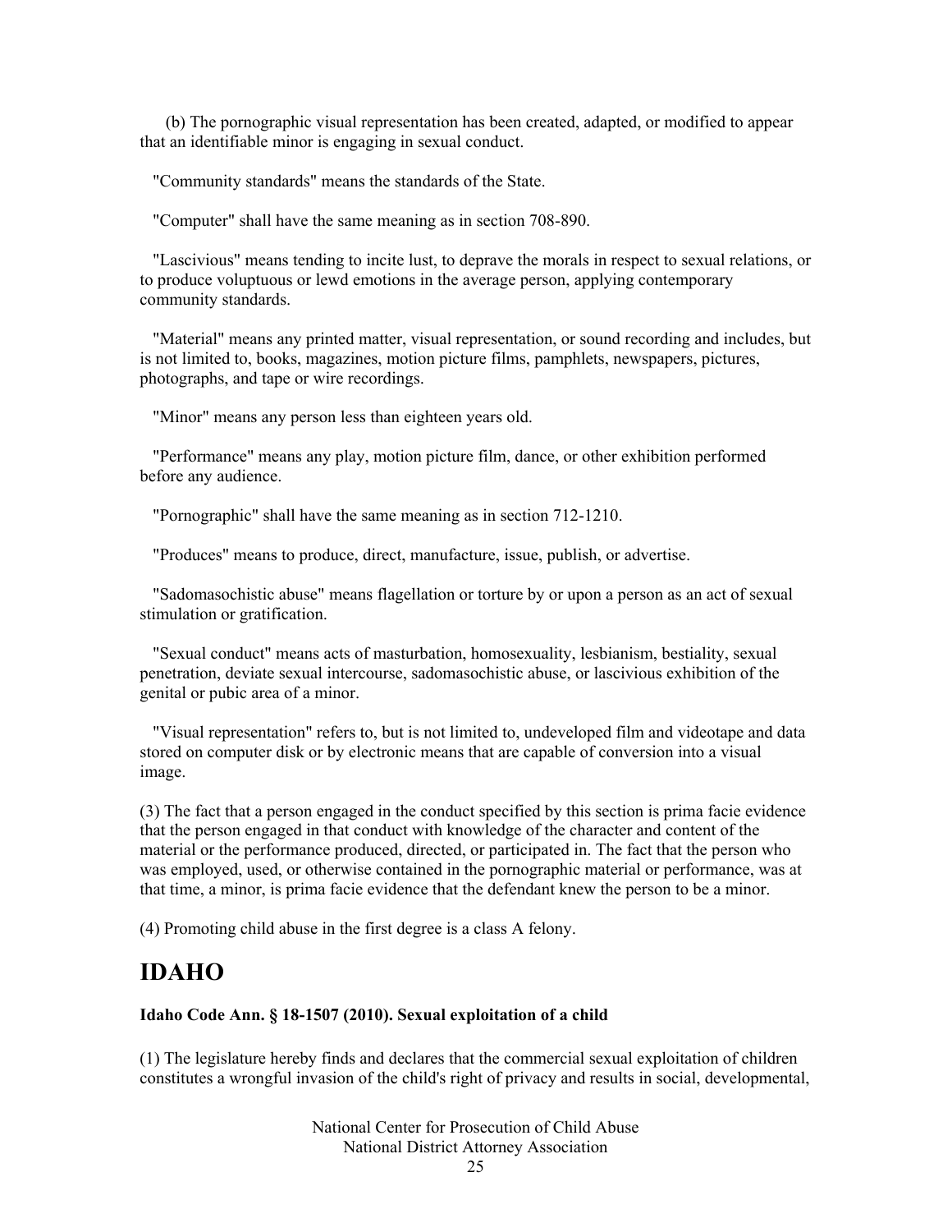(b) The pornographic visual representation has been created, adapted, or modified to appear that an identifiable minor is engaging in sexual conduct.

"Community standards" means the standards of the State.

"Computer" shall have the same meaning as in section 708-890.

"Lascivious" means tending to incite lust, to deprave the morals in respect to sexual relations, or to produce voluptuous or lewd emotions in the average person, applying contemporary community standards.

"Material" means any printed matter, visual representation, or sound recording and includes, but is not limited to, books, magazines, motion picture films, pamphlets, newspapers, pictures, photographs, and tape or wire recordings.

"Minor" means any person less than eighteen years old.

"Performance" means any play, motion picture film, dance, or other exhibition performed before any audience.

"Pornographic" shall have the same meaning as in section 712-1210.

"Produces" means to produce, direct, manufacture, issue, publish, or advertise.

"Sadomasochistic abuse" means flagellation or torture by or upon a person as an act of sexual stimulation or gratification.

"Sexual conduct" means acts of masturbation, homosexuality, lesbianism, bestiality, sexual penetration, deviate sexual intercourse, sadomasochistic abuse, or lascivious exhibition of the genital or pubic area of a minor.

"Visual representation" refers to, but is not limited to, undeveloped film and videotape and data stored on computer disk or by electronic means that are capable of conversion into a visual image.

(3) The fact that a person engaged in the conduct specified by this section is prima facie evidence that the person engaged in that conduct with knowledge of the character and content of the material or the performance produced, directed, or participated in. The fact that the person who was employed, used, or otherwise contained in the pornographic material or performance, was at that time, a minor, is prima facie evidence that the defendant knew the person to be a minor.

(4) Promoting child abuse in the first degree is a class A felony.

# IDAHO

**Idaho Code Ann. § 18-1507 (2010). Sexual exploitation of a child**

(1) The legislature hereby finds and declares that the commercial sexual exploitation of children constitutes a wrongful invasion of the child's right of privacy and results in social, developmental,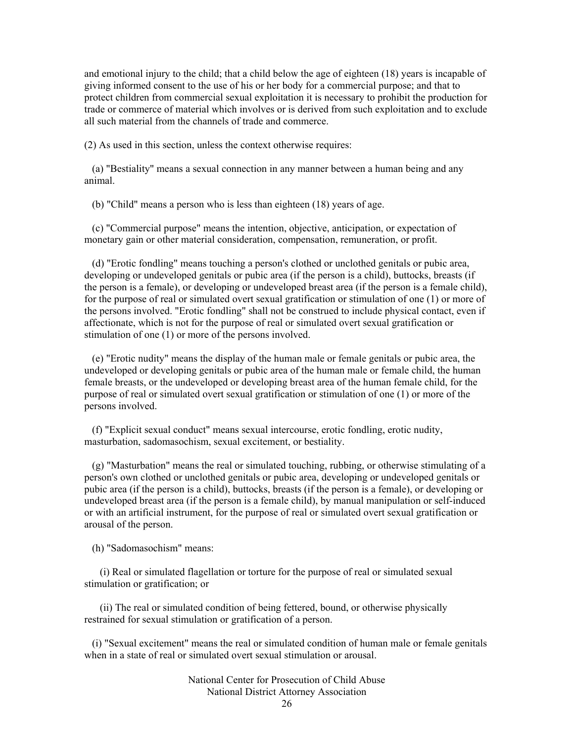and emotional injury to the child; that a child below the age of eighteen (18) years is incapable of giving informed consent to the use of his or her body for a commercial purpose; and that to protect children from commercial sexual exploitation it is necessary to prohibit the production for trade or commerce of material which involves or is derived from such exploitation and to exclude all such material from the channels of trade and commerce.

(2) As used in this section, unless the context otherwise requires:

(a) "Bestiality" means a sexual connection in any manner between a human being and any animal.

(b) "Child" means a person who is less than eighteen (18) years of age.

(c) "Commercial purpose" means the intention, objective, anticipation, or expectation of monetary gain or other material consideration, compensation, remuneration, or profit.

(d) "Erotic fondling" means touching a person's clothed or unclothed genitals or pubic area, developing or undeveloped genitals or pubic area (if the person is a child), buttocks, breasts (if the person is a female), or developing or undeveloped breast area (if the person is a female child), for the purpose of real or simulated overt sexual gratification or stimulation of one (1) or more of the persons involved. "Erotic fondling" shall not be construed to include physical contact, even if affectionate, which is not for the purpose of real or simulated overt sexual gratification or stimulation of one (1) or more of the persons involved.

(e) "Erotic nudity" means the display of the human male or female genitals or pubic area, the undeveloped or developing genitals or pubic area of the human male or female child, the human female breasts, or the undeveloped or developing breast area of the human female child, for the purpose of real or simulated overt sexual gratification or stimulation of one (1) or more of the persons involved.

(f) "Explicit sexual conduct" means sexual intercourse, erotic fondling, erotic nudity, masturbation, sadomasochism, sexual excitement, or bestiality.

(g) "Masturbation" means the real or simulated touching, rubbing, or otherwise stimulating of a person's own clothed or unclothed genitals or pubic area, developing or undeveloped genitals or pubic area (if the person is a child), buttocks, breasts (if the person is a female), or developing or undeveloped breast area (if the person is a female child), by manual manipulation or self-induced or with an artificial instrument, for the purpose of real or simulated overt sexual gratification or arousal of the person.

(h) "Sadomasochism" means:

(i) Real or simulated flagellation or torture for the purpose of real or simulated sexual stimulation or gratification; or

(ii) The real or simulated condition of being fettered, bound, or otherwise physically restrained for sexual stimulation or gratification of a person.

(i) "Sexual excitement" means the real or simulated condition of human male or female genitals when in a state of real or simulated overt sexual stimulation or arousal.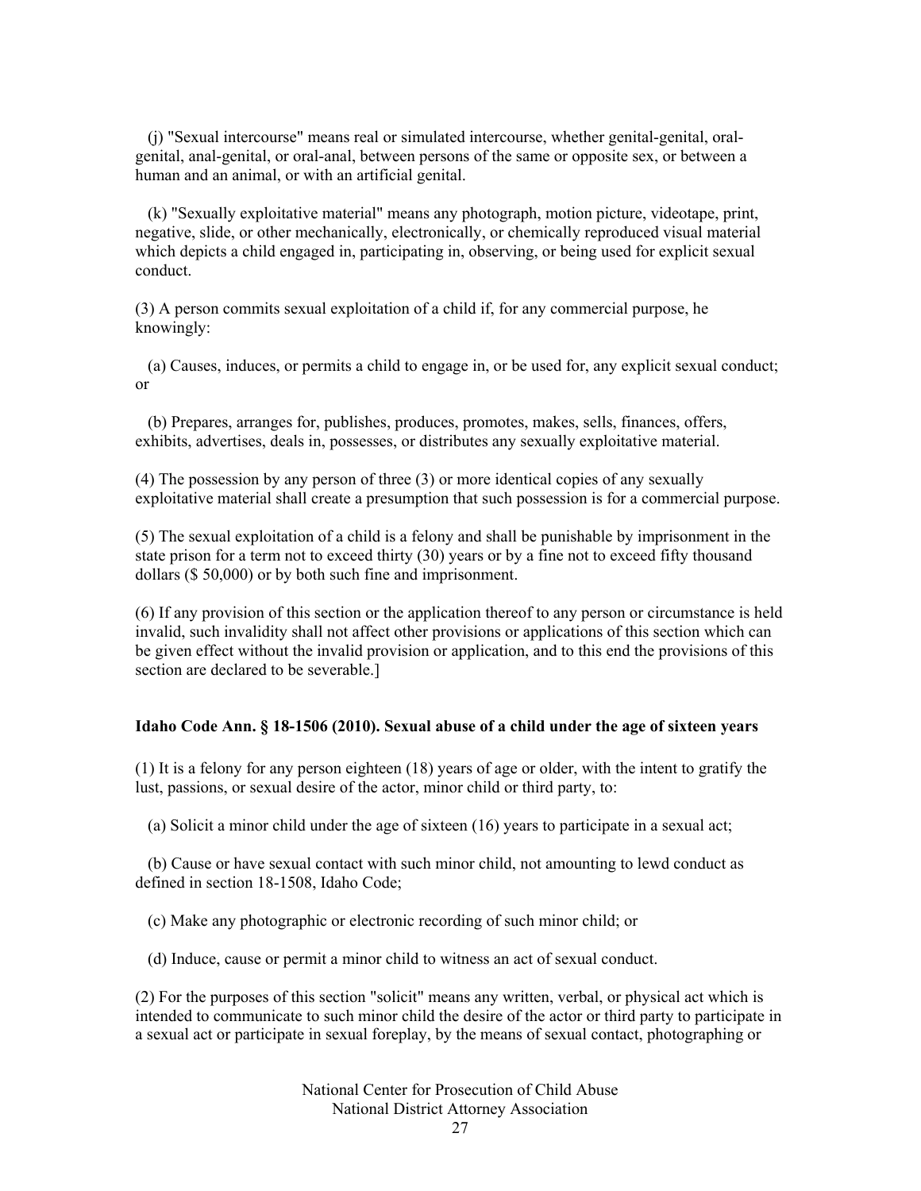(j) "Sexual intercourse" means real or simulated intercourse, whether genital-genital, oral-genital, anal-genital, or oral-anal, between persons of the same or opposite sex, or between a human and an animal, or with an artificial genital.

(k) "Sexually exploitative material" means any photograph, motion picture, videotape, print, negative, slide, or other mechanically, electronically, or chemically reproduced visual material which depicts a child engaged in, participating in, observing, or being used for explicit sexual conduct.

(3) A person commits sexual exploitation of a child if, for any commercial purpose, he knowingly:

(a) Causes, induces, or permits a child to engage in, or be used for, any explicit sexual conduct; or

(b) Prepares, arranges for, publishes, produces, promotes, makes, sells, finances, offers, exhibits, advertises, deals in, possesses, or distributes any sexually exploitative material.

(4) The possession by any person of three (3) or more identical copies of any sexually exploitative material shall create a presumption that such possession is for a commercial purpose.

(5) The sexual exploitation of a child is a felony and shall be punishable by imprisonment in the state prison for a term not to exceed thirty (30) years or by a fine not to exceed fifty thousand dollars ($ 50,000) or by both such fine and imprisonment.

(6) If any provision of this section or the application thereof to any person or circumstance is held invalid, such invalidity shall not affect other provisions or applications of this section which can be given effect without the invalid provision or application, and to this end the provisions of this section are declared to be severable.]

**Idaho Code Ann. § 18-1506 (2010). Sexual abuse of a child under the age of sixteen years**

(1) It is a felony for any person eighteen (18) years of age or older, with the intent to gratify the lust, passions, or sexual desire of the actor, minor child or third party, to:

(a) Solicit a minor child under the age of sixteen (16) years to participate in a sexual act;

(b) Cause or have sexual contact with such minor child, not amounting to lewd conduct as defined in section 18-1508, Idaho Code;

(c) Make any photographic or electronic recording of such minor child; or

(d) Induce, cause or permit a minor child to witness an act of sexual conduct.

(2) For the purposes of this section "solicit" means any written, verbal, or physical act which is intended to communicate to such minor child the desire of the actor or third party to participate in a sexual act or participate in sexual foreplay, by the means of sexual contact, photographing or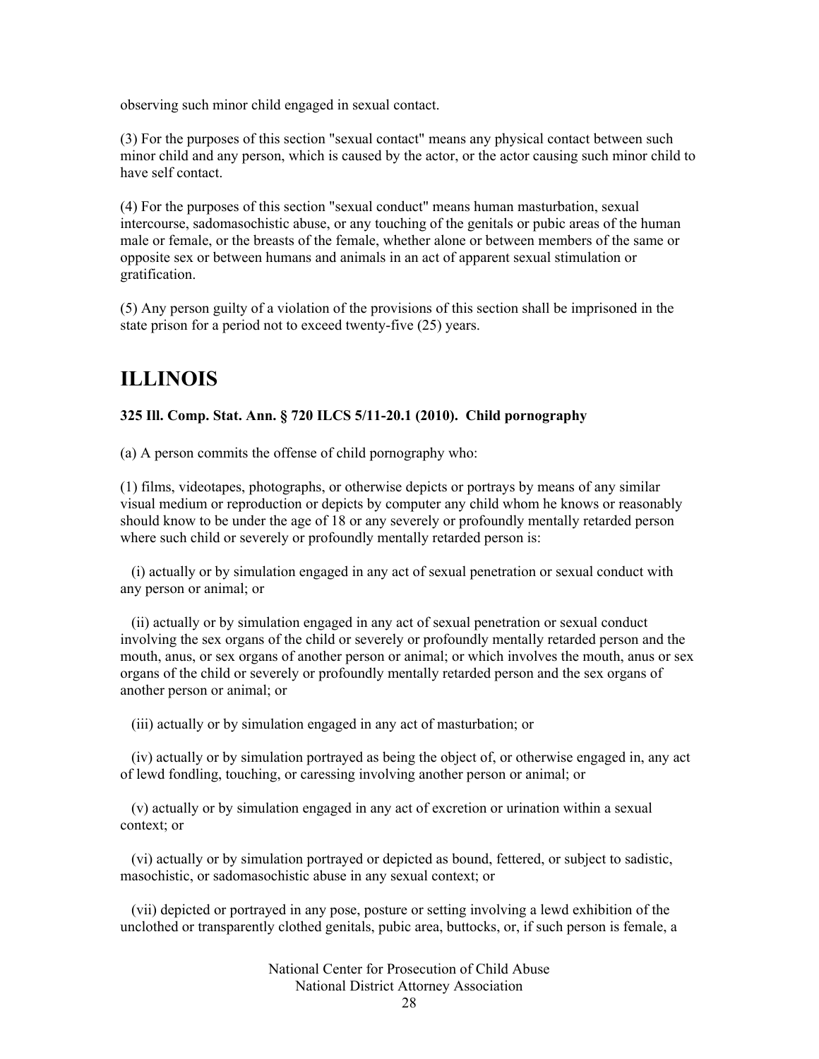observing such minor child engaged in sexual contact.

(3) For the purposes of this section "sexual contact" means any physical contact between such minor child and any person, which is caused by the actor, or the actor causing such minor child to have self contact.

(4) For the purposes of this section "sexual conduct" means human masturbation, sexual intercourse, sadomasochistic abuse, or any touching of the genitals or pubic areas of the human male or female, or the breasts of the female, whether alone or between members of the same or opposite sex or between humans and animals in an act of apparent sexual stimulation or gratification.

(5) Any person guilty of a violation of the provisions of this section shall be imprisoned in the state prison for a period not to exceed twenty-five (25) years.

# ILLINOIS

**325 Ill. Comp. Stat. Ann. § 720 ILCS 5/11-20.1 (2010). Child pornography**

(a) A person commits the offense of child pornography who:

(1) films, videotapes, photographs, or otherwise depicts or portrays by means of any similar visual medium or reproduction or depicts by computer any child whom he knows or reasonably should know to be under the age of 18 or any severely or profoundly mentally retarded person where such child or severely or profoundly mentally retarded person is:

(i) actually or by simulation engaged in any act of sexual penetration or sexual conduct with any person or animal; or

(ii) actually or by simulation engaged in any act of sexual penetration or sexual conduct involving the sex organs of the child or severely or profoundly mentally retarded person and the mouth, anus, or sex organs of another person or animal; or which involves the mouth, anus or sex organs of the child or severely or profoundly mentally retarded person and the sex organs of another person or animal; or

(iii) actually or by simulation engaged in any act of masturbation; or

(iv) actually or by simulation portrayed as being the object of, or otherwise engaged in, any act of lewd fondling, touching, or caressing involving another person or animal; or

(v) actually or by simulation engaged in any act of excretion or urination within a sexual context; or

(vi) actually or by simulation portrayed or depicted as bound, fettered, or subject to sadistic, masochistic, or sadomasochistic abuse in any sexual context; or

(vii) depicted or portrayed in any pose, posture or setting involving a lewd exhibition of the unclothed or transparently clothed genitals, pubic area, buttocks, or, if such person is female, a

National Center for Prosecution of Child Abuse
National District Attorney Association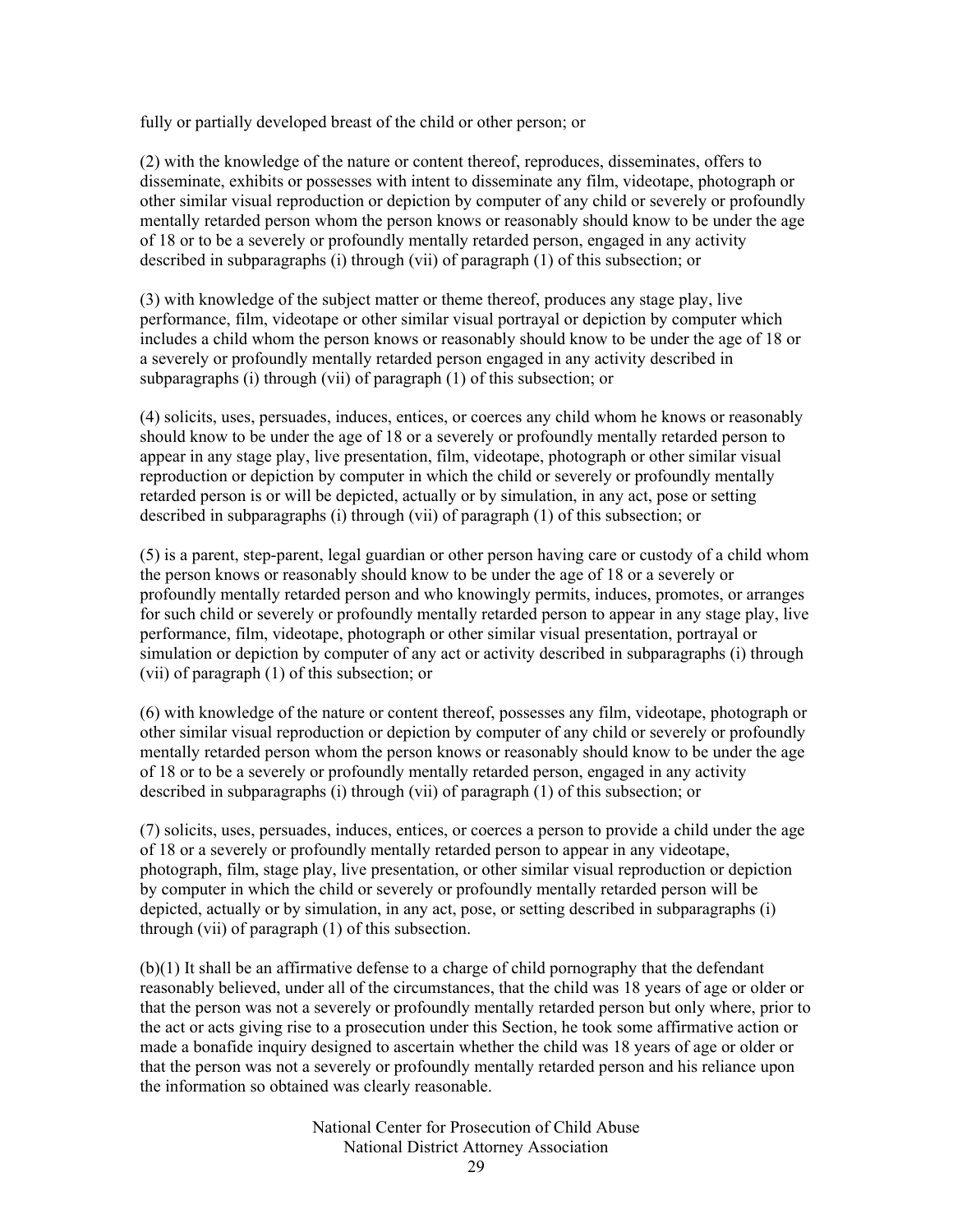fully or partially developed breast of the child or other person; or

(2) with the knowledge of the nature or content thereof, reproduces, disseminates, offers to disseminate, exhibits or possesses with intent to disseminate any film, videotape, photograph or other similar visual reproduction or depiction by computer of any child or severely or profoundly mentally retarded person whom the person knows or reasonably should know to be under the age of 18 or to be a severely or profoundly mentally retarded person, engaged in any activity described in subparagraphs (i) through (vii) of paragraph (1) of this subsection; or

(3) with knowledge of the subject matter or theme thereof, produces any stage play, live performance, film, videotape or other similar visual portrayal or depiction by computer which includes a child whom the person knows or reasonably should know to be under the age of 18 or a severely or profoundly mentally retarded person engaged in any activity described in subparagraphs (i) through (vii) of paragraph (1) of this subsection; or

(4) solicits, uses, persuades, induces, entices, or coerces any child whom he knows or reasonably should know to be under the age of 18 or a severely or profoundly mentally retarded person to appear in any stage play, live presentation, film, videotape, photograph or other similar visual reproduction or depiction by computer in which the child or severely or profoundly mentally retarded person is or will be depicted, actually or by simulation, in any act, pose or setting described in subparagraphs (i) through (vii) of paragraph (1) of this subsection; or

(5) is a parent, step-parent, legal guardian or other person having care or custody of a child whom the person knows or reasonably should know to be under the age of 18 or a severely or profoundly mentally retarded person and who knowingly permits, induces, promotes, or arranges for such child or severely or profoundly mentally retarded person to appear in any stage play, live performance, film, videotape, photograph or other similar visual presentation, portrayal or simulation or depiction by computer of any act or activity described in subparagraphs (i) through (vii) of paragraph (1) of this subsection; or

(6) with knowledge of the nature or content thereof, possesses any film, videotape, photograph or other similar visual reproduction or depiction by computer of any child or severely or profoundly mentally retarded person whom the person knows or reasonably should know to be under the age of 18 or to be a severely or profoundly mentally retarded person, engaged in any activity described in subparagraphs (i) through (vii) of paragraph (1) of this subsection; or

(7) solicits, uses, persuades, induces, entices, or coerces a person to provide a child under the age of 18 or a severely or profoundly mentally retarded person to appear in any videotape, photograph, film, stage play, live presentation, or other similar visual reproduction or depiction by computer in which the child or severely or profoundly mentally retarded person will be depicted, actually or by simulation, in any act, pose, or setting described in subparagraphs (i) through (vii) of paragraph (1) of this subsection.

(b)(1) It shall be an affirmative defense to a charge of child pornography that the defendant reasonably believed, under all of the circumstances, that the child was 18 years of age or older or that the person was not a severely or profoundly mentally retarded person but only where, prior to the act or acts giving rise to a prosecution under this Section, he took some affirmative action or made a bonafide inquiry designed to ascertain whether the child was 18 years of age or older or that the person was not a severely or profoundly mentally retarded person and his reliance upon the information so obtained was clearly reasonable.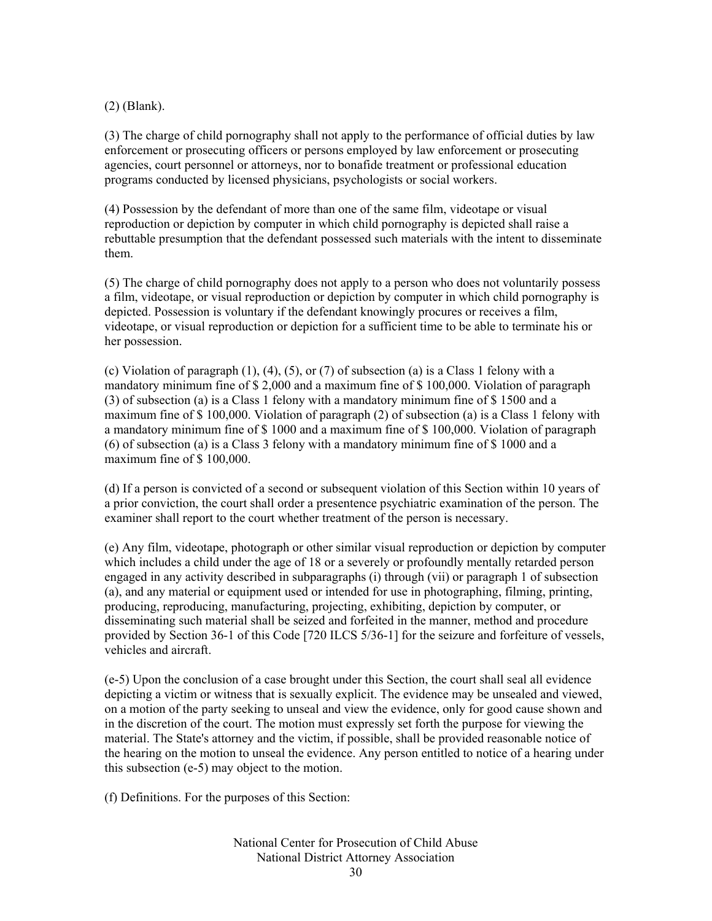(2) (Blank).

(3) The charge of child pornography shall not apply to the performance of official duties by law enforcement or prosecuting officers or persons employed by law enforcement or prosecuting agencies, court personnel or attorneys, nor to bonafide treatment or professional education programs conducted by licensed physicians, psychologists or social workers.

(4) Possession by the defendant of more than one of the same film, videotape or visual reproduction or depiction by computer in which child pornography is depicted shall raise a rebuttable presumption that the defendant possessed such materials with the intent to disseminate them.

(5) The charge of child pornography does not apply to a person who does not voluntarily possess a film, videotape, or visual reproduction or depiction by computer in which child pornography is depicted. Possession is voluntary if the defendant knowingly procures or receives a film, videotape, or visual reproduction or depiction for a sufficient time to be able to terminate his or her possession.

(c) Violation of paragraph (1), (4), (5), or (7) of subsection (a) is a Class 1 felony with a mandatory minimum fine of $ 2,000 and a maximum fine of $ 100,000. Violation of paragraph (3) of subsection (a) is a Class 1 felony with a mandatory minimum fine of $ 1500 and a maximum fine of $ 100,000. Violation of paragraph (2) of subsection (a) is a Class 1 felony with a mandatory minimum fine of $ 1000 and a maximum fine of $ 100,000. Violation of paragraph (6) of subsection (a) is a Class 3 felony with a mandatory minimum fine of $ 1000 and a maximum fine of $ 100,000.

(d) If a person is convicted of a second or subsequent violation of this Section within 10 years of a prior conviction, the court shall order a presentence psychiatric examination of the person. The examiner shall report to the court whether treatment of the person is necessary.

(e) Any film, videotape, photograph or other similar visual reproduction or depiction by computer which includes a child under the age of 18 or a severely or profoundly mentally retarded person engaged in any activity described in subparagraphs (i) through (vii) or paragraph 1 of subsection (a), and any material or equipment used or intended for use in photographing, filming, printing, producing, reproducing, manufacturing, projecting, exhibiting, depiction by computer, or disseminating such material shall be seized and forfeited in the manner, method and procedure provided by Section 36-1 of this Code [720 ILCS 5/36-1] for the seizure and forfeiture of vessels, vehicles and aircraft.

(e-5) Upon the conclusion of a case brought under this Section, the court shall seal all evidence depicting a victim or witness that is sexually explicit. The evidence may be unsealed and viewed, on a motion of the party seeking to unseal and view the evidence, only for good cause shown and in the discretion of the court. The motion must expressly set forth the purpose for viewing the material. The State's attorney and the victim, if possible, shall be provided reasonable notice of the hearing on the motion to unseal the evidence. Any person entitled to notice of a hearing under this subsection (e-5) may object to the motion.

(f) Definitions. For the purposes of this Section: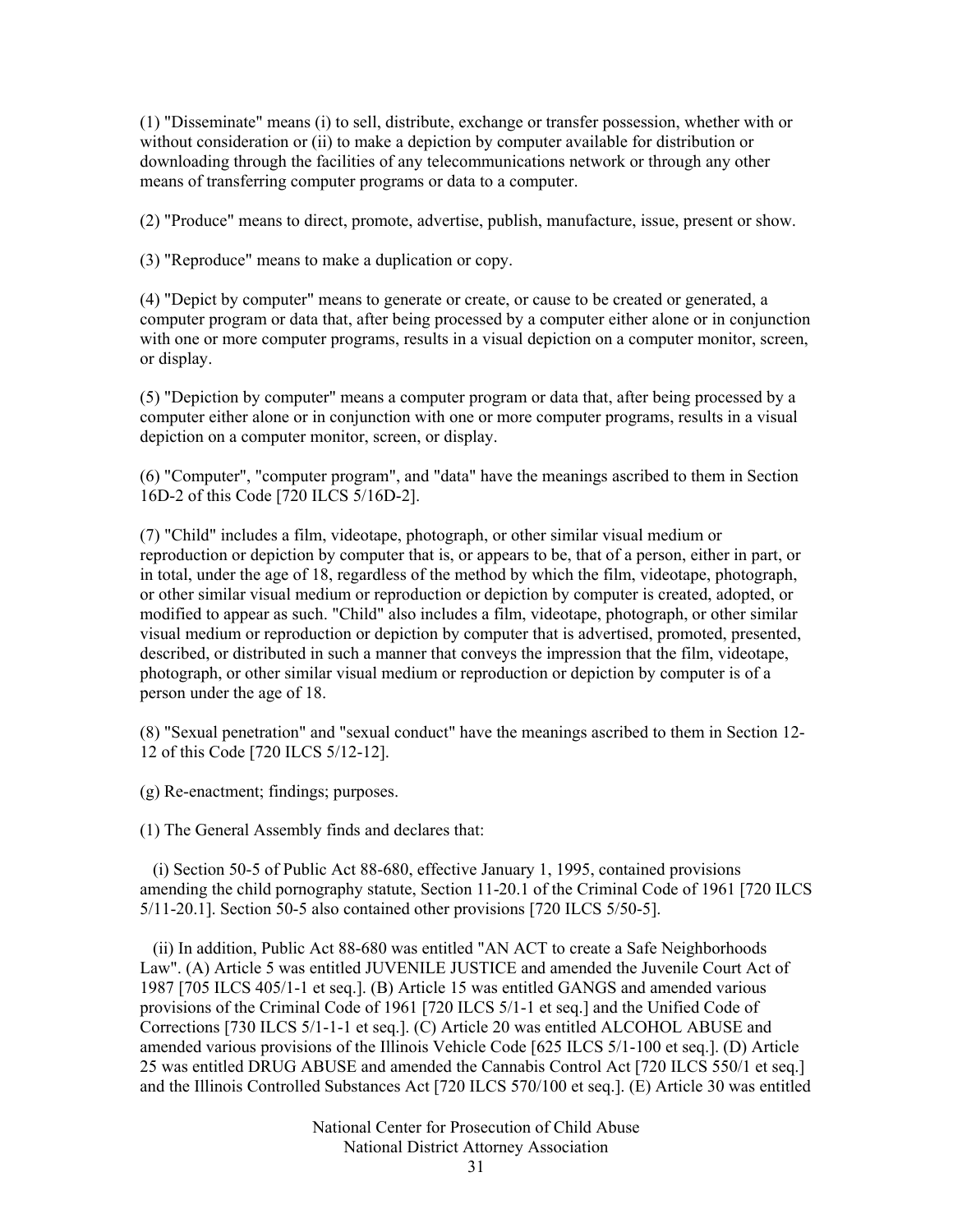(1) "Disseminate" means (i) to sell, distribute, exchange or transfer possession, whether with or without consideration or (ii) to make a depiction by computer available for distribution or downloading through the facilities of any telecommunications network or through any other means of transferring computer programs or data to a computer.

(2) "Produce" means to direct, promote, advertise, publish, manufacture, issue, present or show.

(3) "Reproduce" means to make a duplication or copy.

(4) "Depict by computer" means to generate or create, or cause to be created or generated, a computer program or data that, after being processed by a computer either alone or in conjunction with one or more computer programs, results in a visual depiction on a computer monitor, screen, or display.

(5) "Depiction by computer" means a computer program or data that, after being processed by a computer either alone or in conjunction with one or more computer programs, results in a visual depiction on a computer monitor, screen, or display.

(6) "Computer", "computer program", and "data" have the meanings ascribed to them in Section 16D-2 of this Code [720 ILCS 5/16D-2].

(7) "Child" includes a film, videotape, photograph, or other similar visual medium or reproduction or depiction by computer that is, or appears to be, that of a person, either in part, or in total, under the age of 18, regardless of the method by which the film, videotape, photograph, or other similar visual medium or reproduction or depiction by computer is created, adopted, or modified to appear as such. "Child" also includes a film, videotape, photograph, or other similar visual medium or reproduction or depiction by computer that is advertised, promoted, presented, described, or distributed in such a manner that conveys the impression that the film, videotape, photograph, or other similar visual medium or reproduction or depiction by computer is of a person under the age of 18.

(8) "Sexual penetration" and "sexual conduct" have the meanings ascribed to them in Section 12-12 of this Code [720 ILCS 5/12-12].

(g) Re-enactment; findings; purposes.

(1) The General Assembly finds and declares that:

(i) Section 50-5 of Public Act 88-680, effective January 1, 1995, contained provisions amending the child pornography statute, Section 11-20.1 of the Criminal Code of 1961 [720 ILCS 5/11-20.1]. Section 50-5 also contained other provisions [720 ILCS 5/50-5].

(ii) In addition, Public Act 88-680 was entitled "AN ACT to create a Safe Neighborhoods Law". (A) Article 5 was entitled JUVENILE JUSTICE and amended the Juvenile Court Act of 1987 [705 ILCS 405/1-1 et seq.]. (B) Article 15 was entitled GANGS and amended various provisions of the Criminal Code of 1961 [720 ILCS 5/1-1 et seq.] and the Unified Code of Corrections [730 ILCS 5/1-1-1 et seq.]. (C) Article 20 was entitled ALCOHOL ABUSE and amended various provisions of the Illinois Vehicle Code [625 ILCS 5/1-100 et seq.]. (D) Article 25 was entitled DRUG ABUSE and amended the Cannabis Control Act [720 ILCS 550/1 et seq.] and the Illinois Controlled Substances Act [720 ILCS 570/100 et seq.]. (E) Article 30 was entitled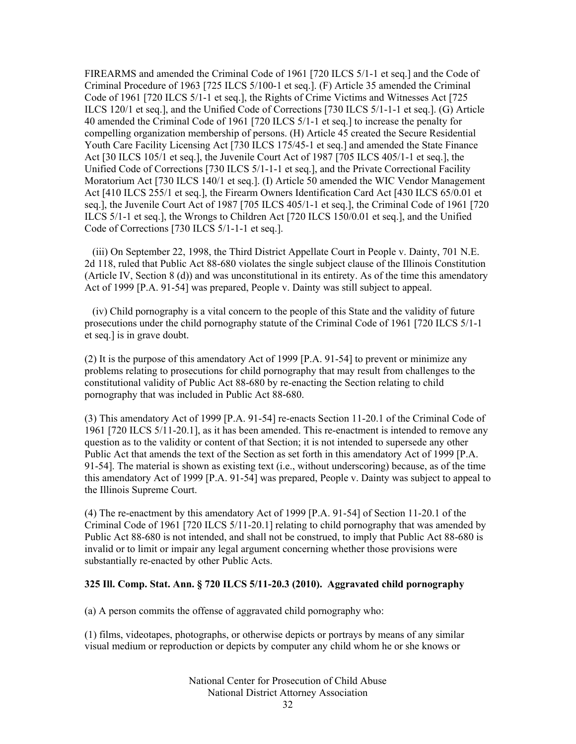FIREARMS and amended the Criminal Code of 1961 [720 ILCS 5/1-1 et seq.] and the Code of Criminal Procedure of 1963 [725 ILCS 5/100-1 et seq.]. (F) Article 35 amended the Criminal Code of 1961 [720 ILCS 5/1-1 et seq.], the Rights of Crime Victims and Witnesses Act [725 ILCS 120/1 et seq.], and the Unified Code of Corrections [730 ILCS 5/1-1-1 et seq.]. (G) Article 40 amended the Criminal Code of 1961 [720 ILCS 5/1-1 et seq.] to increase the penalty for compelling organization membership of persons. (H) Article 45 created the Secure Residential Youth Care Facility Licensing Act [730 ILCS 175/45-1 et seq.] and amended the State Finance Act [30 ILCS 105/1 et seq.], the Juvenile Court Act of 1987 [705 ILCS 405/1-1 et seq.], the Unified Code of Corrections [730 ILCS 5/1-1-1 et seq.], and the Private Correctional Facility Moratorium Act [730 ILCS 140/1 et seq.]. (I) Article 50 amended the WIC Vendor Management Act [410 ILCS 255/1 et seq.], the Firearm Owners Identification Card Act [430 ILCS 65/0.01 et seq.], the Juvenile Court Act of 1987 [705 ILCS 405/1-1 et seq.], the Criminal Code of 1961 [720 ILCS 5/1-1 et seq.], the Wrongs to Children Act [720 ILCS 150/0.01 et seq.], and the Unified Code of Corrections [730 ILCS 5/1-1-1 et seq.].

(iii) On September 22, 1998, the Third District Appellate Court in People v. Dainty, 701 N.E. 2d 118, ruled that Public Act 88-680 violates the single subject clause of the Illinois Constitution (Article IV, Section 8 (d)) and was unconstitutional in its entirety. As of the time this amendatory Act of 1999 [P.A. 91-54] was prepared, People v. Dainty was still subject to appeal.

(iv) Child pornography is a vital concern to the people of this State and the validity of future prosecutions under the child pornography statute of the Criminal Code of 1961 [720 ILCS 5/1-1 et seq.] is in grave doubt.

(2) It is the purpose of this amendatory Act of 1999 [P.A. 91-54] to prevent or minimize any problems relating to prosecutions for child pornography that may result from challenges to the constitutional validity of Public Act 88-680 by re-enacting the Section relating to child pornography that was included in Public Act 88-680.

(3) This amendatory Act of 1999 [P.A. 91-54] re-enacts Section 11-20.1 of the Criminal Code of 1961 [720 ILCS 5/11-20.1], as it has been amended. This re-enactment is intended to remove any question as to the validity or content of that Section; it is not intended to supersede any other Public Act that amends the text of the Section as set forth in this amendatory Act of 1999 [P.A. 91-54]. The material is shown as existing text (i.e., without underscoring) because, as of the time this amendatory Act of 1999 [P.A. 91-54] was prepared, People v. Dainty was subject to appeal to the Illinois Supreme Court.

(4) The re-enactment by this amendatory Act of 1999 [P.A. 91-54] of Section 11-20.1 of the Criminal Code of 1961 [720 ILCS 5/11-20.1] relating to child pornography that was amended by Public Act 88-680 is not intended, and shall not be construed, to imply that Public Act 88-680 is invalid or to limit or impair any legal argument concerning whether those provisions were substantially re-enacted by other Public Acts.

**325 Ill. Comp. Stat. Ann. § 720 ILCS 5/11-20.3 (2010). Aggravated child pornography**

(a) A person commits the offense of aggravated child pornography who:

(1) films, videotapes, photographs, or otherwise depicts or portrays by means of any similar visual medium or reproduction or depicts by computer any child whom he or she knows or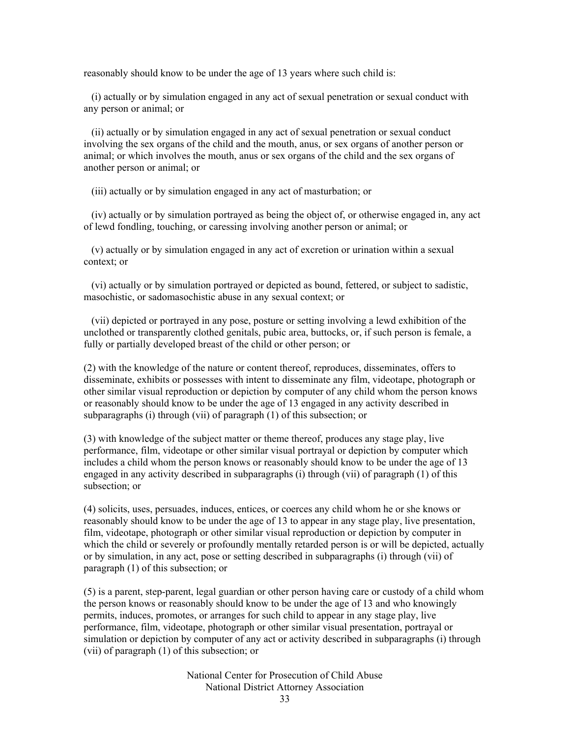reasonably should know to be under the age of 13 years where such child is:

(i) actually or by simulation engaged in any act of sexual penetration or sexual conduct with any person or animal; or

(ii) actually or by simulation engaged in any act of sexual penetration or sexual conduct involving the sex organs of the child and the mouth, anus, or sex organs of another person or animal; or which involves the mouth, anus or sex organs of the child and the sex organs of another person or animal; or

(iii) actually or by simulation engaged in any act of masturbation; or

(iv) actually or by simulation portrayed as being the object of, or otherwise engaged in, any act of lewd fondling, touching, or caressing involving another person or animal; or

(v) actually or by simulation engaged in any act of excretion or urination within a sexual context; or

(vi) actually or by simulation portrayed or depicted as bound, fettered, or subject to sadistic, masochistic, or sadomasochistic abuse in any sexual context; or

(vii) depicted or portrayed in any pose, posture or setting involving a lewd exhibition of the unclothed or transparently clothed genitals, pubic area, buttocks, or, if such person is female, a fully or partially developed breast of the child or other person; or

(2) with the knowledge of the nature or content thereof, reproduces, disseminates, offers to disseminate, exhibits or possesses with intent to disseminate any film, videotape, photograph or other similar visual reproduction or depiction by computer of any child whom the person knows or reasonably should know to be under the age of 13 engaged in any activity described in subparagraphs (i) through (vii) of paragraph (1) of this subsection; or

(3) with knowledge of the subject matter or theme thereof, produces any stage play, live performance, film, videotape or other similar visual portrayal or depiction by computer which includes a child whom the person knows or reasonably should know to be under the age of 13 engaged in any activity described in subparagraphs (i) through (vii) of paragraph (1) of this subsection; or

(4) solicits, uses, persuades, induces, entices, or coerces any child whom he or she knows or reasonably should know to be under the age of 13 to appear in any stage play, live presentation, film, videotape, photograph or other similar visual reproduction or depiction by computer in which the child or severely or profoundly mentally retarded person is or will be depicted, actually or by simulation, in any act, pose or setting described in subparagraphs (i) through (vii) of paragraph (1) of this subsection; or

(5) is a parent, step-parent, legal guardian or other person having care or custody of a child whom the person knows or reasonably should know to be under the age of 13 and who knowingly permits, induces, promotes, or arranges for such child to appear in any stage play, live performance, film, videotape, photograph or other similar visual presentation, portrayal or simulation or depiction by computer of any act or activity described in subparagraphs (i) through (vii) of paragraph (1) of this subsection; or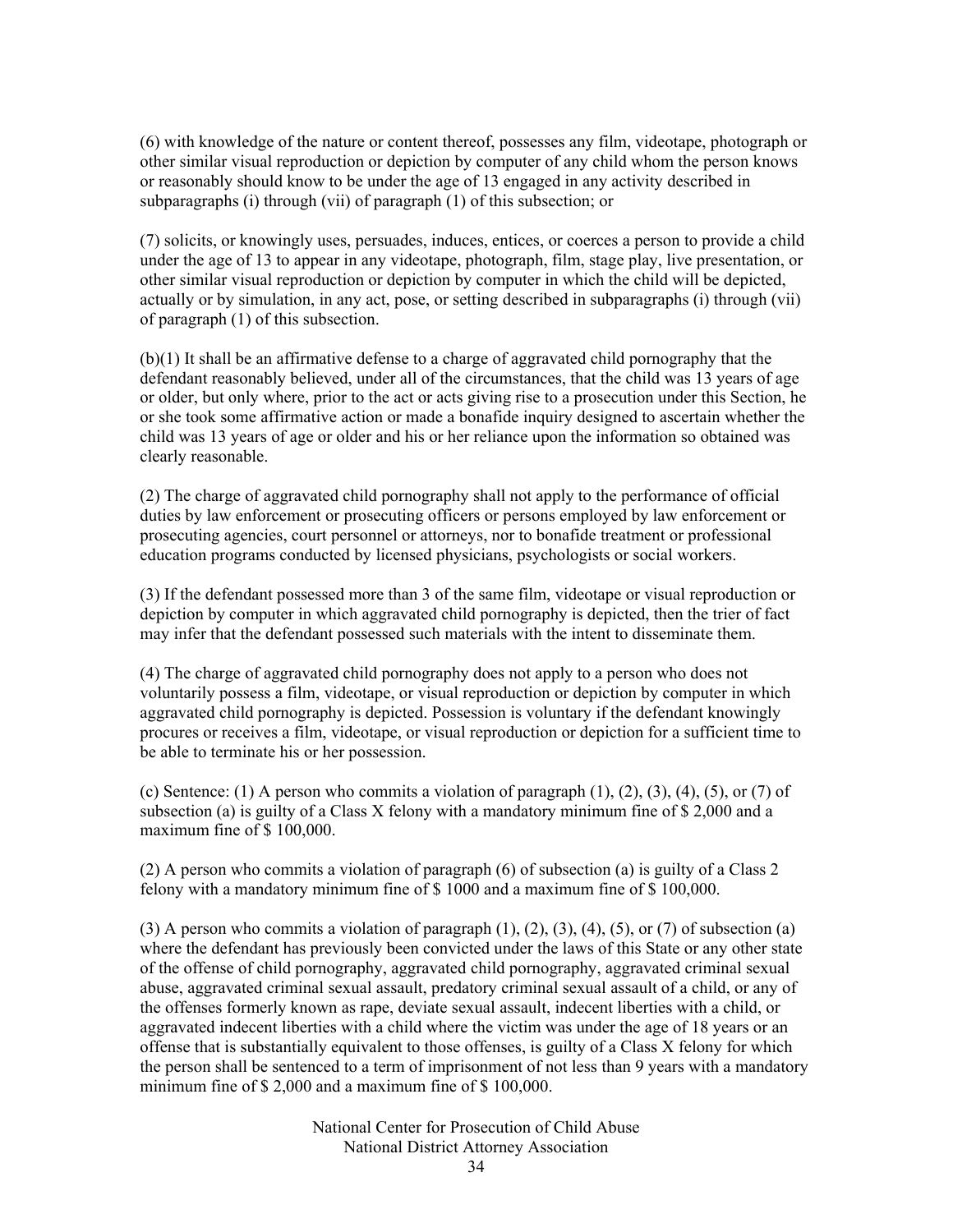(6) with knowledge of the nature or content thereof, possesses any film, videotape, photograph or other similar visual reproduction or depiction by computer of any child whom the person knows or reasonably should know to be under the age of 13 engaged in any activity described in subparagraphs (i) through (vii) of paragraph (1) of this subsection; or

(7) solicits, or knowingly uses, persuades, induces, entices, or coerces a person to provide a child under the age of 13 to appear in any videotape, photograph, film, stage play, live presentation, or other similar visual reproduction or depiction by computer in which the child will be depicted, actually or by simulation, in any act, pose, or setting described in subparagraphs (i) through (vii) of paragraph (1) of this subsection.

(b)(1) It shall be an affirmative defense to a charge of aggravated child pornography that the defendant reasonably believed, under all of the circumstances, that the child was 13 years of age or older, but only where, prior to the act or acts giving rise to a prosecution under this Section, he or she took some affirmative action or made a bonafide inquiry designed to ascertain whether the child was 13 years of age or older and his or her reliance upon the information so obtained was clearly reasonable.

(2) The charge of aggravated child pornography shall not apply to the performance of official duties by law enforcement or prosecuting officers or persons employed by law enforcement or prosecuting agencies, court personnel or attorneys, nor to bonafide treatment or professional education programs conducted by licensed physicians, psychologists or social workers.

(3) If the defendant possessed more than 3 of the same film, videotape or visual reproduction or depiction by computer in which aggravated child pornography is depicted, then the trier of fact may infer that the defendant possessed such materials with the intent to disseminate them.

(4) The charge of aggravated child pornography does not apply to a person who does not voluntarily possess a film, videotape, or visual reproduction or depiction by computer in which aggravated child pornography is depicted. Possession is voluntary if the defendant knowingly procures or receives a film, videotape, or visual reproduction or depiction for a sufficient time to be able to terminate his or her possession.

(c) Sentence: (1) A person who commits a violation of paragraph (1), (2), (3), (4), (5), or (7) of subsection (a) is guilty of a Class X felony with a mandatory minimum fine of $ 2,000 and a maximum fine of $ 100,000.

(2) A person who commits a violation of paragraph (6) of subsection (a) is guilty of a Class 2 felony with a mandatory minimum fine of $ 1000 and a maximum fine of $ 100,000.

(3) A person who commits a violation of paragraph (1), (2), (3), (4), (5), or (7) of subsection (a) where the defendant has previously been convicted under the laws of this State or any other state of the offense of child pornography, aggravated child pornography, aggravated criminal sexual abuse, aggravated criminal sexual assault, predatory criminal sexual assault of a child, or any of the offenses formerly known as rape, deviate sexual assault, indecent liberties with a child, or aggravated indecent liberties with a child where the victim was under the age of 18 years or an offense that is substantially equivalent to those offenses, is guilty of a Class X felony for which the person shall be sentenced to a term of imprisonment of not less than 9 years with a mandatory minimum fine of $ 2,000 and a maximum fine of $ 100,000.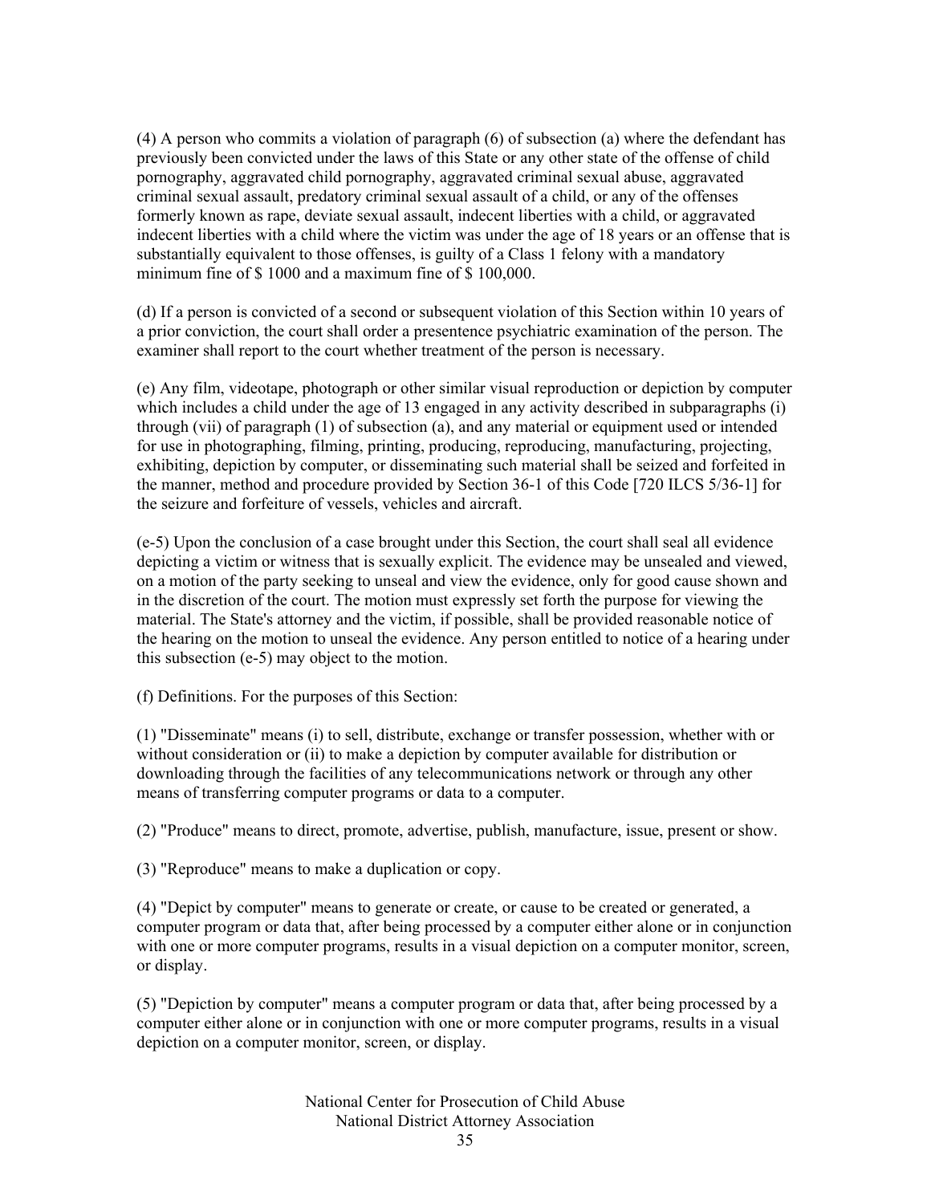(4) A person who commits a violation of paragraph (6) of subsection (a) where the defendant has previously been convicted under the laws of this State or any other state of the offense of child pornography, aggravated child pornography, aggravated criminal sexual abuse, aggravated criminal sexual assault, predatory criminal sexual assault of a child, or any of the offenses formerly known as rape, deviate sexual assault, indecent liberties with a child, or aggravated indecent liberties with a child where the victim was under the age of 18 years or an offense that is substantially equivalent to those offenses, is guilty of a Class 1 felony with a mandatory minimum fine of $ 1000 and a maximum fine of $ 100,000.

(d) If a person is convicted of a second or subsequent violation of this Section within 10 years of a prior conviction, the court shall order a presentence psychiatric examination of the person. The examiner shall report to the court whether treatment of the person is necessary.

(e) Any film, videotape, photograph or other similar visual reproduction or depiction by computer which includes a child under the age of 13 engaged in any activity described in subparagraphs (i) through (vii) of paragraph (1) of subsection (a), and any material or equipment used or intended for use in photographing, filming, printing, producing, reproducing, manufacturing, projecting, exhibiting, depiction by computer, or disseminating such material shall be seized and forfeited in the manner, method and procedure provided by Section 36-1 of this Code [720 ILCS 5/36-1] for the seizure and forfeiture of vessels, vehicles and aircraft.

(e-5) Upon the conclusion of a case brought under this Section, the court shall seal all evidence depicting a victim or witness that is sexually explicit. The evidence may be unsealed and viewed, on a motion of the party seeking to unseal and view the evidence, only for good cause shown and in the discretion of the court. The motion must expressly set forth the purpose for viewing the material. The State's attorney and the victim, if possible, shall be provided reasonable notice of the hearing on the motion to unseal the evidence. Any person entitled to notice of a hearing under this subsection (e-5) may object to the motion.

(f) Definitions. For the purposes of this Section:

(1) "Disseminate" means (i) to sell, distribute, exchange or transfer possession, whether with or without consideration or (ii) to make a depiction by computer available for distribution or downloading through the facilities of any telecommunications network or through any other means of transferring computer programs or data to a computer.

(2) "Produce" means to direct, promote, advertise, publish, manufacture, issue, present or show.

(3) "Reproduce" means to make a duplication or copy.

(4) "Depict by computer" means to generate or create, or cause to be created or generated, a computer program or data that, after being processed by a computer either alone or in conjunction with one or more computer programs, results in a visual depiction on a computer monitor, screen, or display.

(5) "Depiction by computer" means a computer program or data that, after being processed by a computer either alone or in conjunction with one or more computer programs, results in a visual depiction on a computer monitor, screen, or display.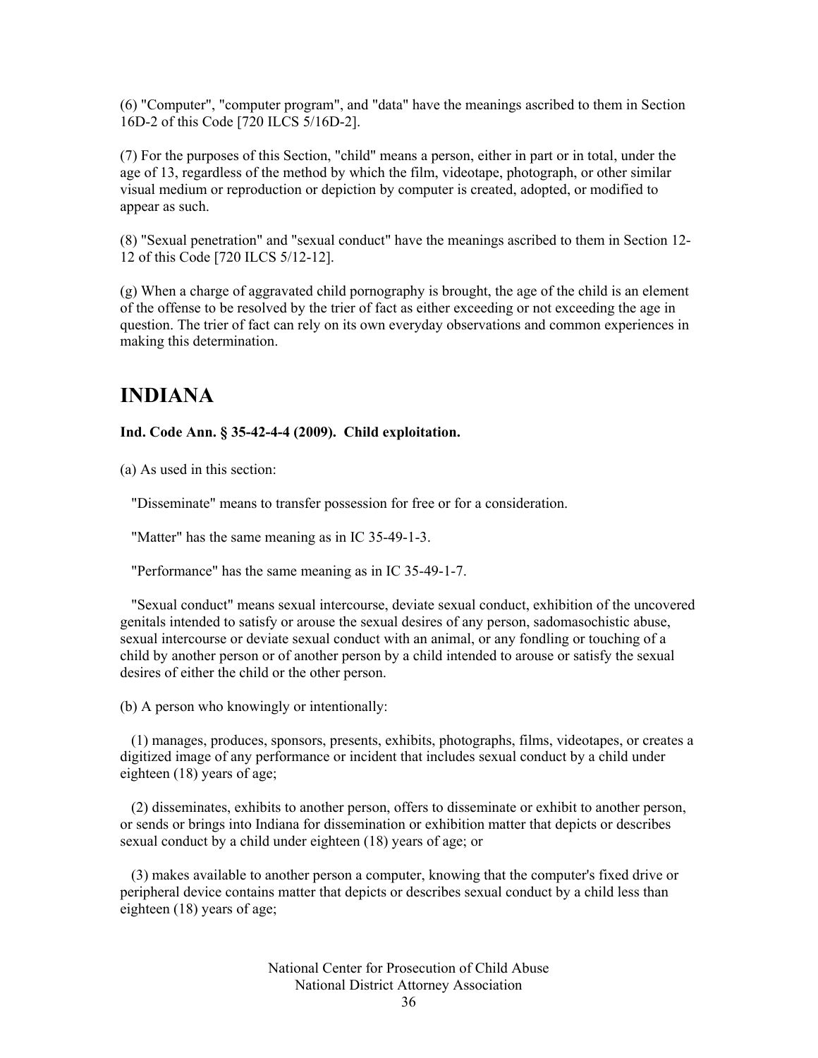(6) "Computer", "computer program", and "data" have the meanings ascribed to them in Section 16D-2 of this Code [720 ILCS 5/16D-2].

(7) For the purposes of this Section, "child" means a person, either in part or in total, under the age of 13, regardless of the method by which the film, videotape, photograph, or other similar visual medium or reproduction or depiction by computer is created, adopted, or modified to appear as such.

(8) "Sexual penetration" and "sexual conduct" have the meanings ascribed to them in Section 12-12 of this Code [720 ILCS 5/12-12].

(g) When a charge of aggravated child pornography is brought, the age of the child is an element of the offense to be resolved by the trier of fact as either exceeding or not exceeding the age in question. The trier of fact can rely on its own everyday observations and common experiences in making this determination.

# INDIANA

**Ind. Code Ann. § 35-42-4-4 (2009). Child exploitation.**

(a) As used in this section:

"Disseminate" means to transfer possession for free or for a consideration.

"Matter" has the same meaning as in IC 35-49-1-3.

"Performance" has the same meaning as in IC 35-49-1-7.

"Sexual conduct" means sexual intercourse, deviate sexual conduct, exhibition of the uncovered genitals intended to satisfy or arouse the sexual desires of any person, sadomasochistic abuse, sexual intercourse or deviate sexual conduct with an animal, or any fondling or touching of a child by another person or of another person by a child intended to arouse or satisfy the sexual desires of either the child or the other person.

(b) A person who knowingly or intentionally:

(1) manages, produces, sponsors, presents, exhibits, photographs, films, videotapes, or creates a digitized image of any performance or incident that includes sexual conduct by a child under eighteen (18) years of age;

(2) disseminates, exhibits to another person, offers to disseminate or exhibit to another person, or sends or brings into Indiana for dissemination or exhibition matter that depicts or describes sexual conduct by a child under eighteen (18) years of age; or

(3) makes available to another person a computer, knowing that the computer's fixed drive or peripheral device contains matter that depicts or describes sexual conduct by a child less than eighteen (18) years of age;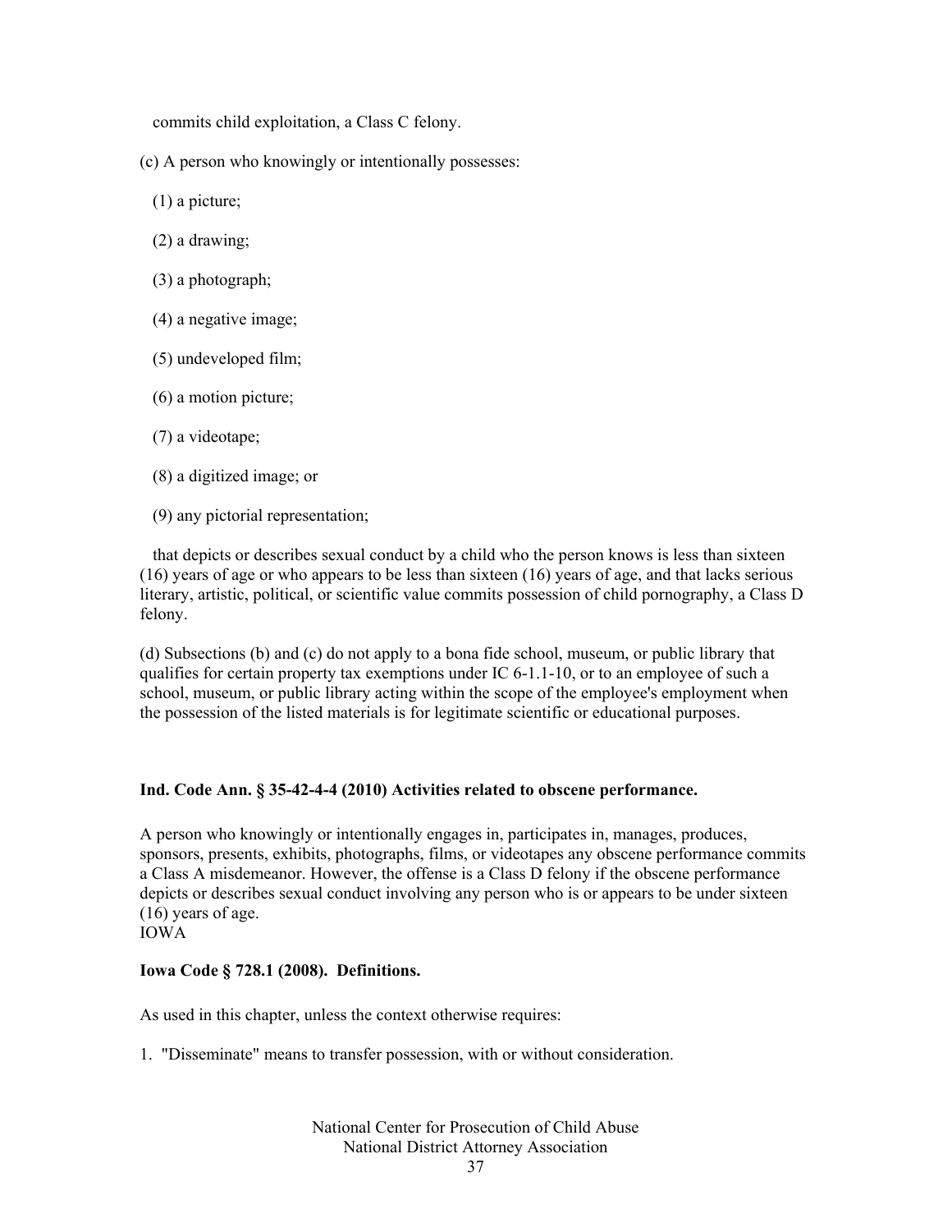commits child exploitation, a Class C felony.

(c) A person who knowingly or intentionally possesses:

(1) a picture;

(2) a drawing;

(3) a photograph;

(4) a negative image;

(5) undeveloped film;

(6) a motion picture;

(7) a videotape;

(8) a digitized image; or

(9) any pictorial representation;

that depicts or describes sexual conduct by a child who the person knows is less than sixteen (16) years of age or who appears to be less than sixteen (16) years of age, and that lacks serious literary, artistic, political, or scientific value commits possession of child pornography, a Class D felony.

(d) Subsections (b) and (c) do not apply to a bona fide school, museum, or public library that qualifies for certain property tax exemptions under IC 6-1.1-10, or to an employee of such a school, museum, or public library acting within the scope of the employee's employment when the possession of the listed materials is for legitimate scientific or educational purposes.

**Ind. Code Ann. § 35-42-4-4 (2010) Activities related to obscene performance.**

A person who knowingly or intentionally engages in, participates in, manages, produces, sponsors, presents, exhibits, photographs, films, or videotapes any obscene performance commits a Class A misdemeanor. However, the offense is a Class D felony if the obscene performance depicts or describes sexual conduct involving any person who is or appears to be under sixteen (16) years of age.

IOWA

**Iowa Code § 728.1 (2008). Definitions.**

As used in this chapter, unless the context otherwise requires:

1. "Disseminate" means to transfer possession, with or without consideration.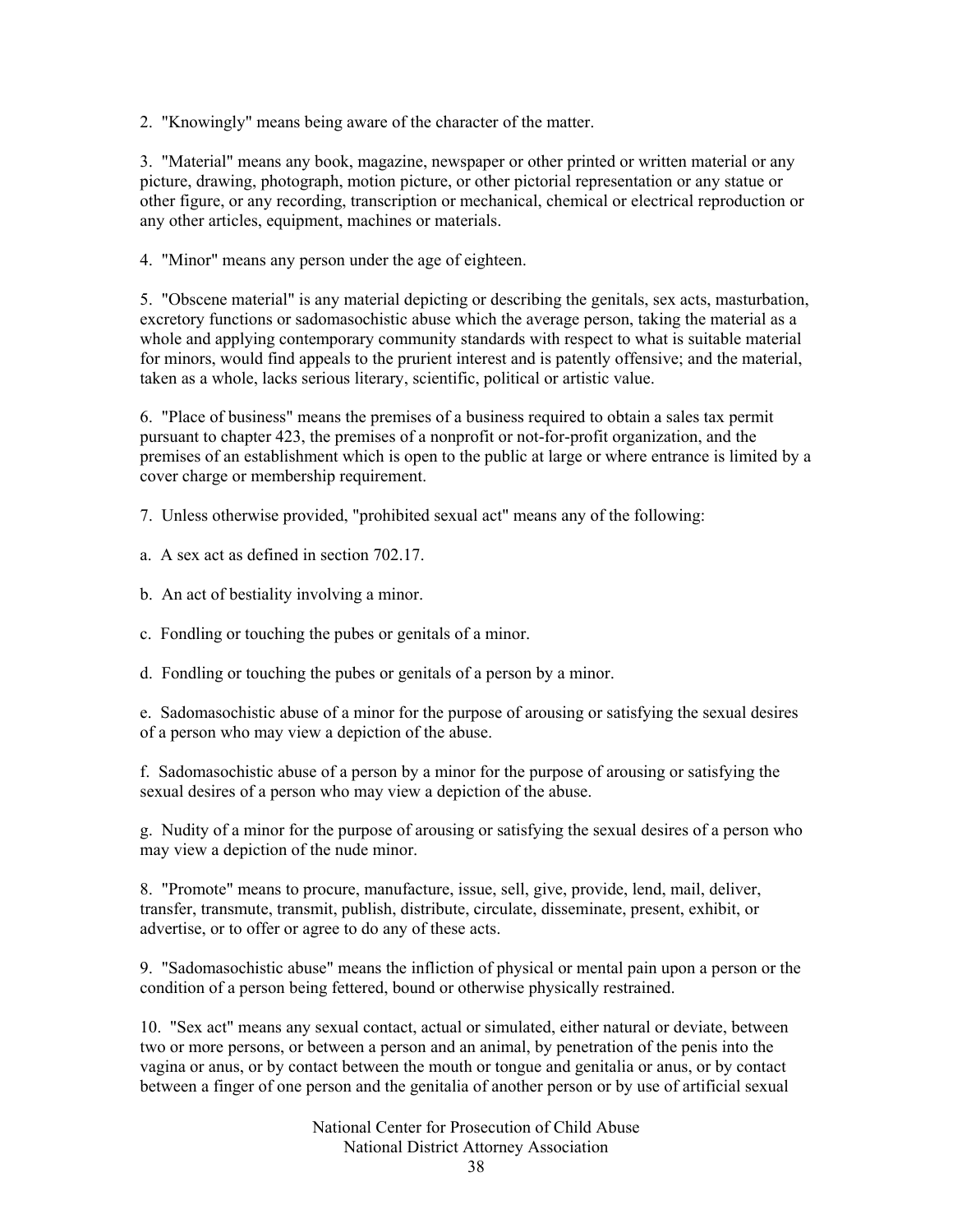2. "Knowingly" means being aware of the character of the matter.

3. "Material" means any book, magazine, newspaper or other printed or written material or any picture, drawing, photograph, motion picture, or other pictorial representation or any statue or other figure, or any recording, transcription or mechanical, chemical or electrical reproduction or any other articles, equipment, machines or materials.

4. "Minor" means any person under the age of eighteen.

5. "Obscene material" is any material depicting or describing the genitals, sex acts, masturbation, excretory functions or sadomasochistic abuse which the average person, taking the material as a whole and applying contemporary community standards with respect to what is suitable material for minors, would find appeals to the prurient interest and is patently offensive; and the material, taken as a whole, lacks serious literary, scientific, political or artistic value.

6. "Place of business" means the premises of a business required to obtain a sales tax permit pursuant to chapter 423, the premises of a nonprofit or not-for-profit organization, and the premises of an establishment which is open to the public at large or where entrance is limited by a cover charge or membership requirement.

7. Unless otherwise provided, "prohibited sexual act" means any of the following:

a. A sex act as defined in section 702.17.

b. An act of bestiality involving a minor.

c. Fondling or touching the pubes or genitals of a minor.

d. Fondling or touching the pubes or genitals of a person by a minor.

e. Sadomasochistic abuse of a minor for the purpose of arousing or satisfying the sexual desires of a person who may view a depiction of the abuse.

f. Sadomasochistic abuse of a person by a minor for the purpose of arousing or satisfying the sexual desires of a person who may view a depiction of the abuse.

g. Nudity of a minor for the purpose of arousing or satisfying the sexual desires of a person who may view a depiction of the nude minor.

8. "Promote" means to procure, manufacture, issue, sell, give, provide, lend, mail, deliver, transfer, transmute, transmit, publish, distribute, circulate, disseminate, present, exhibit, or advertise, or to offer or agree to do any of these acts.

9. "Sadomasochistic abuse" means the infliction of physical or mental pain upon a person or the condition of a person being fettered, bound or otherwise physically restrained.

10. "Sex act" means any sexual contact, actual or simulated, either natural or deviate, between two or more persons, or between a person and an animal, by penetration of the penis into the vagina or anus, or by contact between the mouth or tongue and genitalia or anus, or by contact between a finger of one person and the genitalia of another person or by use of artificial sexual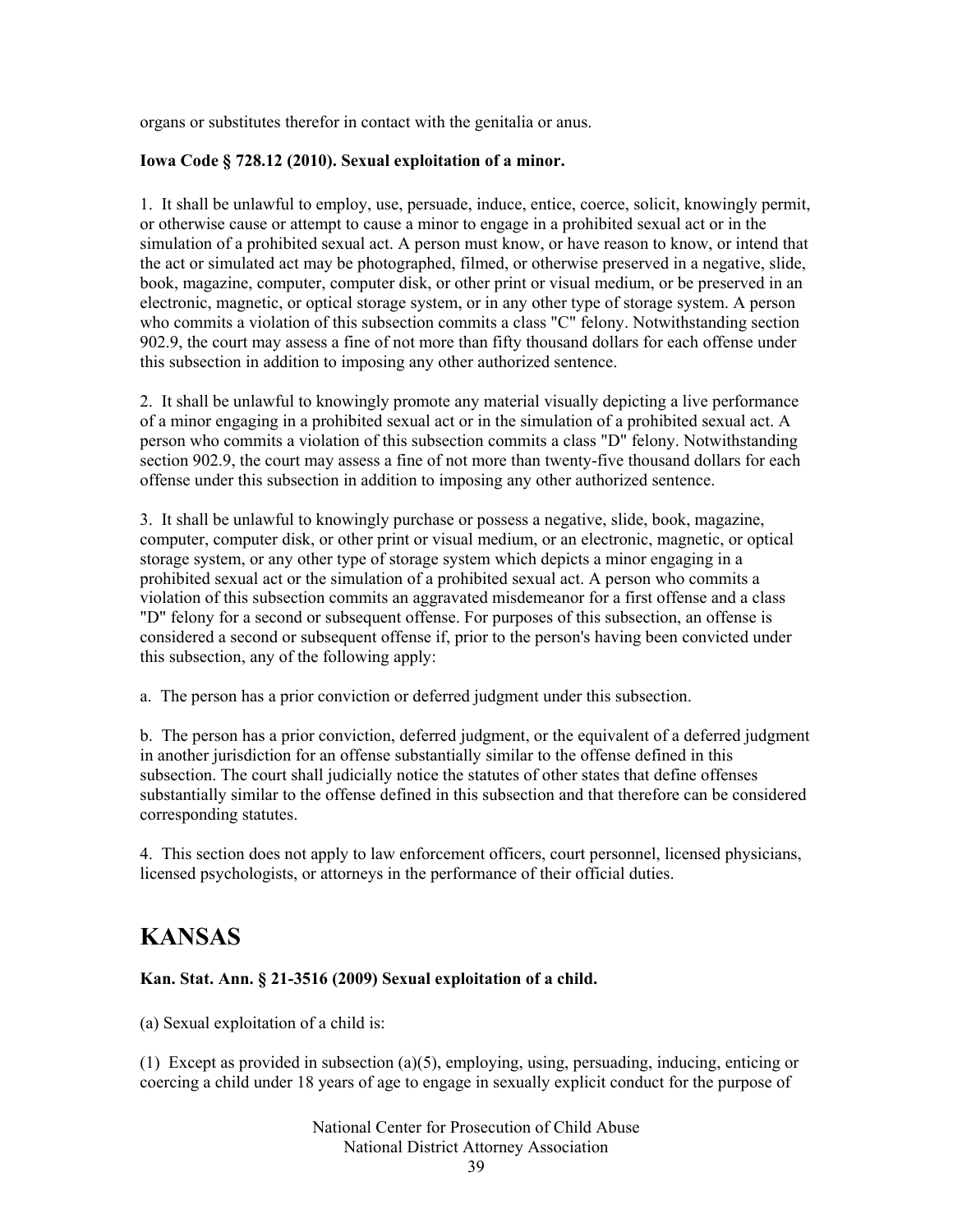organs or substitutes therefor in contact with the genitalia or anus.

**Iowa Code § 728.12 (2010). Sexual exploitation of a minor.**

1. It shall be unlawful to employ, use, persuade, induce, entice, coerce, solicit, knowingly permit, or otherwise cause or attempt to cause a minor to engage in a prohibited sexual act or in the simulation of a prohibited sexual act. A person must know, or have reason to know, or intend that the act or simulated act may be photographed, filmed, or otherwise preserved in a negative, slide, book, magazine, computer, computer disk, or other print or visual medium, or be preserved in an electronic, magnetic, or optical storage system, or in any other type of storage system. A person who commits a violation of this subsection commits a class "C" felony. Notwithstanding section 902.9, the court may assess a fine of not more than fifty thousand dollars for each offense under this subsection in addition to imposing any other authorized sentence.

2. It shall be unlawful to knowingly promote any material visually depicting a live performance of a minor engaging in a prohibited sexual act or in the simulation of a prohibited sexual act. A person who commits a violation of this subsection commits a class "D" felony. Notwithstanding section 902.9, the court may assess a fine of not more than twenty-five thousand dollars for each offense under this subsection in addition to imposing any other authorized sentence.

3. It shall be unlawful to knowingly purchase or possess a negative, slide, book, magazine, computer, computer disk, or other print or visual medium, or an electronic, magnetic, or optical storage system, or any other type of storage system which depicts a minor engaging in a prohibited sexual act or the simulation of a prohibited sexual act. A person who commits a violation of this subsection commits an aggravated misdemeanor for a first offense and a class "D" felony for a second or subsequent offense. For purposes of this subsection, an offense is considered a second or subsequent offense if, prior to the person's having been convicted under this subsection, any of the following apply:

a. The person has a prior conviction or deferred judgment under this subsection.

b. The person has a prior conviction, deferred judgment, or the equivalent of a deferred judgment in another jurisdiction for an offense substantially similar to the offense defined in this subsection. The court shall judicially notice the statutes of other states that define offenses substantially similar to the offense defined in this subsection and that therefore can be considered corresponding statutes.

4. This section does not apply to law enforcement officers, court personnel, licensed physicians, licensed psychologists, or attorneys in the performance of their official duties.

# KANSAS

**Kan. Stat. Ann. § 21-3516 (2009) Sexual exploitation of a child.**

(a) Sexual exploitation of a child is:

(1) Except as provided in subsection (a)(5), employing, using, persuading, inducing, enticing or coercing a child under 18 years of age to engage in sexually explicit conduct for the purpose of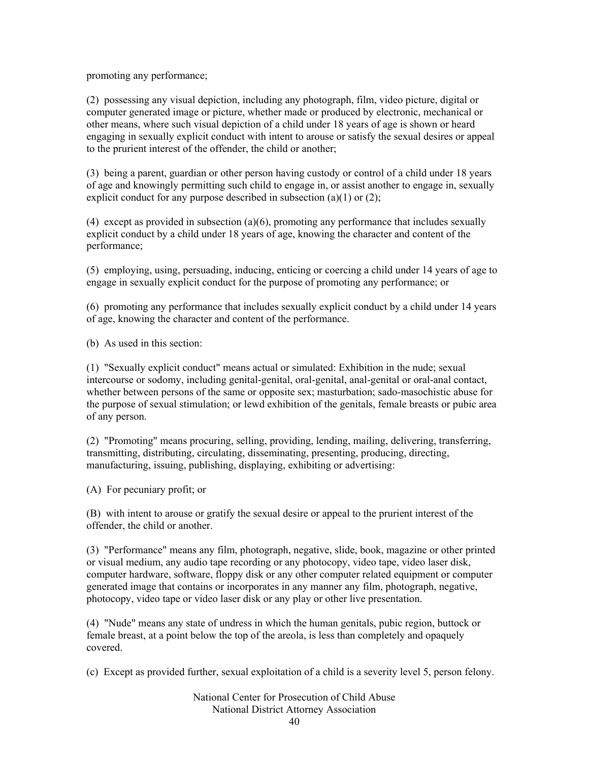promoting any performance;

(2) possessing any visual depiction, including any photograph, film, video picture, digital or computer generated image or picture, whether made or produced by electronic, mechanical or other means, where such visual depiction of a child under 18 years of age is shown or heard engaging in sexually explicit conduct with intent to arouse or satisfy the sexual desires or appeal to the prurient interest of the offender, the child or another;

(3) being a parent, guardian or other person having custody or control of a child under 18 years of age and knowingly permitting such child to engage in, or assist another to engage in, sexually explicit conduct for any purpose described in subsection (a)(1) or (2);

(4) except as provided in subsection (a)(6), promoting any performance that includes sexually explicit conduct by a child under 18 years of age, knowing the character and content of the performance;

(5) employing, using, persuading, inducing, enticing or coercing a child under 14 years of age to engage in sexually explicit conduct for the purpose of promoting any performance; or

(6) promoting any performance that includes sexually explicit conduct by a child under 14 years of age, knowing the character and content of the performance.

(b) As used in this section:

(1) "Sexually explicit conduct" means actual or simulated: Exhibition in the nude; sexual intercourse or sodomy, including genital-genital, oral-genital, anal-genital or oral-anal contact, whether between persons of the same or opposite sex; masturbation; sado-masochistic abuse for the purpose of sexual stimulation; or lewd exhibition of the genitals, female breasts or pubic area of any person.

(2) "Promoting" means procuring, selling, providing, lending, mailing, delivering, transferring, transmitting, distributing, circulating, disseminating, presenting, producing, directing, manufacturing, issuing, publishing, displaying, exhibiting or advertising:

(A) For pecuniary profit; or

(B) with intent to arouse or gratify the sexual desire or appeal to the prurient interest of the offender, the child or another.

(3) "Performance" means any film, photograph, negative, slide, book, magazine or other printed or visual medium, any audio tape recording or any photocopy, video tape, video laser disk, computer hardware, software, floppy disk or any other computer related equipment or computer generated image that contains or incorporates in any manner any film, photograph, negative, photocopy, video tape or video laser disk or any play or other live presentation.

(4) "Nude" means any state of undress in which the human genitals, pubic region, buttock or female breast, at a point below the top of the areola, is less than completely and opaquely covered.

(c) Except as provided further, sexual exploitation of a child is a severity level 5, person felony.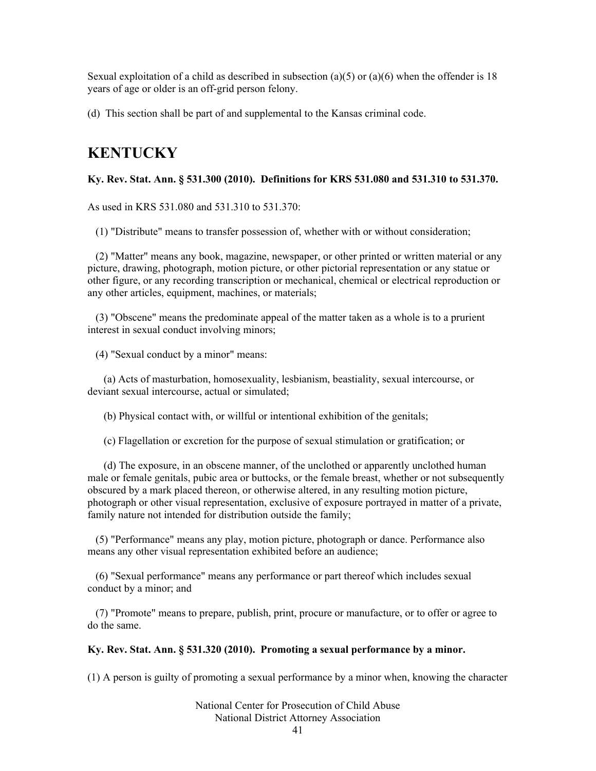Sexual exploitation of a child as described in subsection (a)(5) or (a)(6) when the offender is 18 years of age or older is an off-grid person felony.

(d) This section shall be part of and supplemental to the Kansas criminal code.

## KENTUCKY

**Ky. Rev. Stat. Ann. § 531.300 (2010). Definitions for KRS 531.080 and 531.310 to 531.370.**

As used in KRS 531.080 and 531.310 to 531.370:

(1) "Distribute" means to transfer possession of, whether with or without consideration;

(2) "Matter" means any book, magazine, newspaper, or other printed or written material or any picture, drawing, photograph, motion picture, or other pictorial representation or any statue or other figure, or any recording transcription or mechanical, chemical or electrical reproduction or any other articles, equipment, machines, or materials;

(3) "Obscene" means the predominate appeal of the matter taken as a whole is to a prurient interest in sexual conduct involving minors;

(4) "Sexual conduct by a minor" means:

(a) Acts of masturbation, homosexuality, lesbianism, beastiality, sexual intercourse, or deviant sexual intercourse, actual or simulated;

(b) Physical contact with, or willful or intentional exhibition of the genitals;

(c) Flagellation or excretion for the purpose of sexual stimulation or gratification; or

(d) The exposure, in an obscene manner, of the unclothed or apparently unclothed human male or female genitals, pubic area or buttocks, or the female breast, whether or not subsequently obscured by a mark placed thereon, or otherwise altered, in any resulting motion picture, photograph or other visual representation, exclusive of exposure portrayed in matter of a private, family nature not intended for distribution outside the family;

(5) "Performance" means any play, motion picture, photograph or dance. Performance also means any other visual representation exhibited before an audience;

(6) "Sexual performance" means any performance or part thereof which includes sexual conduct by a minor; and

(7) "Promote" means to prepare, publish, print, procure or manufacture, or to offer or agree to do the same.

**Ky. Rev. Stat. Ann. § 531.320 (2010). Promoting a sexual performance by a minor.**

(1) A person is guilty of promoting a sexual performance by a minor when, knowing the character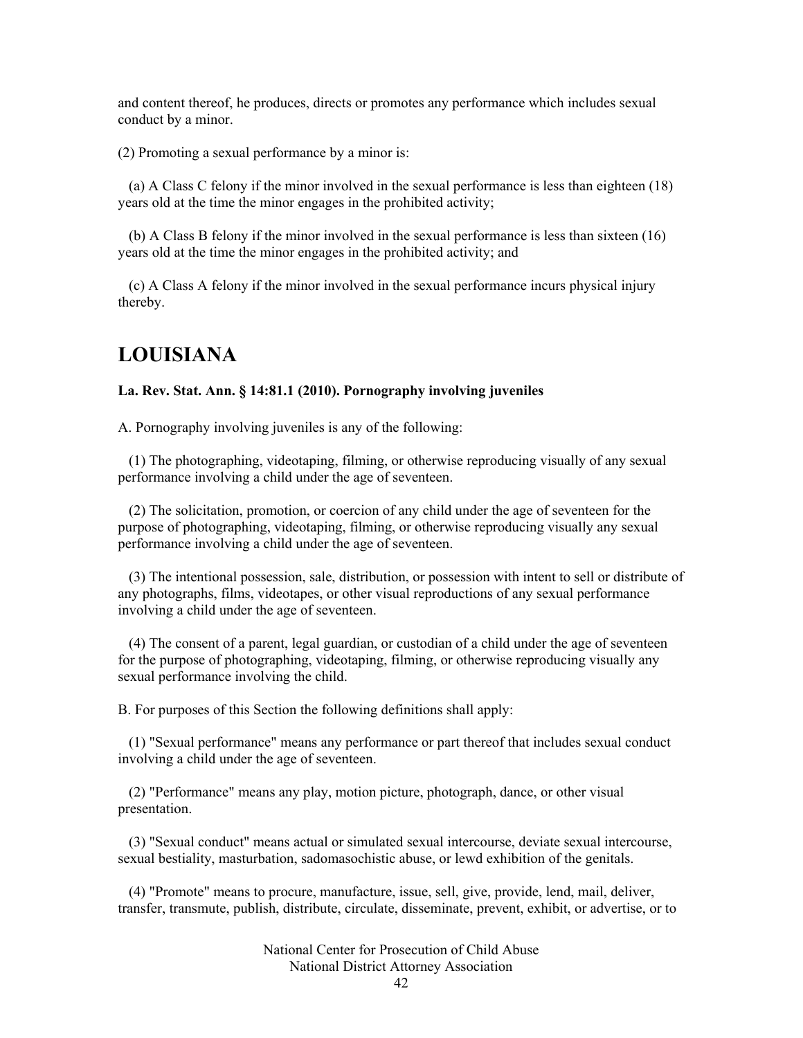and content thereof, he produces, directs or promotes any performance which includes sexual conduct by a minor.

(2) Promoting a sexual performance by a minor is:

(a) A Class C felony if the minor involved in the sexual performance is less than eighteen (18) years old at the time the minor engages in the prohibited activity;

(b) A Class B felony if the minor involved in the sexual performance is less than sixteen (16) years old at the time the minor engages in the prohibited activity; and

(c) A Class A felony if the minor involved in the sexual performance incurs physical injury thereby.

# LOUISIANA

**La. Rev. Stat. Ann. § 14:81.1 (2010). Pornography involving juveniles**

A. Pornography involving juveniles is any of the following:

(1) The photographing, videotaping, filming, or otherwise reproducing visually of any sexual performance involving a child under the age of seventeen.

(2) The solicitation, promotion, or coercion of any child under the age of seventeen for the purpose of photographing, videotaping, filming, or otherwise reproducing visually any sexual performance involving a child under the age of seventeen.

(3) The intentional possession, sale, distribution, or possession with intent to sell or distribute of any photographs, films, videotapes, or other visual reproductions of any sexual performance involving a child under the age of seventeen.

(4) The consent of a parent, legal guardian, or custodian of a child under the age of seventeen for the purpose of photographing, videotaping, filming, or otherwise reproducing visually any sexual performance involving the child.

B. For purposes of this Section the following definitions shall apply:

(1) "Sexual performance" means any performance or part thereof that includes sexual conduct involving a child under the age of seventeen.

(2) "Performance" means any play, motion picture, photograph, dance, or other visual presentation.

(3) "Sexual conduct" means actual or simulated sexual intercourse, deviate sexual intercourse, sexual bestiality, masturbation, sadomasochistic abuse, or lewd exhibition of the genitals.

(4) "Promote" means to procure, manufacture, issue, sell, give, provide, lend, mail, deliver, transfer, transmute, publish, distribute, circulate, disseminate, prevent, exhibit, or advertise, or to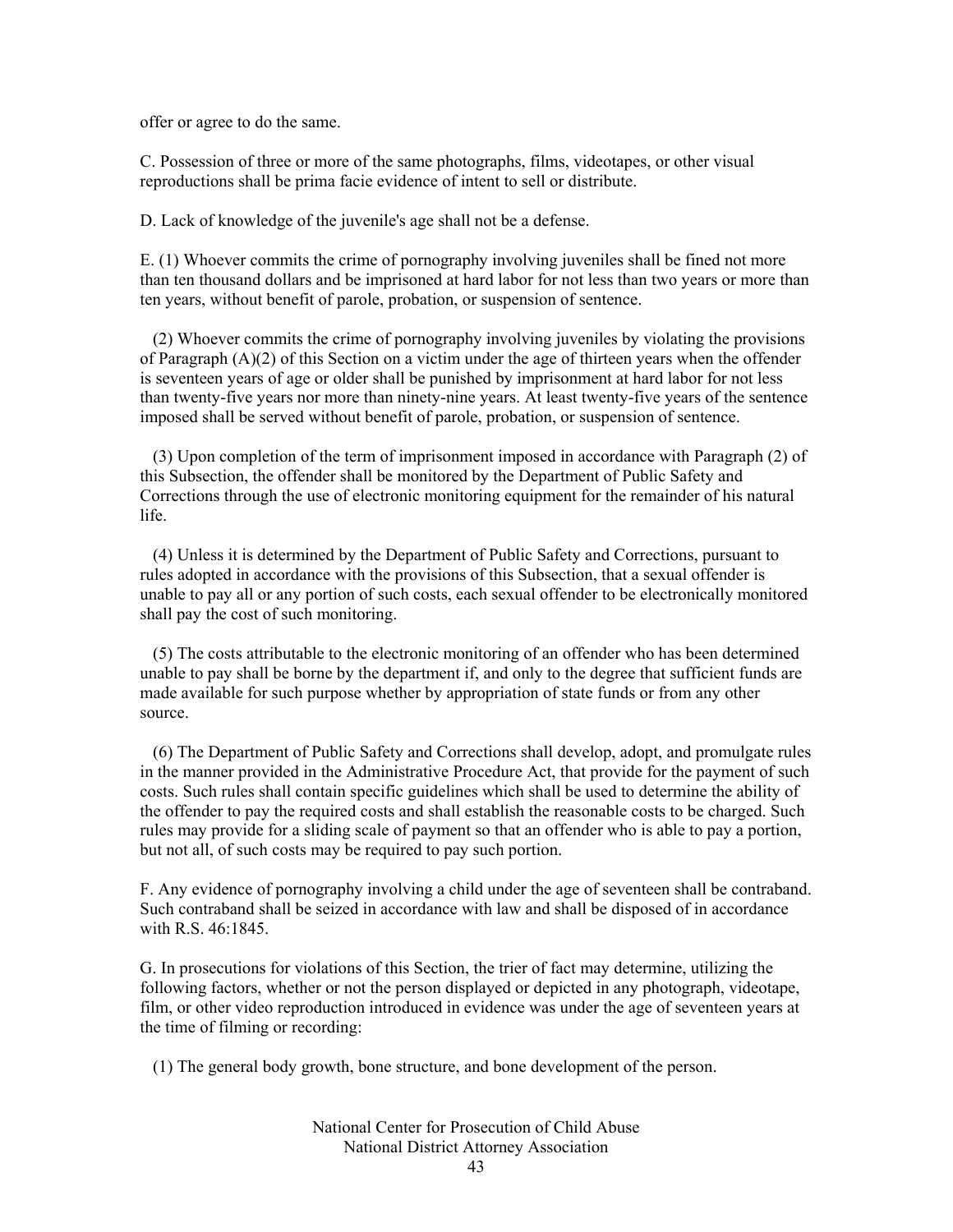offer or agree to do the same.

C. Possession of three or more of the same photographs, films, videotapes, or other visual reproductions shall be prima facie evidence of intent to sell or distribute.

D. Lack of knowledge of the juvenile's age shall not be a defense.

E. (1) Whoever commits the crime of pornography involving juveniles shall be fined not more than ten thousand dollars and be imprisoned at hard labor for not less than two years or more than ten years, without benefit of parole, probation, or suspension of sentence.

(2) Whoever commits the crime of pornography involving juveniles by violating the provisions of Paragraph (A)(2) of this Section on a victim under the age of thirteen years when the offender is seventeen years of age or older shall be punished by imprisonment at hard labor for not less than twenty-five years nor more than ninety-nine years. At least twenty-five years of the sentence imposed shall be served without benefit of parole, probation, or suspension of sentence.

(3) Upon completion of the term of imprisonment imposed in accordance with Paragraph (2) of this Subsection, the offender shall be monitored by the Department of Public Safety and Corrections through the use of electronic monitoring equipment for the remainder of his natural life.

(4) Unless it is determined by the Department of Public Safety and Corrections, pursuant to rules adopted in accordance with the provisions of this Subsection, that a sexual offender is unable to pay all or any portion of such costs, each sexual offender to be electronically monitored shall pay the cost of such monitoring.

(5) The costs attributable to the electronic monitoring of an offender who has been determined unable to pay shall be borne by the department if, and only to the degree that sufficient funds are made available for such purpose whether by appropriation of state funds or from any other source.

(6) The Department of Public Safety and Corrections shall develop, adopt, and promulgate rules in the manner provided in the Administrative Procedure Act, that provide for the payment of such costs. Such rules shall contain specific guidelines which shall be used to determine the ability of the offender to pay the required costs and shall establish the reasonable costs to be charged. Such rules may provide for a sliding scale of payment so that an offender who is able to pay a portion, but not all, of such costs may be required to pay such portion.

F. Any evidence of pornography involving a child under the age of seventeen shall be contraband. Such contraband shall be seized in accordance with law and shall be disposed of in accordance with R.S. 46:1845.

G. In prosecutions for violations of this Section, the trier of fact may determine, utilizing the following factors, whether or not the person displayed or depicted in any photograph, videotape, film, or other video reproduction introduced in evidence was under the age of seventeen years at the time of filming or recording:

(1) The general body growth, bone structure, and bone development of the person.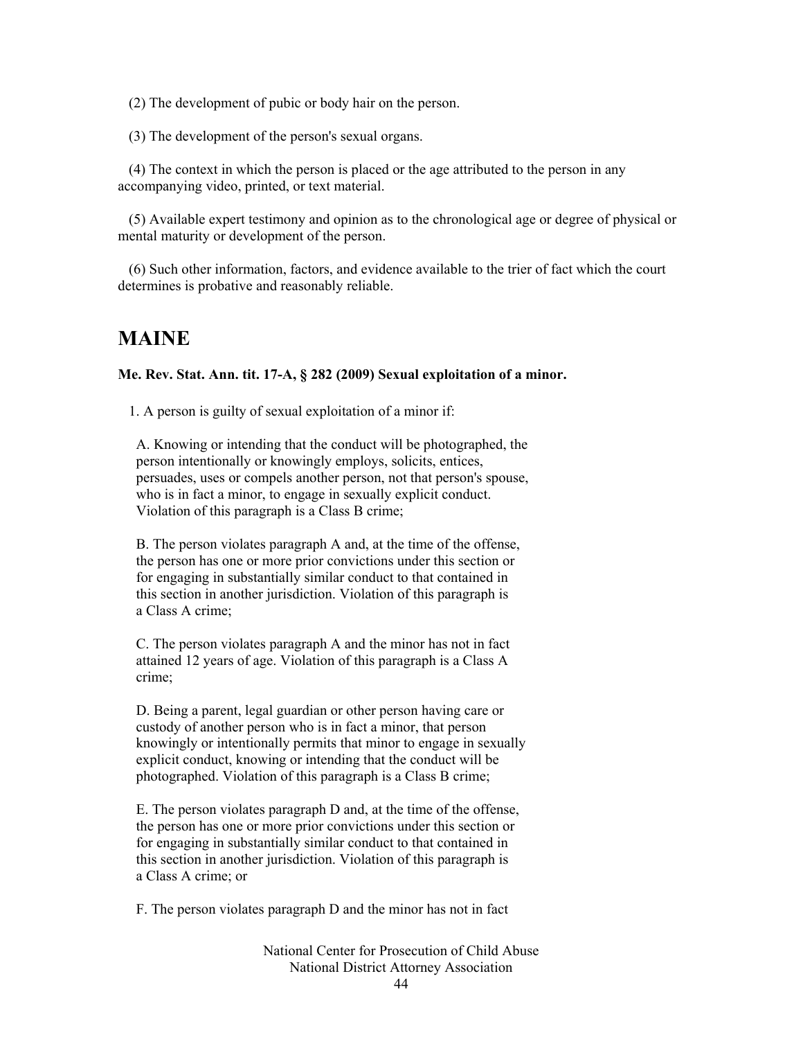(2) The development of pubic or body hair on the person.

(3) The development of the person's sexual organs.

(4) The context in which the person is placed or the age attributed to the person in any accompanying video, printed, or text material.

(5) Available expert testimony and opinion as to the chronological age or degree of physical or mental maturity or development of the person.

(6) Such other information, factors, and evidence available to the trier of fact which the court determines is probative and reasonably reliable.

## MAINE

**Me. Rev. Stat. Ann. tit. 17-A, § 282 (2009) Sexual exploitation of a minor.**

1. A person is guilty of sexual exploitation of a minor if:

A. Knowing or intending that the conduct will be photographed, the person intentionally or knowingly employs, solicits, entices, persuades, uses or compels another person, not that person's spouse, who is in fact a minor, to engage in sexually explicit conduct. Violation of this paragraph is a Class B crime;

B. The person violates paragraph A and, at the time of the offense, the person has one or more prior convictions under this section or for engaging in substantially similar conduct to that contained in this section in another jurisdiction. Violation of this paragraph is a Class A crime;

C. The person violates paragraph A and the minor has not in fact attained 12 years of age. Violation of this paragraph is a Class A crime;

D. Being a parent, legal guardian or other person having care or custody of another person who is in fact a minor, that person knowingly or intentionally permits that minor to engage in sexually explicit conduct, knowing or intending that the conduct will be photographed. Violation of this paragraph is a Class B crime;

E. The person violates paragraph D and, at the time of the offense, the person has one or more prior convictions under this section or for engaging in substantially similar conduct to that contained in this section in another jurisdiction. Violation of this paragraph is a Class A crime; or

F. The person violates paragraph D and the minor has not in fact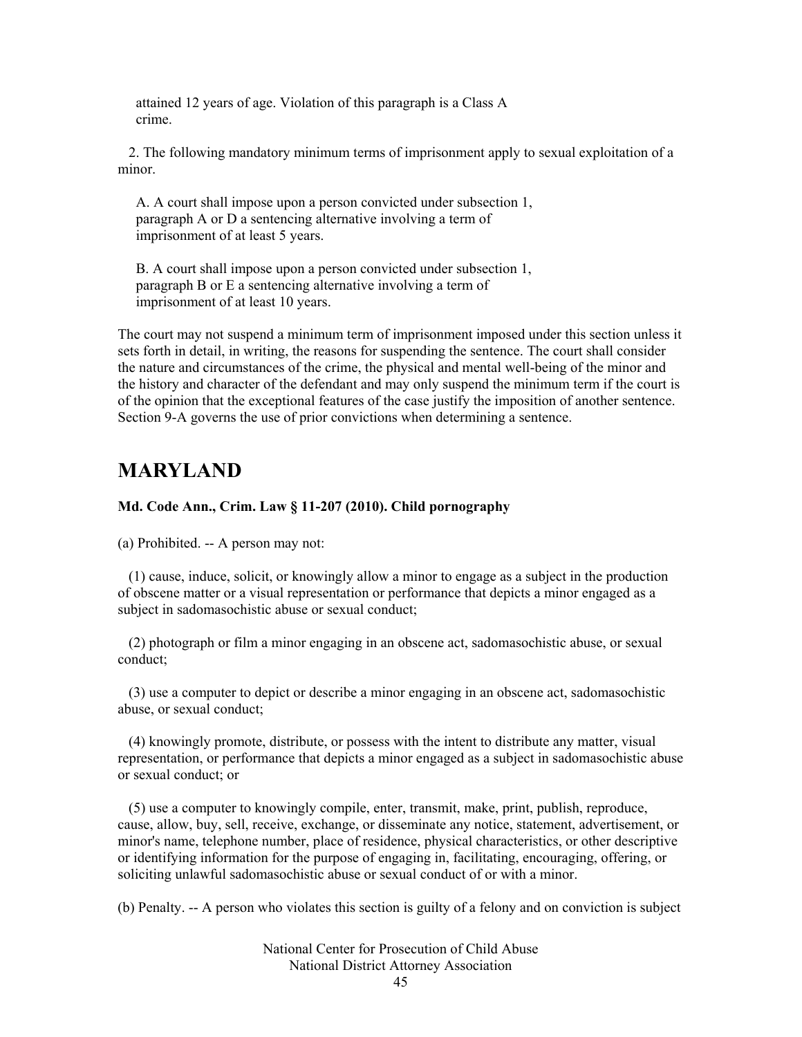attained 12 years of age. Violation of this paragraph is a Class A crime.

2. The following mandatory minimum terms of imprisonment apply to sexual exploitation of a minor.

A. A court shall impose upon a person convicted under subsection 1, paragraph A or D a sentencing alternative involving a term of imprisonment of at least 5 years.

B. A court shall impose upon a person convicted under subsection 1, paragraph B or E a sentencing alternative involving a term of imprisonment of at least 10 years.

The court may not suspend a minimum term of imprisonment imposed under this section unless it sets forth in detail, in writing, the reasons for suspending the sentence. The court shall consider the nature and circumstances of the crime, the physical and mental well-being of the minor and the history and character of the defendant and may only suspend the minimum term if the court is of the opinion that the exceptional features of the case justify the imposition of another sentence. Section 9-A governs the use of prior convictions when determining a sentence.

## MARYLAND

**Md. Code Ann., Crim. Law § 11-207 (2010). Child pornography**

(a) Prohibited. -- A person may not:

(1) cause, induce, solicit, or knowingly allow a minor to engage as a subject in the production of obscene matter or a visual representation or performance that depicts a minor engaged as a subject in sadomasochistic abuse or sexual conduct;

(2) photograph or film a minor engaging in an obscene act, sadomasochistic abuse, or sexual conduct;

(3) use a computer to depict or describe a minor engaging in an obscene act, sadomasochistic abuse, or sexual conduct;

(4) knowingly promote, distribute, or possess with the intent to distribute any matter, visual representation, or performance that depicts a minor engaged as a subject in sadomasochistic abuse or sexual conduct; or

(5) use a computer to knowingly compile, enter, transmit, make, print, publish, reproduce, cause, allow, buy, sell, receive, exchange, or disseminate any notice, statement, advertisement, or minor's name, telephone number, place of residence, physical characteristics, or other descriptive or identifying information for the purpose of engaging in, facilitating, encouraging, offering, or soliciting unlawful sadomasochistic abuse or sexual conduct of or with a minor.

(b) Penalty. -- A person who violates this section is guilty of a felony and on conviction is subject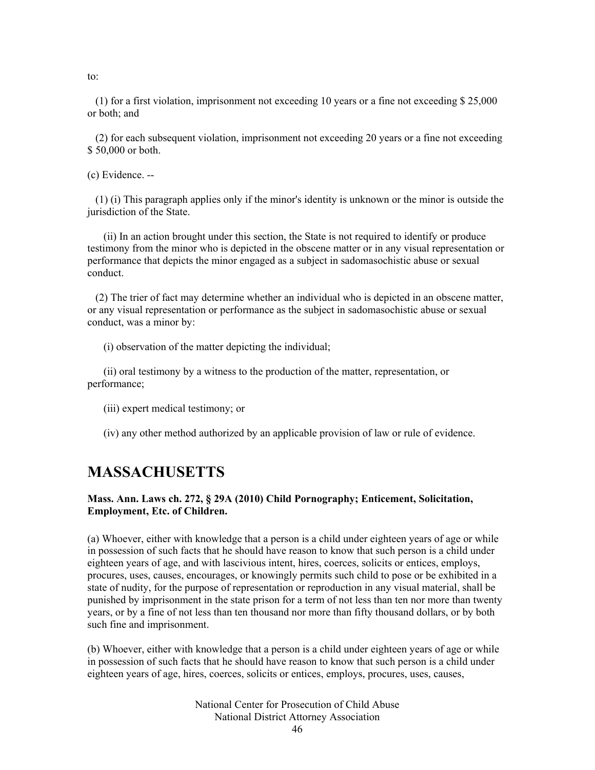to:

(1) for a first violation, imprisonment not exceeding 10 years or a fine not exceeding $ 25,000 or both; and

(2) for each subsequent violation, imprisonment not exceeding 20 years or a fine not exceeding $ 50,000 or both.

(c) Evidence. --

(1) (i) This paragraph applies only if the minor's identity is unknown or the minor is outside the jurisdiction of the State.

(ii) In an action brought under this section, the State is not required to identify or produce testimony from the minor who is depicted in the obscene matter or in any visual representation or performance that depicts the minor engaged as a subject in sadomasochistic abuse or sexual conduct.

(2) The trier of fact may determine whether an individual who is depicted in an obscene matter, or any visual representation or performance as the subject in sadomasochistic abuse or sexual conduct, was a minor by:

(i) observation of the matter depicting the individual;

(ii) oral testimony by a witness to the production of the matter, representation, or performance;

(iii) expert medical testimony; or

(iv) any other method authorized by an applicable provision of law or rule of evidence.

# MASSACHUSETTS

**Mass. Ann. Laws ch. 272, § 29A (2010) Child Pornography; Enticement, Solicitation, Employment, Etc. of Children.**

(a) Whoever, either with knowledge that a person is a child under eighteen years of age or while in possession of such facts that he should have reason to know that such person is a child under eighteen years of age, and with lascivious intent, hires, coerces, solicits or entices, employs, procures, uses, causes, encourages, or knowingly permits such child to pose or be exhibited in a state of nudity, for the purpose of representation or reproduction in any visual material, shall be punished by imprisonment in the state prison for a term of not less than ten nor more than twenty years, or by a fine of not less than ten thousand nor more than fifty thousand dollars, or by both such fine and imprisonment.

(b) Whoever, either with knowledge that a person is a child under eighteen years of age or while in possession of such facts that he should have reason to know that such person is a child under eighteen years of age, hires, coerces, solicits or entices, employs, procures, uses, causes,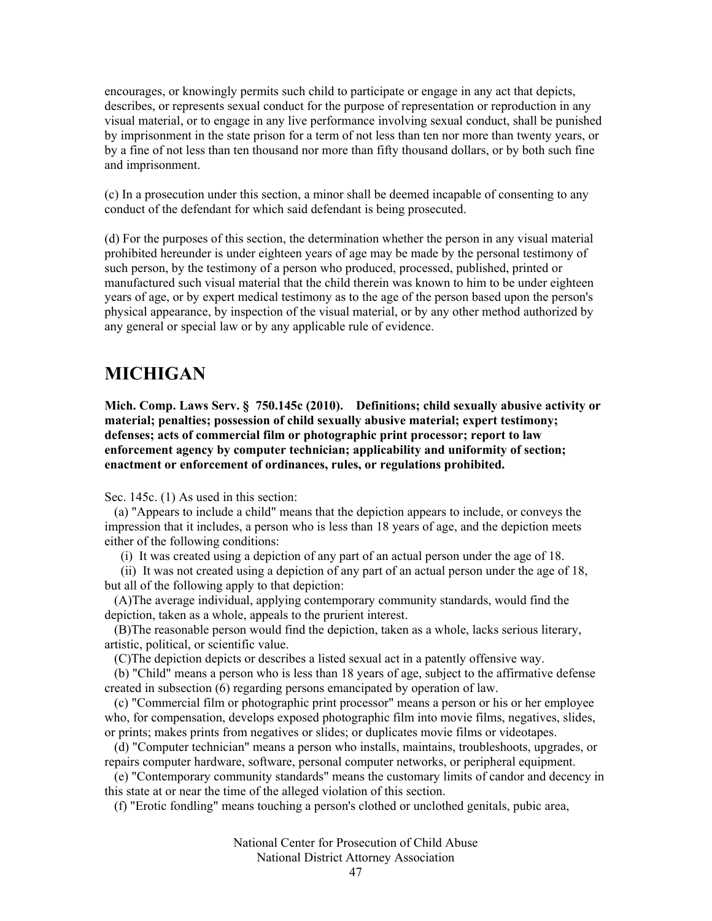encourages, or knowingly permits such child to participate or engage in any act that depicts, describes, or represents sexual conduct for the purpose of representation or reproduction in any visual material, or to engage in any live performance involving sexual conduct, shall be punished by imprisonment in the state prison for a term of not less than ten nor more than twenty years, or by a fine of not less than ten thousand nor more than fifty thousand dollars, or by both such fine and imprisonment.

(c) In a prosecution under this section, a minor shall be deemed incapable of consenting to any conduct of the defendant for which said defendant is being prosecuted.

(d) For the purposes of this section, the determination whether the person in any visual material prohibited hereunder is under eighteen years of age may be made by the personal testimony of such person, by the testimony of a person who produced, processed, published, printed or manufactured such visual material that the child therein was known to him to be under eighteen years of age, or by expert medical testimony as to the age of the person based upon the person's physical appearance, by inspection of the visual material, or by any other method authorized by any general or special law or by any applicable rule of evidence.

# MICHIGAN

**Mich. Comp. Laws Serv. § 750.145c (2010). Definitions; child sexually abusive activity or material; penalties; possession of child sexually abusive material; expert testimony; defenses; acts of commercial film or photographic print processor; report to law enforcement agency by computer technician; applicability and uniformity of section; enactment or enforcement of ordinances, rules, or regulations prohibited.**

Sec. 145c. (1) As used in this section:

(a) "Appears to include a child" means that the depiction appears to include, or conveys the impression that it includes, a person who is less than 18 years of age, and the depiction meets either of the following conditions:

(i) It was created using a depiction of any part of an actual person under the age of 18.

(ii) It was not created using a depiction of any part of an actual person under the age of 18, but all of the following apply to that depiction:

(A)The average individual, applying contemporary community standards, would find the depiction, taken as a whole, appeals to the prurient interest.

(B)The reasonable person would find the depiction, taken as a whole, lacks serious literary, artistic, political, or scientific value.

(C)The depiction depicts or describes a listed sexual act in a patently offensive way.

(b) "Child" means a person who is less than 18 years of age, subject to the affirmative defense created in subsection (6) regarding persons emancipated by operation of law.

(c) "Commercial film or photographic print processor" means a person or his or her employee who, for compensation, develops exposed photographic film into movie films, negatives, slides, or prints; makes prints from negatives or slides; or duplicates movie films or videotapes.

(d) "Computer technician" means a person who installs, maintains, troubleshoots, upgrades, or repairs computer hardware, software, personal computer networks, or peripheral equipment.

(e) "Contemporary community standards" means the customary limits of candor and decency in this state at or near the time of the alleged violation of this section.

(f) "Erotic fondling" means touching a person's clothed or unclothed genitals, pubic area,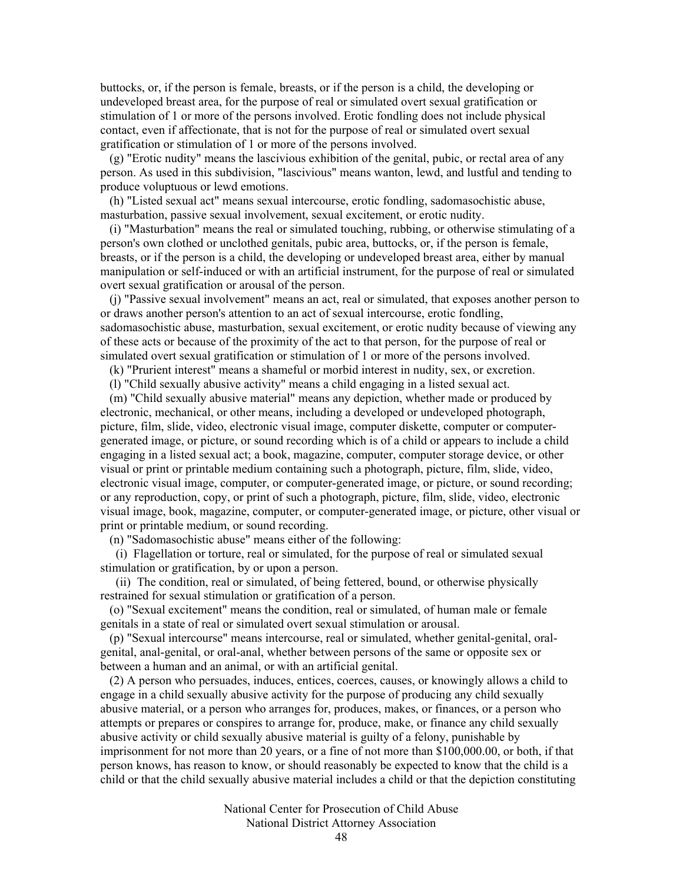buttocks, or, if the person is female, breasts, or if the person is a child, the developing or undeveloped breast area, for the purpose of real or simulated overt sexual gratification or stimulation of 1 or more of the persons involved. Erotic fondling does not include physical contact, even if affectionate, that is not for the purpose of real or simulated overt sexual gratification or stimulation of 1 or more of the persons involved.

(g) "Erotic nudity" means the lascivious exhibition of the genital, pubic, or rectal area of any person. As used in this subdivision, "lascivious" means wanton, lewd, and lustful and tending to produce voluptuous or lewd emotions.

(h) "Listed sexual act" means sexual intercourse, erotic fondling, sadomasochistic abuse, masturbation, passive sexual involvement, sexual excitement, or erotic nudity.

(i) "Masturbation" means the real or simulated touching, rubbing, or otherwise stimulating of a person's own clothed or unclothed genitals, pubic area, buttocks, or, if the person is female, breasts, or if the person is a child, the developing or undeveloped breast area, either by manual manipulation or self-induced or with an artificial instrument, for the purpose of real or simulated overt sexual gratification or arousal of the person.

(j) "Passive sexual involvement" means an act, real or simulated, that exposes another person to or draws another person's attention to an act of sexual intercourse, erotic fondling, sadomasochistic abuse, masturbation, sexual excitement, or erotic nudity because of viewing any of these acts or because of the proximity of the act to that person, for the purpose of real or simulated overt sexual gratification or stimulation of 1 or more of the persons involved.

(k) "Prurient interest" means a shameful or morbid interest in nudity, sex, or excretion.

(l) "Child sexually abusive activity" means a child engaging in a listed sexual act.

(m) "Child sexually abusive material" means any depiction, whether made or produced by electronic, mechanical, or other means, including a developed or undeveloped photograph, picture, film, slide, video, electronic visual image, computer diskette, computer or computer-generated image, or picture, or sound recording which is of a child or appears to include a child engaging in a listed sexual act; a book, magazine, computer, computer storage device, or other visual or print or printable medium containing such a photograph, picture, film, slide, video, electronic visual image, computer, or computer-generated image, or picture, or sound recording; or any reproduction, copy, or print of such a photograph, picture, film, slide, video, electronic visual image, book, magazine, computer, or computer-generated image, or picture, other visual or print or printable medium, or sound recording.

(n) "Sadomasochistic abuse" means either of the following:

(i) Flagellation or torture, real or simulated, for the purpose of real or simulated sexual stimulation or gratification, by or upon a person.

(ii) The condition, real or simulated, of being fettered, bound, or otherwise physically restrained for sexual stimulation or gratification of a person.

(o) "Sexual excitement" means the condition, real or simulated, of human male or female genitals in a state of real or simulated overt sexual stimulation or arousal.

(p) "Sexual intercourse" means intercourse, real or simulated, whether genital-genital, oral-genital, anal-genital, or oral-anal, whether between persons of the same or opposite sex or between a human and an animal, or with an artificial genital.

(2) A person who persuades, induces, entices, coerces, causes, or knowingly allows a child to engage in a child sexually abusive activity for the purpose of producing any child sexually abusive material, or a person who arranges for, produces, makes, or finances, or a person who attempts or prepares or conspires to arrange for, produce, make, or finance any child sexually abusive activity or child sexually abusive material is guilty of a felony, punishable by imprisonment for not more than 20 years, or a fine of not more than $100,000.00, or both, if that person knows, has reason to know, or should reasonably be expected to know that the child is a child or that the child sexually abusive material includes a child or that the depiction constituting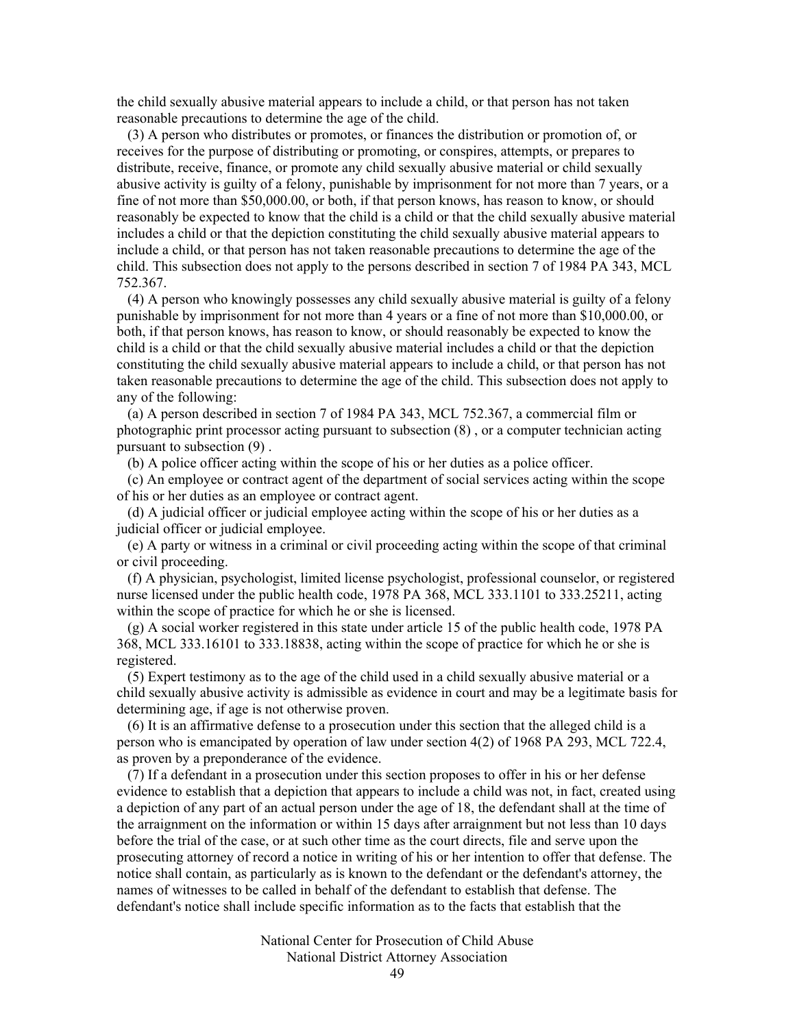the child sexually abusive material appears to include a child, or that person has not taken reasonable precautions to determine the age of the child.

(3) A person who distributes or promotes, or finances the distribution or promotion of, or receives for the purpose of distributing or promoting, or conspires, attempts, or prepares to distribute, receive, finance, or promote any child sexually abusive material or child sexually abusive activity is guilty of a felony, punishable by imprisonment for not more than 7 years, or a fine of not more than $50,000.00, or both, if that person knows, has reason to know, or should reasonably be expected to know that the child is a child or that the child sexually abusive material includes a child or that the depiction constituting the child sexually abusive material appears to include a child, or that person has not taken reasonable precautions to determine the age of the child. This subsection does not apply to the persons described in section 7 of 1984 PA 343, MCL 752.367.

(4) A person who knowingly possesses any child sexually abusive material is guilty of a felony punishable by imprisonment for not more than 4 years or a fine of not more than $10,000.00, or both, if that person knows, has reason to know, or should reasonably be expected to know the child is a child or that the child sexually abusive material includes a child or that the depiction constituting the child sexually abusive material appears to include a child, or that person has not taken reasonable precautions to determine the age of the child. This subsection does not apply to any of the following:

(a) A person described in section 7 of 1984 PA 343, MCL 752.367, a commercial film or photographic print processor acting pursuant to subsection (8) , or a computer technician acting pursuant to subsection (9) .

(b) A police officer acting within the scope of his or her duties as a police officer.

(c) An employee or contract agent of the department of social services acting within the scope of his or her duties as an employee or contract agent.

(d) A judicial officer or judicial employee acting within the scope of his or her duties as a judicial officer or judicial employee.

(e) A party or witness in a criminal or civil proceeding acting within the scope of that criminal or civil proceeding.

(f) A physician, psychologist, limited license psychologist, professional counselor, or registered nurse licensed under the public health code, 1978 PA 368, MCL 333.1101 to 333.25211, acting within the scope of practice for which he or she is licensed.

(g) A social worker registered in this state under article 15 of the public health code, 1978 PA 368, MCL 333.16101 to 333.18838, acting within the scope of practice for which he or she is registered.

(5) Expert testimony as to the age of the child used in a child sexually abusive material or a child sexually abusive activity is admissible as evidence in court and may be a legitimate basis for determining age, if age is not otherwise proven.

(6) It is an affirmative defense to a prosecution under this section that the alleged child is a person who is emancipated by operation of law under section 4(2) of 1968 PA 293, MCL 722.4, as proven by a preponderance of the evidence.

(7) If a defendant in a prosecution under this section proposes to offer in his or her defense evidence to establish that a depiction that appears to include a child was not, in fact, created using a depiction of any part of an actual person under the age of 18, the defendant shall at the time of the arraignment on the information or within 15 days after arraignment but not less than 10 days before the trial of the case, or at such other time as the court directs, file and serve upon the prosecuting attorney of record a notice in writing of his or her intention to offer that defense. The notice shall contain, as particularly as is known to the defendant or the defendant's attorney, the names of witnesses to be called in behalf of the defendant to establish that defense. The defendant's notice shall include specific information as to the facts that establish that the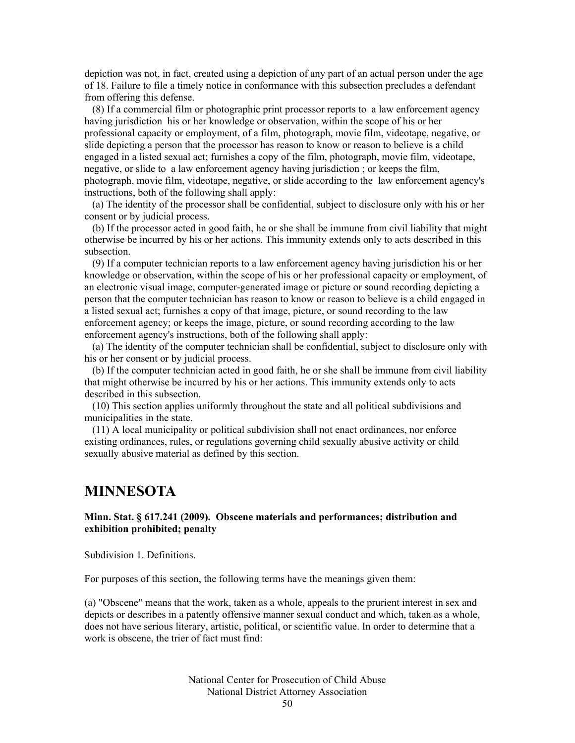depiction was not, in fact, created using a depiction of any part of an actual person under the age of 18. Failure to file a timely notice in conformance with this subsection precludes a defendant from offering this defense.

(8) If a commercial film or photographic print processor reports to a law enforcement agency having jurisdiction his or her knowledge or observation, within the scope of his or her professional capacity or employment, of a film, photograph, movie film, videotape, negative, or slide depicting a person that the processor has reason to know or reason to believe is a child engaged in a listed sexual act; furnishes a copy of the film, photograph, movie film, videotape, negative, or slide to a law enforcement agency having jurisdiction ; or keeps the film, photograph, movie film, videotape, negative, or slide according to the law enforcement agency's instructions, both of the following shall apply:

(a) The identity of the processor shall be confidential, subject to disclosure only with his or her consent or by judicial process.

(b) If the processor acted in good faith, he or she shall be immune from civil liability that might otherwise be incurred by his or her actions. This immunity extends only to acts described in this subsection.

(9) If a computer technician reports to a law enforcement agency having jurisdiction his or her knowledge or observation, within the scope of his or her professional capacity or employment, of an electronic visual image, computer-generated image or picture or sound recording depicting a person that the computer technician has reason to know or reason to believe is a child engaged in a listed sexual act; furnishes a copy of that image, picture, or sound recording to the law enforcement agency; or keeps the image, picture, or sound recording according to the law enforcement agency's instructions, both of the following shall apply:

(a) The identity of the computer technician shall be confidential, subject to disclosure only with his or her consent or by judicial process.

(b) If the computer technician acted in good faith, he or she shall be immune from civil liability that might otherwise be incurred by his or her actions. This immunity extends only to acts described in this subsection.

(10) This section applies uniformly throughout the state and all political subdivisions and municipalities in the state.

(11) A local municipality or political subdivision shall not enact ordinances, nor enforce existing ordinances, rules, or regulations governing child sexually abusive activity or child sexually abusive material as defined by this section.

## MINNESOTA

**Minn. Stat. § 617.241 (2009). Obscene materials and performances; distribution and exhibition prohibited; penalty**

Subdivision 1. Definitions.

For purposes of this section, the following terms have the meanings given them:

(a) "Obscene" means that the work, taken as a whole, appeals to the prurient interest in sex and depicts or describes in a patently offensive manner sexual conduct and which, taken as a whole, does not have serious literary, artistic, political, or scientific value. In order to determine that a work is obscene, the trier of fact must find: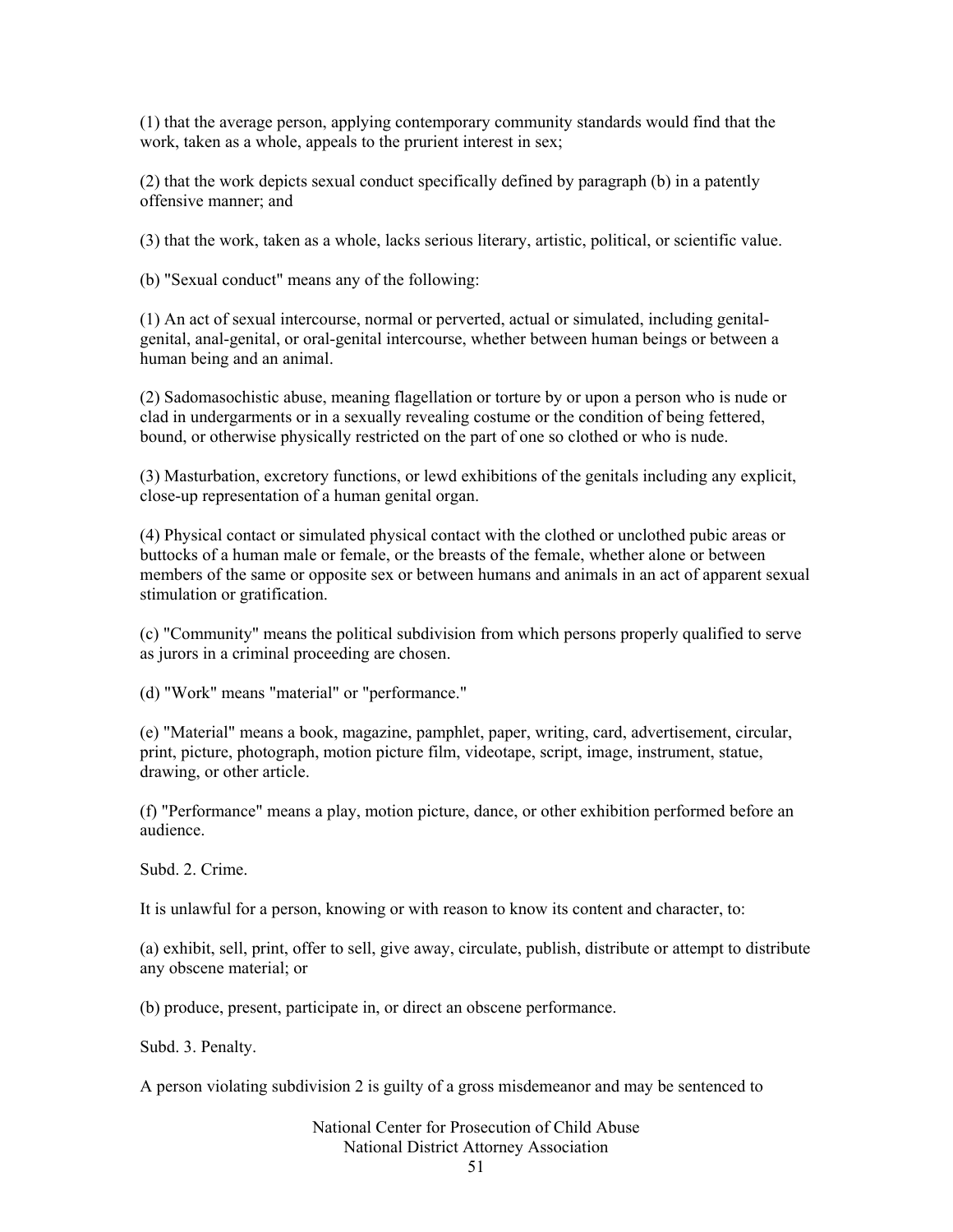(1) that the average person, applying contemporary community standards would find that the work, taken as a whole, appeals to the prurient interest in sex;

(2) that the work depicts sexual conduct specifically defined by paragraph (b) in a patently offensive manner; and

(3) that the work, taken as a whole, lacks serious literary, artistic, political, or scientific value.

(b) "Sexual conduct" means any of the following:

(1) An act of sexual intercourse, normal or perverted, actual or simulated, including genital-genital, anal-genital, or oral-genital intercourse, whether between human beings or between a human being and an animal.

(2) Sadomasochistic abuse, meaning flagellation or torture by or upon a person who is nude or clad in undergarments or in a sexually revealing costume or the condition of being fettered, bound, or otherwise physically restricted on the part of one so clothed or who is nude.

(3) Masturbation, excretory functions, or lewd exhibitions of the genitals including any explicit, close-up representation of a human genital organ.

(4) Physical contact or simulated physical contact with the clothed or unclothed pubic areas or buttocks of a human male or female, or the breasts of the female, whether alone or between members of the same or opposite sex or between humans and animals in an act of apparent sexual stimulation or gratification.

(c) "Community" means the political subdivision from which persons properly qualified to serve as jurors in a criminal proceeding are chosen.

(d) "Work" means "material" or "performance."

(e) "Material" means a book, magazine, pamphlet, paper, writing, card, advertisement, circular, print, picture, photograph, motion picture film, videotape, script, image, instrument, statue, drawing, or other article.

(f) "Performance" means a play, motion picture, dance, or other exhibition performed before an audience.

Subd. 2. Crime.

It is unlawful for a person, knowing or with reason to know its content and character, to:

(a) exhibit, sell, print, offer to sell, give away, circulate, publish, distribute or attempt to distribute any obscene material; or

(b) produce, present, participate in, or direct an obscene performance.

Subd. 3. Penalty.

A person violating subdivision 2 is guilty of a gross misdemeanor and may be sentenced to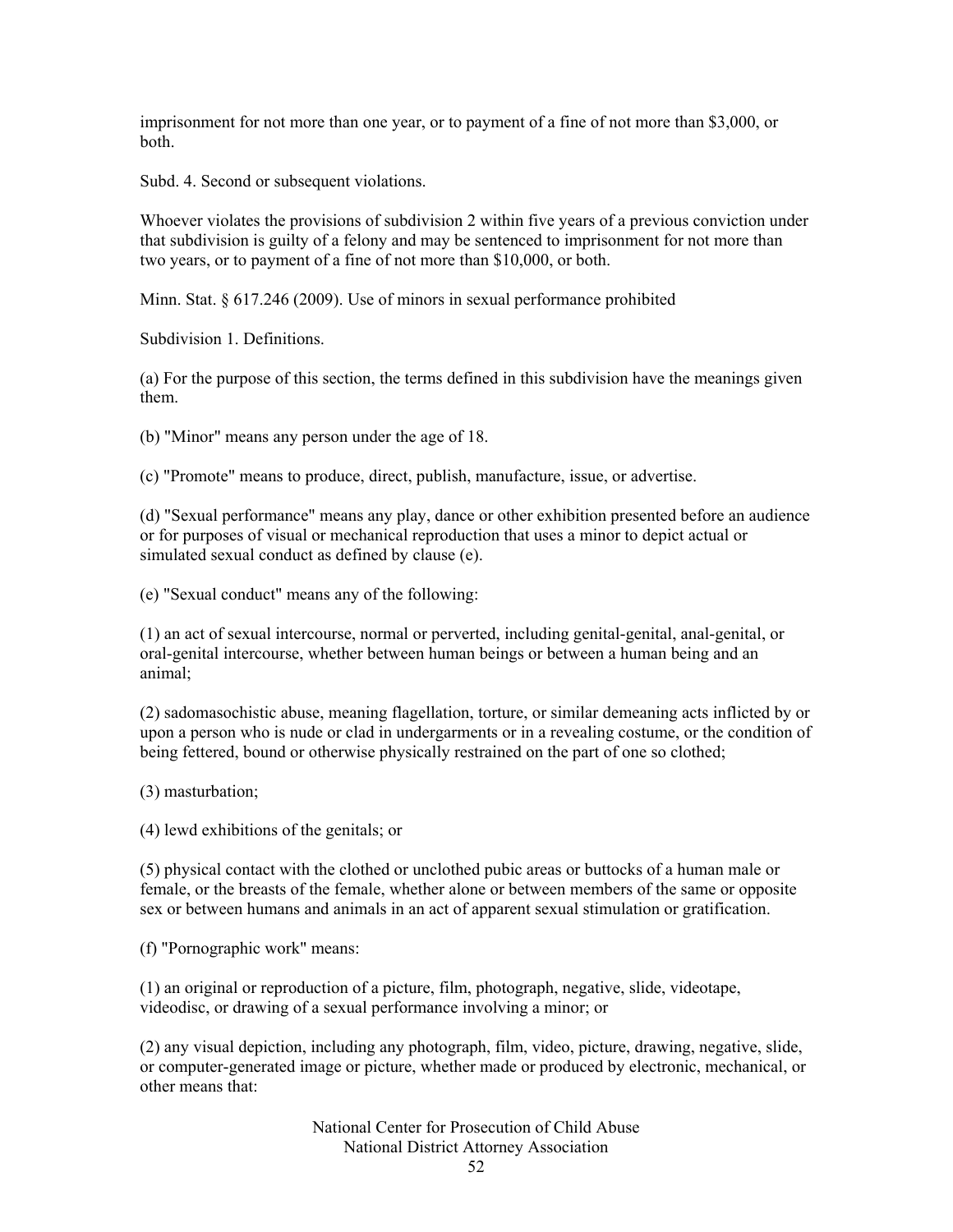imprisonment for not more than one year, or to payment of a fine of not more than $3,000, or both.

Subd. 4. Second or subsequent violations.

Whoever violates the provisions of subdivision 2 within five years of a previous conviction under that subdivision is guilty of a felony and may be sentenced to imprisonment for not more than two years, or to payment of a fine of not more than $10,000, or both.

Minn. Stat. § 617.246 (2009). Use of minors in sexual performance prohibited

Subdivision 1. Definitions.

(a) For the purpose of this section, the terms defined in this subdivision have the meanings given them.

(b) "Minor" means any person under the age of 18.

(c) "Promote" means to produce, direct, publish, manufacture, issue, or advertise.

(d) "Sexual performance" means any play, dance or other exhibition presented before an audience or for purposes of visual or mechanical reproduction that uses a minor to depict actual or simulated sexual conduct as defined by clause (e).

(e) "Sexual conduct" means any of the following:

(1) an act of sexual intercourse, normal or perverted, including genital-genital, anal-genital, or oral-genital intercourse, whether between human beings or between a human being and an animal;

(2) sadomasochistic abuse, meaning flagellation, torture, or similar demeaning acts inflicted by or upon a person who is nude or clad in undergarments or in a revealing costume, or the condition of being fettered, bound or otherwise physically restrained on the part of one so clothed;

(3) masturbation;

(4) lewd exhibitions of the genitals; or

(5) physical contact with the clothed or unclothed pubic areas or buttocks of a human male or female, or the breasts of the female, whether alone or between members of the same or opposite sex or between humans and animals in an act of apparent sexual stimulation or gratification.

(f) "Pornographic work" means:

(1) an original or reproduction of a picture, film, photograph, negative, slide, videotape, videodisc, or drawing of a sexual performance involving a minor; or

(2) any visual depiction, including any photograph, film, video, picture, drawing, negative, slide, or computer-generated image or picture, whether made or produced by electronic, mechanical, or other means that: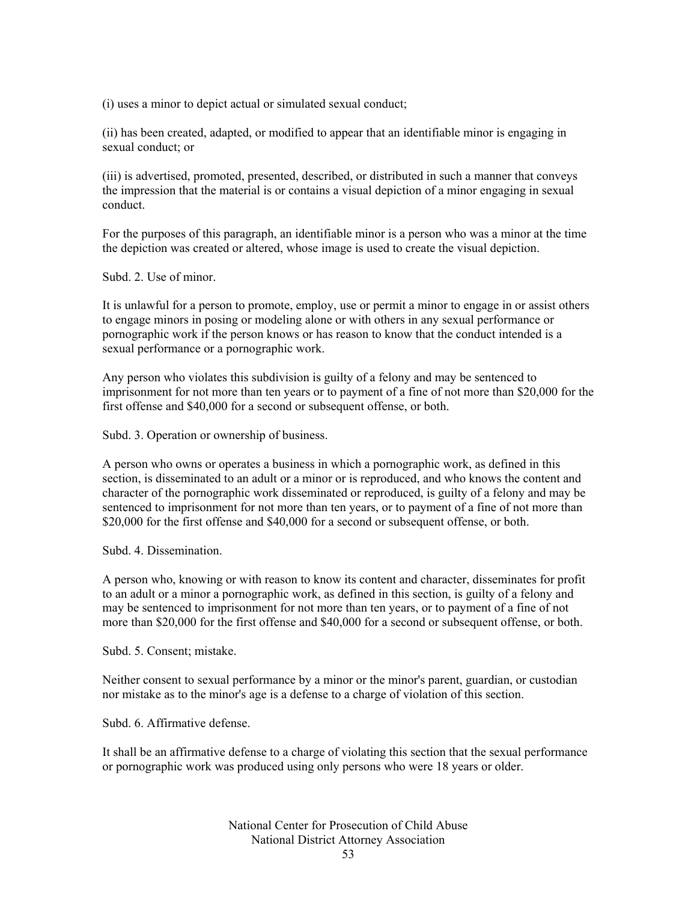(i) uses a minor to depict actual or simulated sexual conduct;

(ii) has been created, adapted, or modified to appear that an identifiable minor is engaging in sexual conduct; or

(iii) is advertised, promoted, presented, described, or distributed in such a manner that conveys the impression that the material is or contains a visual depiction of a minor engaging in sexual conduct.

For the purposes of this paragraph, an identifiable minor is a person who was a minor at the time the depiction was created or altered, whose image is used to create the visual depiction.

Subd. 2. Use of minor.

It is unlawful for a person to promote, employ, use or permit a minor to engage in or assist others to engage minors in posing or modeling alone or with others in any sexual performance or pornographic work if the person knows or has reason to know that the conduct intended is a sexual performance or a pornographic work.

Any person who violates this subdivision is guilty of a felony and may be sentenced to imprisonment for not more than ten years or to payment of a fine of not more than $20,000 for the first offense and $40,000 for a second or subsequent offense, or both.

Subd. 3. Operation or ownership of business.

A person who owns or operates a business in which a pornographic work, as defined in this section, is disseminated to an adult or a minor or is reproduced, and who knows the content and character of the pornographic work disseminated or reproduced, is guilty of a felony and may be sentenced to imprisonment for not more than ten years, or to payment of a fine of not more than $20,000 for the first offense and $40,000 for a second or subsequent offense, or both.

Subd. 4. Dissemination.

A person who, knowing or with reason to know its content and character, disseminates for profit to an adult or a minor a pornographic work, as defined in this section, is guilty of a felony and may be sentenced to imprisonment for not more than ten years, or to payment of a fine of not more than $20,000 for the first offense and $40,000 for a second or subsequent offense, or both.

Subd. 5. Consent; mistake.

Neither consent to sexual performance by a minor or the minor's parent, guardian, or custodian nor mistake as to the minor's age is a defense to a charge of violation of this section.

Subd. 6. Affirmative defense.

It shall be an affirmative defense to a charge of violating this section that the sexual performance or pornographic work was produced using only persons who were 18 years or older.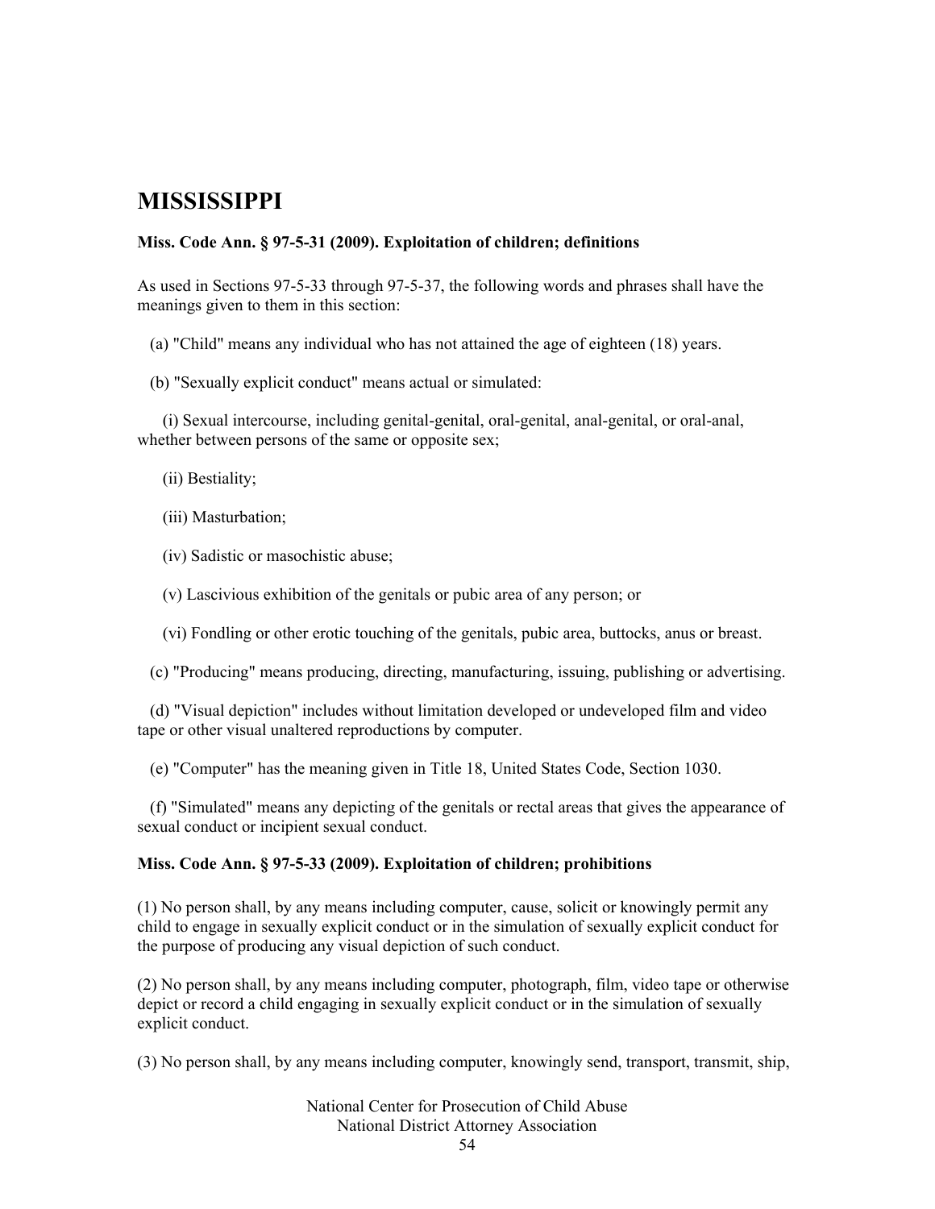# MISSISSIPPI

**Miss. Code Ann. § 97-5-31 (2009). Exploitation of children; definitions**

As used in Sections 97-5-33 through 97-5-37, the following words and phrases shall have the meanings given to them in this section:

(a) "Child" means any individual who has not attained the age of eighteen (18) years.

(b) "Sexually explicit conduct" means actual or simulated:

(i) Sexual intercourse, including genital-genital, oral-genital, anal-genital, or oral-anal, whether between persons of the same or opposite sex;

(ii) Bestiality;

(iii) Masturbation;

(iv) Sadistic or masochistic abuse;

(v) Lascivious exhibition of the genitals or pubic area of any person; or

(vi) Fondling or other erotic touching of the genitals, pubic area, buttocks, anus or breast.

(c) "Producing" means producing, directing, manufacturing, issuing, publishing or advertising.

(d) "Visual depiction" includes without limitation developed or undeveloped film and video tape or other visual unaltered reproductions by computer.

(e) "Computer" has the meaning given in Title 18, United States Code, Section 1030.

(f) "Simulated" means any depicting of the genitals or rectal areas that gives the appearance of sexual conduct or incipient sexual conduct.

**Miss. Code Ann. § 97-5-33 (2009). Exploitation of children; prohibitions**

(1) No person shall, by any means including computer, cause, solicit or knowingly permit any child to engage in sexually explicit conduct or in the simulation of sexually explicit conduct for the purpose of producing any visual depiction of such conduct.

(2) No person shall, by any means including computer, photograph, film, video tape or otherwise depict or record a child engaging in sexually explicit conduct or in the simulation of sexually explicit conduct.

(3) No person shall, by any means including computer, knowingly send, transport, transmit, ship,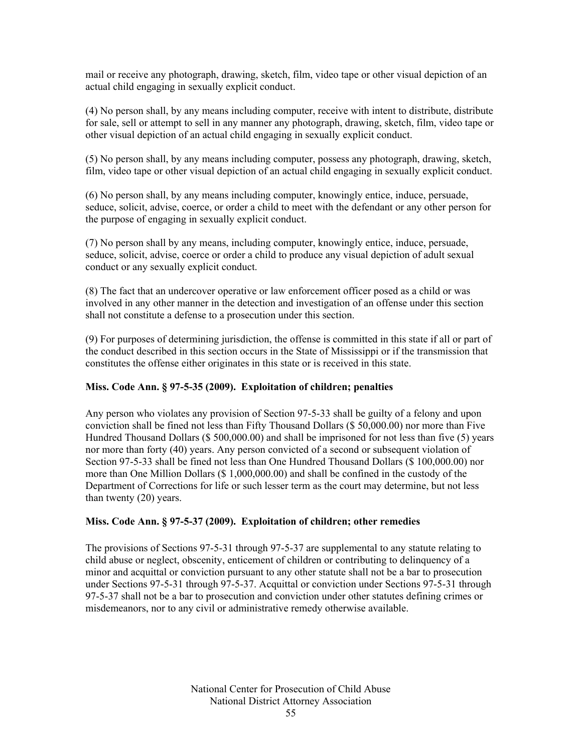mail or receive any photograph, drawing, sketch, film, video tape or other visual depiction of an actual child engaging in sexually explicit conduct.

(4) No person shall, by any means including computer, receive with intent to distribute, distribute for sale, sell or attempt to sell in any manner any photograph, drawing, sketch, film, video tape or other visual depiction of an actual child engaging in sexually explicit conduct.

(5) No person shall, by any means including computer, possess any photograph, drawing, sketch, film, video tape or other visual depiction of an actual child engaging in sexually explicit conduct.

(6) No person shall, by any means including computer, knowingly entice, induce, persuade, seduce, solicit, advise, coerce, or order a child to meet with the defendant or any other person for the purpose of engaging in sexually explicit conduct.

(7) No person shall by any means, including computer, knowingly entice, induce, persuade, seduce, solicit, advise, coerce or order a child to produce any visual depiction of adult sexual conduct or any sexually explicit conduct.

(8) The fact that an undercover operative or law enforcement officer posed as a child or was involved in any other manner in the detection and investigation of an offense under this section shall not constitute a defense to a prosecution under this section.

(9) For purposes of determining jurisdiction, the offense is committed in this state if all or part of the conduct described in this section occurs in the State of Mississippi or if the transmission that constitutes the offense either originates in this state or is received in this state.

**Miss. Code Ann. § 97-5-35 (2009). Exploitation of children; penalties**

Any person who violates any provision of Section 97-5-33 shall be guilty of a felony and upon conviction shall be fined not less than Fifty Thousand Dollars ($ 50,000.00) nor more than Five Hundred Thousand Dollars ($ 500,000.00) and shall be imprisoned for not less than five (5) years nor more than forty (40) years. Any person convicted of a second or subsequent violation of Section 97-5-33 shall be fined not less than One Hundred Thousand Dollars ($ 100,000.00) nor more than One Million Dollars ($ 1,000,000.00) and shall be confined in the custody of the Department of Corrections for life or such lesser term as the court may determine, but not less than twenty (20) years.

**Miss. Code Ann. § 97-5-37 (2009). Exploitation of children; other remedies**

The provisions of Sections 97-5-31 through 97-5-37 are supplemental to any statute relating to child abuse or neglect, obscenity, enticement of children or contributing to delinquency of a minor and acquittal or conviction pursuant to any other statute shall not be a bar to prosecution under Sections 97-5-31 through 97-5-37. Acquittal or conviction under Sections 97-5-31 through 97-5-37 shall not be a bar to prosecution and conviction under other statutes defining crimes or misdemeanors, nor to any civil or administrative remedy otherwise available.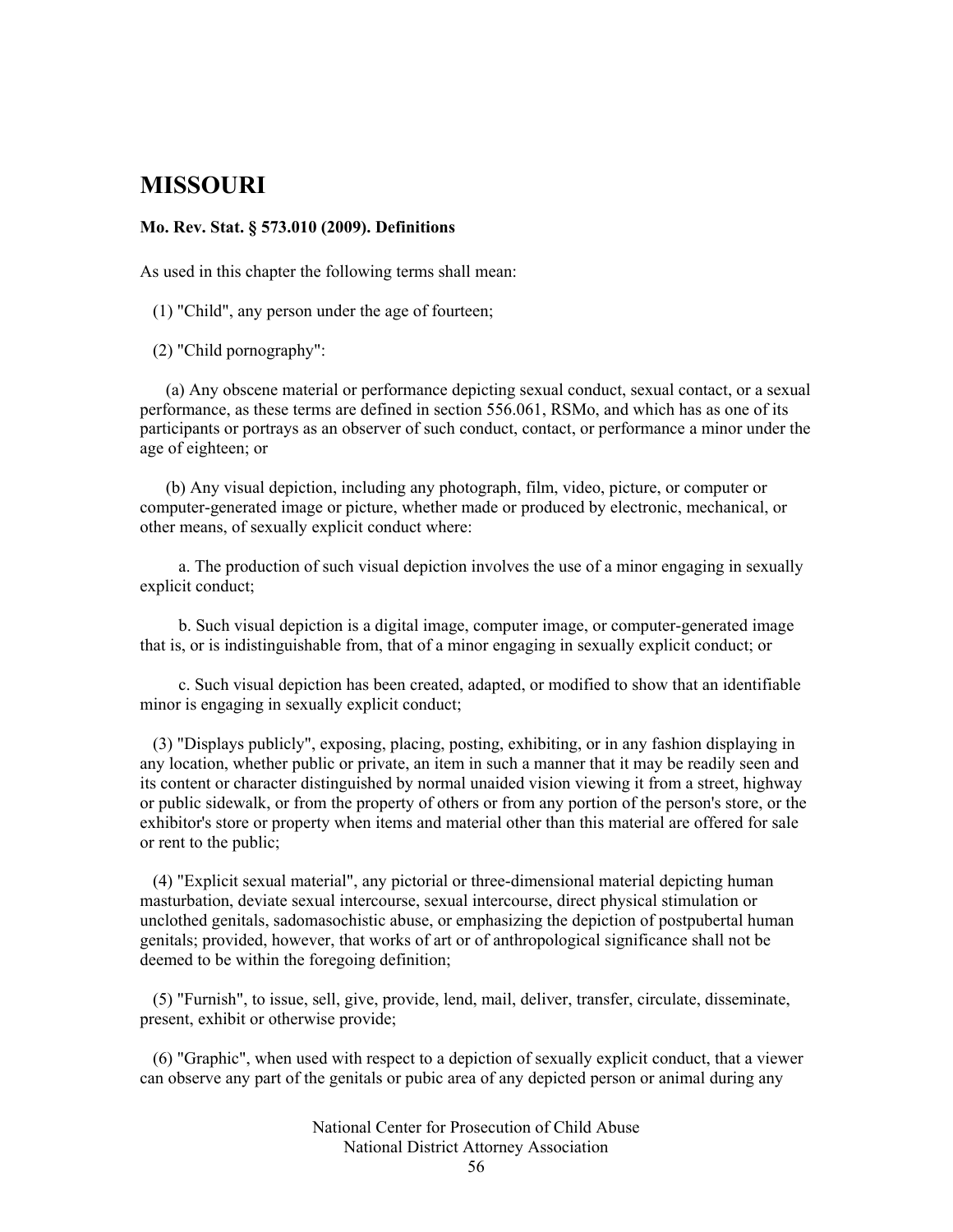# MISSOURI

**Mo. Rev. Stat. § 573.010 (2009). Definitions**

As used in this chapter the following terms shall mean:

(1) "Child", any person under the age of fourteen;

(2) "Child pornography":

(a) Any obscene material or performance depicting sexual conduct, sexual contact, or a sexual performance, as these terms are defined in section 556.061, RSMo, and which has as one of its participants or portrays as an observer of such conduct, contact, or performance a minor under the age of eighteen; or

(b) Any visual depiction, including any photograph, film, video, picture, or computer or computer-generated image or picture, whether made or produced by electronic, mechanical, or other means, of sexually explicit conduct where:

a. The production of such visual depiction involves the use of a minor engaging in sexually explicit conduct;

b. Such visual depiction is a digital image, computer image, or computer-generated image that is, or is indistinguishable from, that of a minor engaging in sexually explicit conduct; or

c. Such visual depiction has been created, adapted, or modified to show that an identifiable minor is engaging in sexually explicit conduct;

(3) "Displays publicly", exposing, placing, posting, exhibiting, or in any fashion displaying in any location, whether public or private, an item in such a manner that it may be readily seen and its content or character distinguished by normal unaided vision viewing it from a street, highway or public sidewalk, or from the property of others or from any portion of the person's store, or the exhibitor's store or property when items and material other than this material are offered for sale or rent to the public;

(4) "Explicit sexual material", any pictorial or three-dimensional material depicting human masturbation, deviate sexual intercourse, sexual intercourse, direct physical stimulation or unclothed genitals, sadomasochistic abuse, or emphasizing the depiction of postpubertal human genitals; provided, however, that works of art or of anthropological significance shall not be deemed to be within the foregoing definition;

(5) "Furnish", to issue, sell, give, provide, lend, mail, deliver, transfer, circulate, disseminate, present, exhibit or otherwise provide;

(6) "Graphic", when used with respect to a depiction of sexually explicit conduct, that a viewer can observe any part of the genitals or pubic area of any depicted person or animal during any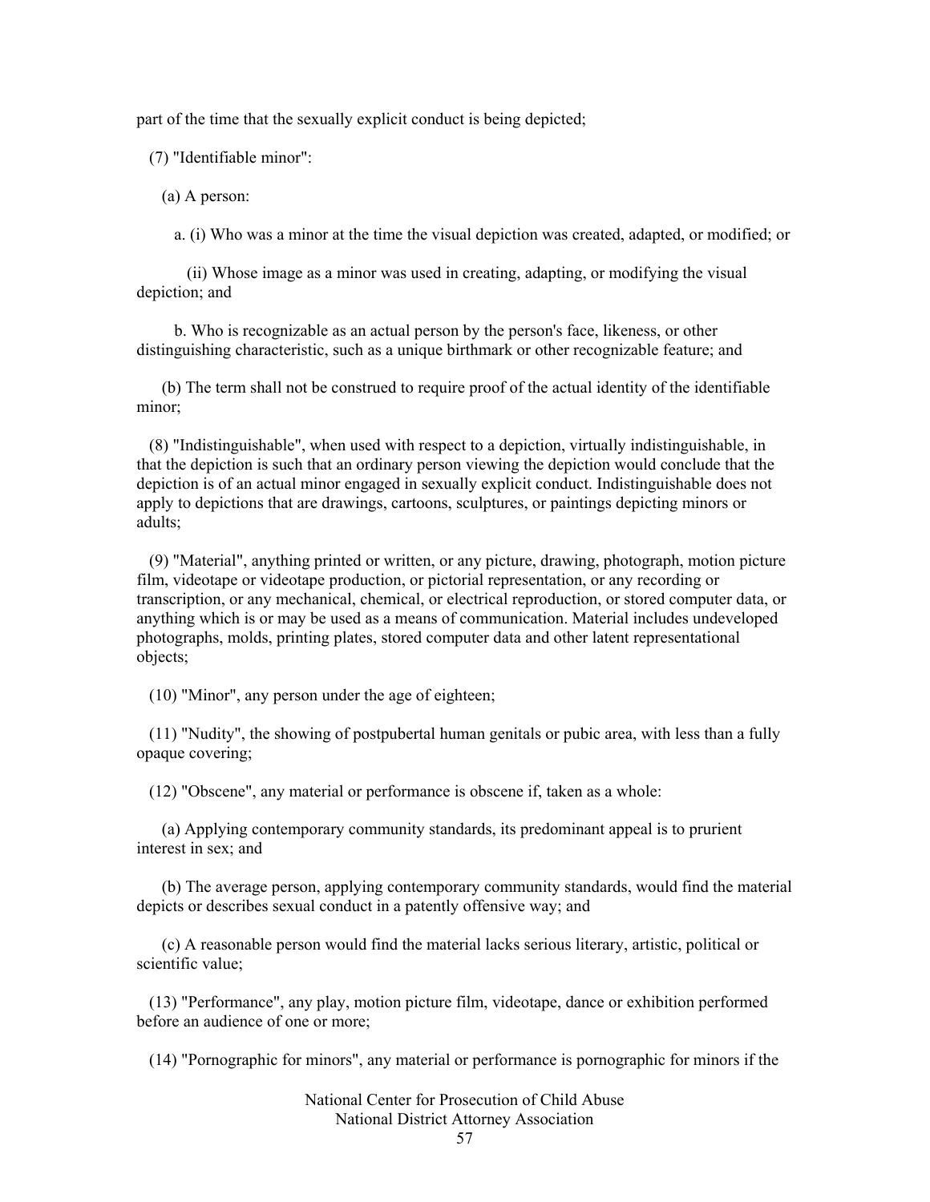part of the time that the sexually explicit conduct is being depicted;

(7) "Identifiable minor":

(a) A person:

a. (i) Who was a minor at the time the visual depiction was created, adapted, or modified; or

(ii) Whose image as a minor was used in creating, adapting, or modifying the visual depiction; and

b. Who is recognizable as an actual person by the person's face, likeness, or other distinguishing characteristic, such as a unique birthmark or other recognizable feature; and

(b) The term shall not be construed to require proof of the actual identity of the identifiable minor;

(8) "Indistinguishable", when used with respect to a depiction, virtually indistinguishable, in that the depiction is such that an ordinary person viewing the depiction would conclude that the depiction is of an actual minor engaged in sexually explicit conduct. Indistinguishable does not apply to depictions that are drawings, cartoons, sculptures, or paintings depicting minors or adults;

(9) "Material", anything printed or written, or any picture, drawing, photograph, motion picture film, videotape or videotape production, or pictorial representation, or any recording or transcription, or any mechanical, chemical, or electrical reproduction, or stored computer data, or anything which is or may be used as a means of communication. Material includes undeveloped photographs, molds, printing plates, stored computer data and other latent representational objects;

(10) "Minor", any person under the age of eighteen;

(11) "Nudity", the showing of postpubertal human genitals or pubic area, with less than a fully opaque covering;

(12) "Obscene", any material or performance is obscene if, taken as a whole:

(a) Applying contemporary community standards, its predominant appeal is to prurient interest in sex; and

(b) The average person, applying contemporary community standards, would find the material depicts or describes sexual conduct in a patently offensive way; and

(c) A reasonable person would find the material lacks serious literary, artistic, political or scientific value;

(13) "Performance", any play, motion picture film, videotape, dance or exhibition performed before an audience of one or more;

(14) "Pornographic for minors", any material or performance is pornographic for minors if the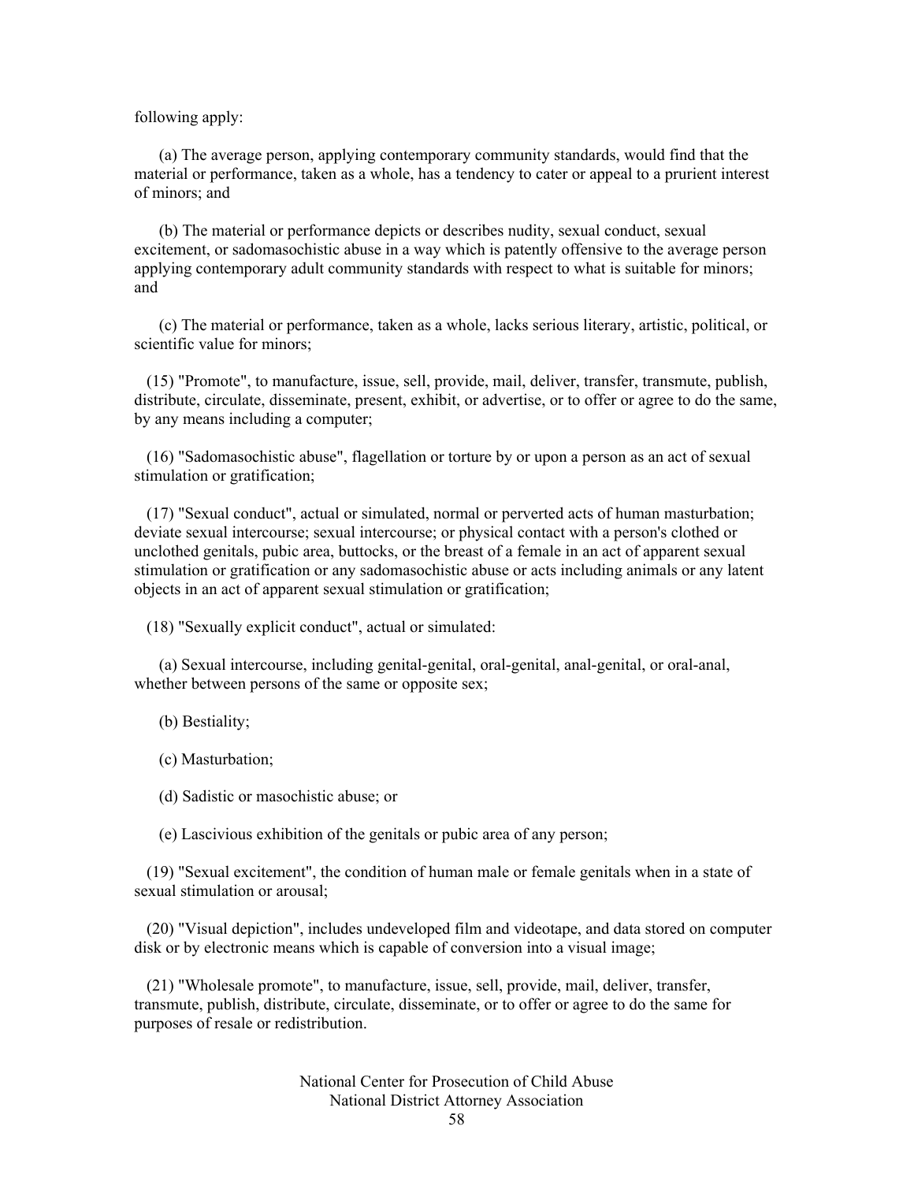following apply:

(a) The average person, applying contemporary community standards, would find that the material or performance, taken as a whole, has a tendency to cater or appeal to a prurient interest of minors; and

(b) The material or performance depicts or describes nudity, sexual conduct, sexual excitement, or sadomasochistic abuse in a way which is patently offensive to the average person applying contemporary adult community standards with respect to what is suitable for minors; and

(c) The material or performance, taken as a whole, lacks serious literary, artistic, political, or scientific value for minors;

(15) "Promote", to manufacture, issue, sell, provide, mail, deliver, transfer, transmute, publish, distribute, circulate, disseminate, present, exhibit, or advertise, or to offer or agree to do the same, by any means including a computer;

(16) "Sadomasochistic abuse", flagellation or torture by or upon a person as an act of sexual stimulation or gratification;

(17) "Sexual conduct", actual or simulated, normal or perverted acts of human masturbation; deviate sexual intercourse; sexual intercourse; or physical contact with a person's clothed or unclothed genitals, pubic area, buttocks, or the breast of a female in an act of apparent sexual stimulation or gratification or any sadomasochistic abuse or acts including animals or any latent objects in an act of apparent sexual stimulation or gratification;

(18) "Sexually explicit conduct", actual or simulated:

(a) Sexual intercourse, including genital-genital, oral-genital, anal-genital, or oral-anal, whether between persons of the same or opposite sex;

(b) Bestiality;

(c) Masturbation;

(d) Sadistic or masochistic abuse; or

(e) Lascivious exhibition of the genitals or pubic area of any person;

(19) "Sexual excitement", the condition of human male or female genitals when in a state of sexual stimulation or arousal;

(20) "Visual depiction", includes undeveloped film and videotape, and data stored on computer disk or by electronic means which is capable of conversion into a visual image;

(21) "Wholesale promote", to manufacture, issue, sell, provide, mail, deliver, transfer, transmute, publish, distribute, circulate, disseminate, or to offer or agree to do the same for purposes of resale or redistribution.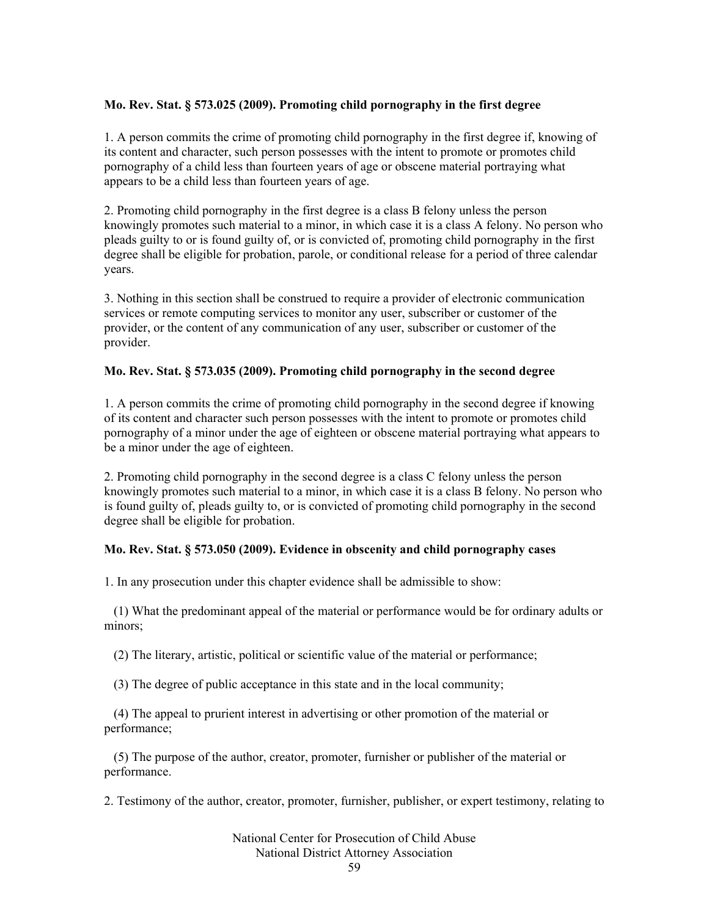**Mo. Rev. Stat. § 573.025 (2009). Promoting child pornography in the first degree**

1. A person commits the crime of promoting child pornography in the first degree if, knowing of its content and character, such person possesses with the intent to promote or promotes child pornography of a child less than fourteen years of age or obscene material portraying what appears to be a child less than fourteen years of age.

2. Promoting child pornography in the first degree is a class B felony unless the person knowingly promotes such material to a minor, in which case it is a class A felony. No person who pleads guilty to or is found guilty of, or is convicted of, promoting child pornography in the first degree shall be eligible for probation, parole, or conditional release for a period of three calendar years.

3. Nothing in this section shall be construed to require a provider of electronic communication services or remote computing services to monitor any user, subscriber or customer of the provider, or the content of any communication of any user, subscriber or customer of the provider.

**Mo. Rev. Stat. § 573.035 (2009). Promoting child pornography in the second degree**

1. A person commits the crime of promoting child pornography in the second degree if knowing of its content and character such person possesses with the intent to promote or promotes child pornography of a minor under the age of eighteen or obscene material portraying what appears to be a minor under the age of eighteen.

2. Promoting child pornography in the second degree is a class C felony unless the person knowingly promotes such material to a minor, in which case it is a class B felony. No person who is found guilty of, pleads guilty to, or is convicted of promoting child pornography in the second degree shall be eligible for probation.

**Mo. Rev. Stat. § 573.050 (2009). Evidence in obscenity and child pornography cases**

1. In any prosecution under this chapter evidence shall be admissible to show:

(1) What the predominant appeal of the material or performance would be for ordinary adults or minors;

(2) The literary, artistic, political or scientific value of the material or performance;

(3) The degree of public acceptance in this state and in the local community;

(4) The appeal to prurient interest in advertising or other promotion of the material or performance;

(5) The purpose of the author, creator, promoter, furnisher or publisher of the material or performance.

2. Testimony of the author, creator, promoter, furnisher, publisher, or expert testimony, relating to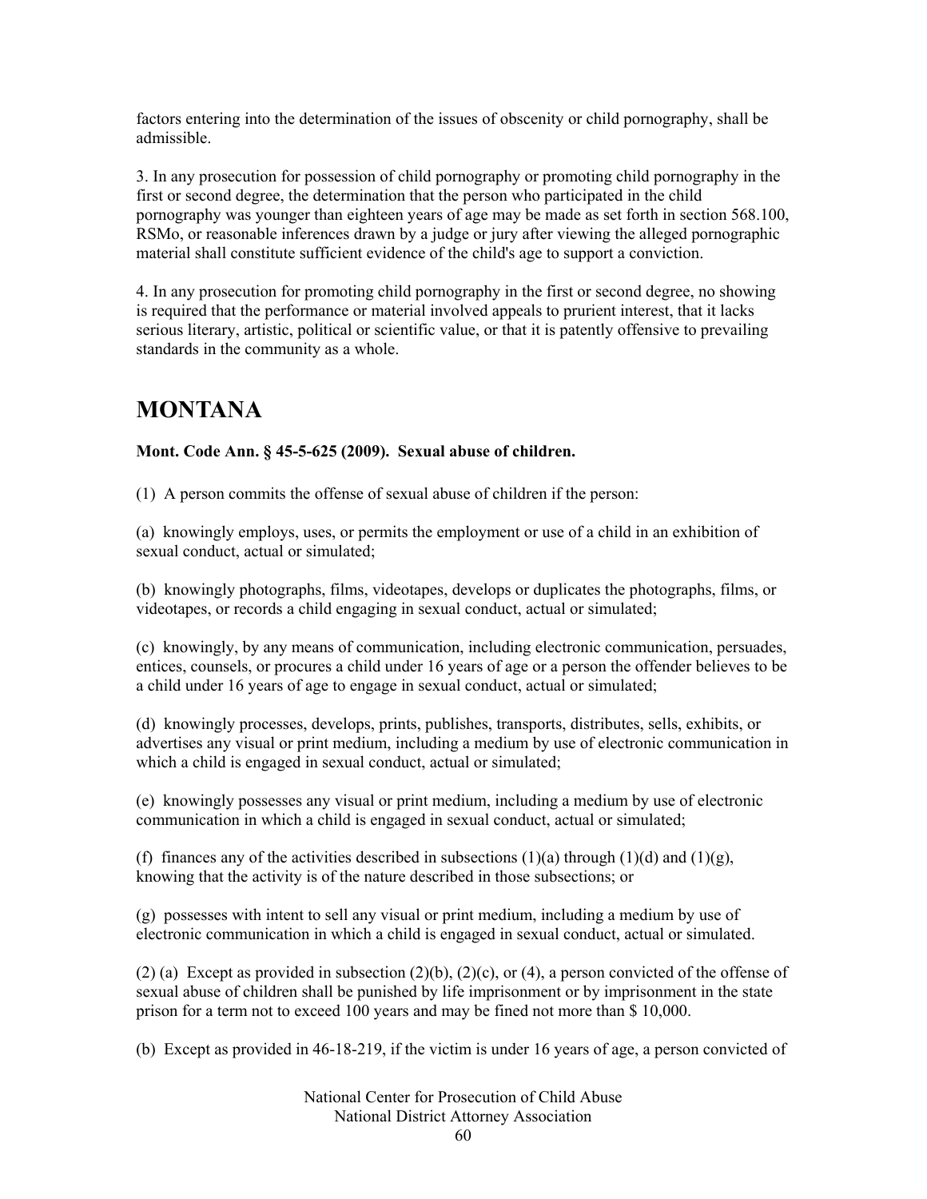factors entering into the determination of the issues of obscenity or child pornography, shall be admissible.

3. In any prosecution for possession of child pornography or promoting child pornography in the first or second degree, the determination that the person who participated in the child pornography was younger than eighteen years of age may be made as set forth in section 568.100, RSMo, or reasonable inferences drawn by a judge or jury after viewing the alleged pornographic material shall constitute sufficient evidence of the child's age to support a conviction.

4. In any prosecution for promoting child pornography in the first or second degree, no showing is required that the performance or material involved appeals to prurient interest, that it lacks serious literary, artistic, political or scientific value, or that it is patently offensive to prevailing standards in the community as a whole.

# MONTANA

**Mont. Code Ann. § 45-5-625 (2009). Sexual abuse of children.**

(1) A person commits the offense of sexual abuse of children if the person:

(a) knowingly employs, uses, or permits the employment or use of a child in an exhibition of sexual conduct, actual or simulated;

(b) knowingly photographs, films, videotapes, develops or duplicates the photographs, films, or videotapes, or records a child engaging in sexual conduct, actual or simulated;

(c) knowingly, by any means of communication, including electronic communication, persuades, entices, counsels, or procures a child under 16 years of age or a person the offender believes to be a child under 16 years of age to engage in sexual conduct, actual or simulated;

(d) knowingly processes, develops, prints, publishes, transports, distributes, sells, exhibits, or advertises any visual or print medium, including a medium by use of electronic communication in which a child is engaged in sexual conduct, actual or simulated;

(e) knowingly possesses any visual or print medium, including a medium by use of electronic communication in which a child is engaged in sexual conduct, actual or simulated;

(f) finances any of the activities described in subsections (1)(a) through (1)(d) and (1)(g), knowing that the activity is of the nature described in those subsections; or

(g) possesses with intent to sell any visual or print medium, including a medium by use of electronic communication in which a child is engaged in sexual conduct, actual or simulated.

(2) (a) Except as provided in subsection (2)(b), (2)(c), or (4), a person convicted of the offense of sexual abuse of children shall be punished by life imprisonment or by imprisonment in the state prison for a term not to exceed 100 years and may be fined not more than $ 10,000.

(b) Except as provided in 46-18-219, if the victim is under 16 years of age, a person convicted of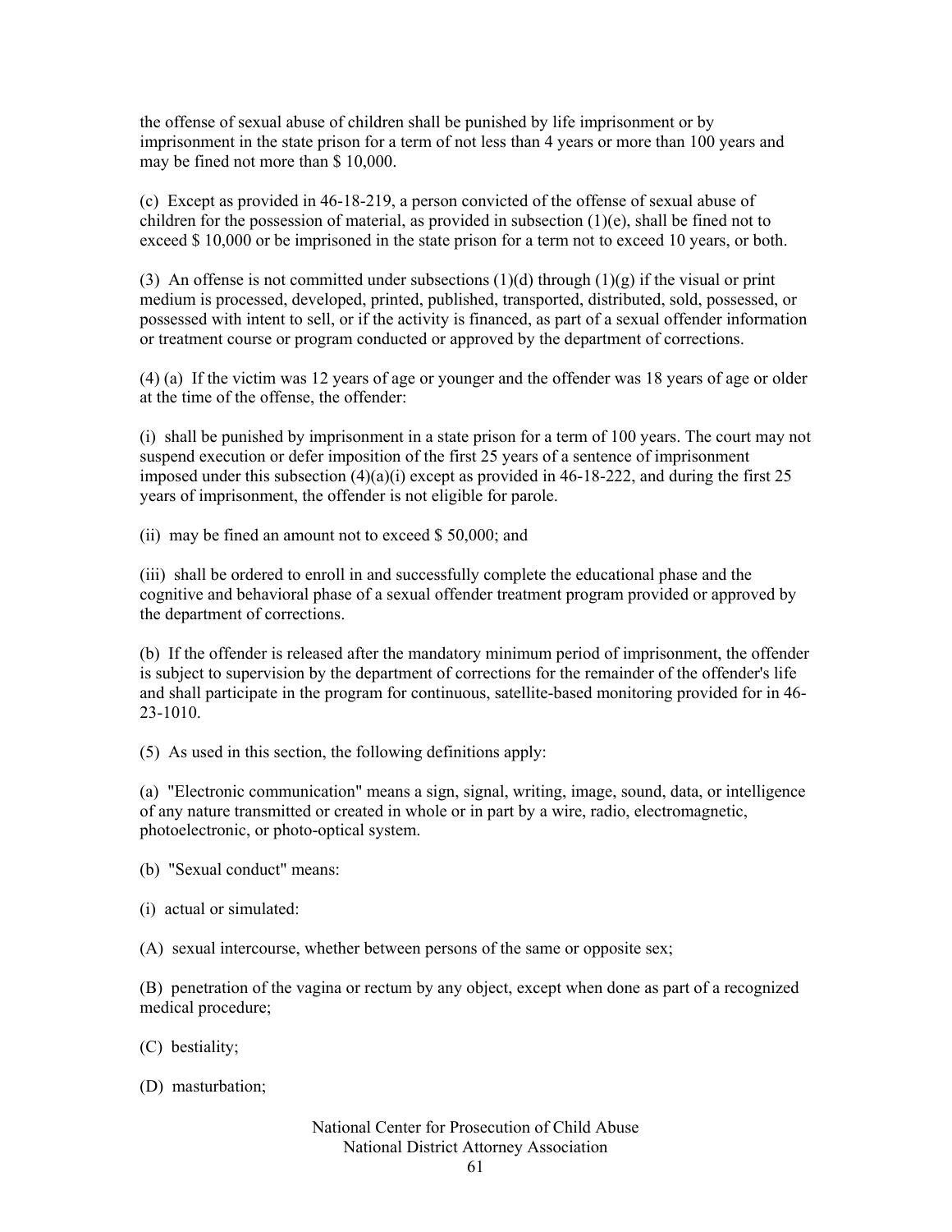the offense of sexual abuse of children shall be punished by life imprisonment or by imprisonment in the state prison for a term of not less than 4 years or more than 100 years and may be fined not more than $ 10,000.

(c) Except as provided in 46-18-219, a person convicted of the offense of sexual abuse of children for the possession of material, as provided in subsection (1)(e), shall be fined not to exceed $ 10,000 or be imprisoned in the state prison for a term not to exceed 10 years, or both.

(3) An offense is not committed under subsections (1)(d) through (1)(g) if the visual or print medium is processed, developed, printed, published, transported, distributed, sold, possessed, or possessed with intent to sell, or if the activity is financed, as part of a sexual offender information or treatment course or program conducted or approved by the department of corrections.

(4) (a) If the victim was 12 years of age or younger and the offender was 18 years of age or older at the time of the offense, the offender:

(i) shall be punished by imprisonment in a state prison for a term of 100 years. The court may not suspend execution or defer imposition of the first 25 years of a sentence of imprisonment imposed under this subsection (4)(a)(i) except as provided in 46-18-222, and during the first 25 years of imprisonment, the offender is not eligible for parole.

(ii) may be fined an amount not to exceed $ 50,000; and

(iii) shall be ordered to enroll in and successfully complete the educational phase and the cognitive and behavioral phase of a sexual offender treatment program provided or approved by the department of corrections.

(b) If the offender is released after the mandatory minimum period of imprisonment, the offender is subject to supervision by the department of corrections for the remainder of the offender's life and shall participate in the program for continuous, satellite-based monitoring provided for in 46-23-1010.

(5) As used in this section, the following definitions apply:

(a) "Electronic communication" means a sign, signal, writing, image, sound, data, or intelligence of any nature transmitted or created in whole or in part by a wire, radio, electromagnetic, photoelectronic, or photo-optical system.

(b) "Sexual conduct" means:

(i) actual or simulated:

(A) sexual intercourse, whether between persons of the same or opposite sex;

(B) penetration of the vagina or rectum by any object, except when done as part of a recognized medical procedure;

(C) bestiality;

(D) masturbation;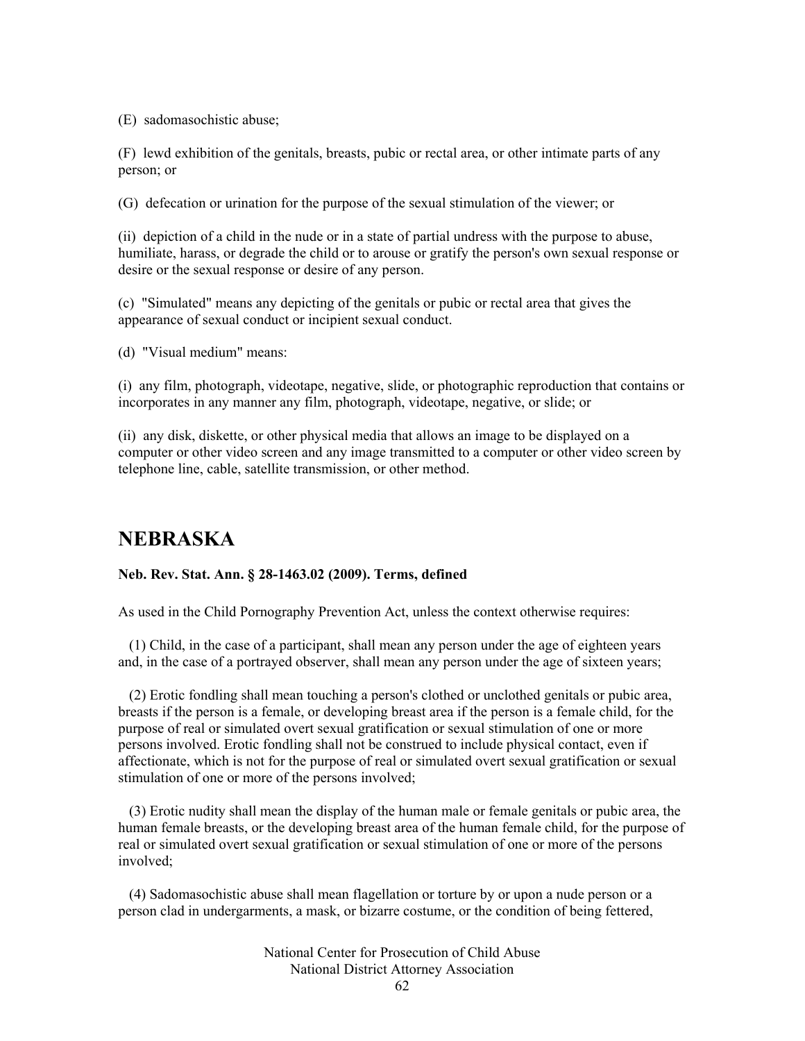(E) sadomasochistic abuse;

(F) lewd exhibition of the genitals, breasts, pubic or rectal area, or other intimate parts of any person; or

(G) defecation or urination for the purpose of the sexual stimulation of the viewer; or

(ii) depiction of a child in the nude or in a state of partial undress with the purpose to abuse, humiliate, harass, or degrade the child or to arouse or gratify the person's own sexual response or desire or the sexual response or desire of any person.

(c) "Simulated" means any depicting of the genitals or pubic or rectal area that gives the appearance of sexual conduct or incipient sexual conduct.

(d) "Visual medium" means:

(i) any film, photograph, videotape, negative, slide, or photographic reproduction that contains or incorporates in any manner any film, photograph, videotape, negative, or slide; or

(ii) any disk, diskette, or other physical media that allows an image to be displayed on a computer or other video screen and any image transmitted to a computer or other video screen by telephone line, cable, satellite transmission, or other method.

# NEBRASKA

**Neb. Rev. Stat. Ann. § 28-1463.02 (2009). Terms, defined**

As used in the Child Pornography Prevention Act, unless the context otherwise requires:

(1) Child, in the case of a participant, shall mean any person under the age of eighteen years and, in the case of a portrayed observer, shall mean any person under the age of sixteen years;

(2) Erotic fondling shall mean touching a person's clothed or unclothed genitals or pubic area, breasts if the person is a female, or developing breast area if the person is a female child, for the purpose of real or simulated overt sexual gratification or sexual stimulation of one or more persons involved. Erotic fondling shall not be construed to include physical contact, even if affectionate, which is not for the purpose of real or simulated overt sexual gratification or sexual stimulation of one or more of the persons involved;

(3) Erotic nudity shall mean the display of the human male or female genitals or pubic area, the human female breasts, or the developing breast area of the human female child, for the purpose of real or simulated overt sexual gratification or sexual stimulation of one or more of the persons involved;

(4) Sadomasochistic abuse shall mean flagellation or torture by or upon a nude person or a person clad in undergarments, a mask, or bizarre costume, or the condition of being fettered,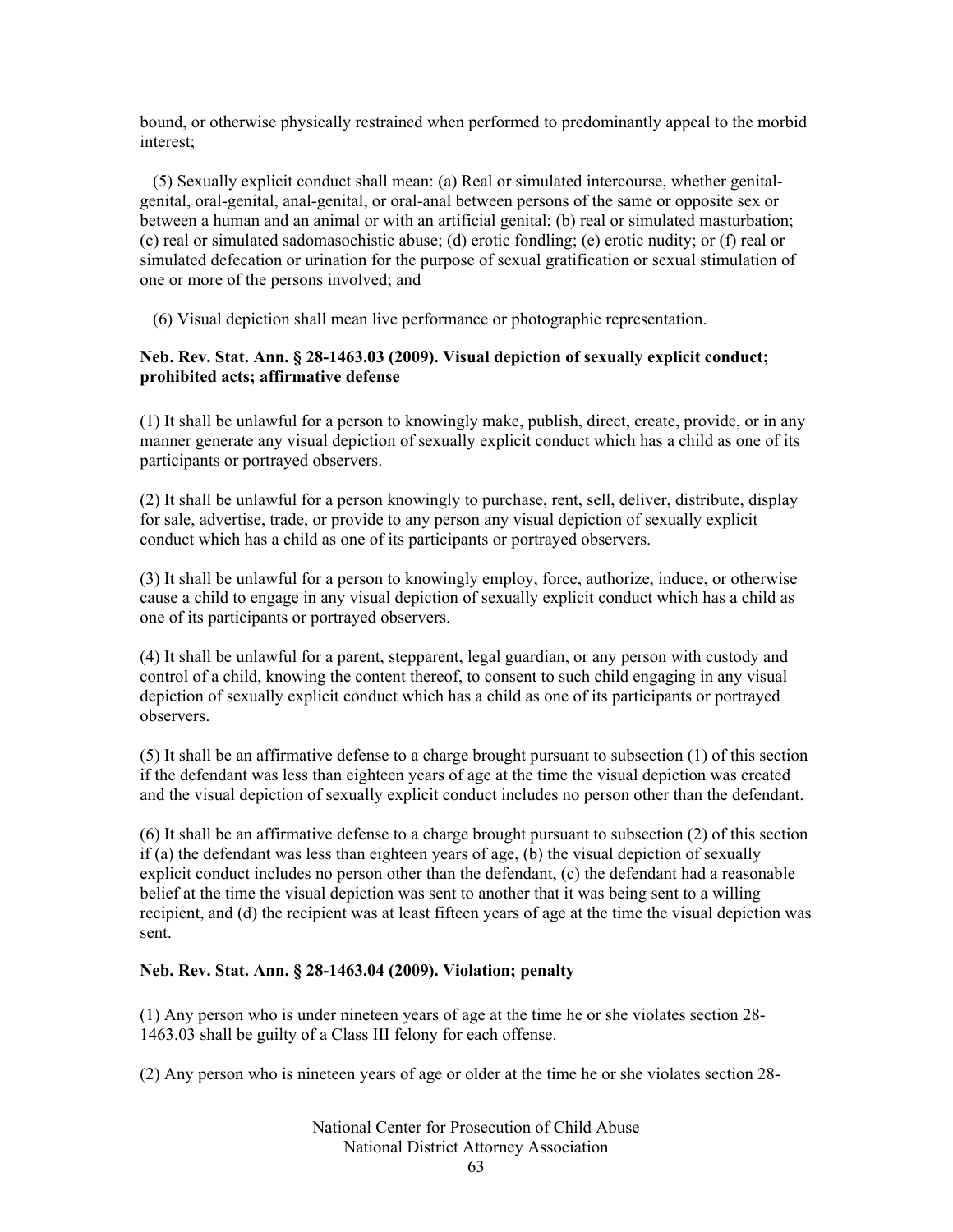bound, or otherwise physically restrained when performed to predominantly appeal to the morbid interest;

(5) Sexually explicit conduct shall mean: (a) Real or simulated intercourse, whether genital-genital, oral-genital, anal-genital, or oral-anal between persons of the same or opposite sex or between a human and an animal or with an artificial genital; (b) real or simulated masturbation; (c) real or simulated sadomasochistic abuse; (d) erotic fondling; (e) erotic nudity; or (f) real or simulated defecation or urination for the purpose of sexual gratification or sexual stimulation of one or more of the persons involved; and

(6) Visual depiction shall mean live performance or photographic representation.

**Neb. Rev. Stat. Ann. § 28-1463.03 (2009). Visual depiction of sexually explicit conduct; prohibited acts; affirmative defense**

(1) It shall be unlawful for a person to knowingly make, publish, direct, create, provide, or in any manner generate any visual depiction of sexually explicit conduct which has a child as one of its participants or portrayed observers.

(2) It shall be unlawful for a person knowingly to purchase, rent, sell, deliver, distribute, display for sale, advertise, trade, or provide to any person any visual depiction of sexually explicit conduct which has a child as one of its participants or portrayed observers.

(3) It shall be unlawful for a person to knowingly employ, force, authorize, induce, or otherwise cause a child to engage in any visual depiction of sexually explicit conduct which has a child as one of its participants or portrayed observers.

(4) It shall be unlawful for a parent, stepparent, legal guardian, or any person with custody and control of a child, knowing the content thereof, to consent to such child engaging in any visual depiction of sexually explicit conduct which has a child as one of its participants or portrayed observers.

(5) It shall be an affirmative defense to a charge brought pursuant to subsection (1) of this section if the defendant was less than eighteen years of age at the time the visual depiction was created and the visual depiction of sexually explicit conduct includes no person other than the defendant.

(6) It shall be an affirmative defense to a charge brought pursuant to subsection (2) of this section if (a) the defendant was less than eighteen years of age, (b) the visual depiction of sexually explicit conduct includes no person other than the defendant, (c) the defendant had a reasonable belief at the time the visual depiction was sent to another that it was being sent to a willing recipient, and (d) the recipient was at least fifteen years of age at the time the visual depiction was sent.

**Neb. Rev. Stat. Ann. § 28-1463.04 (2009). Violation; penalty**

(1) Any person who is under nineteen years of age at the time he or she violates section 28-1463.03 shall be guilty of a Class III felony for each offense.

(2) Any person who is nineteen years of age or older at the time he or she violates section 28-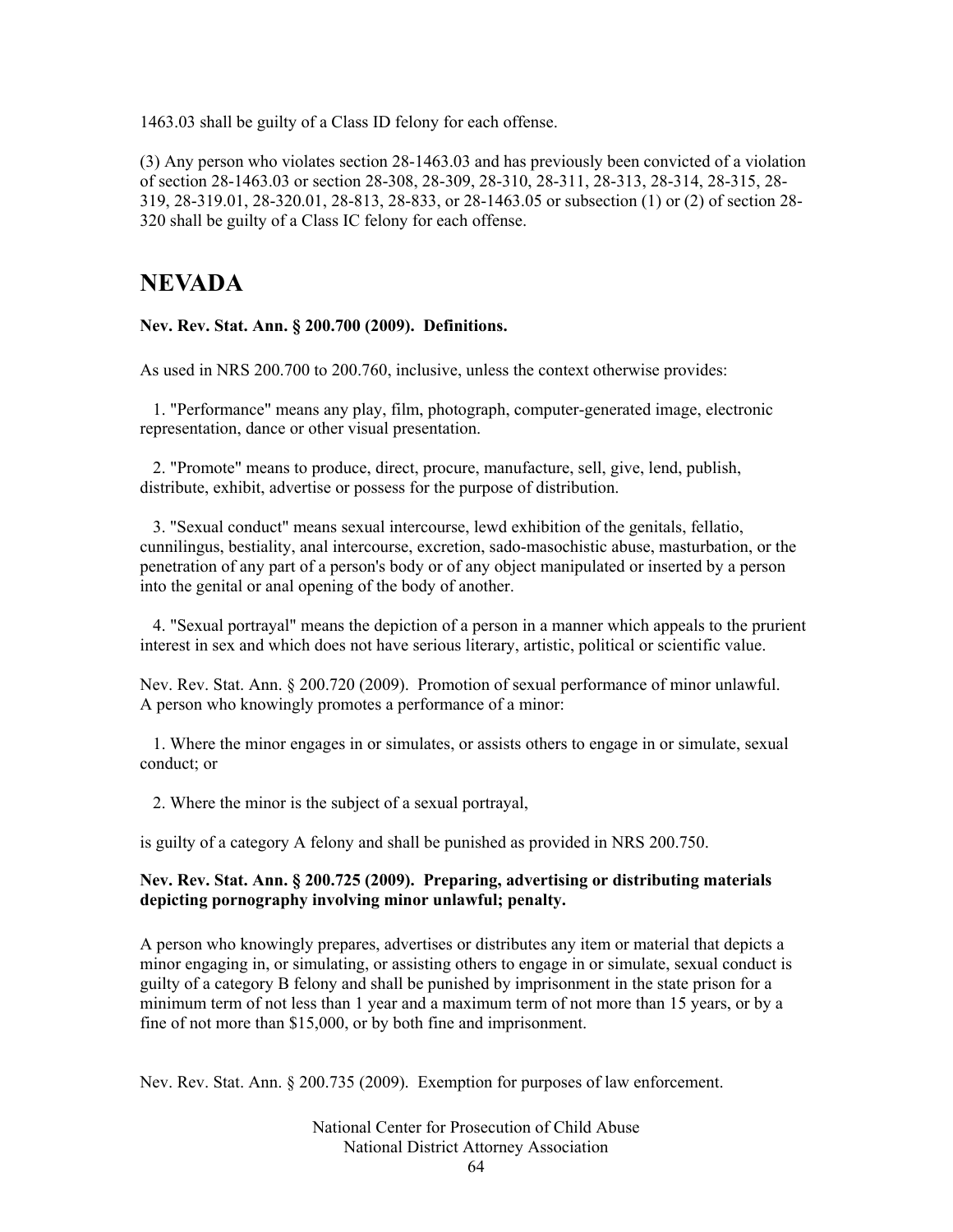1463.03 shall be guilty of a Class ID felony for each offense.

(3) Any person who violates section 28-1463.03 and has previously been convicted of a violation of section 28-1463.03 or section 28-308, 28-309, 28-310, 28-311, 28-313, 28-314, 28-315, 28-319, 28-319.01, 28-320.01, 28-813, 28-833, or 28-1463.05 or subsection (1) or (2) of section 28-320 shall be guilty of a Class IC felony for each offense.

# NEVADA

**Nev. Rev. Stat. Ann. § 200.700 (2009). Definitions.**

As used in NRS 200.700 to 200.760, inclusive, unless the context otherwise provides:

1. "Performance" means any play, film, photograph, computer-generated image, electronic representation, dance or other visual presentation.

2. "Promote" means to produce, direct, procure, manufacture, sell, give, lend, publish, distribute, exhibit, advertise or possess for the purpose of distribution.

3. "Sexual conduct" means sexual intercourse, lewd exhibition of the genitals, fellatio, cunnilingus, bestiality, anal intercourse, excretion, sado-masochistic abuse, masturbation, or the penetration of any part of a person's body or of any object manipulated or inserted by a person into the genital or anal opening of the body of another.

4. "Sexual portrayal" means the depiction of a person in a manner which appeals to the prurient interest in sex and which does not have serious literary, artistic, political or scientific value.

Nev. Rev. Stat. Ann. § 200.720 (2009). Promotion of sexual performance of minor unlawful.
A person who knowingly promotes a performance of a minor:

1. Where the minor engages in or simulates, or assists others to engage in or simulate, sexual conduct; or

2. Where the minor is the subject of a sexual portrayal,

is guilty of a category A felony and shall be punished as provided in NRS 200.750.

**Nev. Rev. Stat. Ann. § 200.725 (2009). Preparing, advertising or distributing materials depicting pornography involving minor unlawful; penalty.**

A person who knowingly prepares, advertises or distributes any item or material that depicts a minor engaging in, or simulating, or assisting others to engage in or simulate, sexual conduct is guilty of a category B felony and shall be punished by imprisonment in the state prison for a minimum term of not less than 1 year and a maximum term of not more than 15 years, or by a fine of not more than $15,000, or by both fine and imprisonment.

Nev. Rev. Stat. Ann. § 200.735 (2009). Exemption for purposes of law enforcement.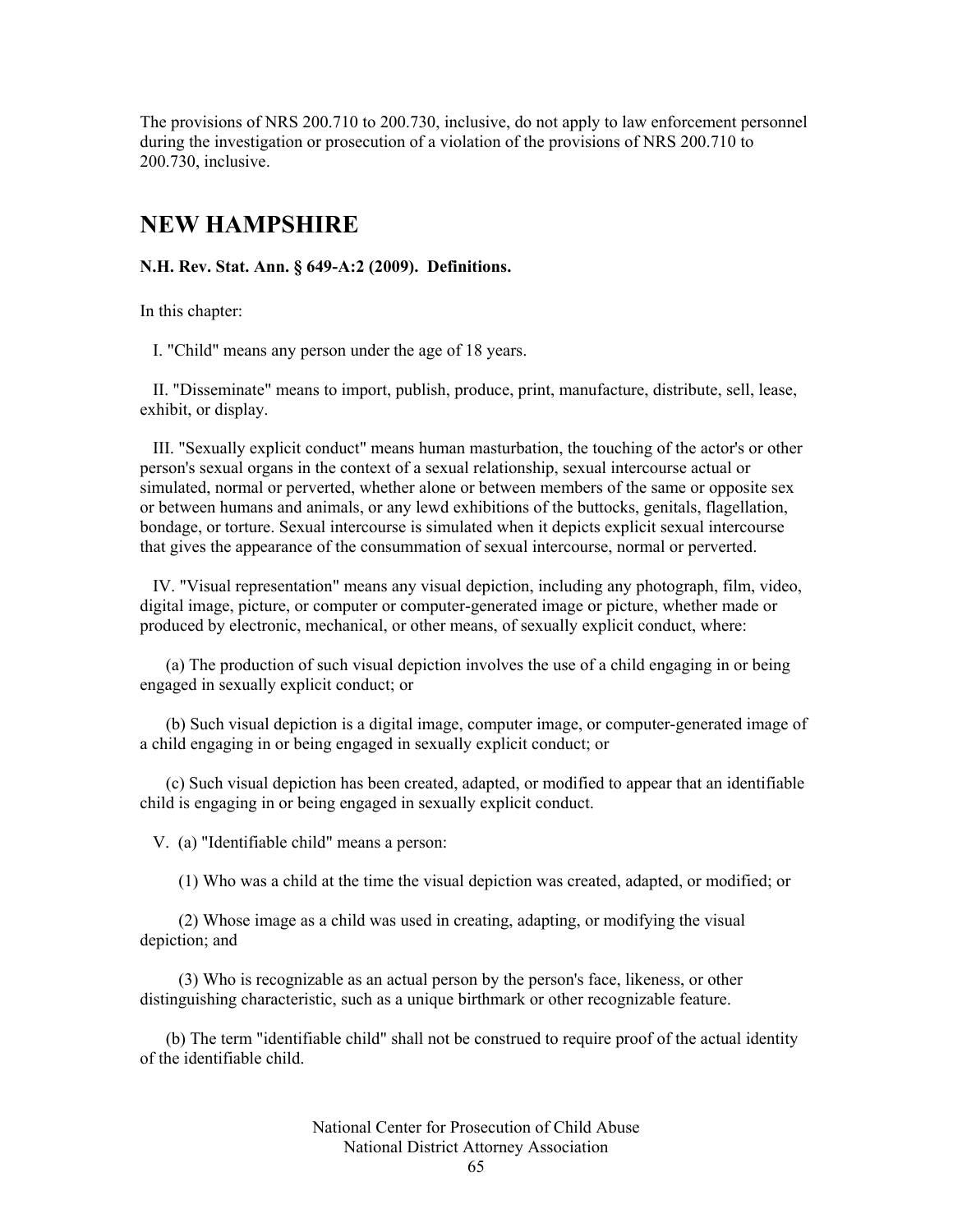The provisions of NRS 200.710 to 200.730, inclusive, do not apply to law enforcement personnel during the investigation or prosecution of a violation of the provisions of NRS 200.710 to 200.730, inclusive.

# NEW HAMPSHIRE

**N.H. Rev. Stat. Ann. § 649-A:2 (2009). Definitions.**

In this chapter:

I. "Child" means any person under the age of 18 years.

II. "Disseminate" means to import, publish, produce, print, manufacture, distribute, sell, lease, exhibit, or display.

III. "Sexually explicit conduct" means human masturbation, the touching of the actor's or other person's sexual organs in the context of a sexual relationship, sexual intercourse actual or simulated, normal or perverted, whether alone or between members of the same or opposite sex or between humans and animals, or any lewd exhibitions of the buttocks, genitals, flagellation, bondage, or torture. Sexual intercourse is simulated when it depicts explicit sexual intercourse that gives the appearance of the consummation of sexual intercourse, normal or perverted.

IV. "Visual representation" means any visual depiction, including any photograph, film, video, digital image, picture, or computer or computer-generated image or picture, whether made or produced by electronic, mechanical, or other means, of sexually explicit conduct, where:

(a) The production of such visual depiction involves the use of a child engaging in or being engaged in sexually explicit conduct; or

(b) Such visual depiction is a digital image, computer image, or computer-generated image of a child engaging in or being engaged in sexually explicit conduct; or

(c) Such visual depiction has been created, adapted, or modified to appear that an identifiable child is engaging in or being engaged in sexually explicit conduct.

V. (a) "Identifiable child" means a person:

(1) Who was a child at the time the visual depiction was created, adapted, or modified; or

(2) Whose image as a child was used in creating, adapting, or modifying the visual depiction; and

(3) Who is recognizable as an actual person by the person's face, likeness, or other distinguishing characteristic, such as a unique birthmark or other recognizable feature.

(b) The term "identifiable child" shall not be construed to require proof of the actual identity of the identifiable child.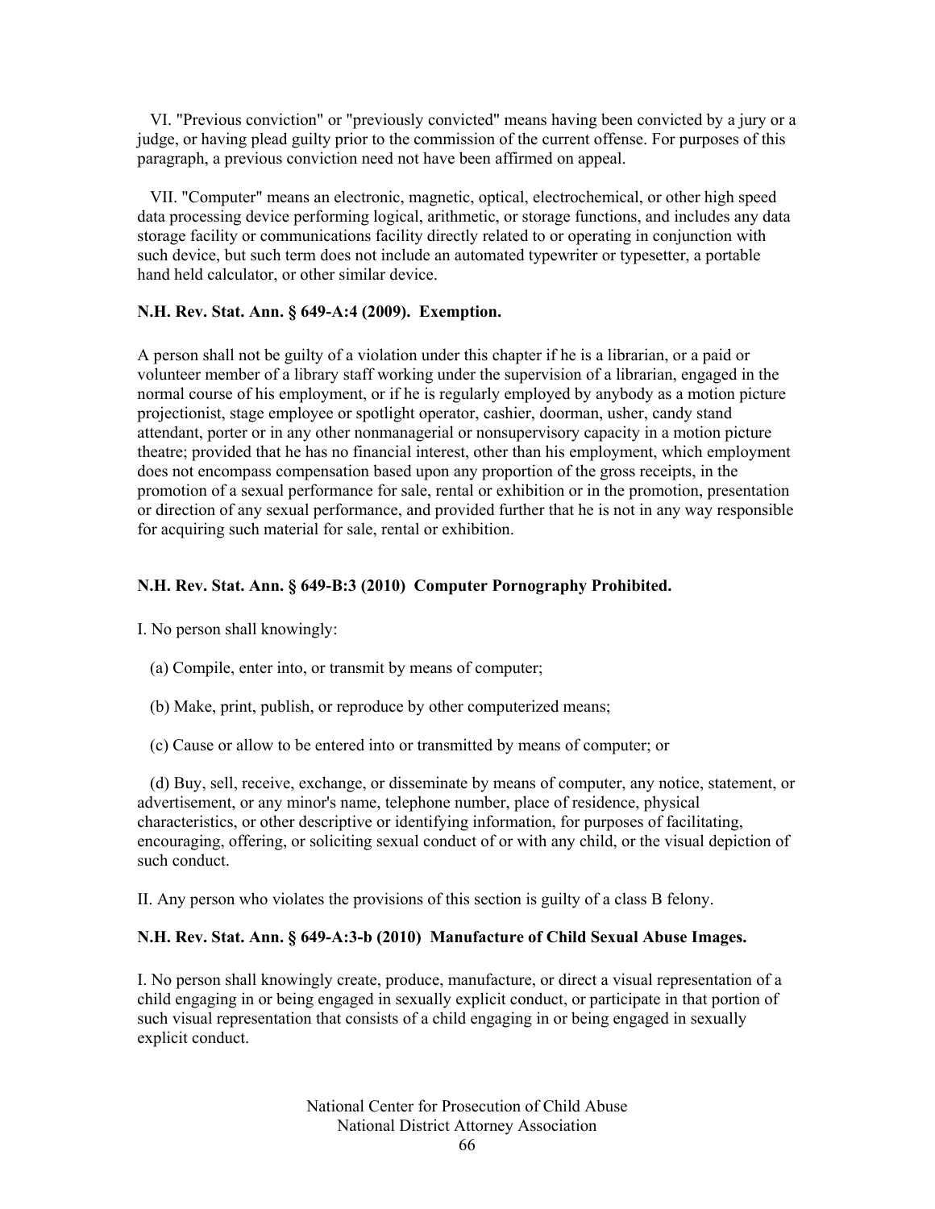VI. "Previous conviction" or "previously convicted" means having been convicted by a jury or a judge, or having plead guilty prior to the commission of the current offense. For purposes of this paragraph, a previous conviction need not have been affirmed on appeal.

VII. "Computer" means an electronic, magnetic, optical, electrochemical, or other high speed data processing device performing logical, arithmetic, or storage functions, and includes any data storage facility or communications facility directly related to or operating in conjunction with such device, but such term does not include an automated typewriter or typesetter, a portable hand held calculator, or other similar device.

**N.H. Rev. Stat. Ann. § 649-A:4 (2009). Exemption.**

A person shall not be guilty of a violation under this chapter if he is a librarian, or a paid or volunteer member of a library staff working under the supervision of a librarian, engaged in the normal course of his employment, or if he is regularly employed by anybody as a motion picture projectionist, stage employee or spotlight operator, cashier, doorman, usher, candy stand attendant, porter or in any other nonmanagerial or nonsupervisory capacity in a motion picture theatre; provided that he has no financial interest, other than his employment, which employment does not encompass compensation based upon any proportion of the gross receipts, in the promotion of a sexual performance for sale, rental or exhibition or in the promotion, presentation or direction of any sexual performance, and provided further that he is not in any way responsible for acquiring such material for sale, rental or exhibition.

**N.H. Rev. Stat. Ann. § 649-B:3 (2010) Computer Pornography Prohibited.**

I. No person shall knowingly:

(a) Compile, enter into, or transmit by means of computer;

(b) Make, print, publish, or reproduce by other computerized means;

(c) Cause or allow to be entered into or transmitted by means of computer; or

(d) Buy, sell, receive, exchange, or disseminate by means of computer, any notice, statement, or advertisement, or any minor's name, telephone number, place of residence, physical characteristics, or other descriptive or identifying information, for purposes of facilitating, encouraging, offering, or soliciting sexual conduct of or with any child, or the visual depiction of such conduct.

II. Any person who violates the provisions of this section is guilty of a class B felony.

**N.H. Rev. Stat. Ann. § 649-A:3-b (2010) Manufacture of Child Sexual Abuse Images.**

I. No person shall knowingly create, produce, manufacture, or direct a visual representation of a child engaging in or being engaged in sexually explicit conduct, or participate in that portion of such visual representation that consists of a child engaging in or being engaged in sexually explicit conduct.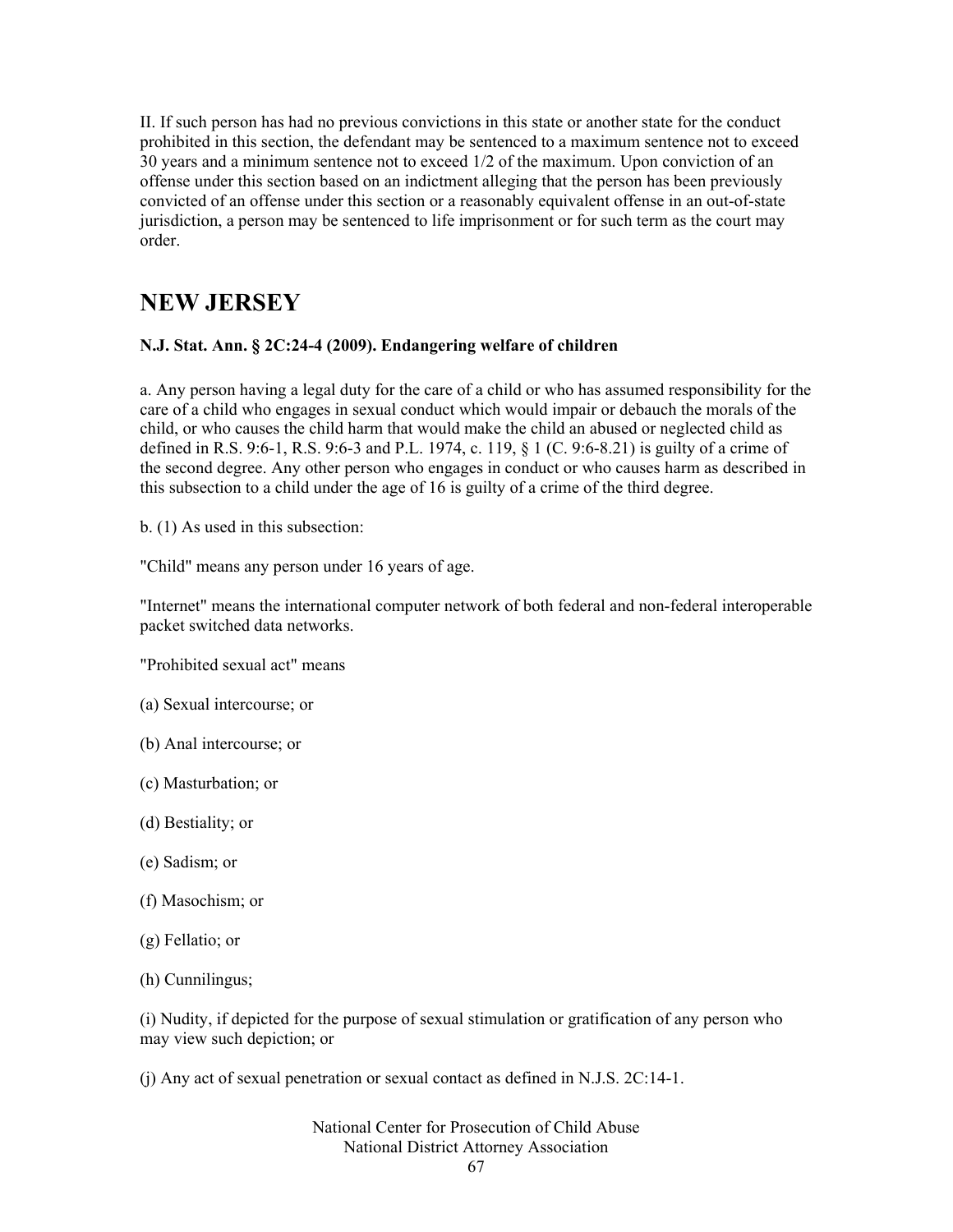II. If such person has had no previous convictions in this state or another state for the conduct prohibited in this section, the defendant may be sentenced to a maximum sentence not to exceed 30 years and a minimum sentence not to exceed 1/2 of the maximum. Upon conviction of an offense under this section based on an indictment alleging that the person has been previously convicted of an offense under this section or a reasonably equivalent offense in an out-of-state jurisdiction, a person may be sentenced to life imprisonment or for such term as the court may order.

# NEW JERSEY

**N.J. Stat. Ann. § 2C:24-4 (2009). Endangering welfare of children**

a. Any person having a legal duty for the care of a child or who has assumed responsibility for the care of a child who engages in sexual conduct which would impair or debauch the morals of the child, or who causes the child harm that would make the child an abused or neglected child as defined in R.S. 9:6-1, R.S. 9:6-3 and P.L. 1974, c. 119, § 1 (C. 9:6-8.21) is guilty of a crime of the second degree. Any other person who engages in conduct or who causes harm as described in this subsection to a child under the age of 16 is guilty of a crime of the third degree.

b. (1) As used in this subsection:

"Child" means any person under 16 years of age.

"Internet" means the international computer network of both federal and non-federal interoperable packet switched data networks.

"Prohibited sexual act" means

(a) Sexual intercourse; or

(b) Anal intercourse; or

(c) Masturbation; or

(d) Bestiality; or

(e) Sadism; or

(f) Masochism; or

(g) Fellatio; or

(h) Cunnilingus;

(i) Nudity, if depicted for the purpose of sexual stimulation or gratification of any person who may view such depiction; or

(j) Any act of sexual penetration or sexual contact as defined in N.J.S. 2C:14-1.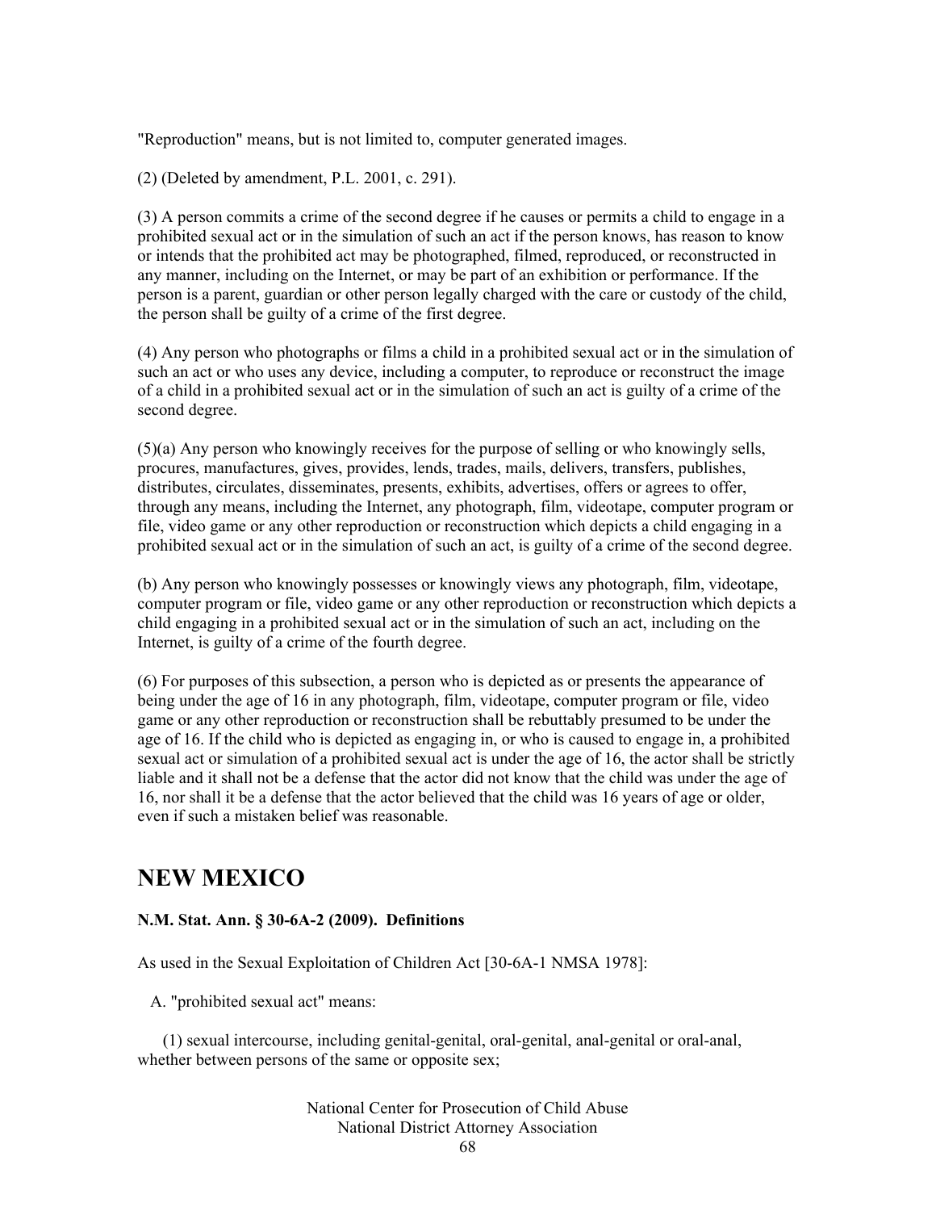"Reproduction" means, but is not limited to, computer generated images.

(2) (Deleted by amendment, P.L. 2001, c. 291).

(3) A person commits a crime of the second degree if he causes or permits a child to engage in a prohibited sexual act or in the simulation of such an act if the person knows, has reason to know or intends that the prohibited act may be photographed, filmed, reproduced, or reconstructed in any manner, including on the Internet, or may be part of an exhibition or performance. If the person is a parent, guardian or other person legally charged with the care or custody of the child, the person shall be guilty of a crime of the first degree.

(4) Any person who photographs or films a child in a prohibited sexual act or in the simulation of such an act or who uses any device, including a computer, to reproduce or reconstruct the image of a child in a prohibited sexual act or in the simulation of such an act is guilty of a crime of the second degree.

(5)(a) Any person who knowingly receives for the purpose of selling or who knowingly sells, procures, manufactures, gives, provides, lends, trades, mails, delivers, transfers, publishes, distributes, circulates, disseminates, presents, exhibits, advertises, offers or agrees to offer, through any means, including the Internet, any photograph, film, videotape, computer program or file, video game or any other reproduction or reconstruction which depicts a child engaging in a prohibited sexual act or in the simulation of such an act, is guilty of a crime of the second degree.

(b) Any person who knowingly possesses or knowingly views any photograph, film, videotape, computer program or file, video game or any other reproduction or reconstruction which depicts a child engaging in a prohibited sexual act or in the simulation of such an act, including on the Internet, is guilty of a crime of the fourth degree.

(6) For purposes of this subsection, a person who is depicted as or presents the appearance of being under the age of 16 in any photograph, film, videotape, computer program or file, video game or any other reproduction or reconstruction shall be rebuttably presumed to be under the age of 16. If the child who is depicted as engaging in, or who is caused to engage in, a prohibited sexual act or simulation of a prohibited sexual act is under the age of 16, the actor shall be strictly liable and it shall not be a defense that the actor did not know that the child was under the age of 16, nor shall it be a defense that the actor believed that the child was 16 years of age or older, even if such a mistaken belief was reasonable.

## NEW MEXICO

**N.M. Stat. Ann. § 30-6A-2 (2009). Definitions**

As used in the Sexual Exploitation of Children Act [30-6A-1 NMSA 1978]:

A. "prohibited sexual act" means:

(1) sexual intercourse, including genital-genital, oral-genital, anal-genital or oral-anal, whether between persons of the same or opposite sex;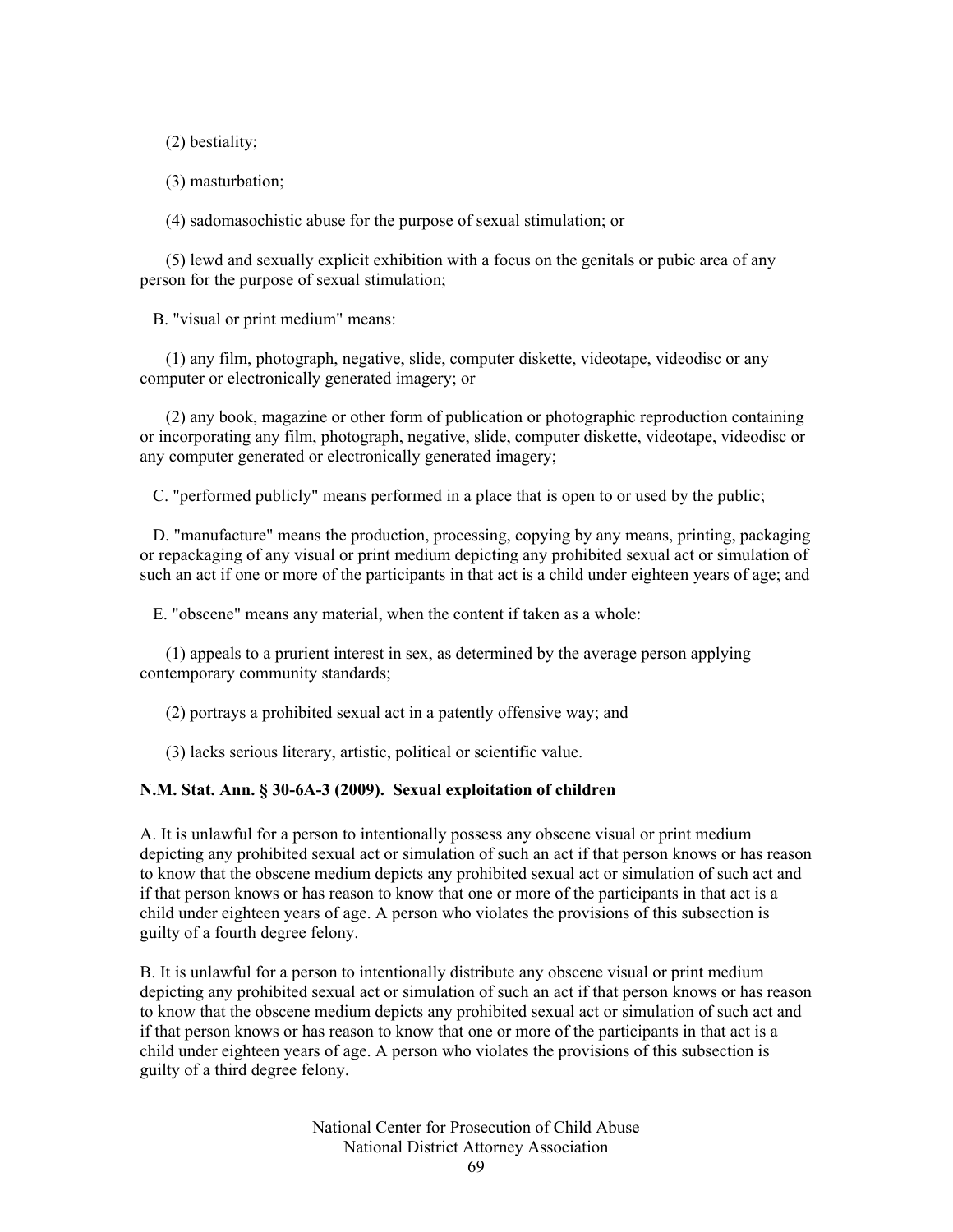(2) bestiality;

(3) masturbation;

(4) sadomasochistic abuse for the purpose of sexual stimulation; or

(5) lewd and sexually explicit exhibition with a focus on the genitals or pubic area of any person for the purpose of sexual stimulation;

B. "visual or print medium" means:

(1) any film, photograph, negative, slide, computer diskette, videotape, videodisc or any computer or electronically generated imagery; or

(2) any book, magazine or other form of publication or photographic reproduction containing or incorporating any film, photograph, negative, slide, computer diskette, videotape, videodisc or any computer generated or electronically generated imagery;

C. "performed publicly" means performed in a place that is open to or used by the public;

D. "manufacture" means the production, processing, copying by any means, printing, packaging or repackaging of any visual or print medium depicting any prohibited sexual act or simulation of such an act if one or more of the participants in that act is a child under eighteen years of age; and

E. "obscene" means any material, when the content if taken as a whole:

(1) appeals to a prurient interest in sex, as determined by the average person applying contemporary community standards;

(2) portrays a prohibited sexual act in a patently offensive way; and

(3) lacks serious literary, artistic, political or scientific value.

**N.M. Stat. Ann. § 30-6A-3 (2009). Sexual exploitation of children**

A. It is unlawful for a person to intentionally possess any obscene visual or print medium depicting any prohibited sexual act or simulation of such an act if that person knows or has reason to know that the obscene medium depicts any prohibited sexual act or simulation of such act and if that person knows or has reason to know that one or more of the participants in that act is a child under eighteen years of age. A person who violates the provisions of this subsection is guilty of a fourth degree felony.

B. It is unlawful for a person to intentionally distribute any obscene visual or print medium depicting any prohibited sexual act or simulation of such an act if that person knows or has reason to know that the obscene medium depicts any prohibited sexual act or simulation of such act and if that person knows or has reason to know that one or more of the participants in that act is a child under eighteen years of age. A person who violates the provisions of this subsection is guilty of a third degree felony.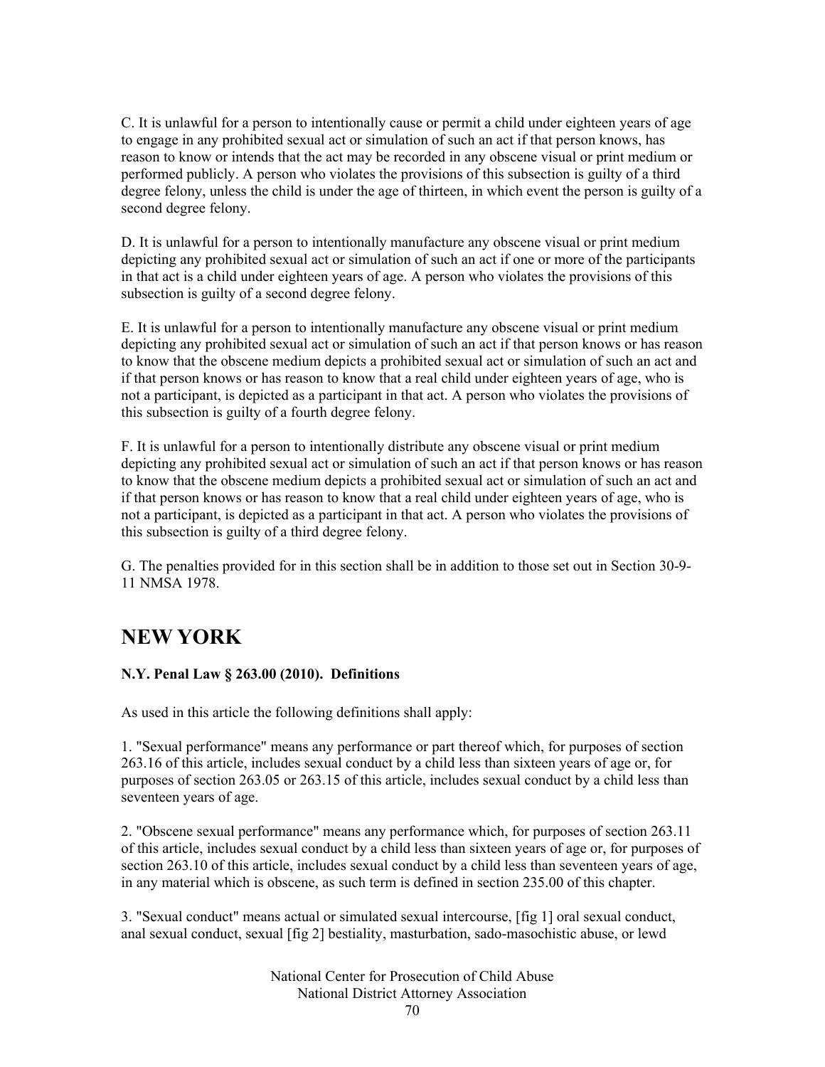C. It is unlawful for a person to intentionally cause or permit a child under eighteen years of age to engage in any prohibited sexual act or simulation of such an act if that person knows, has reason to know or intends that the act may be recorded in any obscene visual or print medium or performed publicly. A person who violates the provisions of this subsection is guilty of a third degree felony, unless the child is under the age of thirteen, in which event the person is guilty of a second degree felony.

D. It is unlawful for a person to intentionally manufacture any obscene visual or print medium depicting any prohibited sexual act or simulation of such an act if one or more of the participants in that act is a child under eighteen years of age. A person who violates the provisions of this subsection is guilty of a second degree felony.

E. It is unlawful for a person to intentionally manufacture any obscene visual or print medium depicting any prohibited sexual act or simulation of such an act if that person knows or has reason to know that the obscene medium depicts a prohibited sexual act or simulation of such an act and if that person knows or has reason to know that a real child under eighteen years of age, who is not a participant, is depicted as a participant in that act. A person who violates the provisions of this subsection is guilty of a fourth degree felony.

F. It is unlawful for a person to intentionally distribute any obscene visual or print medium depicting any prohibited sexual act or simulation of such an act if that person knows or has reason to know that the obscene medium depicts a prohibited sexual act or simulation of such an act and if that person knows or has reason to know that a real child under eighteen years of age, who is not a participant, is depicted as a participant in that act. A person who violates the provisions of this subsection is guilty of a third degree felony.

G. The penalties provided for in this section shall be in addition to those set out in Section 30-9-11 NMSA 1978.

# NEW YORK

**N.Y. Penal Law § 263.00 (2010). Definitions**

As used in this article the following definitions shall apply:

1. "Sexual performance" means any performance or part thereof which, for purposes of section 263.16 of this article, includes sexual conduct by a child less than sixteen years of age or, for purposes of section 263.05 or 263.15 of this article, includes sexual conduct by a child less than seventeen years of age.

2. "Obscene sexual performance" means any performance which, for purposes of section 263.11 of this article, includes sexual conduct by a child less than sixteen years of age or, for purposes of section 263.10 of this article, includes sexual conduct by a child less than seventeen years of age, in any material which is obscene, as such term is defined in section 235.00 of this chapter.

3. "Sexual conduct" means actual or simulated sexual intercourse, [fig 1] oral sexual conduct, anal sexual conduct, sexual [fig 2] bestiality, masturbation, sado-masochistic abuse, or lewd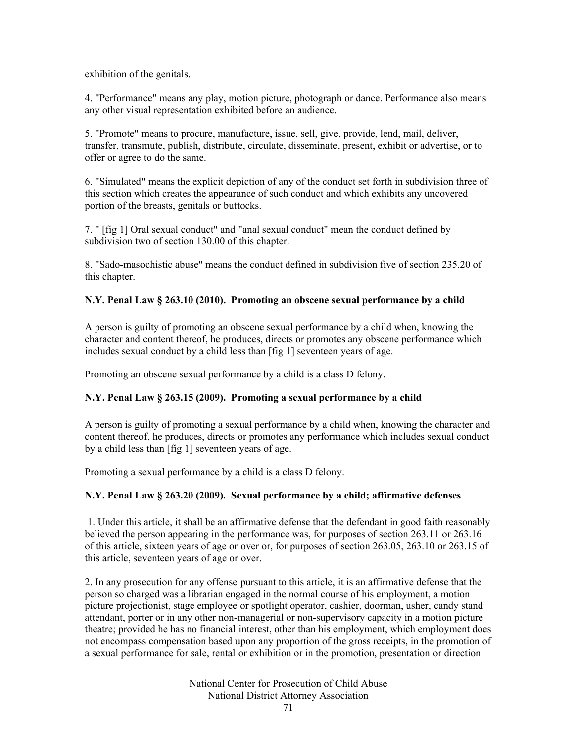exhibition of the genitals.

4. "Performance" means any play, motion picture, photograph or dance. Performance also means any other visual representation exhibited before an audience.

5. "Promote" means to procure, manufacture, issue, sell, give, provide, lend, mail, deliver, transfer, transmute, publish, distribute, circulate, disseminate, present, exhibit or advertise, or to offer or agree to do the same.

6. "Simulated" means the explicit depiction of any of the conduct set forth in subdivision three of this section which creates the appearance of such conduct and which exhibits any uncovered portion of the breasts, genitals or buttocks.

7. " [fig 1] Oral sexual conduct" and "anal sexual conduct" mean the conduct defined by subdivision two of section 130.00 of this chapter.

8. "Sado-masochistic abuse" means the conduct defined in subdivision five of section 235.20 of this chapter.

**N.Y. Penal Law § 263.10 (2010). Promoting an obscene sexual performance by a child**

A person is guilty of promoting an obscene sexual performance by a child when, knowing the character and content thereof, he produces, directs or promotes any obscene performance which includes sexual conduct by a child less than [fig 1] seventeen years of age.

Promoting an obscene sexual performance by a child is a class D felony.

**N.Y. Penal Law § 263.15 (2009). Promoting a sexual performance by a child**

A person is guilty of promoting a sexual performance by a child when, knowing the character and content thereof, he produces, directs or promotes any performance which includes sexual conduct by a child less than [fig 1] seventeen years of age.

Promoting a sexual performance by a child is a class D felony.

**N.Y. Penal Law § 263.20 (2009). Sexual performance by a child; affirmative defenses**

1. Under this article, it shall be an affirmative defense that the defendant in good faith reasonably believed the person appearing in the performance was, for purposes of section 263.11 or 263.16 of this article, sixteen years of age or over or, for purposes of section 263.05, 263.10 or 263.15 of this article, seventeen years of age or over.

2. In any prosecution for any offense pursuant to this article, it is an affirmative defense that the person so charged was a librarian engaged in the normal course of his employment, a motion picture projectionist, stage employee or spotlight operator, cashier, doorman, usher, candy stand attendant, porter or in any other non-managerial or non-supervisory capacity in a motion picture theatre; provided he has no financial interest, other than his employment, which employment does not encompass compensation based upon any proportion of the gross receipts, in the promotion of a sexual performance for sale, rental or exhibition or in the promotion, presentation or direction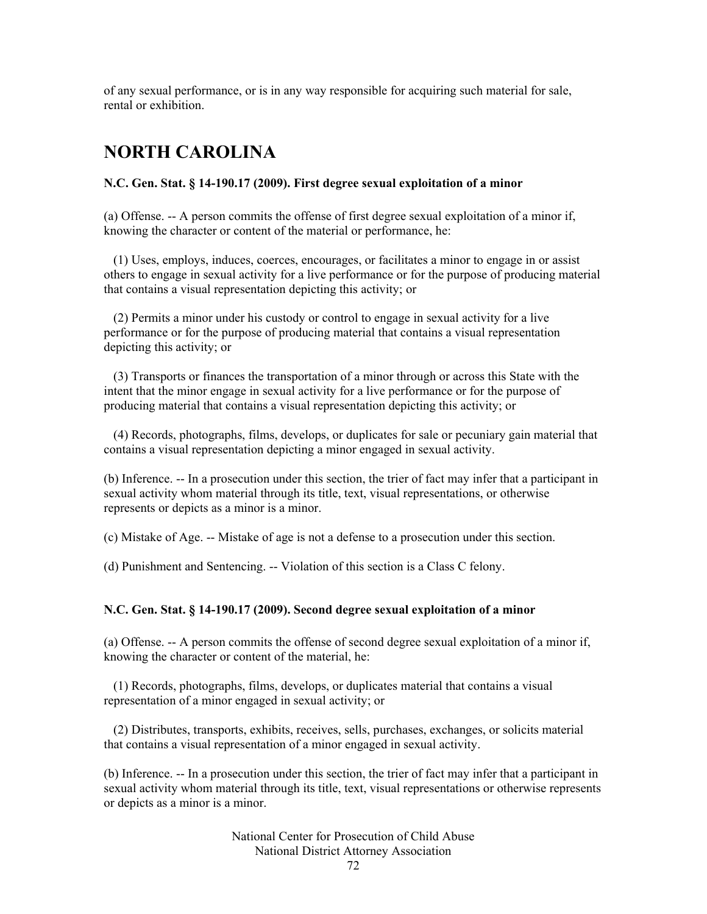of any sexual performance, or is in any way responsible for acquiring such material for sale, rental or exhibition.

# NORTH CAROLINA

**N.C. Gen. Stat. § 14-190.17 (2009). First degree sexual exploitation of a minor**

(a) Offense. -- A person commits the offense of first degree sexual exploitation of a minor if, knowing the character or content of the material or performance, he:

(1) Uses, employs, induces, coerces, encourages, or facilitates a minor to engage in or assist others to engage in sexual activity for a live performance or for the purpose of producing material that contains a visual representation depicting this activity; or

(2) Permits a minor under his custody or control to engage in sexual activity for a live performance or for the purpose of producing material that contains a visual representation depicting this activity; or

(3) Transports or finances the transportation of a minor through or across this State with the intent that the minor engage in sexual activity for a live performance or for the purpose of producing material that contains a visual representation depicting this activity; or

(4) Records, photographs, films, develops, or duplicates for sale or pecuniary gain material that contains a visual representation depicting a minor engaged in sexual activity.

(b) Inference. -- In a prosecution under this section, the trier of fact may infer that a participant in sexual activity whom material through its title, text, visual representations, or otherwise represents or depicts as a minor is a minor.

(c) Mistake of Age. -- Mistake of age is not a defense to a prosecution under this section.

(d) Punishment and Sentencing. -- Violation of this section is a Class C felony.

**N.C. Gen. Stat. § 14-190.17 (2009). Second degree sexual exploitation of a minor**

(a) Offense. -- A person commits the offense of second degree sexual exploitation of a minor if, knowing the character or content of the material, he:

(1) Records, photographs, films, develops, or duplicates material that contains a visual representation of a minor engaged in sexual activity; or

(2) Distributes, transports, exhibits, receives, sells, purchases, exchanges, or solicits material that contains a visual representation of a minor engaged in sexual activity.

(b) Inference. -- In a prosecution under this section, the trier of fact may infer that a participant in sexual activity whom material through its title, text, visual representations or otherwise represents or depicts as a minor is a minor.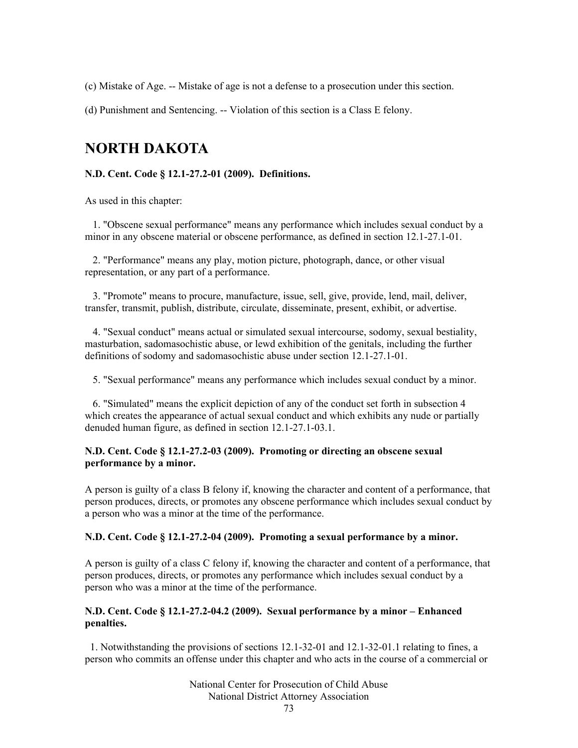(c) Mistake of Age. -- Mistake of age is not a defense to a prosecution under this section.

(d) Punishment and Sentencing. -- Violation of this section is a Class E felony.

# NORTH DAKOTA

**N.D. Cent. Code § 12.1-27.2-01 (2009). Definitions.**

As used in this chapter:

1. "Obscene sexual performance" means any performance which includes sexual conduct by a minor in any obscene material or obscene performance, as defined in section 12.1-27.1-01.

2. "Performance" means any play, motion picture, photograph, dance, or other visual representation, or any part of a performance.

3. "Promote" means to procure, manufacture, issue, sell, give, provide, lend, mail, deliver, transfer, transmit, publish, distribute, circulate, disseminate, present, exhibit, or advertise.

4. "Sexual conduct" means actual or simulated sexual intercourse, sodomy, sexual bestiality, masturbation, sadomasochistic abuse, or lewd exhibition of the genitals, including the further definitions of sodomy and sadomasochistic abuse under section 12.1-27.1-01.

5. "Sexual performance" means any performance which includes sexual conduct by a minor.

6. "Simulated" means the explicit depiction of any of the conduct set forth in subsection 4 which creates the appearance of actual sexual conduct and which exhibits any nude or partially denuded human figure, as defined in section 12.1-27.1-03.1.

**N.D. Cent. Code § 12.1-27.2-03 (2009). Promoting or directing an obscene sexual performance by a minor.**

A person is guilty of a class B felony if, knowing the character and content of a performance, that person produces, directs, or promotes any obscene performance which includes sexual conduct by a person who was a minor at the time of the performance.

**N.D. Cent. Code § 12.1-27.2-04 (2009). Promoting a sexual performance by a minor.**

A person is guilty of a class C felony if, knowing the character and content of a performance, that person produces, directs, or promotes any performance which includes sexual conduct by a person who was a minor at the time of the performance.

**N.D. Cent. Code § 12.1-27.2-04.2 (2009). Sexual performance by a minor – Enhanced penalties.**

1. Notwithstanding the provisions of sections 12.1-32-01 and 12.1-32-01.1 relating to fines, a person who commits an offense under this chapter and who acts in the course of a commercial or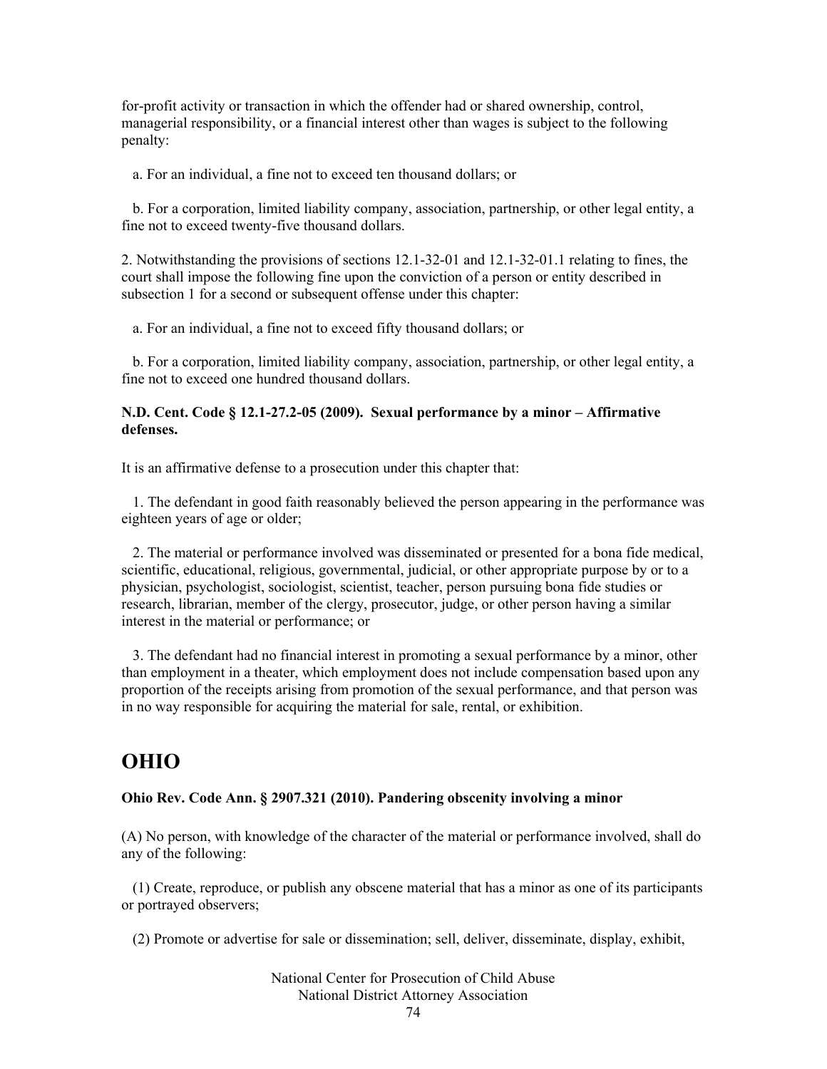for-profit activity or transaction in which the offender had or shared ownership, control, managerial responsibility, or a financial interest other than wages is subject to the following penalty:

a. For an individual, a fine not to exceed ten thousand dollars; or

b. For a corporation, limited liability company, association, partnership, or other legal entity, a fine not to exceed twenty-five thousand dollars.

2. Notwithstanding the provisions of sections 12.1-32-01 and 12.1-32-01.1 relating to fines, the court shall impose the following fine upon the conviction of a person or entity described in subsection 1 for a second or subsequent offense under this chapter:

a. For an individual, a fine not to exceed fifty thousand dollars; or

b. For a corporation, limited liability company, association, partnership, or other legal entity, a fine not to exceed one hundred thousand dollars.

**N.D. Cent. Code § 12.1-27.2-05 (2009). Sexual performance by a minor – Affirmative defenses.**

It is an affirmative defense to a prosecution under this chapter that:

1. The defendant in good faith reasonably believed the person appearing in the performance was eighteen years of age or older;

2. The material or performance involved was disseminated or presented for a bona fide medical, scientific, educational, religious, governmental, judicial, or other appropriate purpose by or to a physician, psychologist, sociologist, scientist, teacher, person pursuing bona fide studies or research, librarian, member of the clergy, prosecutor, judge, or other person having a similar interest in the material or performance; or

3. The defendant had no financial interest in promoting a sexual performance by a minor, other than employment in a theater, which employment does not include compensation based upon any proportion of the receipts arising from promotion of the sexual performance, and that person was in no way responsible for acquiring the material for sale, rental, or exhibition.

# OHIO

**Ohio Rev. Code Ann. § 2907.321 (2010). Pandering obscenity involving a minor**

(A) No person, with knowledge of the character of the material or performance involved, shall do any of the following:

(1) Create, reproduce, or publish any obscene material that has a minor as one of its participants or portrayed observers;

(2) Promote or advertise for sale or dissemination; sell, deliver, disseminate, display, exhibit,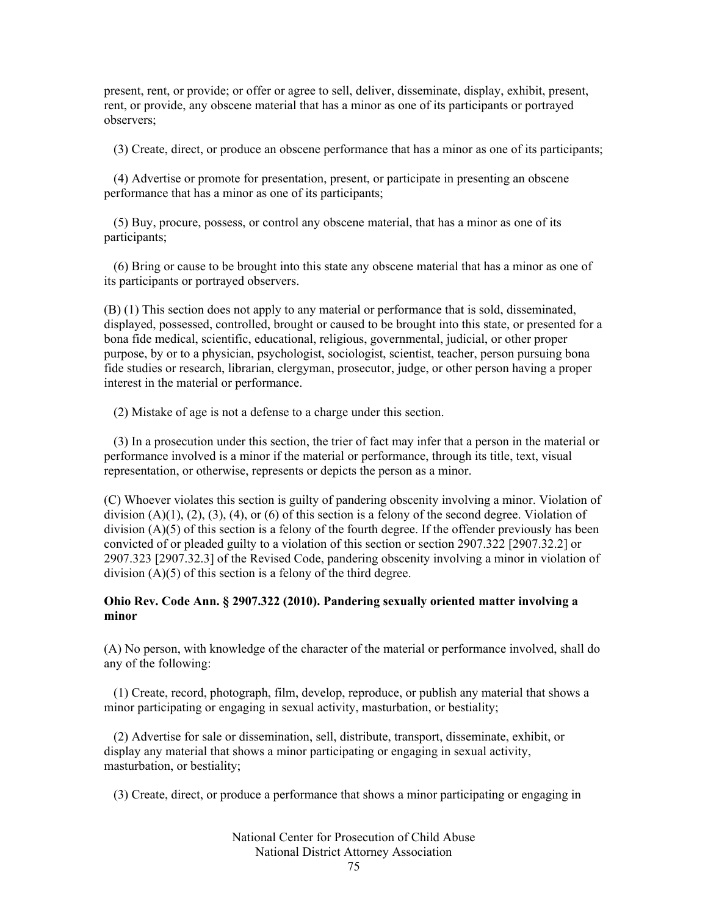present, rent, or provide; or offer or agree to sell, deliver, disseminate, display, exhibit, present, rent, or provide, any obscene material that has a minor as one of its participants or portrayed observers;

(3) Create, direct, or produce an obscene performance that has a minor as one of its participants;

(4) Advertise or promote for presentation, present, or participate in presenting an obscene performance that has a minor as one of its participants;

(5) Buy, procure, possess, or control any obscene material, that has a minor as one of its participants;

(6) Bring or cause to be brought into this state any obscene material that has a minor as one of its participants or portrayed observers.

(B) (1) This section does not apply to any material or performance that is sold, disseminated, displayed, possessed, controlled, brought or caused to be brought into this state, or presented for a bona fide medical, scientific, educational, religious, governmental, judicial, or other proper purpose, by or to a physician, psychologist, sociologist, scientist, teacher, person pursuing bona fide studies or research, librarian, clergyman, prosecutor, judge, or other person having a proper interest in the material or performance.

(2) Mistake of age is not a defense to a charge under this section.

(3) In a prosecution under this section, the trier of fact may infer that a person in the material or performance involved is a minor if the material or performance, through its title, text, visual representation, or otherwise, represents or depicts the person as a minor.

(C) Whoever violates this section is guilty of pandering obscenity involving a minor. Violation of division (A)(1), (2), (3), (4), or (6) of this section is a felony of the second degree. Violation of division (A)(5) of this section is a felony of the fourth degree. If the offender previously has been convicted of or pleaded guilty to a violation of this section or section 2907.322 [2907.32.2] or 2907.323 [2907.32.3] of the Revised Code, pandering obscenity involving a minor in violation of division (A)(5) of this section is a felony of the third degree.

**Ohio Rev. Code Ann. § 2907.322 (2010). Pandering sexually oriented matter involving a minor**

(A) No person, with knowledge of the character of the material or performance involved, shall do any of the following:

(1) Create, record, photograph, film, develop, reproduce, or publish any material that shows a minor participating or engaging in sexual activity, masturbation, or bestiality;

(2) Advertise for sale or dissemination, sell, distribute, transport, disseminate, exhibit, or display any material that shows a minor participating or engaging in sexual activity, masturbation, or bestiality;

(3) Create, direct, or produce a performance that shows a minor participating or engaging in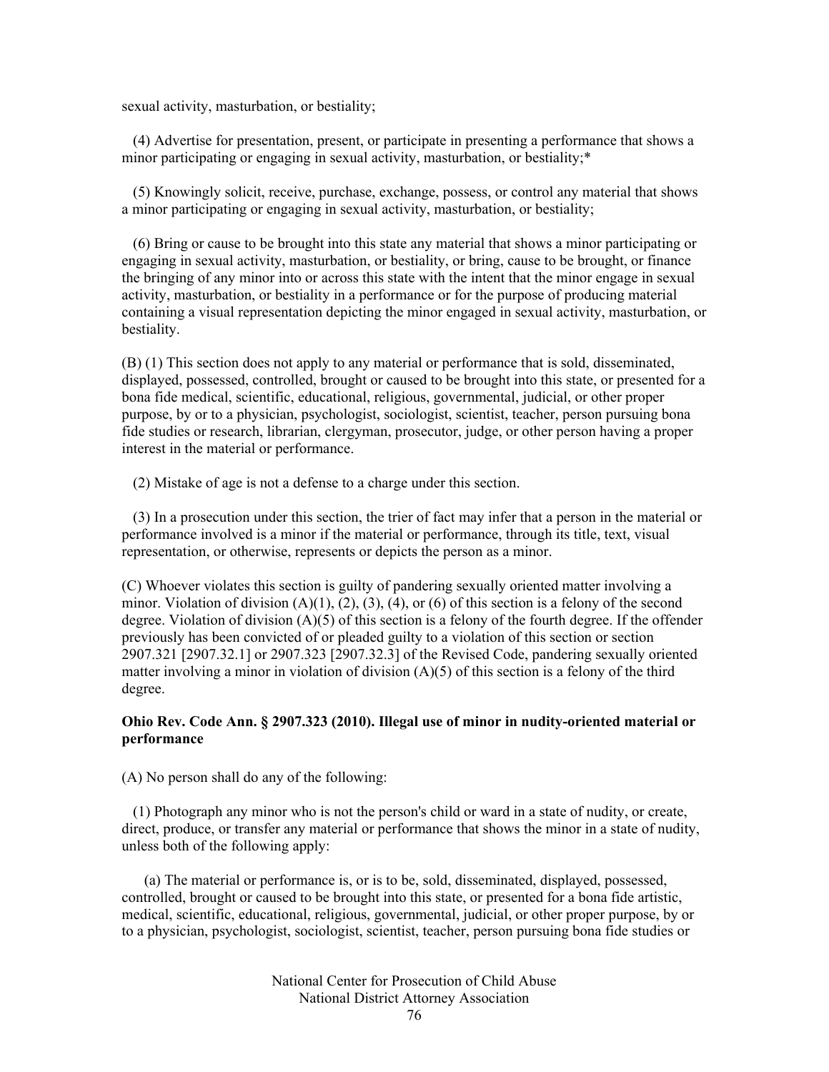sexual activity, masturbation, or bestiality;

(4) Advertise for presentation, present, or participate in presenting a performance that shows a minor participating or engaging in sexual activity, masturbation, or bestiality;*

(5) Knowingly solicit, receive, purchase, exchange, possess, or control any material that shows a minor participating or engaging in sexual activity, masturbation, or bestiality;

(6) Bring or cause to be brought into this state any material that shows a minor participating or engaging in sexual activity, masturbation, or bestiality, or bring, cause to be brought, or finance the bringing of any minor into or across this state with the intent that the minor engage in sexual activity, masturbation, or bestiality in a performance or for the purpose of producing material containing a visual representation depicting the minor engaged in sexual activity, masturbation, or bestiality.

(B) (1) This section does not apply to any material or performance that is sold, disseminated, displayed, possessed, controlled, brought or caused to be brought into this state, or presented for a bona fide medical, scientific, educational, religious, governmental, judicial, or other proper purpose, by or to a physician, psychologist, sociologist, scientist, teacher, person pursuing bona fide studies or research, librarian, clergyman, prosecutor, judge, or other person having a proper interest in the material or performance.

(2) Mistake of age is not a defense to a charge under this section.

(3) In a prosecution under this section, the trier of fact may infer that a person in the material or performance involved is a minor if the material or performance, through its title, text, visual representation, or otherwise, represents or depicts the person as a minor.

(C) Whoever violates this section is guilty of pandering sexually oriented matter involving a minor. Violation of division (A)(1), (2), (3), (4), or (6) of this section is a felony of the second degree. Violation of division (A)(5) of this section is a felony of the fourth degree. If the offender previously has been convicted of or pleaded guilty to a violation of this section or section 2907.321 [2907.32.1] or 2907.323 [2907.32.3] of the Revised Code, pandering sexually oriented matter involving a minor in violation of division (A)(5) of this section is a felony of the third degree.

**Ohio Rev. Code Ann. § 2907.323 (2010). Illegal use of minor in nudity-oriented material or performance**

(A) No person shall do any of the following:

(1) Photograph any minor who is not the person's child or ward in a state of nudity, or create, direct, produce, or transfer any material or performance that shows the minor in a state of nudity, unless both of the following apply:

(a) The material or performance is, or is to be, sold, disseminated, displayed, possessed, controlled, brought or caused to be brought into this state, or presented for a bona fide artistic, medical, scientific, educational, religious, governmental, judicial, or other proper purpose, by or to a physician, psychologist, sociologist, scientist, teacher, person pursuing bona fide studies or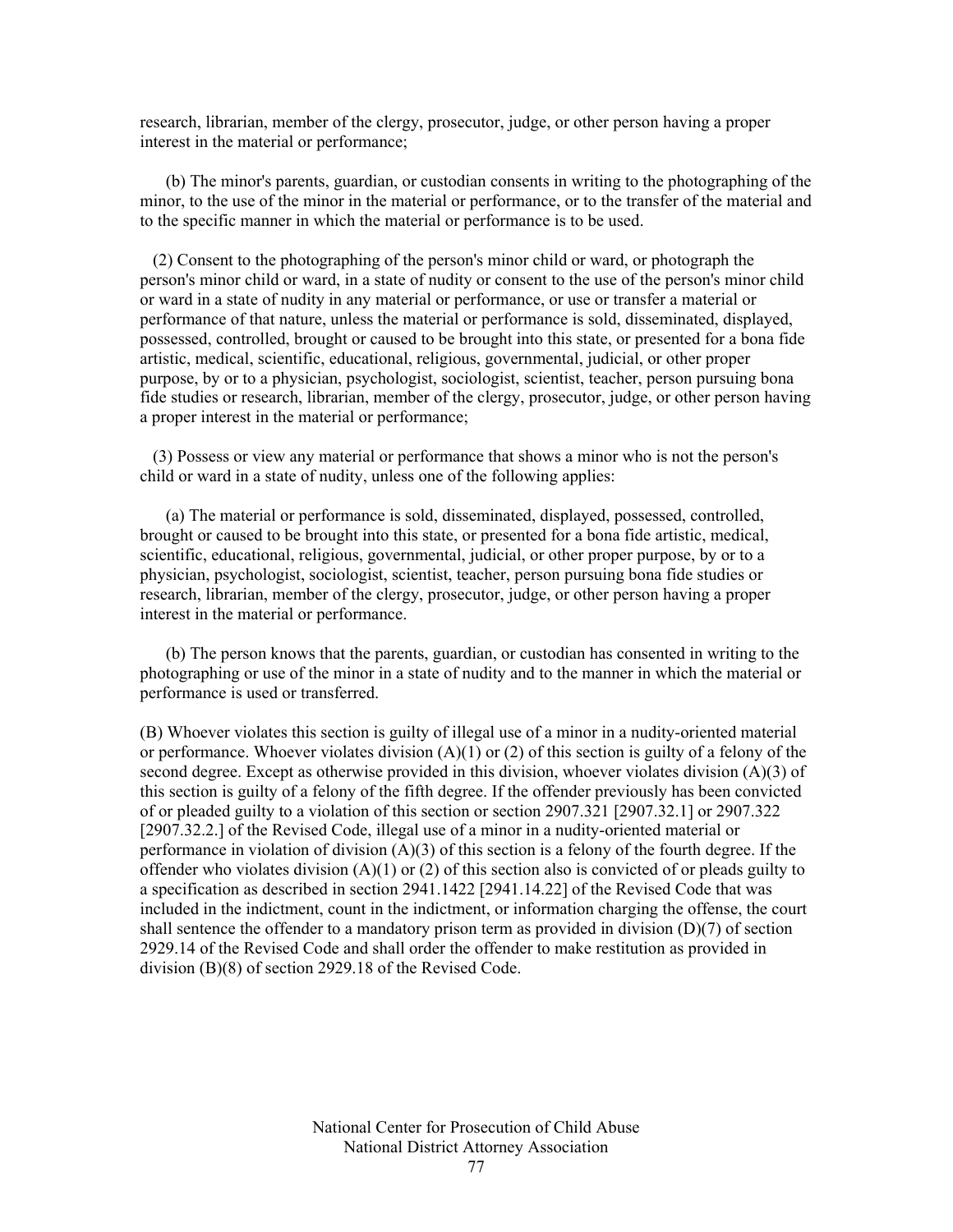research, librarian, member of the clergy, prosecutor, judge, or other person having a proper interest in the material or performance;

(b) The minor's parents, guardian, or custodian consents in writing to the photographing of the minor, to the use of the minor in the material or performance, or to the transfer of the material and to the specific manner in which the material or performance is to be used.

(2) Consent to the photographing of the person's minor child or ward, or photograph the person's minor child or ward, in a state of nudity or consent to the use of the person's minor child or ward in a state of nudity in any material or performance, or use or transfer a material or performance of that nature, unless the material or performance is sold, disseminated, displayed, possessed, controlled, brought or caused to be brought into this state, or presented for a bona fide artistic, medical, scientific, educational, religious, governmental, judicial, or other proper purpose, by or to a physician, psychologist, sociologist, scientist, teacher, person pursuing bona fide studies or research, librarian, member of the clergy, prosecutor, judge, or other person having a proper interest in the material or performance;

(3) Possess or view any material or performance that shows a minor who is not the person's child or ward in a state of nudity, unless one of the following applies:

(a) The material or performance is sold, disseminated, displayed, possessed, controlled, brought or caused to be brought into this state, or presented for a bona fide artistic, medical, scientific, educational, religious, governmental, judicial, or other proper purpose, by or to a physician, psychologist, sociologist, scientist, teacher, person pursuing bona fide studies or research, librarian, member of the clergy, prosecutor, judge, or other person having a proper interest in the material or performance.

(b) The person knows that the parents, guardian, or custodian has consented in writing to the photographing or use of the minor in a state of nudity and to the manner in which the material or performance is used or transferred.

(B) Whoever violates this section is guilty of illegal use of a minor in a nudity-oriented material or performance. Whoever violates division (A)(1) or (2) of this section is guilty of a felony of the second degree. Except as otherwise provided in this division, whoever violates division (A)(3) of this section is guilty of a felony of the fifth degree. If the offender previously has been convicted of or pleaded guilty to a violation of this section or section 2907.321 [2907.32.1] or 2907.322 [2907.32.2.] of the Revised Code, illegal use of a minor in a nudity-oriented material or performance in violation of division (A)(3) of this section is a felony of the fourth degree. If the offender who violates division (A)(1) or (2) of this section also is convicted of or pleads guilty to a specification as described in section 2941.1422 [2941.14.22] of the Revised Code that was included in the indictment, count in the indictment, or information charging the offense, the court shall sentence the offender to a mandatory prison term as provided in division (D)(7) of section 2929.14 of the Revised Code and shall order the offender to make restitution as provided in division (B)(8) of section 2929.18 of the Revised Code.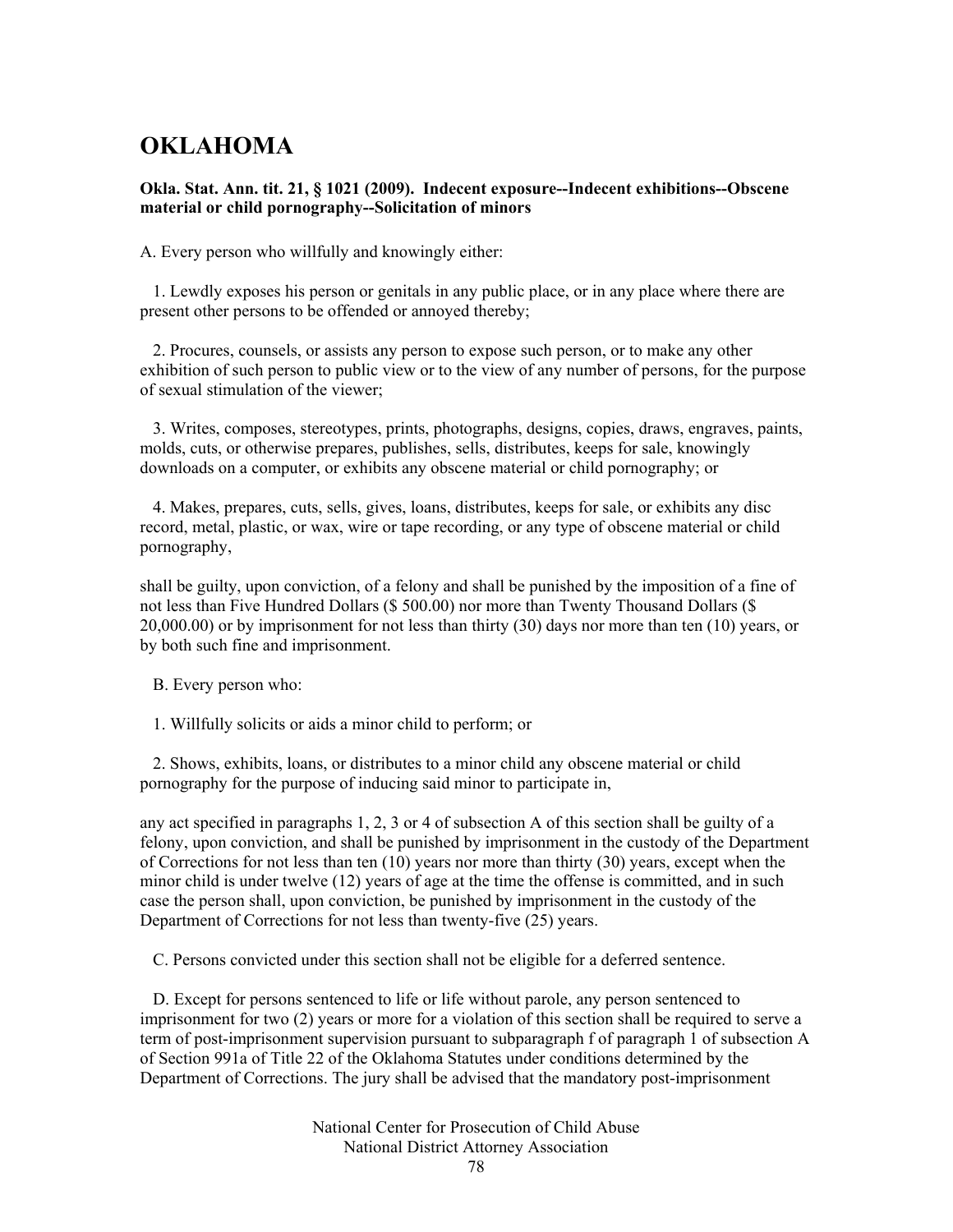# OKLAHOMA

**Okla. Stat. Ann. tit. 21, § 1021 (2009). Indecent exposure--Indecent exhibitions--Obscene material or child pornography--Solicitation of minors**

A. Every person who willfully and knowingly either:

1. Lewdly exposes his person or genitals in any public place, or in any place where there are present other persons to be offended or annoyed thereby;

2. Procures, counsels, or assists any person to expose such person, or to make any other exhibition of such person to public view or to the view of any number of persons, for the purpose of sexual stimulation of the viewer;

3. Writes, composes, stereotypes, prints, photographs, designs, copies, draws, engraves, paints, molds, cuts, or otherwise prepares, publishes, sells, distributes, keeps for sale, knowingly downloads on a computer, or exhibits any obscene material or child pornography; or

4. Makes, prepares, cuts, sells, gives, loans, distributes, keeps for sale, or exhibits any disc record, metal, plastic, or wax, wire or tape recording, or any type of obscene material or child pornography,

shall be guilty, upon conviction, of a felony and shall be punished by the imposition of a fine of not less than Five Hundred Dollars ($ 500.00) nor more than Twenty Thousand Dollars ($ 20,000.00) or by imprisonment for not less than thirty (30) days nor more than ten (10) years, or by both such fine and imprisonment.

B. Every person who:

1. Willfully solicits or aids a minor child to perform; or

2. Shows, exhibits, loans, or distributes to a minor child any obscene material or child pornography for the purpose of inducing said minor to participate in,

any act specified in paragraphs 1, 2, 3 or 4 of subsection A of this section shall be guilty of a felony, upon conviction, and shall be punished by imprisonment in the custody of the Department of Corrections for not less than ten (10) years nor more than thirty (30) years, except when the minor child is under twelve (12) years of age at the time the offense is committed, and in such case the person shall, upon conviction, be punished by imprisonment in the custody of the Department of Corrections for not less than twenty-five (25) years.

C. Persons convicted under this section shall not be eligible for a deferred sentence.

D. Except for persons sentenced to life or life without parole, any person sentenced to imprisonment for two (2) years or more for a violation of this section shall be required to serve a term of post-imprisonment supervision pursuant to subparagraph f of paragraph 1 of subsection A of Section 991a of Title 22 of the Oklahoma Statutes under conditions determined by the Department of Corrections. The jury shall be advised that the mandatory post-imprisonment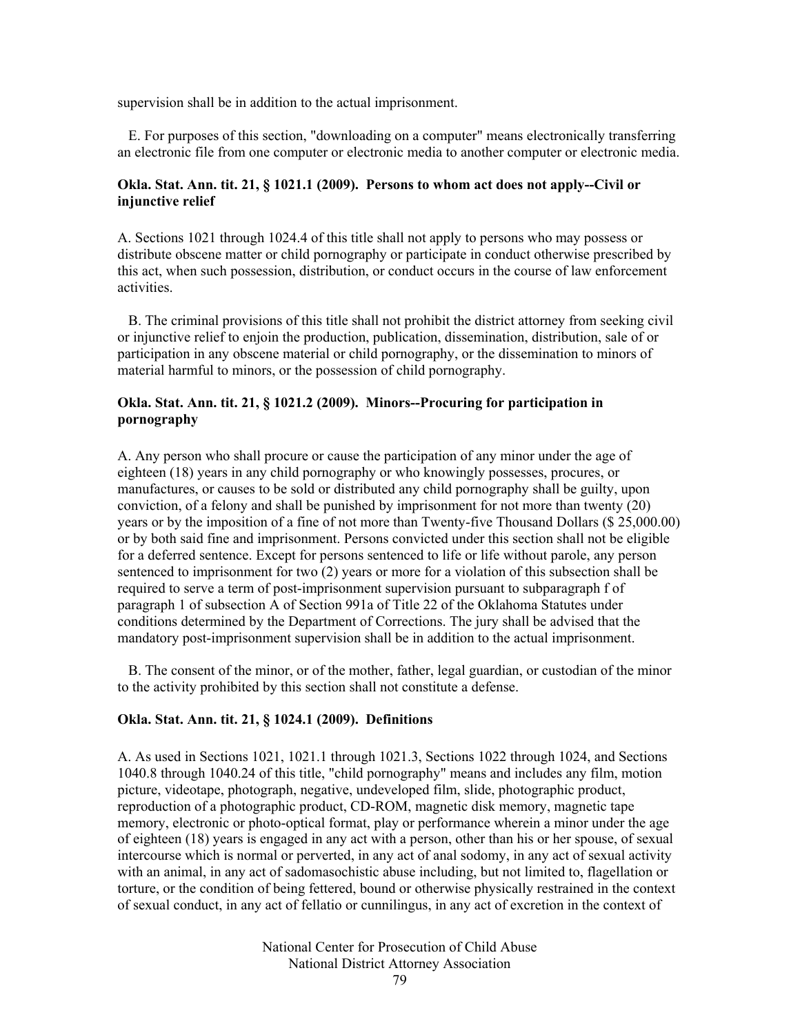supervision shall be in addition to the actual imprisonment.

E. For purposes of this section, "downloading on a computer" means electronically transferring an electronic file from one computer or electronic media to another computer or electronic media.

**Okla. Stat. Ann. tit. 21, § 1021.1 (2009). Persons to whom act does not apply--Civil or injunctive relief**

A. Sections 1021 through 1024.4 of this title shall not apply to persons who may possess or distribute obscene matter or child pornography or participate in conduct otherwise prescribed by this act, when such possession, distribution, or conduct occurs in the course of law enforcement activities.

B. The criminal provisions of this title shall not prohibit the district attorney from seeking civil or injunctive relief to enjoin the production, publication, dissemination, distribution, sale of or participation in any obscene material or child pornography, or the dissemination to minors of material harmful to minors, or the possession of child pornography.

**Okla. Stat. Ann. tit. 21, § 1021.2 (2009). Minors--Procuring for participation in pornography**

A. Any person who shall procure or cause the participation of any minor under the age of eighteen (18) years in any child pornography or who knowingly possesses, procures, or manufactures, or causes to be sold or distributed any child pornography shall be guilty, upon conviction, of a felony and shall be punished by imprisonment for not more than twenty (20) years or by the imposition of a fine of not more than Twenty-five Thousand Dollars ($ 25,000.00) or by both said fine and imprisonment. Persons convicted under this section shall not be eligible for a deferred sentence. Except for persons sentenced to life or life without parole, any person sentenced to imprisonment for two (2) years or more for a violation of this subsection shall be required to serve a term of post-imprisonment supervision pursuant to subparagraph f of paragraph 1 of subsection A of Section 991a of Title 22 of the Oklahoma Statutes under conditions determined by the Department of Corrections. The jury shall be advised that the mandatory post-imprisonment supervision shall be in addition to the actual imprisonment.

B. The consent of the minor, or of the mother, father, legal guardian, or custodian of the minor to the activity prohibited by this section shall not constitute a defense.

**Okla. Stat. Ann. tit. 21, § 1024.1 (2009). Definitions**

A. As used in Sections 1021, 1021.1 through 1021.3, Sections 1022 through 1024, and Sections 1040.8 through 1040.24 of this title, "child pornography" means and includes any film, motion picture, videotape, photograph, negative, undeveloped film, slide, photographic product, reproduction of a photographic product, CD-ROM, magnetic disk memory, magnetic tape memory, electronic or photo-optical format, play or performance wherein a minor under the age of eighteen (18) years is engaged in any act with a person, other than his or her spouse, of sexual intercourse which is normal or perverted, in any act of anal sodomy, in any act of sexual activity with an animal, in any act of sadomasochistic abuse including, but not limited to, flagellation or torture, or the condition of being fettered, bound or otherwise physically restrained in the context of sexual conduct, in any act of fellatio or cunnilingus, in any act of excretion in the context of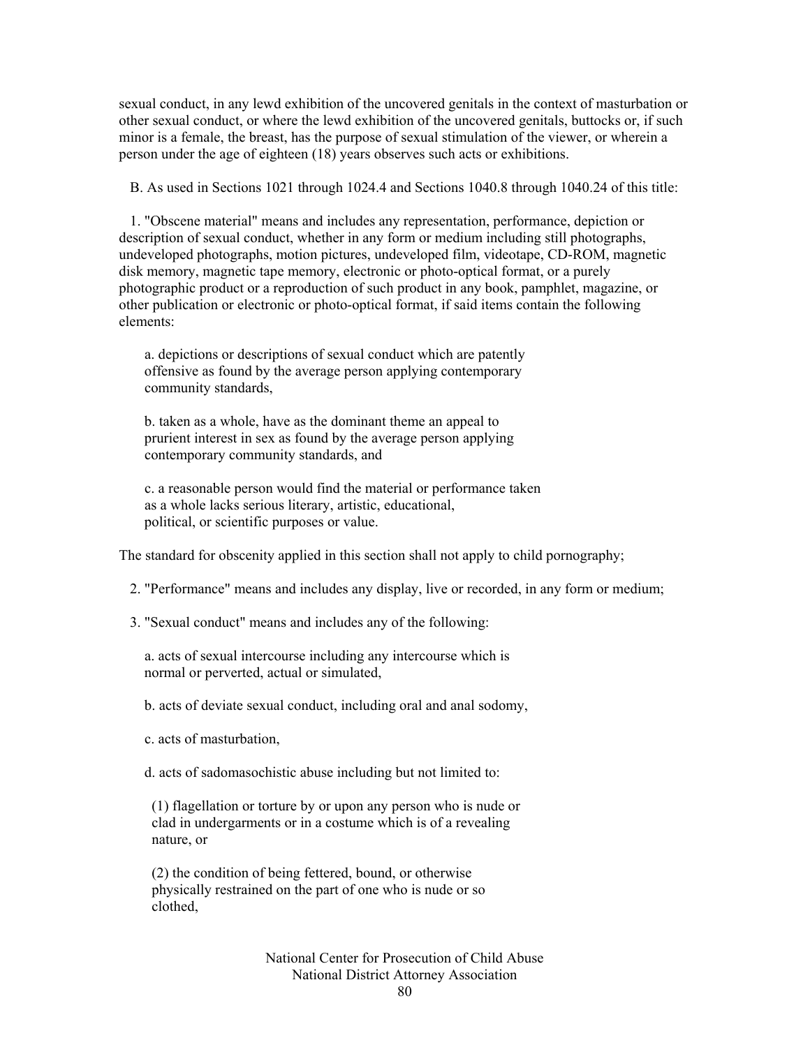sexual conduct, in any lewd exhibition of the uncovered genitals in the context of masturbation or other sexual conduct, or where the lewd exhibition of the uncovered genitals, buttocks or, if such minor is a female, the breast, has the purpose of sexual stimulation of the viewer, or wherein a person under the age of eighteen (18) years observes such acts or exhibitions.

B. As used in Sections 1021 through 1024.4 and Sections 1040.8 through 1040.24 of this title:

1. "Obscene material" means and includes any representation, performance, depiction or description of sexual conduct, whether in any form or medium including still photographs, undeveloped photographs, motion pictures, undeveloped film, videotape, CD-ROM, magnetic disk memory, magnetic tape memory, electronic or photo-optical format, or a purely photographic product or a reproduction of such product in any book, pamphlet, magazine, or other publication or electronic or photo-optical format, if said items contain the following elements:

a. depictions or descriptions of sexual conduct which are patently offensive as found by the average person applying contemporary community standards,

b. taken as a whole, have as the dominant theme an appeal to prurient interest in sex as found by the average person applying contemporary community standards, and

c. a reasonable person would find the material or performance taken as a whole lacks serious literary, artistic, educational, political, or scientific purposes or value.

The standard for obscenity applied in this section shall not apply to child pornography;

2. "Performance" means and includes any display, live or recorded, in any form or medium;

3. "Sexual conduct" means and includes any of the following:

a. acts of sexual intercourse including any intercourse which is normal or perverted, actual or simulated,

b. acts of deviate sexual conduct, including oral and anal sodomy,

c. acts of masturbation,

d. acts of sadomasochistic abuse including but not limited to:

(1) flagellation or torture by or upon any person who is nude or clad in undergarments or in a costume which is of a revealing nature, or

(2) the condition of being fettered, bound, or otherwise physically restrained on the part of one who is nude or so clothed,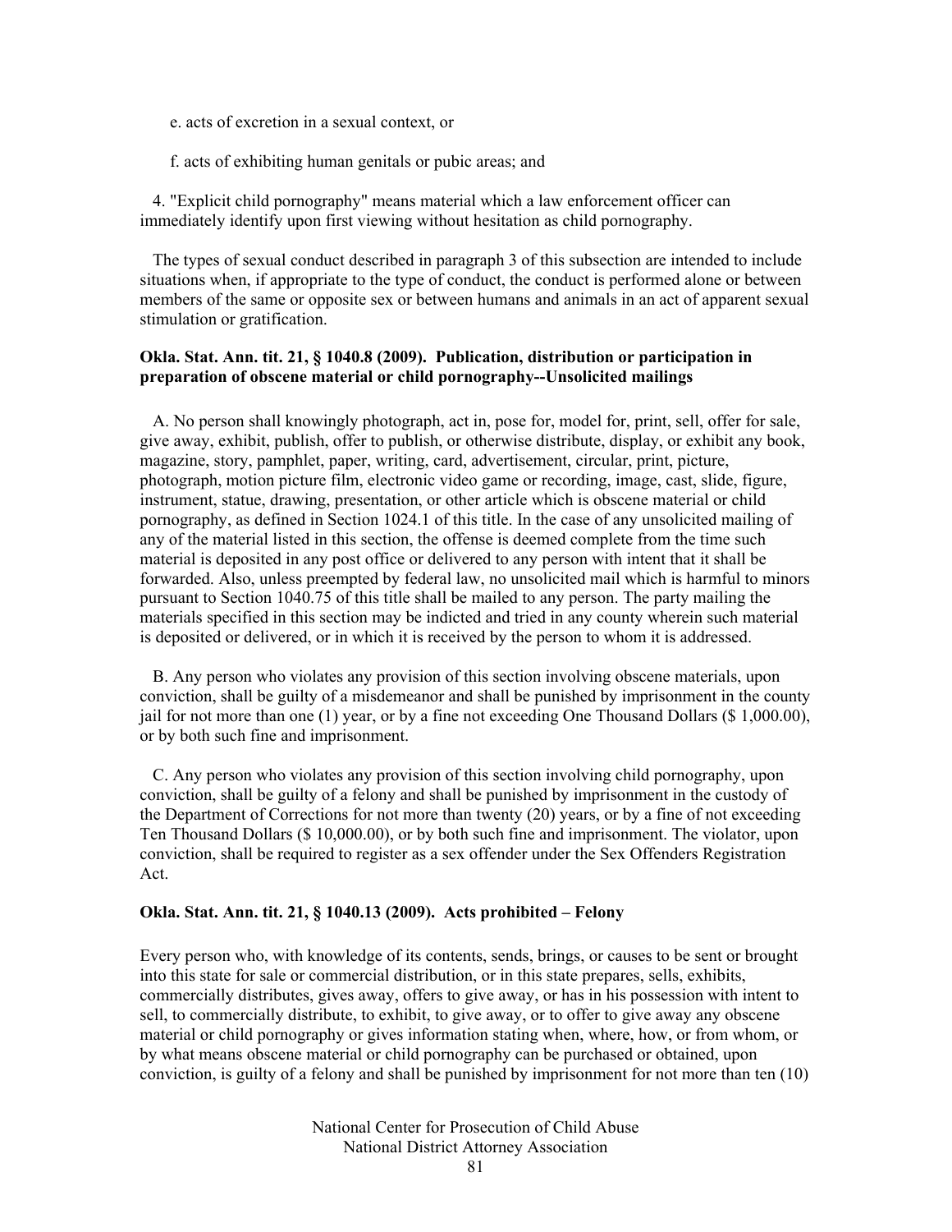e. acts of excretion in a sexual context, or

f. acts of exhibiting human genitals or pubic areas; and

4. "Explicit child pornography" means material which a law enforcement officer can immediately identify upon first viewing without hesitation as child pornography.

The types of sexual conduct described in paragraph 3 of this subsection are intended to include situations when, if appropriate to the type of conduct, the conduct is performed alone or between members of the same or opposite sex or between humans and animals in an act of apparent sexual stimulation or gratification.

**Okla. Stat. Ann. tit. 21, § 1040.8 (2009). Publication, distribution or participation in preparation of obscene material or child pornography--Unsolicited mailings**

A. No person shall knowingly photograph, act in, pose for, model for, print, sell, offer for sale, give away, exhibit, publish, offer to publish, or otherwise distribute, display, or exhibit any book, magazine, story, pamphlet, paper, writing, card, advertisement, circular, print, picture, photograph, motion picture film, electronic video game or recording, image, cast, slide, figure, instrument, statue, drawing, presentation, or other article which is obscene material or child pornography, as defined in Section 1024.1 of this title. In the case of any unsolicited mailing of any of the material listed in this section, the offense is deemed complete from the time such material is deposited in any post office or delivered to any person with intent that it shall be forwarded. Also, unless preempted by federal law, no unsolicited mail which is harmful to minors pursuant to Section 1040.75 of this title shall be mailed to any person. The party mailing the materials specified in this section may be indicted and tried in any county wherein such material is deposited or delivered, or in which it is received by the person to whom it is addressed.

B. Any person who violates any provision of this section involving obscene materials, upon conviction, shall be guilty of a misdemeanor and shall be punished by imprisonment in the county jail for not more than one (1) year, or by a fine not exceeding One Thousand Dollars ($ 1,000.00), or by both such fine and imprisonment.

C. Any person who violates any provision of this section involving child pornography, upon conviction, shall be guilty of a felony and shall be punished by imprisonment in the custody of the Department of Corrections for not more than twenty (20) years, or by a fine of not exceeding Ten Thousand Dollars ($ 10,000.00), or by both such fine and imprisonment. The violator, upon conviction, shall be required to register as a sex offender under the Sex Offenders Registration Act.

**Okla. Stat. Ann. tit. 21, § 1040.13 (2009). Acts prohibited – Felony**

Every person who, with knowledge of its contents, sends, brings, or causes to be sent or brought into this state for sale or commercial distribution, or in this state prepares, sells, exhibits, commercially distributes, gives away, offers to give away, or has in his possession with intent to sell, to commercially distribute, to exhibit, to give away, or to offer to give away any obscene material or child pornography or gives information stating when, where, how, or from whom, or by what means obscene material or child pornography can be purchased or obtained, upon conviction, is guilty of a felony and shall be punished by imprisonment for not more than ten (10)

National Center for Prosecution of Child Abuse
National District Attorney Association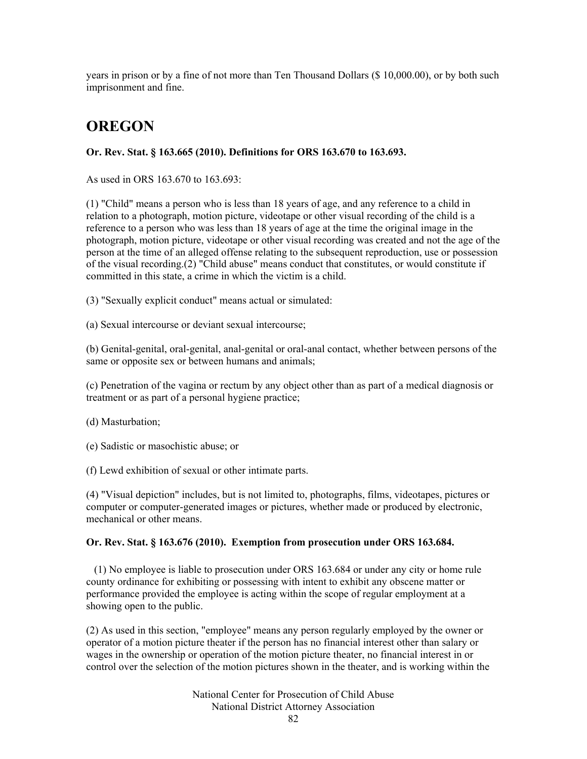years in prison or by a fine of not more than Ten Thousand Dollars ($ 10,000.00), or by both such imprisonment and fine.

# OREGON

**Or. Rev. Stat. § 163.665 (2010). Definitions for ORS 163.670 to 163.693.**

As used in ORS 163.670 to 163.693:

(1) "Child" means a person who is less than 18 years of age, and any reference to a child in relation to a photograph, motion picture, videotape or other visual recording of the child is a reference to a person who was less than 18 years of age at the time the original image in the photograph, motion picture, videotape or other visual recording was created and not the age of the person at the time of an alleged offense relating to the subsequent reproduction, use or possession of the visual recording.(2) "Child abuse" means conduct that constitutes, or would constitute if committed in this state, a crime in which the victim is a child.

(3) "Sexually explicit conduct" means actual or simulated:

(a) Sexual intercourse or deviant sexual intercourse;

(b) Genital-genital, oral-genital, anal-genital or oral-anal contact, whether between persons of the same or opposite sex or between humans and animals;

(c) Penetration of the vagina or rectum by any object other than as part of a medical diagnosis or treatment or as part of a personal hygiene practice;

(d) Masturbation;

(e) Sadistic or masochistic abuse; or

(f) Lewd exhibition of sexual or other intimate parts.

(4) "Visual depiction" includes, but is not limited to, photographs, films, videotapes, pictures or computer or computer-generated images or pictures, whether made or produced by electronic, mechanical or other means.

**Or. Rev. Stat. § 163.676 (2010). Exemption from prosecution under ORS 163.684.**

(1) No employee is liable to prosecution under ORS 163.684 or under any city or home rule county ordinance for exhibiting or possessing with intent to exhibit any obscene matter or performance provided the employee is acting within the scope of regular employment at a showing open to the public.

(2) As used in this section, "employee" means any person regularly employed by the owner or operator of a motion picture theater if the person has no financial interest other than salary or wages in the ownership or operation of the motion picture theater, no financial interest in or control over the selection of the motion pictures shown in the theater, and is working within the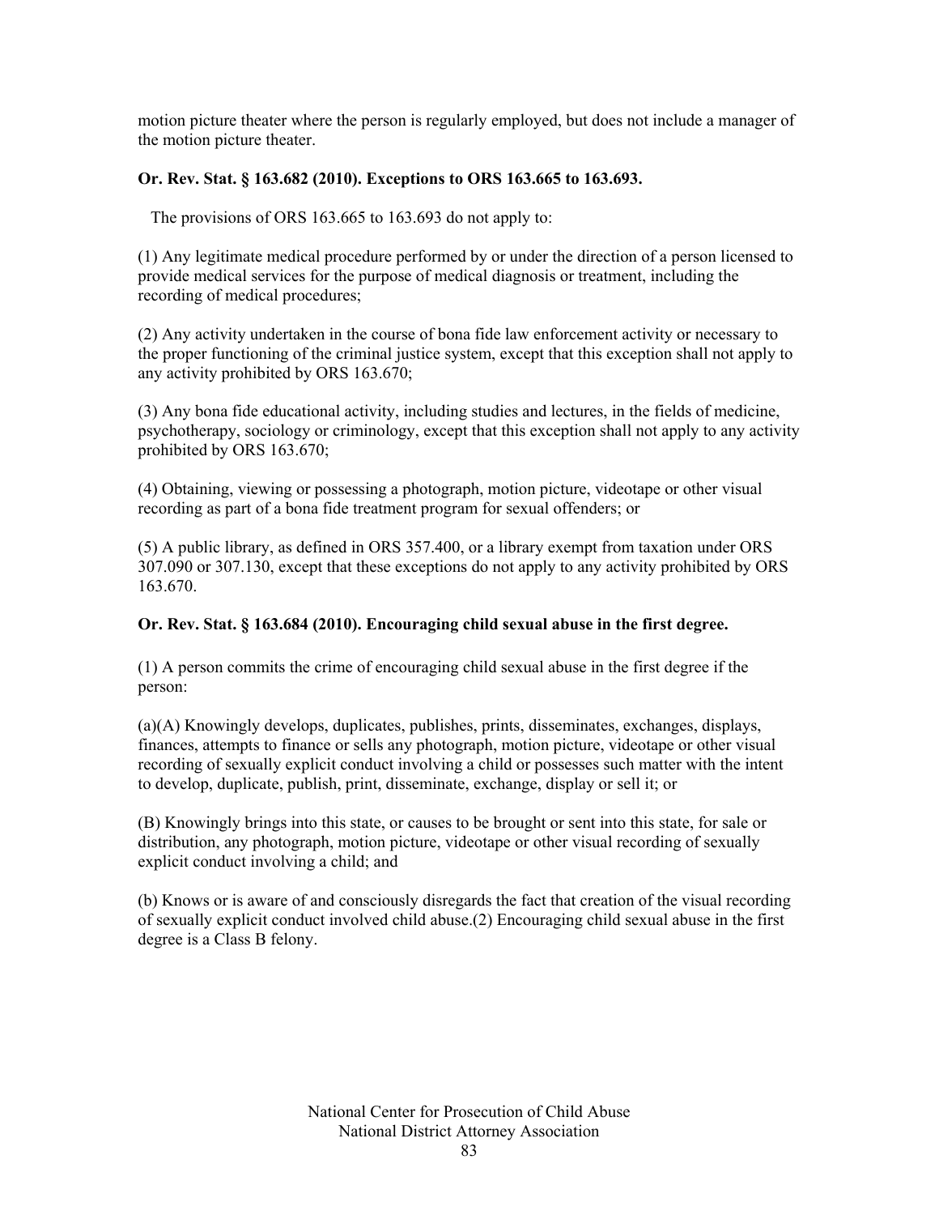motion picture theater where the person is regularly employed, but does not include a manager of the motion picture theater.

**Or. Rev. Stat. § 163.682 (2010). Exceptions to ORS 163.665 to 163.693.**

The provisions of ORS 163.665 to 163.693 do not apply to:

(1) Any legitimate medical procedure performed by or under the direction of a person licensed to provide medical services for the purpose of medical diagnosis or treatment, including the recording of medical procedures;

(2) Any activity undertaken in the course of bona fide law enforcement activity or necessary to the proper functioning of the criminal justice system, except that this exception shall not apply to any activity prohibited by ORS 163.670;

(3) Any bona fide educational activity, including studies and lectures, in the fields of medicine, psychotherapy, sociology or criminology, except that this exception shall not apply to any activity prohibited by ORS 163.670;

(4) Obtaining, viewing or possessing a photograph, motion picture, videotape or other visual recording as part of a bona fide treatment program for sexual offenders; or

(5) A public library, as defined in ORS 357.400, or a library exempt from taxation under ORS 307.090 or 307.130, except that these exceptions do not apply to any activity prohibited by ORS 163.670.

**Or. Rev. Stat. § 163.684 (2010). Encouraging child sexual abuse in the first degree.**

(1) A person commits the crime of encouraging child sexual abuse in the first degree if the person:

(a)(A) Knowingly develops, duplicates, publishes, prints, disseminates, exchanges, displays, finances, attempts to finance or sells any photograph, motion picture, videotape or other visual recording of sexually explicit conduct involving a child or possesses such matter with the intent to develop, duplicate, publish, print, disseminate, exchange, display or sell it; or

(B) Knowingly brings into this state, or causes to be brought or sent into this state, for sale or distribution, any photograph, motion picture, videotape or other visual recording of sexually explicit conduct involving a child; and

(b) Knows or is aware of and consciously disregards the fact that creation of the visual recording of sexually explicit conduct involved child abuse.(2) Encouraging child sexual abuse in the first degree is a Class B felony.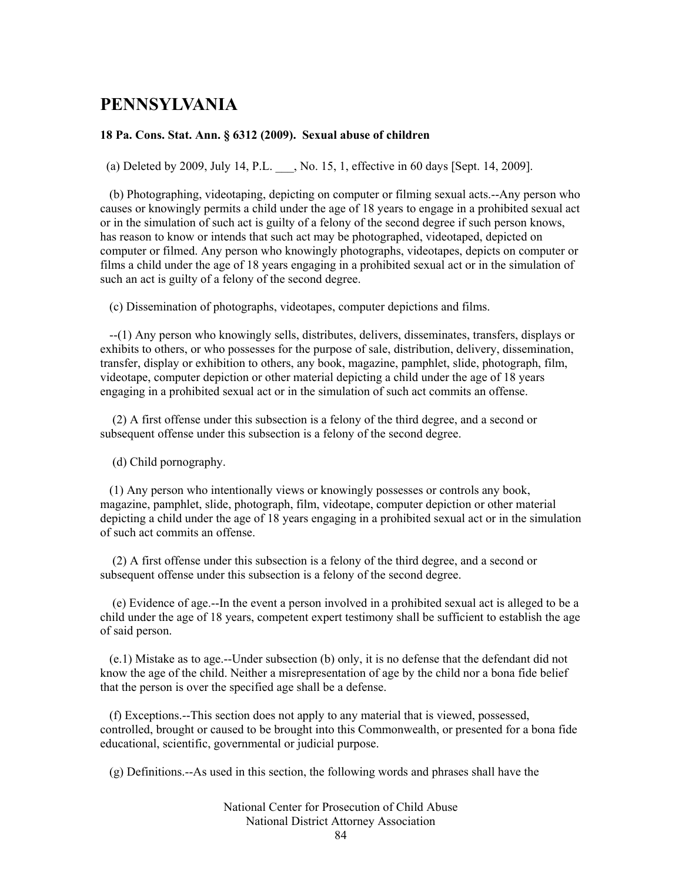## PENNSYLVANIA

**18 Pa. Cons. Stat. Ann. § 6312 (2009). Sexual abuse of children**

(a) Deleted by 2009, July 14, P.L. ___, No. 15, 1, effective in 60 days [Sept. 14, 2009].

(b) Photographing, videotaping, depicting on computer or filming sexual acts.--Any person who causes or knowingly permits a child under the age of 18 years to engage in a prohibited sexual act or in the simulation of such act is guilty of a felony of the second degree if such person knows, has reason to know or intends that such act may be photographed, videotaped, depicted on computer or filmed. Any person who knowingly photographs, videotapes, depicts on computer or films a child under the age of 18 years engaging in a prohibited sexual act or in the simulation of such an act is guilty of a felony of the second degree.

(c) Dissemination of photographs, videotapes, computer depictions and films.

--(1) Any person who knowingly sells, distributes, delivers, disseminates, transfers, displays or exhibits to others, or who possesses for the purpose of sale, distribution, delivery, dissemination, transfer, display or exhibition to others, any book, magazine, pamphlet, slide, photograph, film, videotape, computer depiction or other material depicting a child under the age of 18 years engaging in a prohibited sexual act or in the simulation of such act commits an offense.

(2) A first offense under this subsection is a felony of the third degree, and a second or subsequent offense under this subsection is a felony of the second degree.

(d) Child pornography.

(1) Any person who intentionally views or knowingly possesses or controls any book, magazine, pamphlet, slide, photograph, film, videotape, computer depiction or other material depicting a child under the age of 18 years engaging in a prohibited sexual act or in the simulation of such act commits an offense.

(2) A first offense under this subsection is a felony of the third degree, and a second or subsequent offense under this subsection is a felony of the second degree.

(e) Evidence of age.--In the event a person involved in a prohibited sexual act is alleged to be a child under the age of 18 years, competent expert testimony shall be sufficient to establish the age of said person.

(e.1) Mistake as to age.--Under subsection (b) only, it is no defense that the defendant did not know the age of the child. Neither a misrepresentation of age by the child nor a bona fide belief that the person is over the specified age shall be a defense.

(f) Exceptions.--This section does not apply to any material that is viewed, possessed, controlled, brought or caused to be brought into this Commonwealth, or presented for a bona fide educational, scientific, governmental or judicial purpose.

(g) Definitions.--As used in this section, the following words and phrases shall have the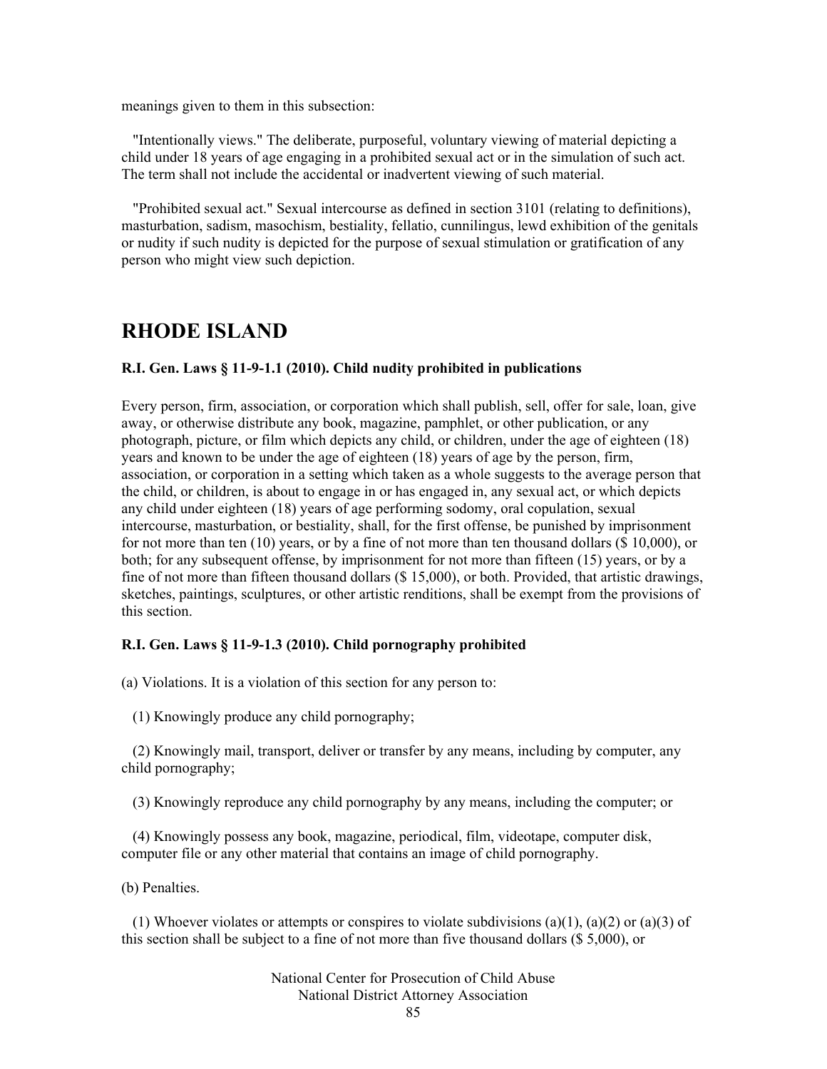meanings given to them in this subsection:

"Intentionally views." The deliberate, purposeful, voluntary viewing of material depicting a child under 18 years of age engaging in a prohibited sexual act or in the simulation of such act. The term shall not include the accidental or inadvertent viewing of such material.

"Prohibited sexual act." Sexual intercourse as defined in section 3101 (relating to definitions), masturbation, sadism, masochism, bestiality, fellatio, cunnilingus, lewd exhibition of the genitals or nudity if such nudity is depicted for the purpose of sexual stimulation or gratification of any person who might view such depiction.

# RHODE ISLAND

**R.I. Gen. Laws § 11-9-1.1 (2010). Child nudity prohibited in publications**

Every person, firm, association, or corporation which shall publish, sell, offer for sale, loan, give away, or otherwise distribute any book, magazine, pamphlet, or other publication, or any photograph, picture, or film which depicts any child, or children, under the age of eighteen (18) years and known to be under the age of eighteen (18) years of age by the person, firm, association, or corporation in a setting which taken as a whole suggests to the average person that the child, or children, is about to engage in or has engaged in, any sexual act, or which depicts any child under eighteen (18) years of age performing sodomy, oral copulation, sexual intercourse, masturbation, or bestiality, shall, for the first offense, be punished by imprisonment for not more than ten (10) years, or by a fine of not more than ten thousand dollars ($ 10,000), or both; for any subsequent offense, by imprisonment for not more than fifteen (15) years, or by a fine of not more than fifteen thousand dollars ($ 15,000), or both. Provided, that artistic drawings, sketches, paintings, sculptures, or other artistic renditions, shall be exempt from the provisions of this section.

**R.I. Gen. Laws § 11-9-1.3 (2010). Child pornography prohibited**

(a) Violations. It is a violation of this section for any person to:

(1) Knowingly produce any child pornography;

(2) Knowingly mail, transport, deliver or transfer by any means, including by computer, any child pornography;

(3) Knowingly reproduce any child pornography by any means, including the computer; or

(4) Knowingly possess any book, magazine, periodical, film, videotape, computer disk, computer file or any other material that contains an image of child pornography.

(b) Penalties.

(1) Whoever violates or attempts or conspires to violate subdivisions (a)(1), (a)(2) or (a)(3) of this section shall be subject to a fine of not more than five thousand dollars ($ 5,000), or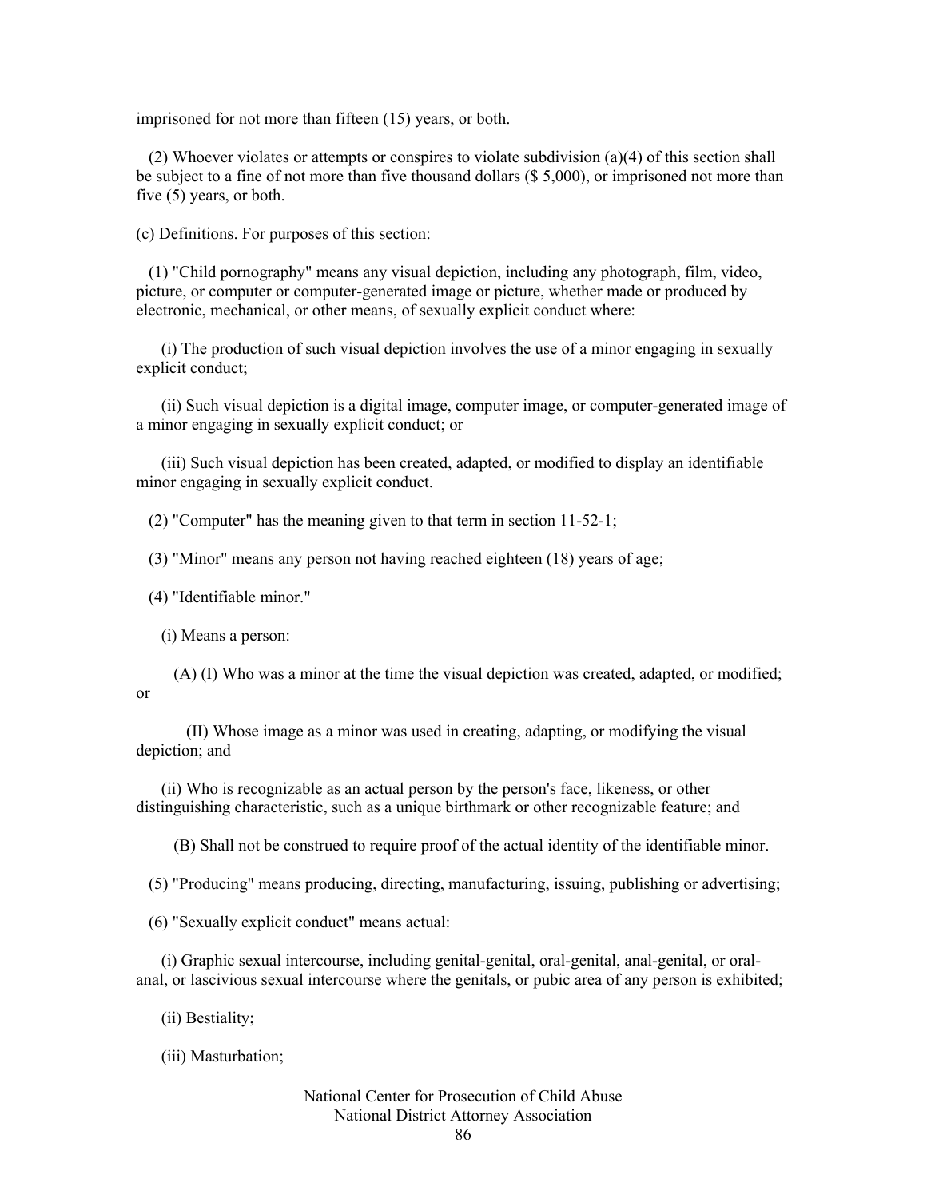imprisoned for not more than fifteen (15) years, or both.

(2) Whoever violates or attempts or conspires to violate subdivision (a)(4) of this section shall be subject to a fine of not more than five thousand dollars ($ 5,000), or imprisoned not more than five (5) years, or both.

(c) Definitions. For purposes of this section:

(1) "Child pornography" means any visual depiction, including any photograph, film, video, picture, or computer or computer-generated image or picture, whether made or produced by electronic, mechanical, or other means, of sexually explicit conduct where:

(i) The production of such visual depiction involves the use of a minor engaging in sexually explicit conduct;

(ii) Such visual depiction is a digital image, computer image, or computer-generated image of a minor engaging in sexually explicit conduct; or

(iii) Such visual depiction has been created, adapted, or modified to display an identifiable minor engaging in sexually explicit conduct.

(2) "Computer" has the meaning given to that term in section 11-52-1;

(3) "Minor" means any person not having reached eighteen (18) years of age;

(4) "Identifiable minor."

(i) Means a person:

(A) (I) Who was a minor at the time the visual depiction was created, adapted, or modified; or

(II) Whose image as a minor was used in creating, adapting, or modifying the visual depiction; and

(ii) Who is recognizable as an actual person by the person's face, likeness, or other distinguishing characteristic, such as a unique birthmark or other recognizable feature; and

(B) Shall not be construed to require proof of the actual identity of the identifiable minor.

(5) "Producing" means producing, directing, manufacturing, issuing, publishing or advertising;

(6) "Sexually explicit conduct" means actual:

(i) Graphic sexual intercourse, including genital-genital, oral-genital, anal-genital, or oral-anal, or lascivious sexual intercourse where the genitals, or pubic area of any person is exhibited;

(ii) Bestiality;

(iii) Masturbation;

National Center for Prosecution of Child Abuse
National District Attorney Association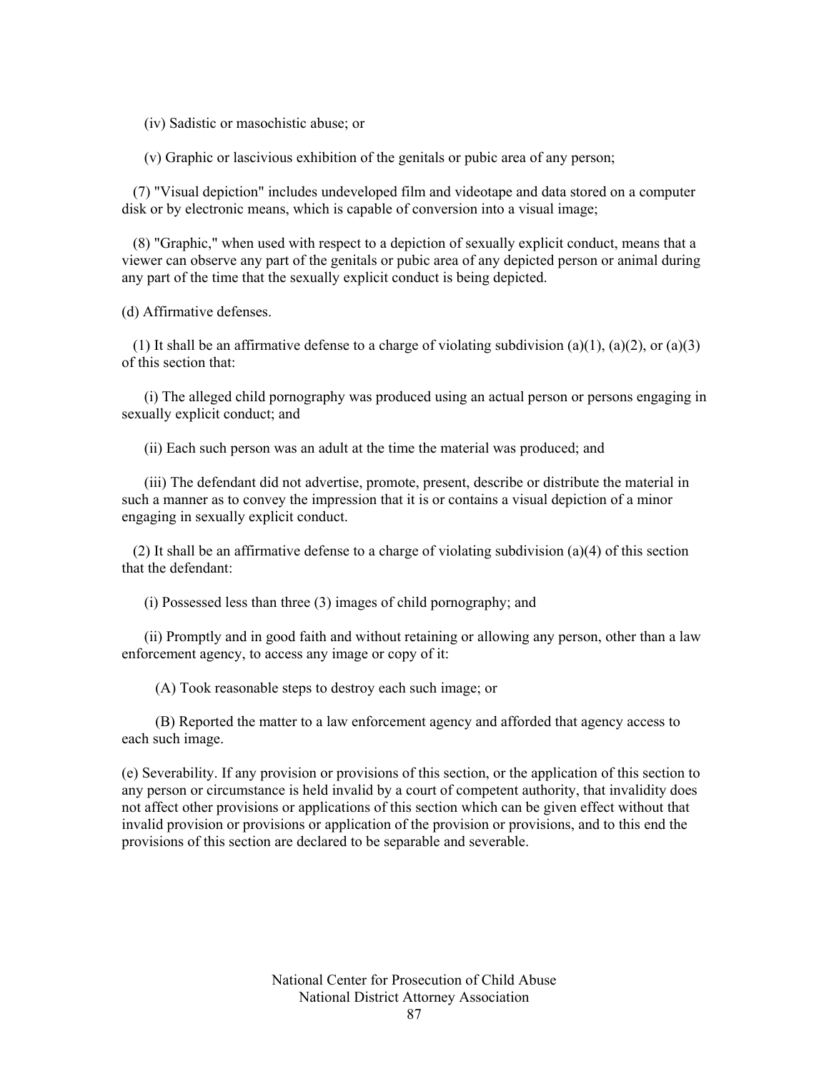(iv) Sadistic or masochistic abuse; or

(v) Graphic or lascivious exhibition of the genitals or pubic area of any person;

(7) "Visual depiction" includes undeveloped film and videotape and data stored on a computer disk or by electronic means, which is capable of conversion into a visual image;

(8) "Graphic," when used with respect to a depiction of sexually explicit conduct, means that a viewer can observe any part of the genitals or pubic area of any depicted person or animal during any part of the time that the sexually explicit conduct is being depicted.

(d) Affirmative defenses.

(1) It shall be an affirmative defense to a charge of violating subdivision (a)(1), (a)(2), or (a)(3) of this section that:

(i) The alleged child pornography was produced using an actual person or persons engaging in sexually explicit conduct; and

(ii) Each such person was an adult at the time the material was produced; and

(iii) The defendant did not advertise, promote, present, describe or distribute the material in such a manner as to convey the impression that it is or contains a visual depiction of a minor engaging in sexually explicit conduct.

(2) It shall be an affirmative defense to a charge of violating subdivision (a)(4) of this section that the defendant:

(i) Possessed less than three (3) images of child pornography; and

(ii) Promptly and in good faith and without retaining or allowing any person, other than a law enforcement agency, to access any image or copy of it:

(A) Took reasonable steps to destroy each such image; or

(B) Reported the matter to a law enforcement agency and afforded that agency access to each such image.

(e) Severability. If any provision or provisions of this section, or the application of this section to any person or circumstance is held invalid by a court of competent authority, that invalidity does not affect other provisions or applications of this section which can be given effect without that invalid provision or provisions or application of the provision or provisions, and to this end the provisions of this section are declared to be separable and severable.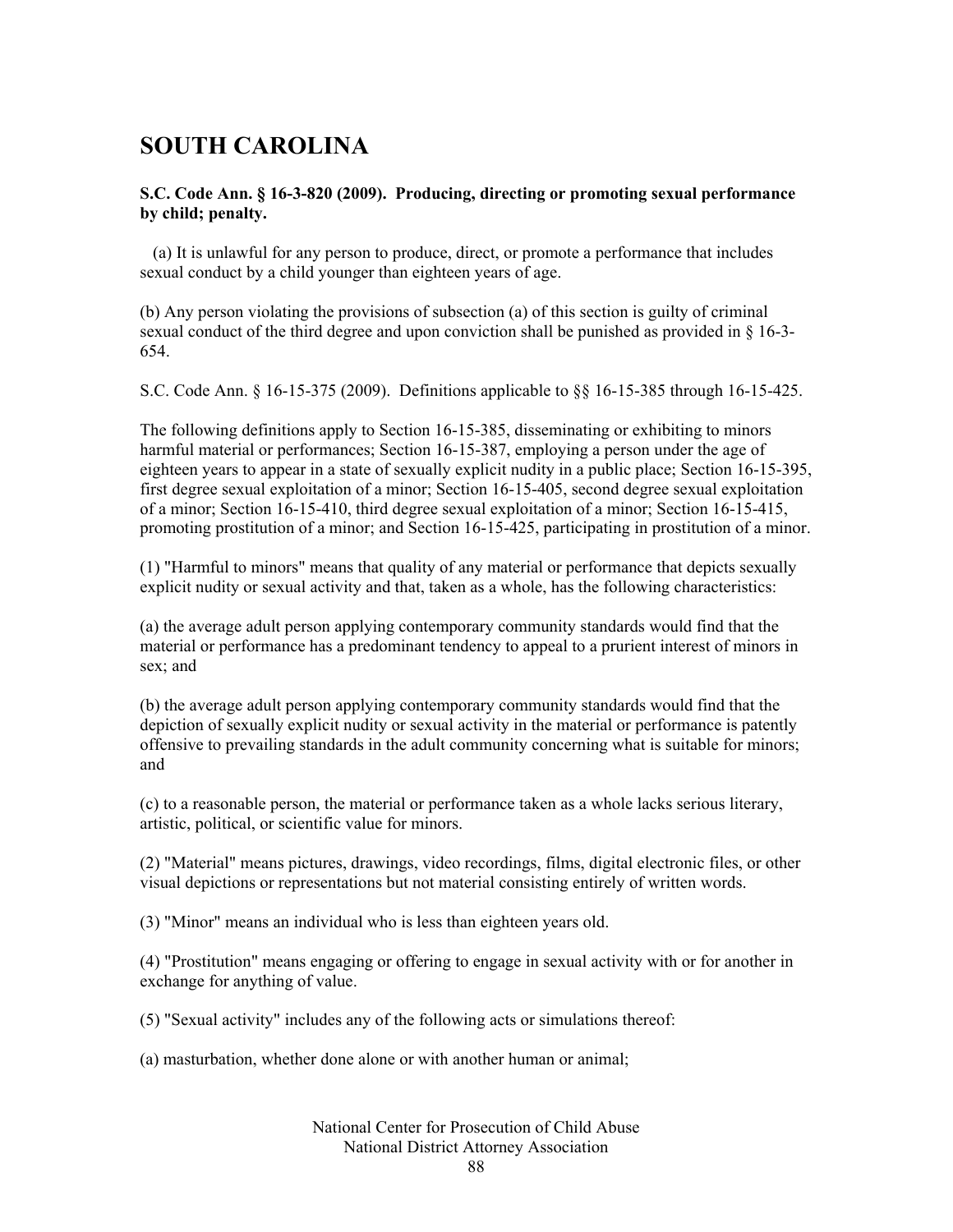# SOUTH CAROLINA

**S.C. Code Ann. § 16-3-820 (2009). Producing, directing or promoting sexual performance by child; penalty.**

(a) It is unlawful for any person to produce, direct, or promote a performance that includes sexual conduct by a child younger than eighteen years of age.

(b) Any person violating the provisions of subsection (a) of this section is guilty of criminal sexual conduct of the third degree and upon conviction shall be punished as provided in § 16-3-654.

S.C. Code Ann. § 16-15-375 (2009). Definitions applicable to §§ 16-15-385 through 16-15-425.

The following definitions apply to Section 16-15-385, disseminating or exhibiting to minors harmful material or performances; Section 16-15-387, employing a person under the age of eighteen years to appear in a state of sexually explicit nudity in a public place; Section 16-15-395, first degree sexual exploitation of a minor; Section 16-15-405, second degree sexual exploitation of a minor; Section 16-15-410, third degree sexual exploitation of a minor; Section 16-15-415, promoting prostitution of a minor; and Section 16-15-425, participating in prostitution of a minor.

(1) "Harmful to minors" means that quality of any material or performance that depicts sexually explicit nudity or sexual activity and that, taken as a whole, has the following characteristics:

(a) the average adult person applying contemporary community standards would find that the material or performance has a predominant tendency to appeal to a prurient interest of minors in sex; and

(b) the average adult person applying contemporary community standards would find that the depiction of sexually explicit nudity or sexual activity in the material or performance is patently offensive to prevailing standards in the adult community concerning what is suitable for minors; and

(c) to a reasonable person, the material or performance taken as a whole lacks serious literary, artistic, political, or scientific value for minors.

(2) "Material" means pictures, drawings, video recordings, films, digital electronic files, or other visual depictions or representations but not material consisting entirely of written words.

(3) "Minor" means an individual who is less than eighteen years old.

(4) "Prostitution" means engaging or offering to engage in sexual activity with or for another in exchange for anything of value.

(5) "Sexual activity" includes any of the following acts or simulations thereof:

(a) masturbation, whether done alone or with another human or animal;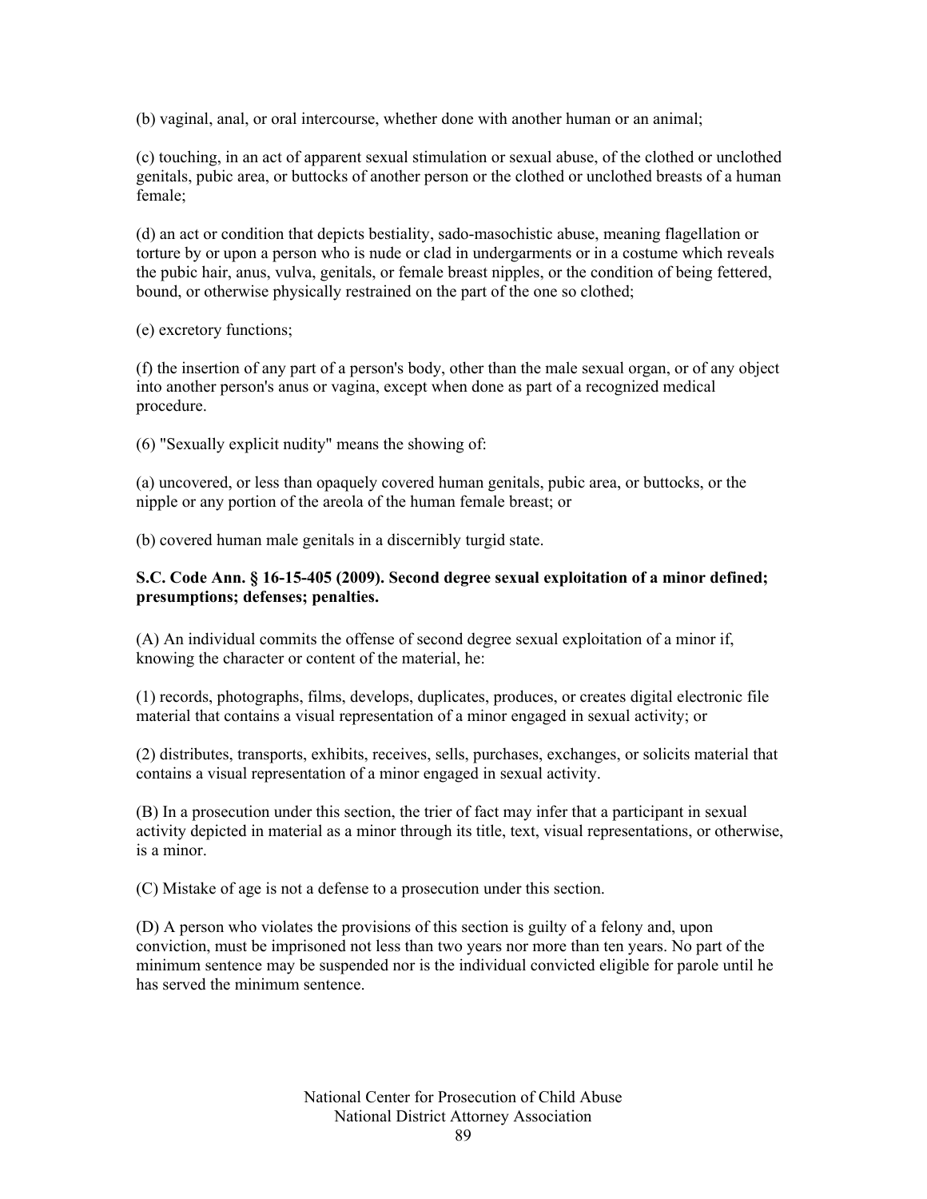(b) vaginal, anal, or oral intercourse, whether done with another human or an animal;

(c) touching, in an act of apparent sexual stimulation or sexual abuse, of the clothed or unclothed genitals, pubic area, or buttocks of another person or the clothed or unclothed breasts of a human female;

(d) an act or condition that depicts bestiality, sado-masochistic abuse, meaning flagellation or torture by or upon a person who is nude or clad in undergarments or in a costume which reveals the pubic hair, anus, vulva, genitals, or female breast nipples, or the condition of being fettered, bound, or otherwise physically restrained on the part of the one so clothed;

(e) excretory functions;

(f) the insertion of any part of a person's body, other than the male sexual organ, or of any object into another person's anus or vagina, except when done as part of a recognized medical procedure.

(6) "Sexually explicit nudity" means the showing of:

(a) uncovered, or less than opaquely covered human genitals, pubic area, or buttocks, or the nipple or any portion of the areola of the human female breast; or

(b) covered human male genitals in a discernibly turgid state.

**S.C. Code Ann. § 16-15-405 (2009). Second degree sexual exploitation of a minor defined; presumptions; defenses; penalties.**

(A) An individual commits the offense of second degree sexual exploitation of a minor if, knowing the character or content of the material, he:

(1) records, photographs, films, develops, duplicates, produces, or creates digital electronic file material that contains a visual representation of a minor engaged in sexual activity; or

(2) distributes, transports, exhibits, receives, sells, purchases, exchanges, or solicits material that contains a visual representation of a minor engaged in sexual activity.

(B) In a prosecution under this section, the trier of fact may infer that a participant in sexual activity depicted in material as a minor through its title, text, visual representations, or otherwise, is a minor.

(C) Mistake of age is not a defense to a prosecution under this section.

(D) A person who violates the provisions of this section is guilty of a felony and, upon conviction, must be imprisoned not less than two years nor more than ten years. No part of the minimum sentence may be suspended nor is the individual convicted eligible for parole until he has served the minimum sentence.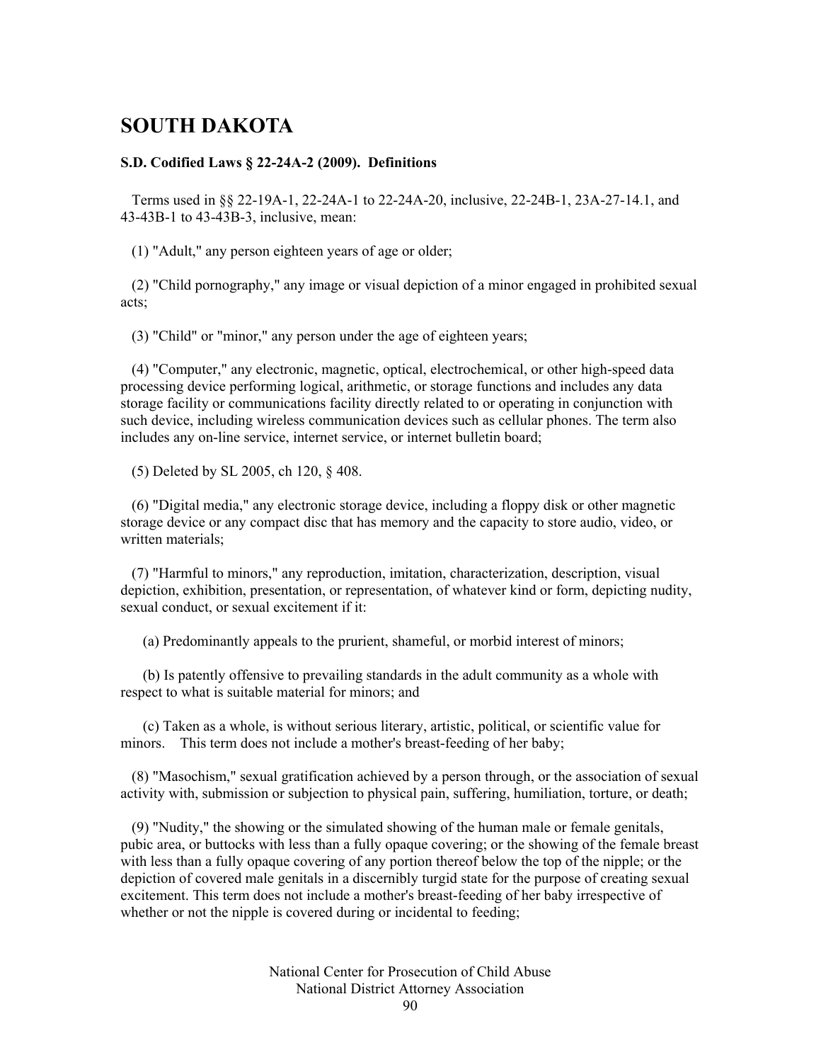## SOUTH DAKOTA

**S.D. Codified Laws § 22-24A-2 (2009). Definitions**

Terms used in §§ 22-19A-1, 22-24A-1 to 22-24A-20, inclusive, 22-24B-1, 23A-27-14.1, and 43-43B-1 to 43-43B-3, inclusive, mean:

(1) "Adult," any person eighteen years of age or older;

(2) "Child pornography," any image or visual depiction of a minor engaged in prohibited sexual acts;

(3) "Child" or "minor," any person under the age of eighteen years;

(4) "Computer," any electronic, magnetic, optical, electrochemical, or other high-speed data processing device performing logical, arithmetic, or storage functions and includes any data storage facility or communications facility directly related to or operating in conjunction with such device, including wireless communication devices such as cellular phones. The term also includes any on-line service, internet service, or internet bulletin board;

(5) Deleted by SL 2005, ch 120, § 408.

(6) "Digital media," any electronic storage device, including a floppy disk or other magnetic storage device or any compact disc that has memory and the capacity to store audio, video, or written materials;

(7) "Harmful to minors," any reproduction, imitation, characterization, description, visual depiction, exhibition, presentation, or representation, of whatever kind or form, depicting nudity, sexual conduct, or sexual excitement if it:

(a) Predominantly appeals to the prurient, shameful, or morbid interest of minors;

(b) Is patently offensive to prevailing standards in the adult community as a whole with respect to what is suitable material for minors; and

(c) Taken as a whole, is without serious literary, artistic, political, or scientific value for minors. This term does not include a mother's breast-feeding of her baby;

(8) "Masochism," sexual gratification achieved by a person through, or the association of sexual activity with, submission or subjection to physical pain, suffering, humiliation, torture, or death;

(9) "Nudity," the showing or the simulated showing of the human male or female genitals, pubic area, or buttocks with less than a fully opaque covering; or the showing of the female breast with less than a fully opaque covering of any portion thereof below the top of the nipple; or the depiction of covered male genitals in a discernibly turgid state for the purpose of creating sexual excitement. This term does not include a mother's breast-feeding of her baby irrespective of whether or not the nipple is covered during or incidental to feeding;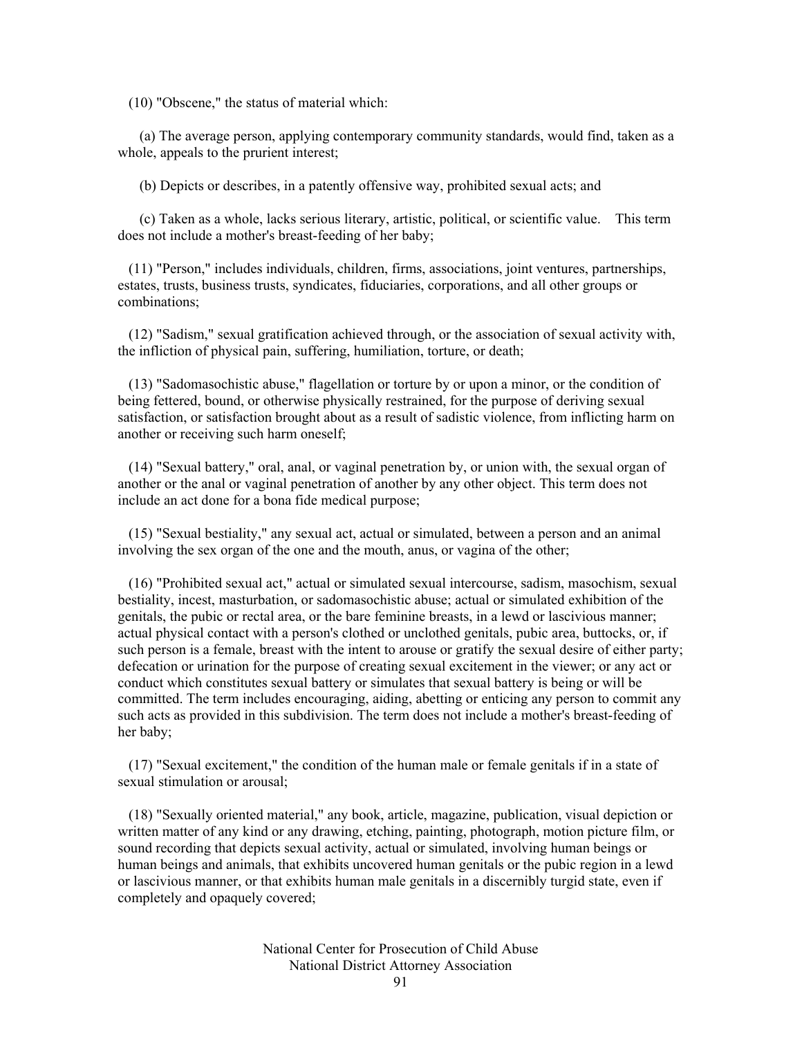(10) "Obscene," the status of material which:

(a) The average person, applying contemporary community standards, would find, taken as a whole, appeals to the prurient interest;

(b) Depicts or describes, in a patently offensive way, prohibited sexual acts; and

(c) Taken as a whole, lacks serious literary, artistic, political, or scientific value. This term does not include a mother's breast-feeding of her baby;

(11) "Person," includes individuals, children, firms, associations, joint ventures, partnerships, estates, trusts, business trusts, syndicates, fiduciaries, corporations, and all other groups or combinations;

(12) "Sadism," sexual gratification achieved through, or the association of sexual activity with, the infliction of physical pain, suffering, humiliation, torture, or death;

(13) "Sadomasochistic abuse," flagellation or torture by or upon a minor, or the condition of being fettered, bound, or otherwise physically restrained, for the purpose of deriving sexual satisfaction, or satisfaction brought about as a result of sadistic violence, from inflicting harm on another or receiving such harm oneself;

(14) "Sexual battery," oral, anal, or vaginal penetration by, or union with, the sexual organ of another or the anal or vaginal penetration of another by any other object. This term does not include an act done for a bona fide medical purpose;

(15) "Sexual bestiality," any sexual act, actual or simulated, between a person and an animal involving the sex organ of the one and the mouth, anus, or vagina of the other;

(16) "Prohibited sexual act," actual or simulated sexual intercourse, sadism, masochism, sexual bestiality, incest, masturbation, or sadomasochistic abuse; actual or simulated exhibition of the genitals, the pubic or rectal area, or the bare feminine breasts, in a lewd or lascivious manner; actual physical contact with a person's clothed or unclothed genitals, pubic area, buttocks, or, if such person is a female, breast with the intent to arouse or gratify the sexual desire of either party; defecation or urination for the purpose of creating sexual excitement in the viewer; or any act or conduct which constitutes sexual battery or simulates that sexual battery is being or will be committed. The term includes encouraging, aiding, abetting or enticing any person to commit any such acts as provided in this subdivision. The term does not include a mother's breast-feeding of her baby;

(17) "Sexual excitement," the condition of the human male or female genitals if in a state of sexual stimulation or arousal;

(18) "Sexually oriented material," any book, article, magazine, publication, visual depiction or written matter of any kind or any drawing, etching, painting, photograph, motion picture film, or sound recording that depicts sexual activity, actual or simulated, involving human beings or human beings and animals, that exhibits uncovered human genitals or the pubic region in a lewd or lascivious manner, or that exhibits human male genitals in a discernibly turgid state, even if completely and opaquely covered;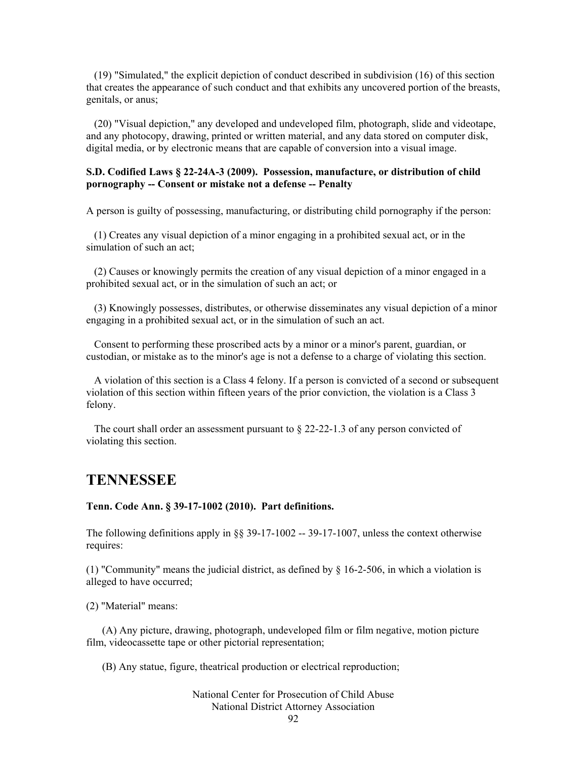(19) "Simulated," the explicit depiction of conduct described in subdivision (16) of this section that creates the appearance of such conduct and that exhibits any uncovered portion of the breasts, genitals, or anus;

(20) "Visual depiction," any developed and undeveloped film, photograph, slide and videotape, and any photocopy, drawing, printed or written material, and any data stored on computer disk, digital media, or by electronic means that are capable of conversion into a visual image.

**S.D. Codified Laws § 22-24A-3 (2009). Possession, manufacture, or distribution of child pornography -- Consent or mistake not a defense -- Penalty**

A person is guilty of possessing, manufacturing, or distributing child pornography if the person:

(1) Creates any visual depiction of a minor engaging in a prohibited sexual act, or in the simulation of such an act;

(2) Causes or knowingly permits the creation of any visual depiction of a minor engaged in a prohibited sexual act, or in the simulation of such an act; or

(3) Knowingly possesses, distributes, or otherwise disseminates any visual depiction of a minor engaging in a prohibited sexual act, or in the simulation of such an act.

Consent to performing these proscribed acts by a minor or a minor's parent, guardian, or custodian, or mistake as to the minor's age is not a defense to a charge of violating this section.

A violation of this section is a Class 4 felony. If a person is convicted of a second or subsequent violation of this section within fifteen years of the prior conviction, the violation is a Class 3 felony.

The court shall order an assessment pursuant to § 22-22-1.3 of any person convicted of violating this section.

# TENNESSEE

**Tenn. Code Ann. § 39-17-1002 (2010). Part definitions.**

The following definitions apply in §§ 39-17-1002 -- 39-17-1007, unless the context otherwise requires:

(1) "Community" means the judicial district, as defined by § 16-2-506, in which a violation is alleged to have occurred;

(2) "Material" means:

(A) Any picture, drawing, photograph, undeveloped film or film negative, motion picture film, videocassette tape or other pictorial representation;

(B) Any statue, figure, theatrical production or electrical reproduction;

National Center for Prosecution of Child Abuse
National District Attorney Association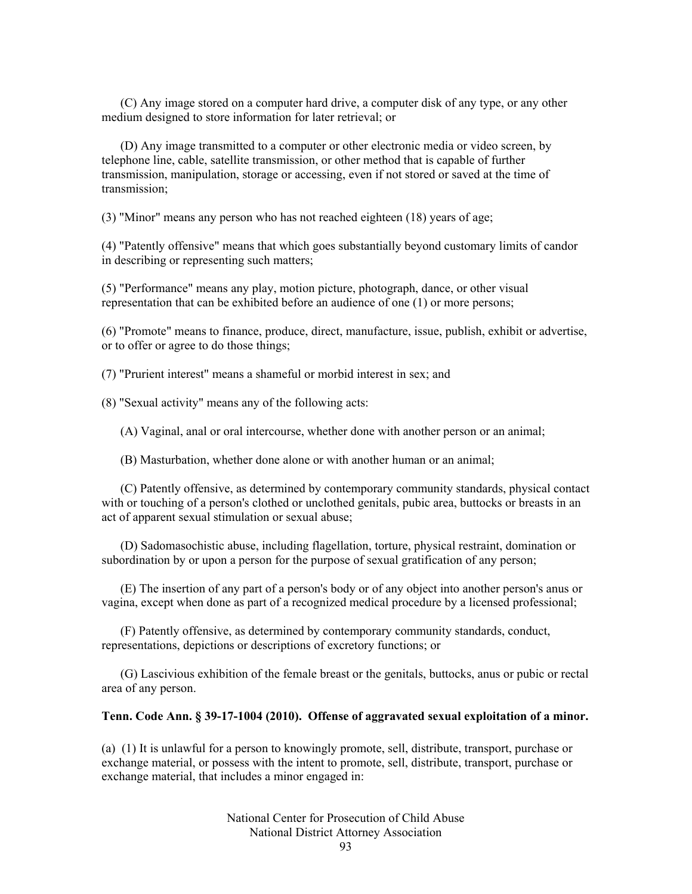(C) Any image stored on a computer hard drive, a computer disk of any type, or any other medium designed to store information for later retrieval; or

(D) Any image transmitted to a computer or other electronic media or video screen, by telephone line, cable, satellite transmission, or other method that is capable of further transmission, manipulation, storage or accessing, even if not stored or saved at the time of transmission;

(3) "Minor" means any person who has not reached eighteen (18) years of age;

(4) "Patently offensive" means that which goes substantially beyond customary limits of candor in describing or representing such matters;

(5) "Performance" means any play, motion picture, photograph, dance, or other visual representation that can be exhibited before an audience of one (1) or more persons;

(6) "Promote" means to finance, produce, direct, manufacture, issue, publish, exhibit or advertise, or to offer or agree to do those things;

(7) "Prurient interest" means a shameful or morbid interest in sex; and

(8) "Sexual activity" means any of the following acts:

(A) Vaginal, anal or oral intercourse, whether done with another person or an animal;

(B) Masturbation, whether done alone or with another human or an animal;

(C) Patently offensive, as determined by contemporary community standards, physical contact with or touching of a person's clothed or unclothed genitals, pubic area, buttocks or breasts in an act of apparent sexual stimulation or sexual abuse;

(D) Sadomasochistic abuse, including flagellation, torture, physical restraint, domination or subordination by or upon a person for the purpose of sexual gratification of any person;

(E) The insertion of any part of a person's body or of any object into another person's anus or vagina, except when done as part of a recognized medical procedure by a licensed professional;

(F) Patently offensive, as determined by contemporary community standards, conduct, representations, depictions or descriptions of excretory functions; or

(G) Lascivious exhibition of the female breast or the genitals, buttocks, anus or pubic or rectal area of any person.

**Tenn. Code Ann. § 39-17-1004 (2010). Offense of aggravated sexual exploitation of a minor.**

(a) (1) It is unlawful for a person to knowingly promote, sell, distribute, transport, purchase or exchange material, or possess with the intent to promote, sell, distribute, transport, purchase or exchange material, that includes a minor engaged in: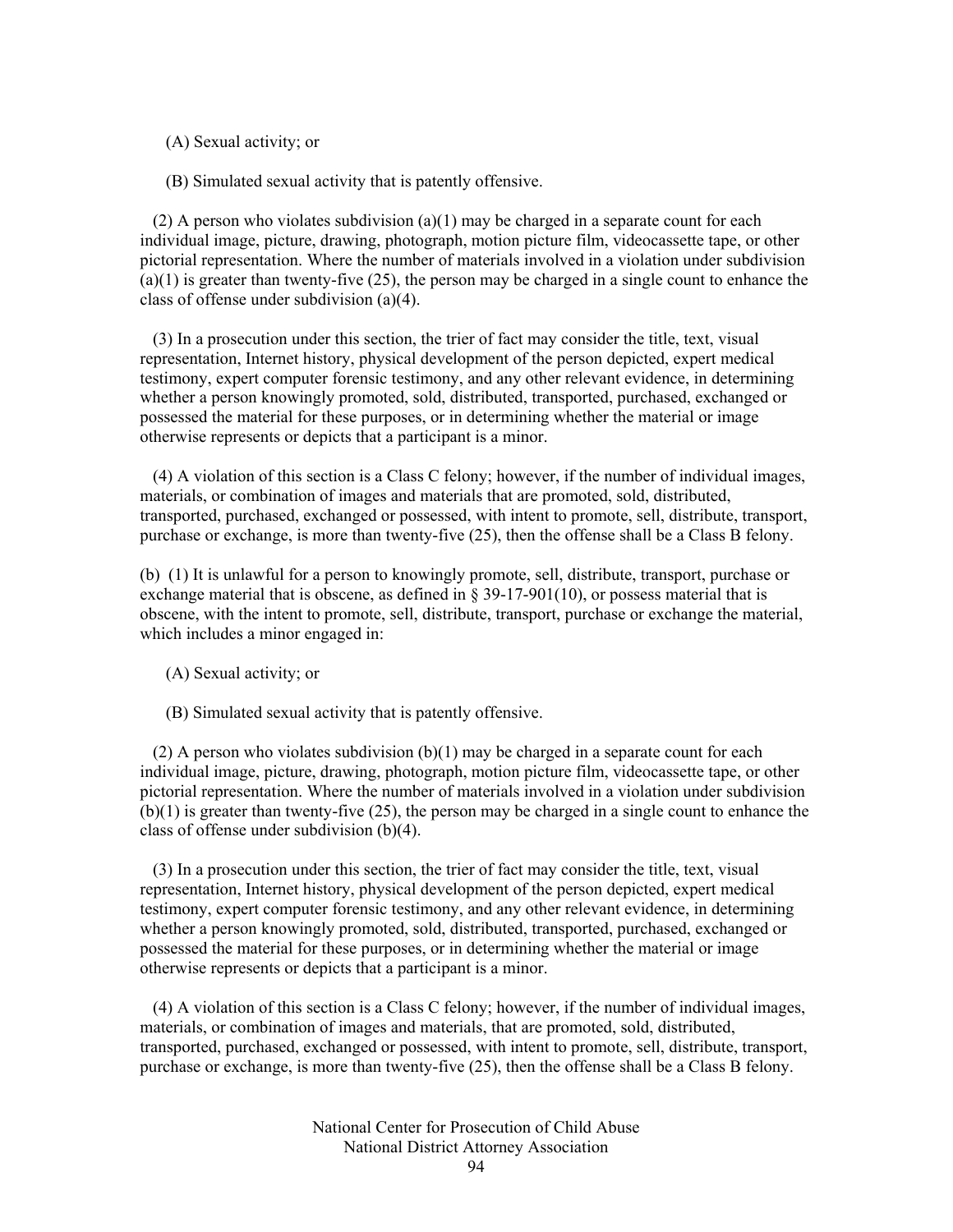(A) Sexual activity; or

(B) Simulated sexual activity that is patently offensive.

(2) A person who violates subdivision (a)(1) may be charged in a separate count for each individual image, picture, drawing, photograph, motion picture film, videocassette tape, or other pictorial representation. Where the number of materials involved in a violation under subdivision (a)(1) is greater than twenty-five (25), the person may be charged in a single count to enhance the class of offense under subdivision (a)(4).

(3) In a prosecution under this section, the trier of fact may consider the title, text, visual representation, Internet history, physical development of the person depicted, expert medical testimony, expert computer forensic testimony, and any other relevant evidence, in determining whether a person knowingly promoted, sold, distributed, transported, purchased, exchanged or possessed the material for these purposes, or in determining whether the material or image otherwise represents or depicts that a participant is a minor.

(4) A violation of this section is a Class C felony; however, if the number of individual images, materials, or combination of images and materials that are promoted, sold, distributed, transported, purchased, exchanged or possessed, with intent to promote, sell, distribute, transport, purchase or exchange, is more than twenty-five (25), then the offense shall be a Class B felony.

(b) (1) It is unlawful for a person to knowingly promote, sell, distribute, transport, purchase or exchange material that is obscene, as defined in § 39-17-901(10), or possess material that is obscene, with the intent to promote, sell, distribute, transport, purchase or exchange the material, which includes a minor engaged in:

(A) Sexual activity; or

(B) Simulated sexual activity that is patently offensive.

(2) A person who violates subdivision (b)(1) may be charged in a separate count for each individual image, picture, drawing, photograph, motion picture film, videocassette tape, or other pictorial representation. Where the number of materials involved in a violation under subdivision (b)(1) is greater than twenty-five (25), the person may be charged in a single count to enhance the class of offense under subdivision (b)(4).

(3) In a prosecution under this section, the trier of fact may consider the title, text, visual representation, Internet history, physical development of the person depicted, expert medical testimony, expert computer forensic testimony, and any other relevant evidence, in determining whether a person knowingly promoted, sold, distributed, transported, purchased, exchanged or possessed the material for these purposes, or in determining whether the material or image otherwise represents or depicts that a participant is a minor.

(4) A violation of this section is a Class C felony; however, if the number of individual images, materials, or combination of images and materials, that are promoted, sold, distributed, transported, purchased, exchanged or possessed, with intent to promote, sell, distribute, transport, purchase or exchange, is more than twenty-five (25), then the offense shall be a Class B felony.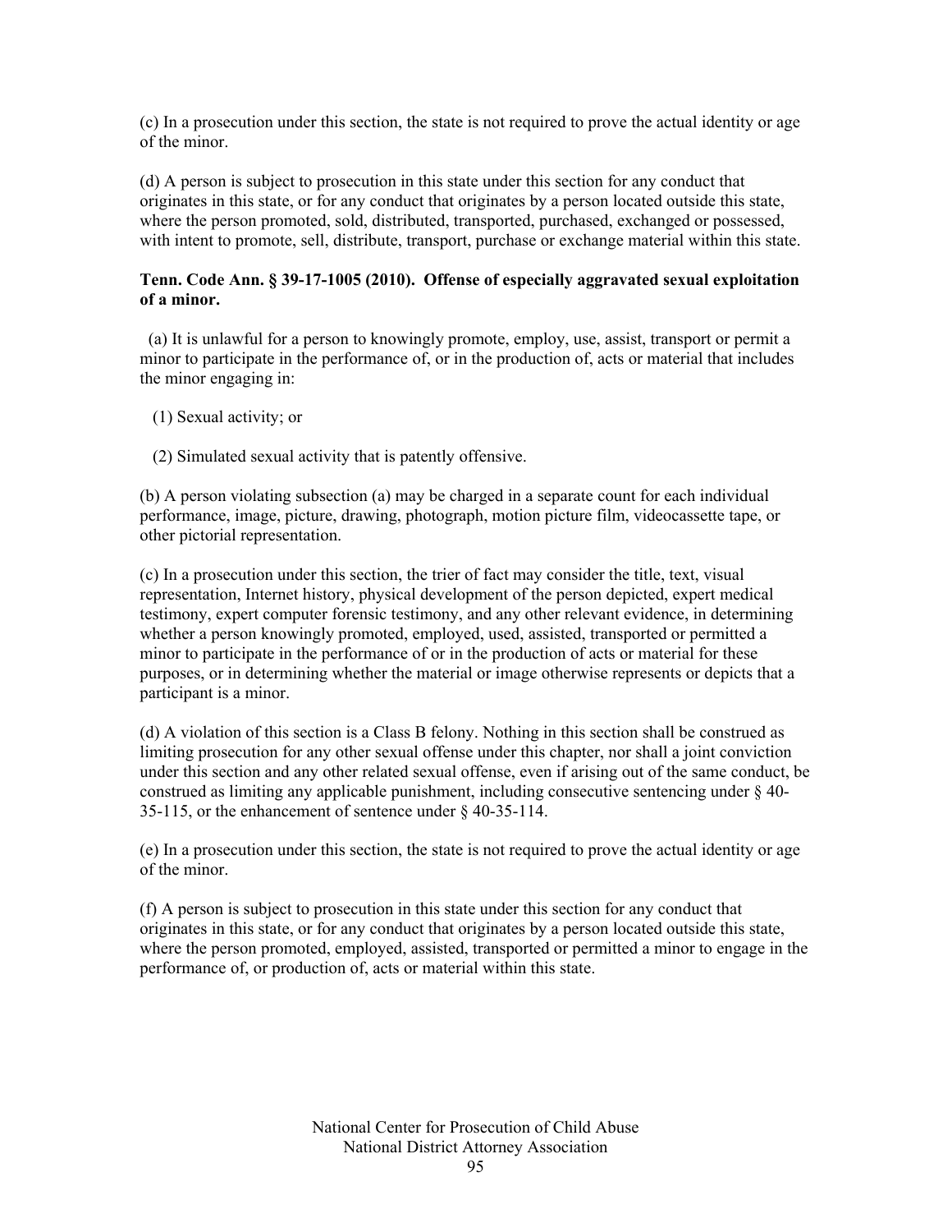(c) In a prosecution under this section, the state is not required to prove the actual identity or age of the minor.

(d) A person is subject to prosecution in this state under this section for any conduct that originates in this state, or for any conduct that originates by a person located outside this state, where the person promoted, sold, distributed, transported, purchased, exchanged or possessed, with intent to promote, sell, distribute, transport, purchase or exchange material within this state.

**Tenn. Code Ann. § 39-17-1005 (2010). Offense of especially aggravated sexual exploitation of a minor.**

(a) It is unlawful for a person to knowingly promote, employ, use, assist, transport or permit a minor to participate in the performance of, or in the production of, acts or material that includes the minor engaging in:

(1) Sexual activity; or

(2) Simulated sexual activity that is patently offensive.

(b) A person violating subsection (a) may be charged in a separate count for each individual performance, image, picture, drawing, photograph, motion picture film, videocassette tape, or other pictorial representation.

(c) In a prosecution under this section, the trier of fact may consider the title, text, visual representation, Internet history, physical development of the person depicted, expert medical testimony, expert computer forensic testimony, and any other relevant evidence, in determining whether a person knowingly promoted, employed, used, assisted, transported or permitted a minor to participate in the performance of or in the production of acts or material for these purposes, or in determining whether the material or image otherwise represents or depicts that a participant is a minor.

(d) A violation of this section is a Class B felony. Nothing in this section shall be construed as limiting prosecution for any other sexual offense under this chapter, nor shall a joint conviction under this section and any other related sexual offense, even if arising out of the same conduct, be construed as limiting any applicable punishment, including consecutive sentencing under § 40-35-115, or the enhancement of sentence under § 40-35-114.

(e) In a prosecution under this section, the state is not required to prove the actual identity or age of the minor.

(f) A person is subject to prosecution in this state under this section for any conduct that originates in this state, or for any conduct that originates by a person located outside this state, where the person promoted, employed, assisted, transported or permitted a minor to engage in the performance of, or production of, acts or material within this state.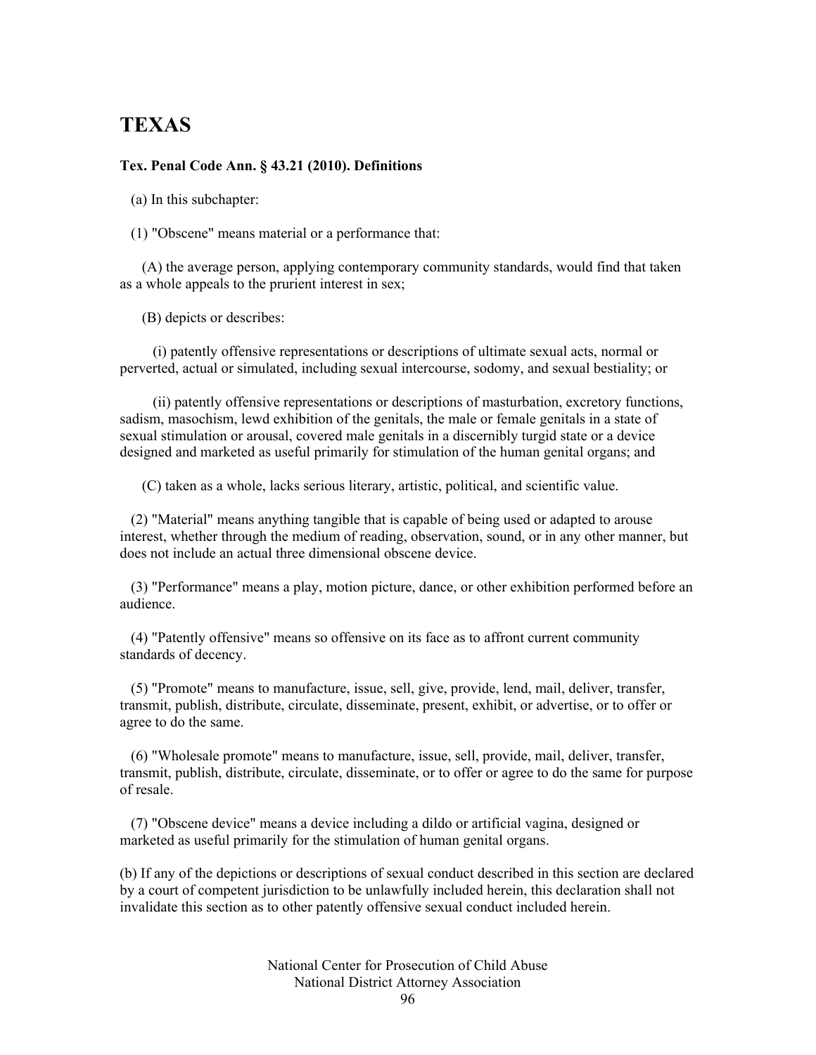# TEXAS

**Tex. Penal Code Ann. § 43.21 (2010). Definitions**

(a) In this subchapter:

(1) "Obscene" means material or a performance that:

(A) the average person, applying contemporary community standards, would find that taken as a whole appeals to the prurient interest in sex;

(B) depicts or describes:

(i) patently offensive representations or descriptions of ultimate sexual acts, normal or perverted, actual or simulated, including sexual intercourse, sodomy, and sexual bestiality; or

(ii) patently offensive representations or descriptions of masturbation, excretory functions, sadism, masochism, lewd exhibition of the genitals, the male or female genitals in a state of sexual stimulation or arousal, covered male genitals in a discernibly turgid state or a device designed and marketed as useful primarily for stimulation of the human genital organs; and

(C) taken as a whole, lacks serious literary, artistic, political, and scientific value.

(2) "Material" means anything tangible that is capable of being used or adapted to arouse interest, whether through the medium of reading, observation, sound, or in any other manner, but does not include an actual three dimensional obscene device.

(3) "Performance" means a play, motion picture, dance, or other exhibition performed before an audience.

(4) "Patently offensive" means so offensive on its face as to affront current community standards of decency.

(5) "Promote" means to manufacture, issue, sell, give, provide, lend, mail, deliver, transfer, transmit, publish, distribute, circulate, disseminate, present, exhibit, or advertise, or to offer or agree to do the same.

(6) "Wholesale promote" means to manufacture, issue, sell, provide, mail, deliver, transfer, transmit, publish, distribute, circulate, disseminate, or to offer or agree to do the same for purpose of resale.

(7) "Obscene device" means a device including a dildo or artificial vagina, designed or marketed as useful primarily for the stimulation of human genital organs.

(b) If any of the depictions or descriptions of sexual conduct described in this section are declared by a court of competent jurisdiction to be unlawfully included herein, this declaration shall not invalidate this section as to other patently offensive sexual conduct included herein.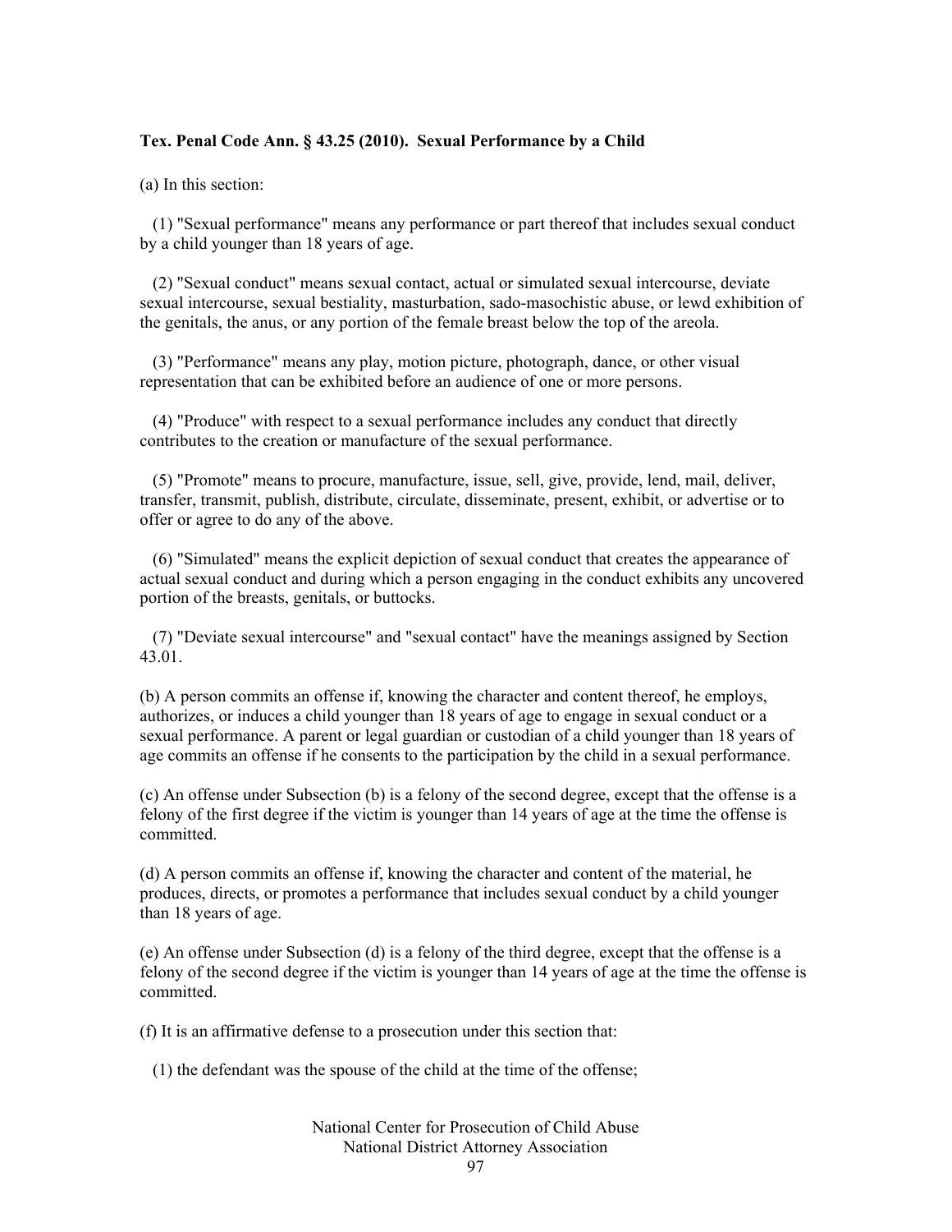**Tex. Penal Code Ann. § 43.25 (2010). Sexual Performance by a Child**

(a) In this section:

(1) "Sexual performance" means any performance or part thereof that includes sexual conduct by a child younger than 18 years of age.

(2) "Sexual conduct" means sexual contact, actual or simulated sexual intercourse, deviate sexual intercourse, sexual bestiality, masturbation, sado-masochistic abuse, or lewd exhibition of the genitals, the anus, or any portion of the female breast below the top of the areola.

(3) "Performance" means any play, motion picture, photograph, dance, or other visual representation that can be exhibited before an audience of one or more persons.

(4) "Produce" with respect to a sexual performance includes any conduct that directly contributes to the creation or manufacture of the sexual performance.

(5) "Promote" means to procure, manufacture, issue, sell, give, provide, lend, mail, deliver, transfer, transmit, publish, distribute, circulate, disseminate, present, exhibit, or advertise or to offer or agree to do any of the above.

(6) "Simulated" means the explicit depiction of sexual conduct that creates the appearance of actual sexual conduct and during which a person engaging in the conduct exhibits any uncovered portion of the breasts, genitals, or buttocks.

(7) "Deviate sexual intercourse" and "sexual contact" have the meanings assigned by Section 43.01.

(b) A person commits an offense if, knowing the character and content thereof, he employs, authorizes, or induces a child younger than 18 years of age to engage in sexual conduct or a sexual performance. A parent or legal guardian or custodian of a child younger than 18 years of age commits an offense if he consents to the participation by the child in a sexual performance.

(c) An offense under Subsection (b) is a felony of the second degree, except that the offense is a felony of the first degree if the victim is younger than 14 years of age at the time the offense is committed.

(d) A person commits an offense if, knowing the character and content of the material, he produces, directs, or promotes a performance that includes sexual conduct by a child younger than 18 years of age.

(e) An offense under Subsection (d) is a felony of the third degree, except that the offense is a felony of the second degree if the victim is younger than 14 years of age at the time the offense is committed.

(f) It is an affirmative defense to a prosecution under this section that:

(1) the defendant was the spouse of the child at the time of the offense;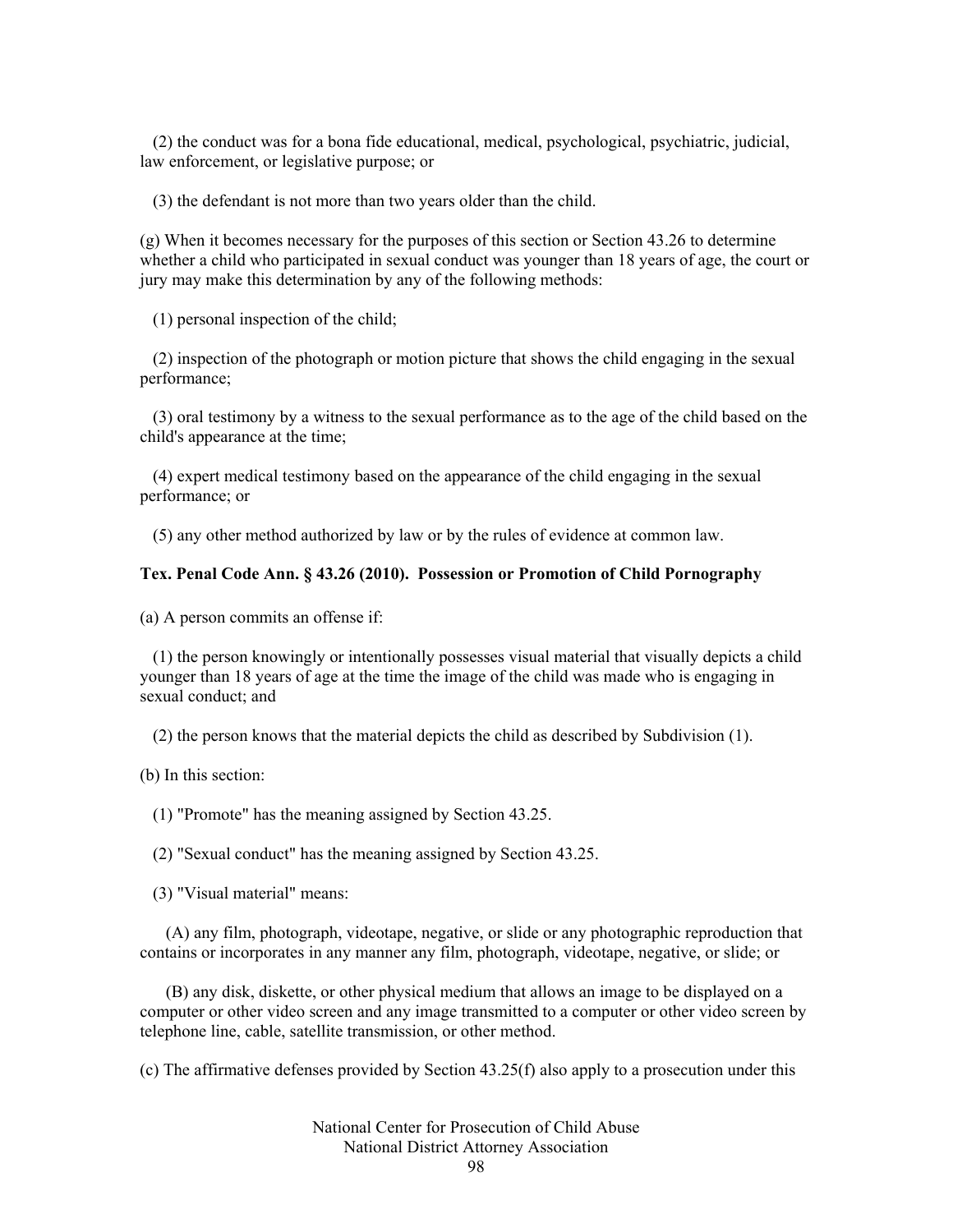(2) the conduct was for a bona fide educational, medical, psychological, psychiatric, judicial, law enforcement, or legislative purpose; or

(3) the defendant is not more than two years older than the child.

(g) When it becomes necessary for the purposes of this section or Section 43.26 to determine whether a child who participated in sexual conduct was younger than 18 years of age, the court or jury may make this determination by any of the following methods:

(1) personal inspection of the child;

(2) inspection of the photograph or motion picture that shows the child engaging in the sexual performance;

(3) oral testimony by a witness to the sexual performance as to the age of the child based on the child's appearance at the time;

(4) expert medical testimony based on the appearance of the child engaging in the sexual performance; or

(5) any other method authorized by law or by the rules of evidence at common law.

**Tex. Penal Code Ann. § 43.26 (2010). Possession or Promotion of Child Pornography**

(a) A person commits an offense if:

(1) the person knowingly or intentionally possesses visual material that visually depicts a child younger than 18 years of age at the time the image of the child was made who is engaging in sexual conduct; and

(2) the person knows that the material depicts the child as described by Subdivision (1).

(b) In this section:

(1) "Promote" has the meaning assigned by Section 43.25.

(2) "Sexual conduct" has the meaning assigned by Section 43.25.

(3) "Visual material" means:

(A) any film, photograph, videotape, negative, or slide or any photographic reproduction that contains or incorporates in any manner any film, photograph, videotape, negative, or slide; or

(B) any disk, diskette, or other physical medium that allows an image to be displayed on a computer or other video screen and any image transmitted to a computer or other video screen by telephone line, cable, satellite transmission, or other method.

(c) The affirmative defenses provided by Section 43.25(f) also apply to a prosecution under this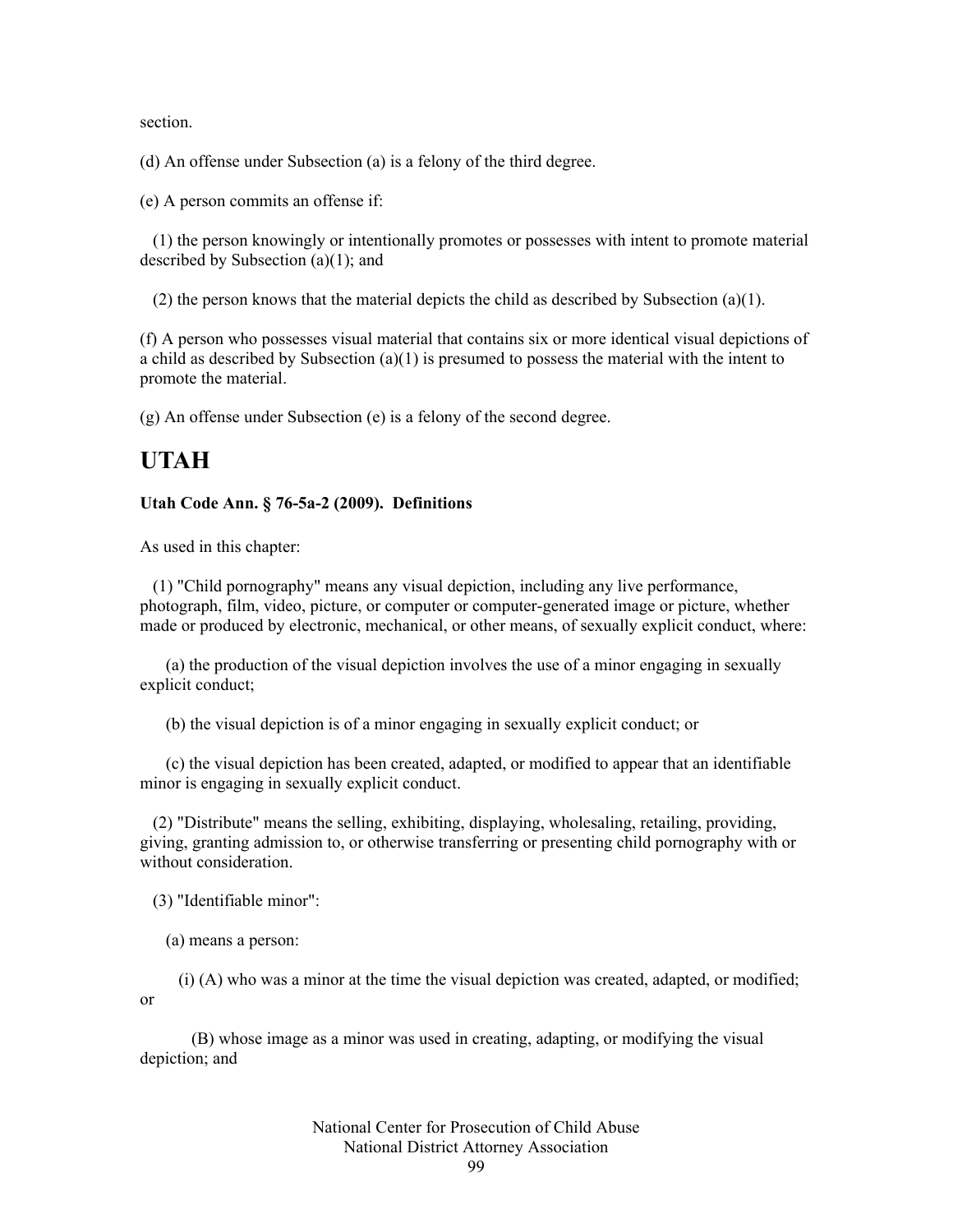section.

(d) An offense under Subsection (a) is a felony of the third degree.

(e) A person commits an offense if:

(1) the person knowingly or intentionally promotes or possesses with intent to promote material described by Subsection (a)(1); and

(2) the person knows that the material depicts the child as described by Subsection (a)(1).

(f) A person who possesses visual material that contains six or more identical visual depictions of a child as described by Subsection (a)(1) is presumed to possess the material with the intent to promote the material.

(g) An offense under Subsection (e) is a felony of the second degree.

# UTAH

**Utah Code Ann. § 76-5a-2 (2009). Definitions**

As used in this chapter:

(1) "Child pornography" means any visual depiction, including any live performance, photograph, film, video, picture, or computer or computer-generated image or picture, whether made or produced by electronic, mechanical, or other means, of sexually explicit conduct, where:

(a) the production of the visual depiction involves the use of a minor engaging in sexually explicit conduct;

(b) the visual depiction is of a minor engaging in sexually explicit conduct; or

(c) the visual depiction has been created, adapted, or modified to appear that an identifiable minor is engaging in sexually explicit conduct.

(2) "Distribute" means the selling, exhibiting, displaying, wholesaling, retailing, providing, giving, granting admission to, or otherwise transferring or presenting child pornography with or without consideration.

(3) "Identifiable minor":

(a) means a person:

(i) (A) who was a minor at the time the visual depiction was created, adapted, or modified; or

(B) whose image as a minor was used in creating, adapting, or modifying the visual depiction; and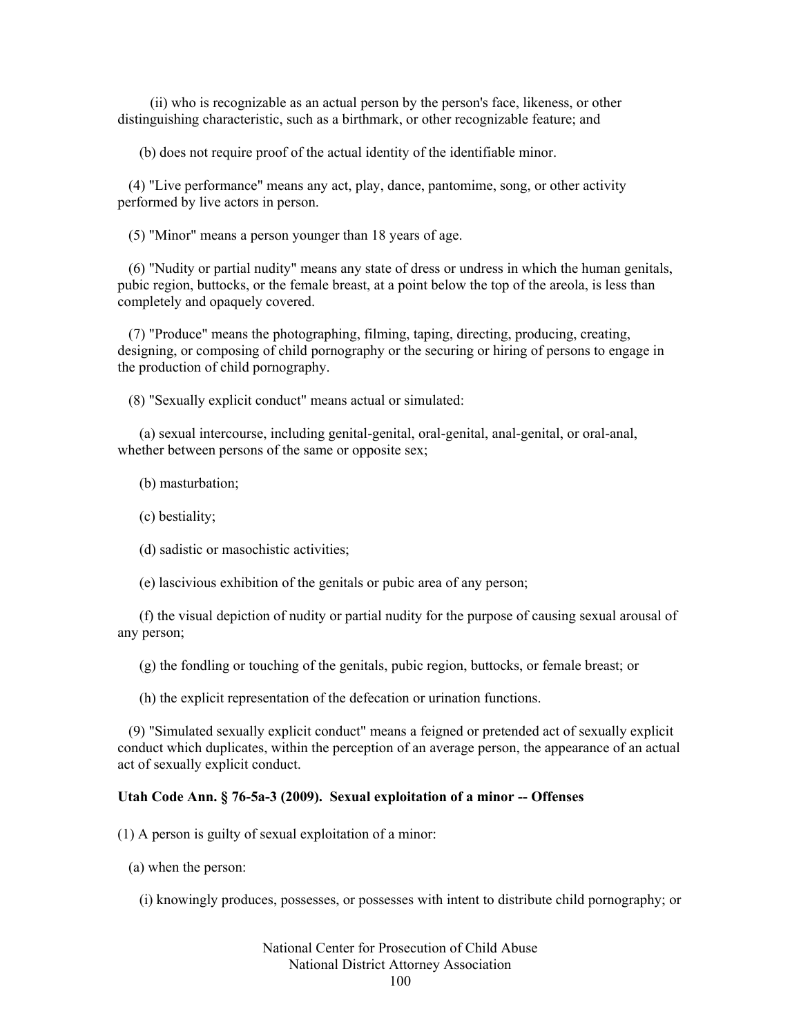(ii) who is recognizable as an actual person by the person's face, likeness, or other distinguishing characteristic, such as a birthmark, or other recognizable feature; and

(b) does not require proof of the actual identity of the identifiable minor.

(4) "Live performance" means any act, play, dance, pantomime, song, or other activity performed by live actors in person.

(5) "Minor" means a person younger than 18 years of age.

(6) "Nudity or partial nudity" means any state of dress or undress in which the human genitals, pubic region, buttocks, or the female breast, at a point below the top of the areola, is less than completely and opaquely covered.

(7) "Produce" means the photographing, filming, taping, directing, producing, creating, designing, or composing of child pornography or the securing or hiring of persons to engage in the production of child pornography.

(8) "Sexually explicit conduct" means actual or simulated:

(a) sexual intercourse, including genital-genital, oral-genital, anal-genital, or oral-anal, whether between persons of the same or opposite sex;

(b) masturbation;

(c) bestiality;

(d) sadistic or masochistic activities;

(e) lascivious exhibition of the genitals or pubic area of any person;

(f) the visual depiction of nudity or partial nudity for the purpose of causing sexual arousal of any person;

(g) the fondling or touching of the genitals, pubic region, buttocks, or female breast; or

(h) the explicit representation of the defecation or urination functions.

(9) "Simulated sexually explicit conduct" means a feigned or pretended act of sexually explicit conduct which duplicates, within the perception of an average person, the appearance of an actual act of sexually explicit conduct.

**Utah Code Ann. § 76-5a-3 (2009). Sexual exploitation of a minor -- Offenses**

(1) A person is guilty of sexual exploitation of a minor:

(a) when the person:

(i) knowingly produces, possesses, or possesses with intent to distribute child pornography; or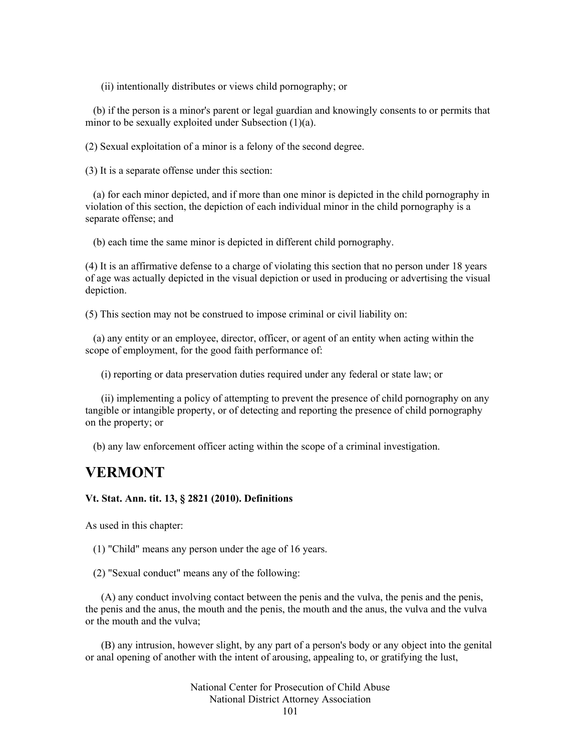(ii) intentionally distributes or views child pornography; or

(b) if the person is a minor's parent or legal guardian and knowingly consents to or permits that minor to be sexually exploited under Subsection (1)(a).

(2) Sexual exploitation of a minor is a felony of the second degree.

(3) It is a separate offense under this section:

(a) for each minor depicted, and if more than one minor is depicted in the child pornography in violation of this section, the depiction of each individual minor in the child pornography is a separate offense; and

(b) each time the same minor is depicted in different child pornography.

(4) It is an affirmative defense to a charge of violating this section that no person under 18 years of age was actually depicted in the visual depiction or used in producing or advertising the visual depiction.

(5) This section may not be construed to impose criminal or civil liability on:

(a) any entity or an employee, director, officer, or agent of an entity when acting within the scope of employment, for the good faith performance of:

(i) reporting or data preservation duties required under any federal or state law; or

(ii) implementing a policy of attempting to prevent the presence of child pornography on any tangible or intangible property, or of detecting and reporting the presence of child pornography on the property; or

(b) any law enforcement officer acting within the scope of a criminal investigation.

# VERMONT

**Vt. Stat. Ann. tit. 13, § 2821 (2010). Definitions**

As used in this chapter:

(1) "Child" means any person under the age of 16 years.

(2) "Sexual conduct" means any of the following:

(A) any conduct involving contact between the penis and the vulva, the penis and the penis, the penis and the anus, the mouth and the penis, the mouth and the anus, the vulva and the vulva or the mouth and the vulva;

(B) any intrusion, however slight, by any part of a person's body or any object into the genital or anal opening of another with the intent of arousing, appealing to, or gratifying the lust,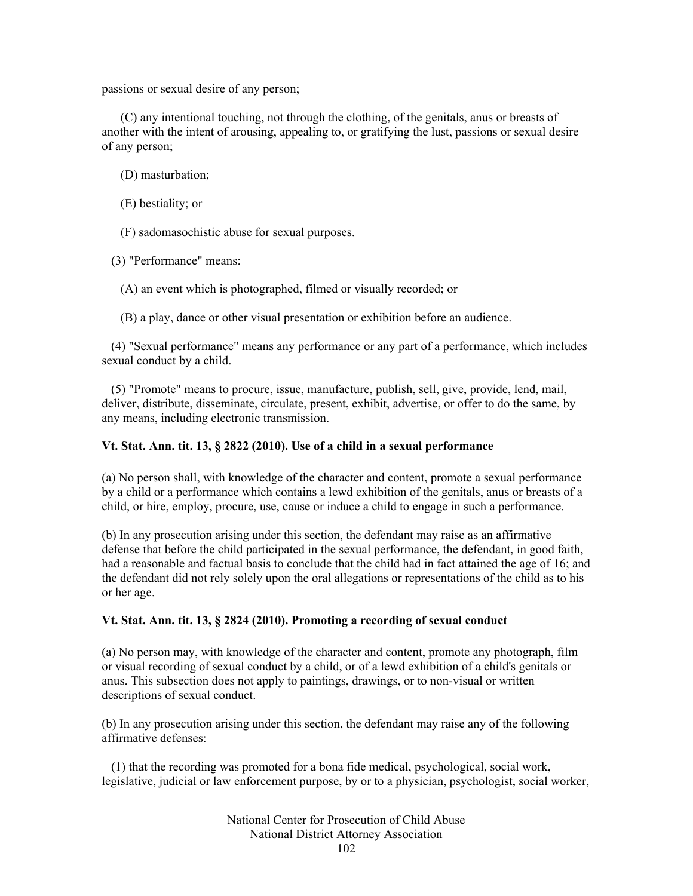passions or sexual desire of any person;

(C) any intentional touching, not through the clothing, of the genitals, anus or breasts of another with the intent of arousing, appealing to, or gratifying the lust, passions or sexual desire of any person;

(D) masturbation;

(E) bestiality; or

(F) sadomasochistic abuse for sexual purposes.

(3) "Performance" means:

(A) an event which is photographed, filmed or visually recorded; or

(B) a play, dance or other visual presentation or exhibition before an audience.

(4) "Sexual performance" means any performance or any part of a performance, which includes sexual conduct by a child.

(5) "Promote" means to procure, issue, manufacture, publish, sell, give, provide, lend, mail, deliver, distribute, disseminate, circulate, present, exhibit, advertise, or offer to do the same, by any means, including electronic transmission.

**Vt. Stat. Ann. tit. 13, § 2822 (2010). Use of a child in a sexual performance**

(a) No person shall, with knowledge of the character and content, promote a sexual performance by a child or a performance which contains a lewd exhibition of the genitals, anus or breasts of a child, or hire, employ, procure, use, cause or induce a child to engage in such a performance.

(b) In any prosecution arising under this section, the defendant may raise as an affirmative defense that before the child participated in the sexual performance, the defendant, in good faith, had a reasonable and factual basis to conclude that the child had in fact attained the age of 16; and the defendant did not rely solely upon the oral allegations or representations of the child as to his or her age.

**Vt. Stat. Ann. tit. 13, § 2824 (2010). Promoting a recording of sexual conduct**

(a) No person may, with knowledge of the character and content, promote any photograph, film or visual recording of sexual conduct by a child, or of a lewd exhibition of a child's genitals or anus. This subsection does not apply to paintings, drawings, or to non-visual or written descriptions of sexual conduct.

(b) In any prosecution arising under this section, the defendant may raise any of the following affirmative defenses:

(1) that the recording was promoted for a bona fide medical, psychological, social work, legislative, judicial or law enforcement purpose, by or to a physician, psychologist, social worker,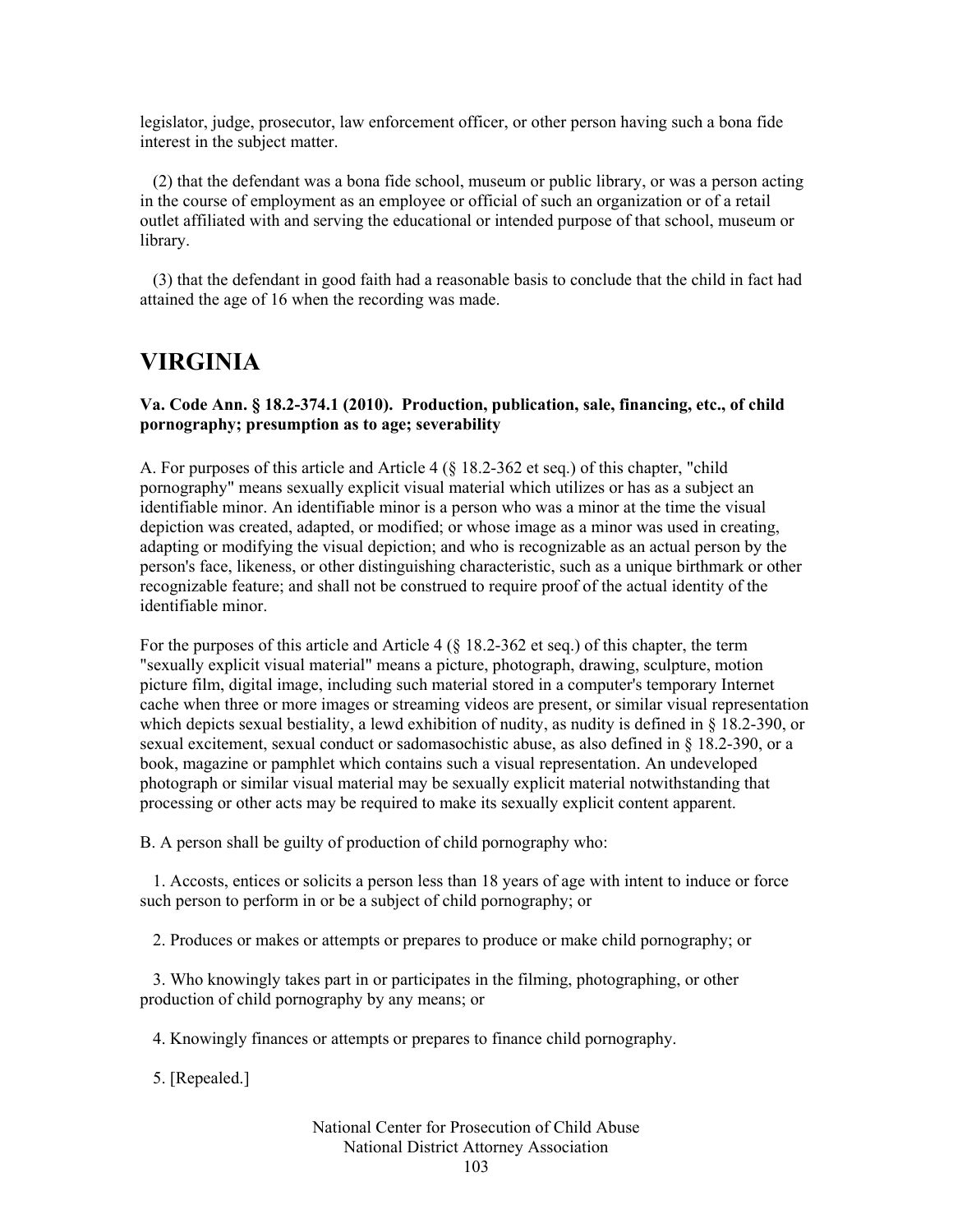legislator, judge, prosecutor, law enforcement officer, or other person having such a bona fide interest in the subject matter.

(2) that the defendant was a bona fide school, museum or public library, or was a person acting in the course of employment as an employee or official of such an organization or of a retail outlet affiliated with and serving the educational or intended purpose of that school, museum or library.

(3) that the defendant in good faith had a reasonable basis to conclude that the child in fact had attained the age of 16 when the recording was made.

# VIRGINIA

**Va. Code Ann. § 18.2-374.1 (2010). Production, publication, sale, financing, etc., of child pornography; presumption as to age; severability**

A. For purposes of this article and Article 4 (§ 18.2-362 et seq.) of this chapter, "child pornography" means sexually explicit visual material which utilizes or has as a subject an identifiable minor. An identifiable minor is a person who was a minor at the time the visual depiction was created, adapted, or modified; or whose image as a minor was used in creating, adapting or modifying the visual depiction; and who is recognizable as an actual person by the person's face, likeness, or other distinguishing characteristic, such as a unique birthmark or other recognizable feature; and shall not be construed to require proof of the actual identity of the identifiable minor.

For the purposes of this article and Article 4 (§ 18.2-362 et seq.) of this chapter, the term "sexually explicit visual material" means a picture, photograph, drawing, sculpture, motion picture film, digital image, including such material stored in a computer's temporary Internet cache when three or more images or streaming videos are present, or similar visual representation which depicts sexual bestiality, a lewd exhibition of nudity, as nudity is defined in § 18.2-390, or sexual excitement, sexual conduct or sadomasochistic abuse, as also defined in § 18.2-390, or a book, magazine or pamphlet which contains such a visual representation. An undeveloped photograph or similar visual material may be sexually explicit material notwithstanding that processing or other acts may be required to make its sexually explicit content apparent.

B. A person shall be guilty of production of child pornography who:

1. Accosts, entices or solicits a person less than 18 years of age with intent to induce or force such person to perform in or be a subject of child pornography; or

2. Produces or makes or attempts or prepares to produce or make child pornography; or

3. Who knowingly takes part in or participates in the filming, photographing, or other production of child pornography by any means; or

4. Knowingly finances or attempts or prepares to finance child pornography.

5. [Repealed.]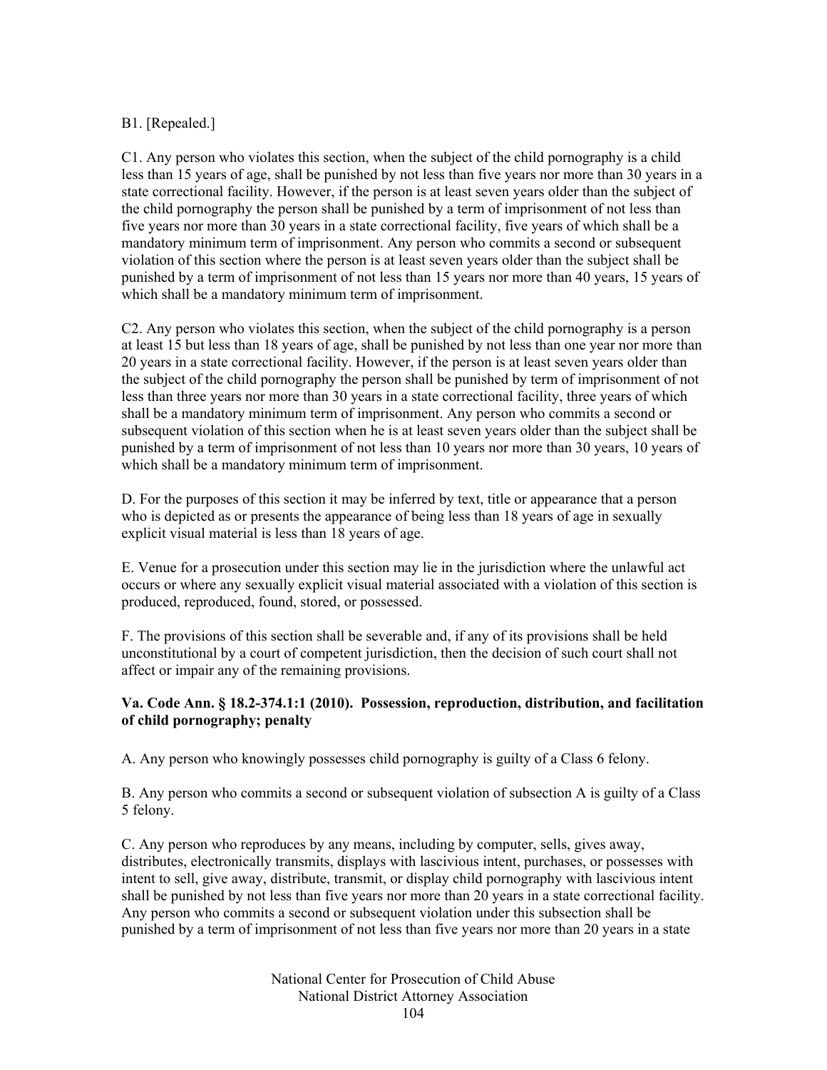B1. [Repealed.]

C1. Any person who violates this section, when the subject of the child pornography is a child less than 15 years of age, shall be punished by not less than five years nor more than 30 years in a state correctional facility. However, if the person is at least seven years older than the subject of the child pornography the person shall be punished by a term of imprisonment of not less than five years nor more than 30 years in a state correctional facility, five years of which shall be a mandatory minimum term of imprisonment. Any person who commits a second or subsequent violation of this section where the person is at least seven years older than the subject shall be punished by a term of imprisonment of not less than 15 years nor more than 40 years, 15 years of which shall be a mandatory minimum term of imprisonment.

C2. Any person who violates this section, when the subject of the child pornography is a person at least 15 but less than 18 years of age, shall be punished by not less than one year nor more than 20 years in a state correctional facility. However, if the person is at least seven years older than the subject of the child pornography the person shall be punished by term of imprisonment of not less than three years nor more than 30 years in a state correctional facility, three years of which shall be a mandatory minimum term of imprisonment. Any person who commits a second or subsequent violation of this section when he is at least seven years older than the subject shall be punished by a term of imprisonment of not less than 10 years nor more than 30 years, 10 years of which shall be a mandatory minimum term of imprisonment.

D. For the purposes of this section it may be inferred by text, title or appearance that a person who is depicted as or presents the appearance of being less than 18 years of age in sexually explicit visual material is less than 18 years of age.

E. Venue for a prosecution under this section may lie in the jurisdiction where the unlawful act occurs or where any sexually explicit visual material associated with a violation of this section is produced, reproduced, found, stored, or possessed.

F. The provisions of this section shall be severable and, if any of its provisions shall be held unconstitutional by a court of competent jurisdiction, then the decision of such court shall not affect or impair any of the remaining provisions.

**Va. Code Ann. § 18.2-374.1:1 (2010). Possession, reproduction, distribution, and facilitation of child pornography; penalty**

A. Any person who knowingly possesses child pornography is guilty of a Class 6 felony.

B. Any person who commits a second or subsequent violation of subsection A is guilty of a Class 5 felony.

C. Any person who reproduces by any means, including by computer, sells, gives away, distributes, electronically transmits, displays with lascivious intent, purchases, or possesses with intent to sell, give away, distribute, transmit, or display child pornography with lascivious intent shall be punished by not less than five years nor more than 20 years in a state correctional facility. Any person who commits a second or subsequent violation under this subsection shall be punished by a term of imprisonment of not less than five years nor more than 20 years in a state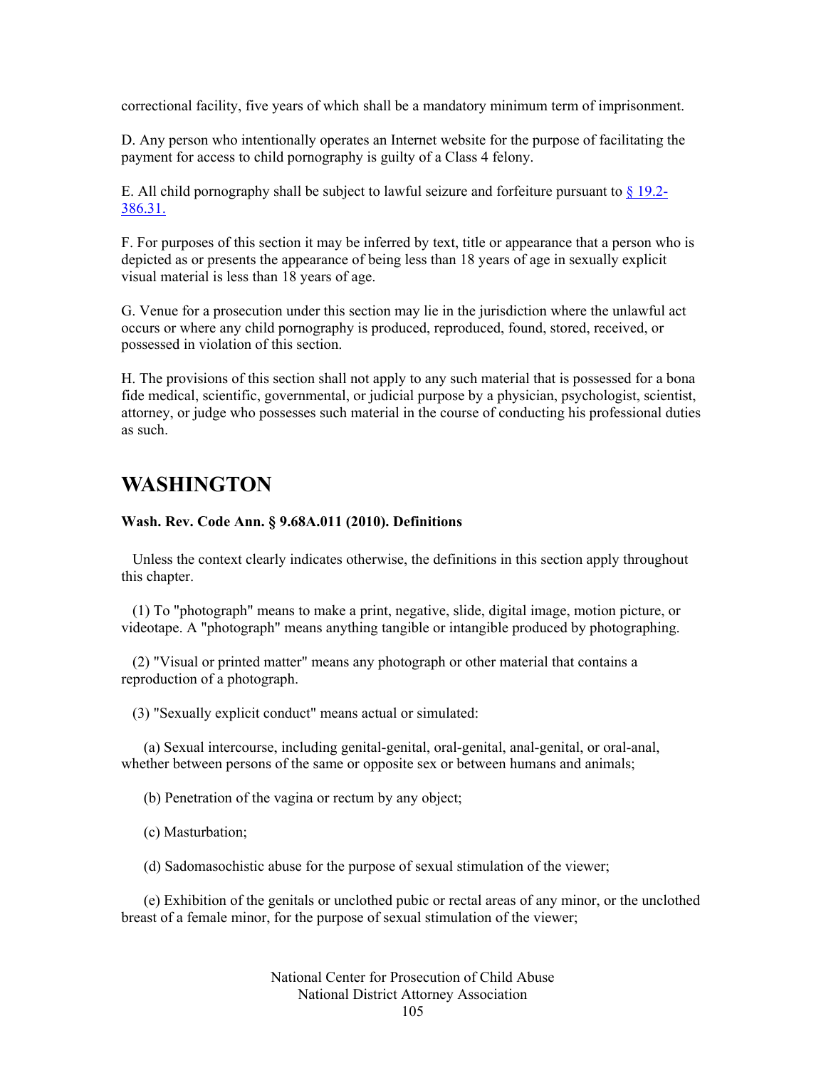correctional facility, five years of which shall be a mandatory minimum term of imprisonment.

D. Any person who intentionally operates an Internet website for the purpose of facilitating the payment for access to child pornography is guilty of a Class 4 felony.

E. All child pornography shall be subject to lawful seizure and forfeiture pursuant to [§ 19.2-386.31.](#)

F. For purposes of this section it may be inferred by text, title or appearance that a person who is depicted as or presents the appearance of being less than 18 years of age in sexually explicit visual material is less than 18 years of age.

G. Venue for a prosecution under this section may lie in the jurisdiction where the unlawful act occurs or where any child pornography is produced, reproduced, found, stored, received, or possessed in violation of this section.

H. The provisions of this section shall not apply to any such material that is possessed for a bona fide medical, scientific, governmental, or judicial purpose by a physician, psychologist, scientist, attorney, or judge who possesses such material in the course of conducting his professional duties as such.

# WASHINGTON

**Wash. Rev. Code Ann. § 9.68A.011 (2010). Definitions**

Unless the context clearly indicates otherwise, the definitions in this section apply throughout this chapter.

(1) To "photograph" means to make a print, negative, slide, digital image, motion picture, or videotape. A "photograph" means anything tangible or intangible produced by photographing.

(2) "Visual or printed matter" means any photograph or other material that contains a reproduction of a photograph.

(3) "Sexually explicit conduct" means actual or simulated:

(a) Sexual intercourse, including genital-genital, oral-genital, anal-genital, or oral-anal, whether between persons of the same or opposite sex or between humans and animals;

(b) Penetration of the vagina or rectum by any object;

(c) Masturbation;

(d) Sadomasochistic abuse for the purpose of sexual stimulation of the viewer;

(e) Exhibition of the genitals or unclothed pubic or rectal areas of any minor, or the unclothed breast of a female minor, for the purpose of sexual stimulation of the viewer;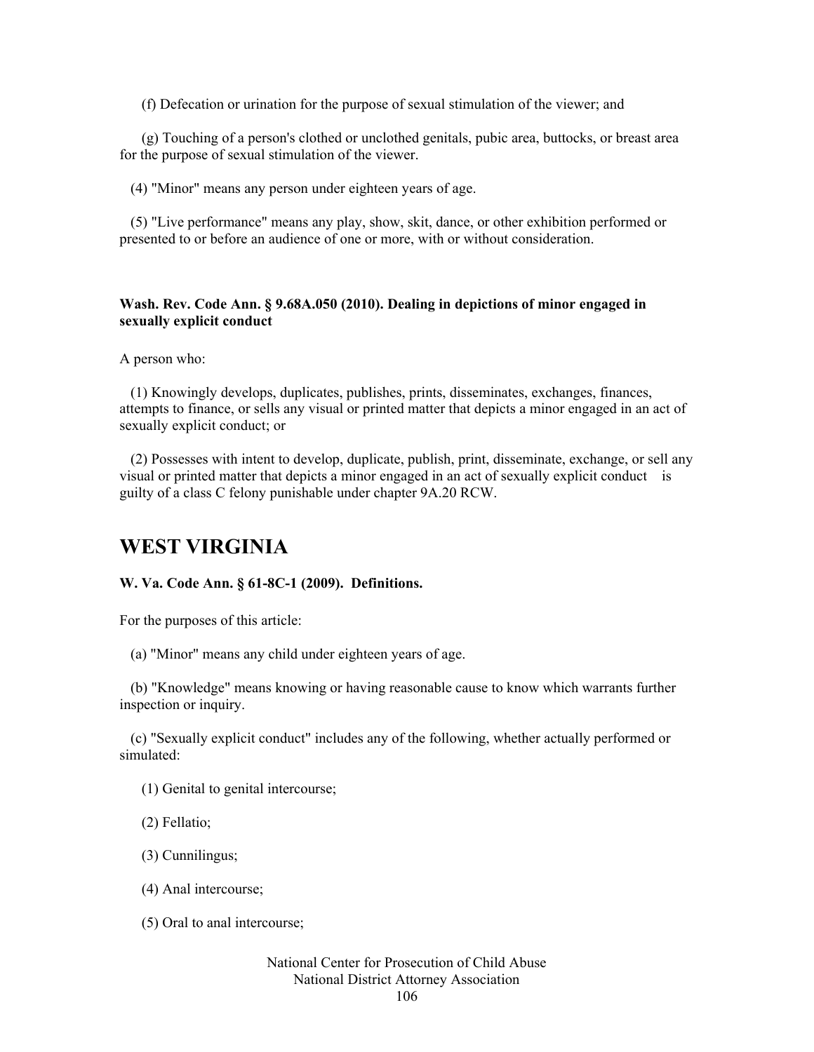(f) Defecation or urination for the purpose of sexual stimulation of the viewer; and

(g) Touching of a person's clothed or unclothed genitals, pubic area, buttocks, or breast area for the purpose of sexual stimulation of the viewer.

(4) "Minor" means any person under eighteen years of age.

(5) "Live performance" means any play, show, skit, dance, or other exhibition performed or presented to or before an audience of one or more, with or without consideration.

**Wash. Rev. Code Ann. § 9.68A.050 (2010). Dealing in depictions of minor engaged in sexually explicit conduct**

A person who:

(1) Knowingly develops, duplicates, publishes, prints, disseminates, exchanges, finances, attempts to finance, or sells any visual or printed matter that depicts a minor engaged in an act of sexually explicit conduct; or

(2) Possesses with intent to develop, duplicate, publish, print, disseminate, exchange, or sell any visual or printed matter that depicts a minor engaged in an act of sexually explicit conduct is guilty of a class C felony punishable under chapter 9A.20 RCW.

# WEST VIRGINIA

**W. Va. Code Ann. § 61-8C-1 (2009). Definitions.**

For the purposes of this article:

(a) "Minor" means any child under eighteen years of age.

(b) "Knowledge" means knowing or having reasonable cause to know which warrants further inspection or inquiry.

(c) "Sexually explicit conduct" includes any of the following, whether actually performed or simulated:

(1) Genital to genital intercourse;

(2) Fellatio;

(3) Cunnilingus;

(4) Anal intercourse;

(5) Oral to anal intercourse;

National Center for Prosecution of Child Abuse
National District Attorney Association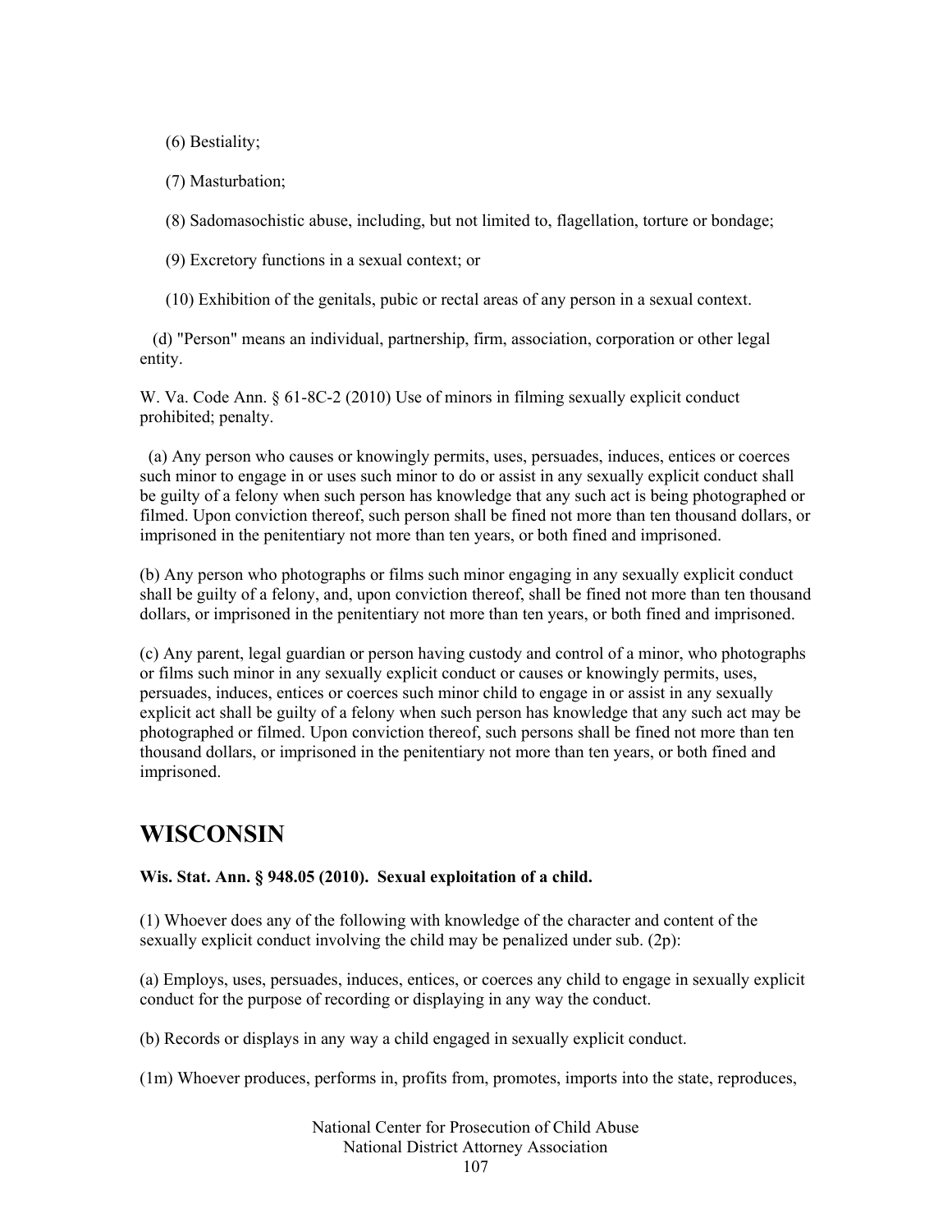(6) Bestiality;

(7) Masturbation;

(8) Sadomasochistic abuse, including, but not limited to, flagellation, torture or bondage;

(9) Excretory functions in a sexual context; or

(10) Exhibition of the genitals, pubic or rectal areas of any person in a sexual context.

(d) "Person" means an individual, partnership, firm, association, corporation or other legal entity.

W. Va. Code Ann. § 61-8C-2 (2010) Use of minors in filming sexually explicit conduct prohibited; penalty.

(a) Any person who causes or knowingly permits, uses, persuades, induces, entices or coerces such minor to engage in or uses such minor to do or assist in any sexually explicit conduct shall be guilty of a felony when such person has knowledge that any such act is being photographed or filmed. Upon conviction thereof, such person shall be fined not more than ten thousand dollars, or imprisoned in the penitentiary not more than ten years, or both fined and imprisoned.

(b) Any person who photographs or films such minor engaging in any sexually explicit conduct shall be guilty of a felony, and, upon conviction thereof, shall be fined not more than ten thousand dollars, or imprisoned in the penitentiary not more than ten years, or both fined and imprisoned.

(c) Any parent, legal guardian or person having custody and control of a minor, who photographs or films such minor in any sexually explicit conduct or causes or knowingly permits, uses, persuades, induces, entices or coerces such minor child to engage in or assist in any sexually explicit act shall be guilty of a felony when such person has knowledge that any such act may be photographed or filmed. Upon conviction thereof, such persons shall be fined not more than ten thousand dollars, or imprisoned in the penitentiary not more than ten years, or both fined and imprisoned.

## WISCONSIN

**Wis. Stat. Ann. § 948.05 (2010). Sexual exploitation of a child.**

(1) Whoever does any of the following with knowledge of the character and content of the sexually explicit conduct involving the child may be penalized under sub. (2p):

(a) Employs, uses, persuades, induces, entices, or coerces any child to engage in sexually explicit conduct for the purpose of recording or displaying in any way the conduct.

(b) Records or displays in any way a child engaged in sexually explicit conduct.

(1m) Whoever produces, performs in, profits from, promotes, imports into the state, reproduces,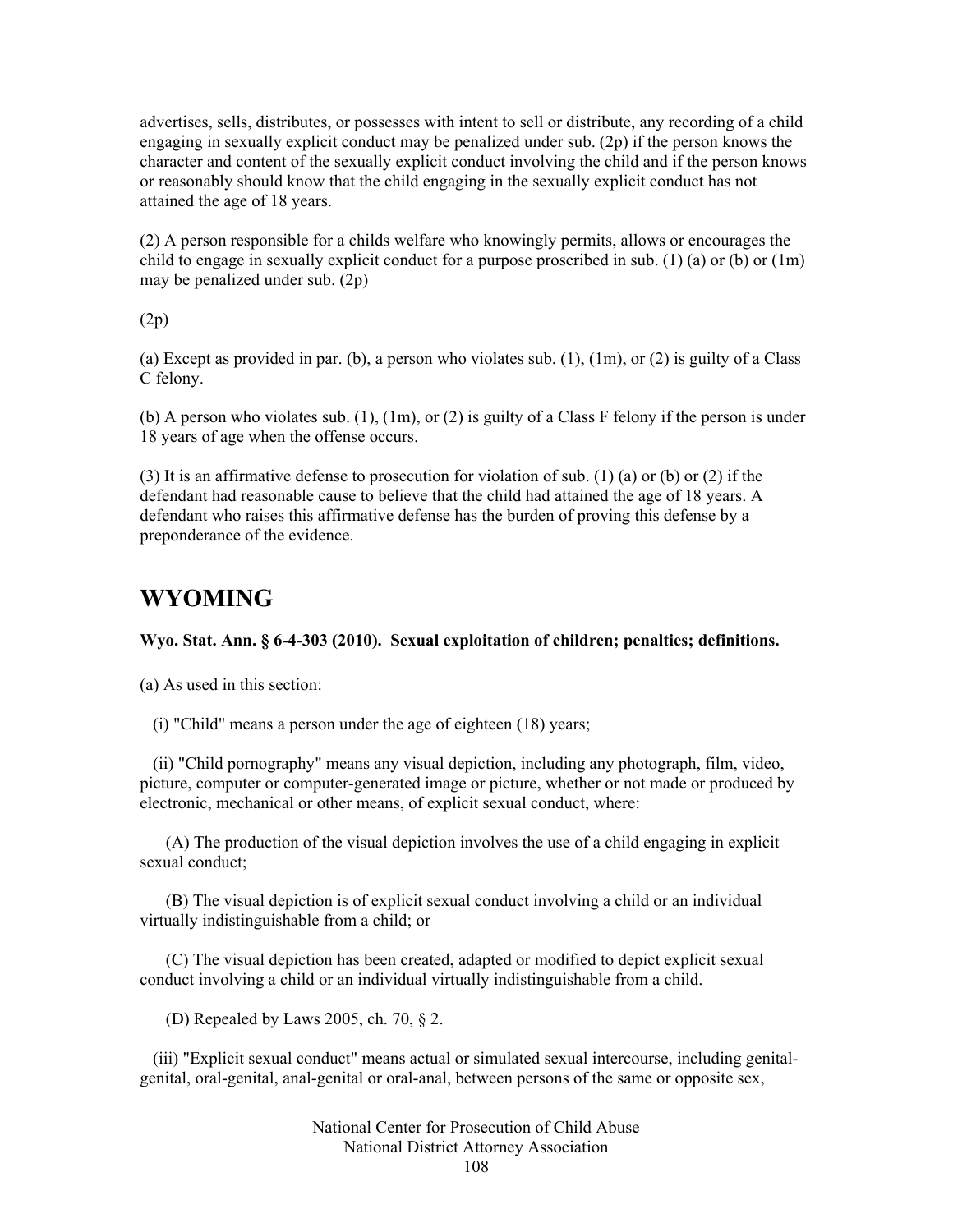advertises, sells, distributes, or possesses with intent to sell or distribute, any recording of a child engaging in sexually explicit conduct may be penalized under sub. (2p) if the person knows the character and content of the sexually explicit conduct involving the child and if the person knows or reasonably should know that the child engaging in the sexually explicit conduct has not attained the age of 18 years.

(2) A person responsible for a childs welfare who knowingly permits, allows or encourages the child to engage in sexually explicit conduct for a purpose proscribed in sub. (1) (a) or (b) or (1m) may be penalized under sub. (2p)

(2p)

(a) Except as provided in par. (b), a person who violates sub. (1), (1m), or (2) is guilty of a Class C felony.

(b) A person who violates sub. (1), (1m), or (2) is guilty of a Class F felony if the person is under 18 years of age when the offense occurs.

(3) It is an affirmative defense to prosecution for violation of sub. (1) (a) or (b) or (2) if the defendant had reasonable cause to believe that the child had attained the age of 18 years. A defendant who raises this affirmative defense has the burden of proving this defense by a preponderance of the evidence.

# WYOMING

**Wyo. Stat. Ann. § 6-4-303 (2010). Sexual exploitation of children; penalties; definitions.**

(a) As used in this section:

(i) "Child" means a person under the age of eighteen (18) years;

(ii) "Child pornography" means any visual depiction, including any photograph, film, video, picture, computer or computer-generated image or picture, whether or not made or produced by electronic, mechanical or other means, of explicit sexual conduct, where:

(A) The production of the visual depiction involves the use of a child engaging in explicit sexual conduct;

(B) The visual depiction is of explicit sexual conduct involving a child or an individual virtually indistinguishable from a child; or

(C) The visual depiction has been created, adapted or modified to depict explicit sexual conduct involving a child or an individual virtually indistinguishable from a child.

(D) Repealed by Laws 2005, ch. 70, § 2.

(iii) "Explicit sexual conduct" means actual or simulated sexual intercourse, including genital-genital, oral-genital, anal-genital or oral-anal, between persons of the same or opposite sex,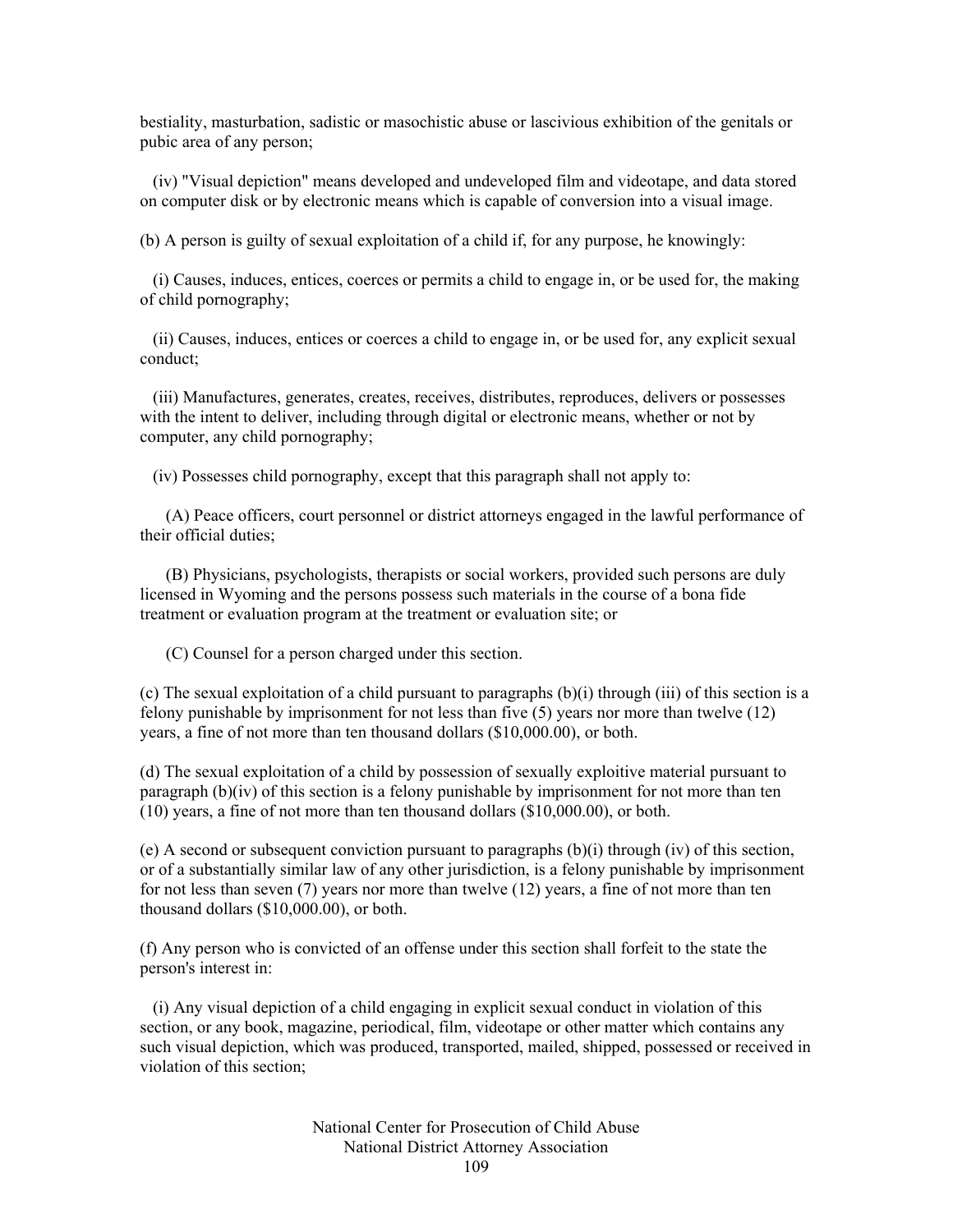bestiality, masturbation, sadistic or masochistic abuse or lascivious exhibition of the genitals or pubic area of any person;

(iv) "Visual depiction" means developed and undeveloped film and videotape, and data stored on computer disk or by electronic means which is capable of conversion into a visual image.

(b) A person is guilty of sexual exploitation of a child if, for any purpose, he knowingly:

(i) Causes, induces, entices, coerces or permits a child to engage in, or be used for, the making of child pornography;

(ii) Causes, induces, entices or coerces a child to engage in, or be used for, any explicit sexual conduct;

(iii) Manufactures, generates, creates, receives, distributes, reproduces, delivers or possesses with the intent to deliver, including through digital or electronic means, whether or not by computer, any child pornography;

(iv) Possesses child pornography, except that this paragraph shall not apply to:

(A) Peace officers, court personnel or district attorneys engaged in the lawful performance of their official duties;

(B) Physicians, psychologists, therapists or social workers, provided such persons are duly licensed in Wyoming and the persons possess such materials in the course of a bona fide treatment or evaluation program at the treatment or evaluation site; or

(C) Counsel for a person charged under this section.

(c) The sexual exploitation of a child pursuant to paragraphs (b)(i) through (iii) of this section is a felony punishable by imprisonment for not less than five (5) years nor more than twelve (12) years, a fine of not more than ten thousand dollars ($10,000.00), or both.

(d) The sexual exploitation of a child by possession of sexually exploitive material pursuant to paragraph (b)(iv) of this section is a felony punishable by imprisonment for not more than ten (10) years, a fine of not more than ten thousand dollars ($10,000.00), or both.

(e) A second or subsequent conviction pursuant to paragraphs (b)(i) through (iv) of this section, or of a substantially similar law of any other jurisdiction, is a felony punishable by imprisonment for not less than seven (7) years nor more than twelve (12) years, a fine of not more than ten thousand dollars ($10,000.00), or both.

(f) Any person who is convicted of an offense under this section shall forfeit to the state the person's interest in:

(i) Any visual depiction of a child engaging in explicit sexual conduct in violation of this section, or any book, magazine, periodical, film, videotape or other matter which contains any such visual depiction, which was produced, transported, mailed, shipped, possessed or received in violation of this section;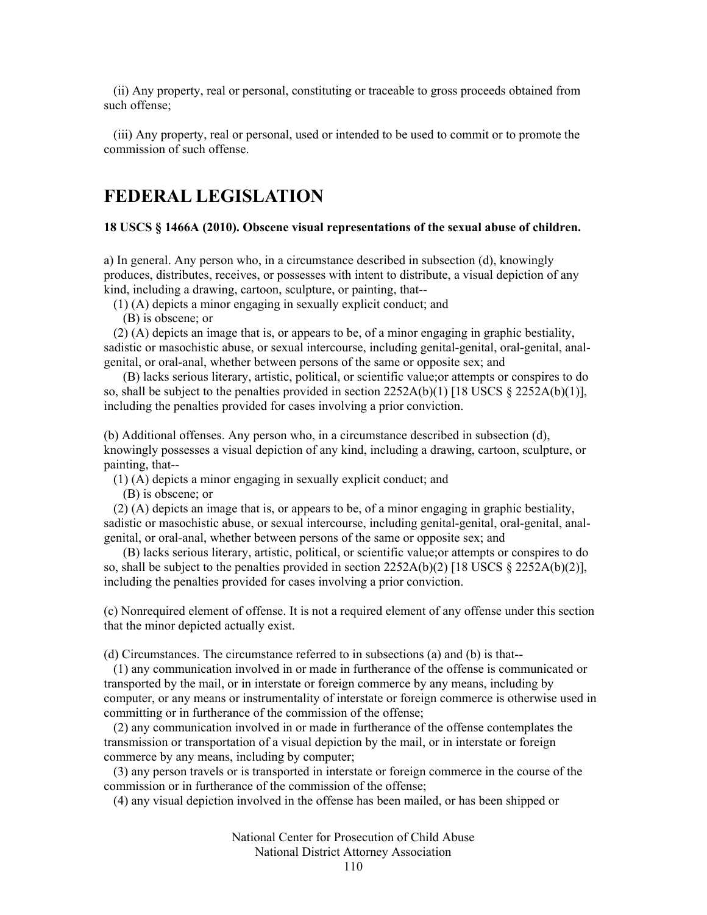(ii) Any property, real or personal, constituting or traceable to gross proceeds obtained from such offense;

(iii) Any property, real or personal, used or intended to be used to commit or to promote the commission of such offense.

# FEDERAL LEGISLATION

**18 USCS § 1466A (2010). Obscene visual representations of the sexual abuse of children.**

a) In general. Any person who, in a circumstance described in subsection (d), knowingly produces, distributes, receives, or possesses with intent to distribute, a visual depiction of any kind, including a drawing, cartoon, sculpture, or painting, that--

(1) (A) depicts a minor engaging in sexually explicit conduct; and

(B) is obscene; or

(2) (A) depicts an image that is, or appears to be, of a minor engaging in graphic bestiality, sadistic or masochistic abuse, or sexual intercourse, including genital-genital, oral-genital, anal-genital, or oral-anal, whether between persons of the same or opposite sex; and

(B) lacks serious literary, artistic, political, or scientific value;or attempts or conspires to do so, shall be subject to the penalties provided in section 2252A(b)(1) [18 USCS § 2252A(b)(1)], including the penalties provided for cases involving a prior conviction.

(b) Additional offenses. Any person who, in a circumstance described in subsection (d), knowingly possesses a visual depiction of any kind, including a drawing, cartoon, sculpture, or painting, that--

(1) (A) depicts a minor engaging in sexually explicit conduct; and

(B) is obscene; or

(2) (A) depicts an image that is, or appears to be, of a minor engaging in graphic bestiality, sadistic or masochistic abuse, or sexual intercourse, including genital-genital, oral-genital, anal-genital, or oral-anal, whether between persons of the same or opposite sex; and

(B) lacks serious literary, artistic, political, or scientific value;or attempts or conspires to do so, shall be subject to the penalties provided in section 2252A(b)(2) [18 USCS § 2252A(b)(2)], including the penalties provided for cases involving a prior conviction.

(c) Nonrequired element of offense. It is not a required element of any offense under this section that the minor depicted actually exist.

(d) Circumstances. The circumstance referred to in subsections (a) and (b) is that--

(1) any communication involved in or made in furtherance of the offense is communicated or transported by the mail, or in interstate or foreign commerce by any means, including by computer, or any means or instrumentality of interstate or foreign commerce is otherwise used in committing or in furtherance of the commission of the offense;

(2) any communication involved in or made in furtherance of the offense contemplates the transmission or transportation of a visual depiction by the mail, or in interstate or foreign commerce by any means, including by computer;

(3) any person travels or is transported in interstate or foreign commerce in the course of the commission or in furtherance of the commission of the offense;

(4) any visual depiction involved in the offense has been mailed, or has been shipped or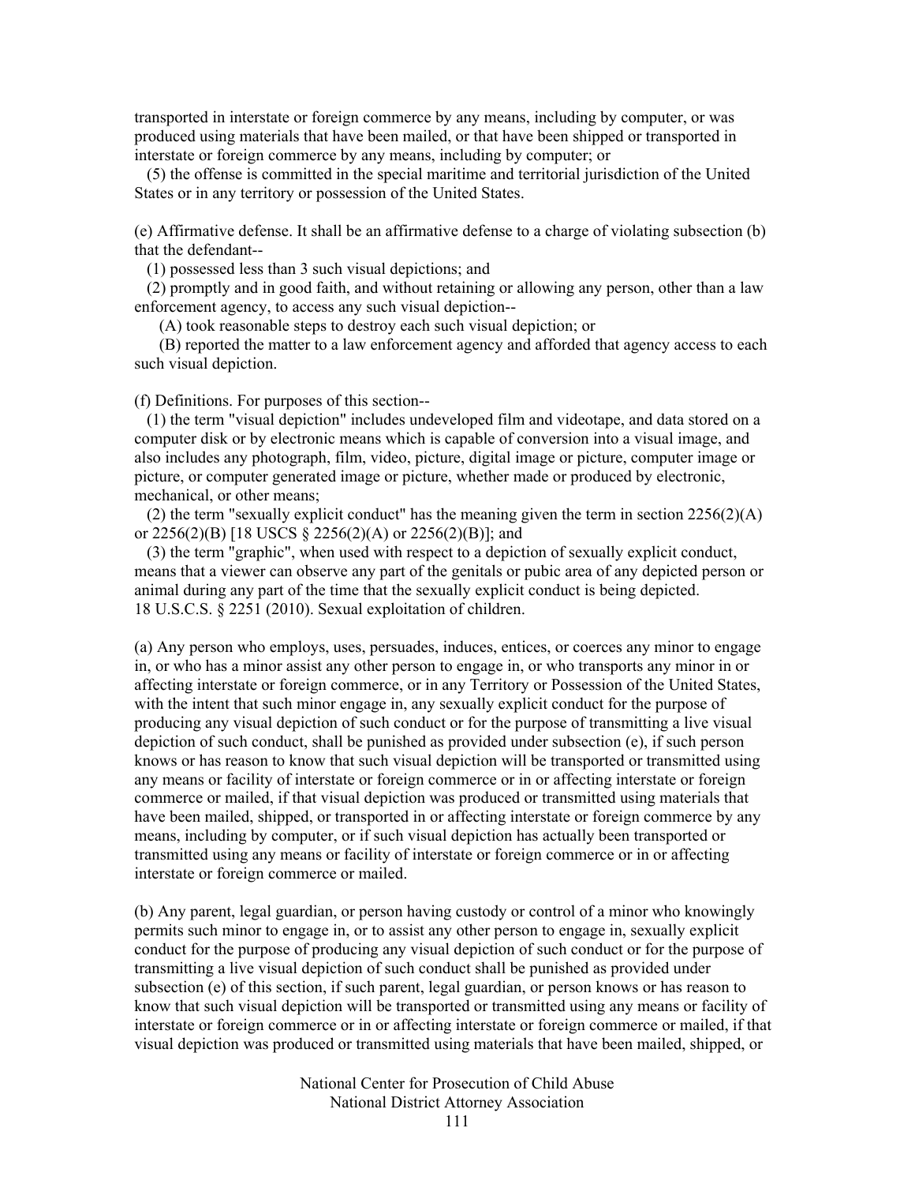transported in interstate or foreign commerce by any means, including by computer, or was produced using materials that have been mailed, or that have been shipped or transported in interstate or foreign commerce by any means, including by computer; or

(5) the offense is committed in the special maritime and territorial jurisdiction of the United States or in any territory or possession of the United States.

(e) Affirmative defense. It shall be an affirmative defense to a charge of violating subsection (b) that the defendant--

(1) possessed less than 3 such visual depictions; and

(2) promptly and in good faith, and without retaining or allowing any person, other than a law enforcement agency, to access any such visual depiction--

(A) took reasonable steps to destroy each such visual depiction; or

(B) reported the matter to a law enforcement agency and afforded that agency access to each such visual depiction.

(f) Definitions. For purposes of this section--

(1) the term "visual depiction" includes undeveloped film and videotape, and data stored on a computer disk or by electronic means which is capable of conversion into a visual image, and also includes any photograph, film, video, picture, digital image or picture, computer image or picture, or computer generated image or picture, whether made or produced by electronic, mechanical, or other means;

(2) the term "sexually explicit conduct" has the meaning given the term in section 2256(2)(A) or 2256(2)(B) [18 USCS § 2256(2)(A) or 2256(2)(B)]; and

(3) the term "graphic", when used with respect to a depiction of sexually explicit conduct, means that a viewer can observe any part of the genitals or pubic area of any depicted person or animal during any part of the time that the sexually explicit conduct is being depicted.

18 U.S.C.S. § 2251 (2010). Sexual exploitation of children.

(a) Any person who employs, uses, persuades, induces, entices, or coerces any minor to engage in, or who has a minor assist any other person to engage in, or who transports any minor in or affecting interstate or foreign commerce, or in any Territory or Possession of the United States, with the intent that such minor engage in, any sexually explicit conduct for the purpose of producing any visual depiction of such conduct or for the purpose of transmitting a live visual depiction of such conduct, shall be punished as provided under subsection (e), if such person knows or has reason to know that such visual depiction will be transported or transmitted using any means or facility of interstate or foreign commerce or in or affecting interstate or foreign commerce or mailed, if that visual depiction was produced or transmitted using materials that have been mailed, shipped, or transported in or affecting interstate or foreign commerce by any means, including by computer, or if such visual depiction has actually been transported or transmitted using any means or facility of interstate or foreign commerce or in or affecting interstate or foreign commerce or mailed.

(b) Any parent, legal guardian, or person having custody or control of a minor who knowingly permits such minor to engage in, or to assist any other person to engage in, sexually explicit conduct for the purpose of producing any visual depiction of such conduct or for the purpose of transmitting a live visual depiction of such conduct shall be punished as provided under subsection (e) of this section, if such parent, legal guardian, or person knows or has reason to know that such visual depiction will be transported or transmitted using any means or facility of interstate or foreign commerce or in or affecting interstate or foreign commerce or mailed, if that visual depiction was produced or transmitted using materials that have been mailed, shipped, or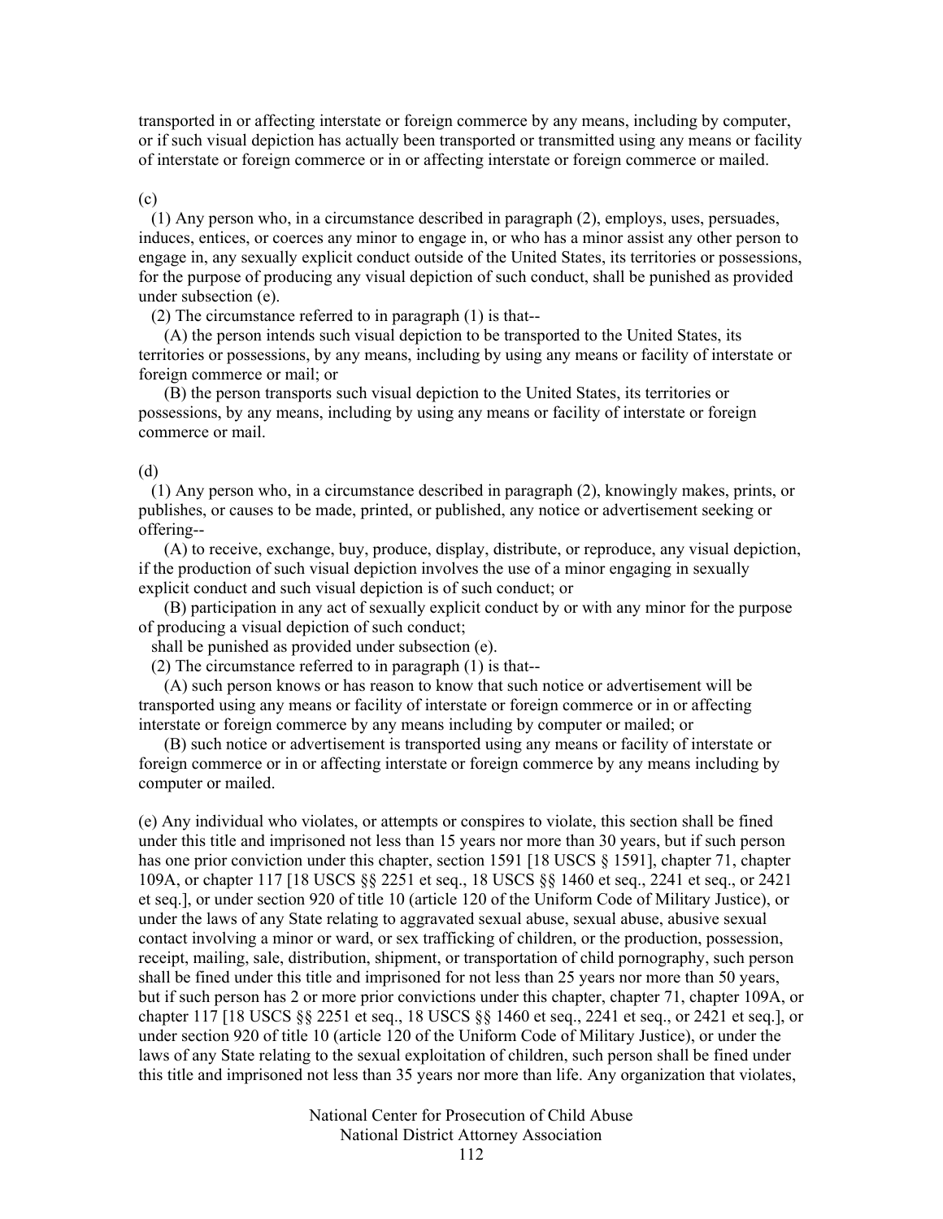transported in or affecting interstate or foreign commerce by any means, including by computer, or if such visual depiction has actually been transported or transmitted using any means or facility of interstate or foreign commerce or in or affecting interstate or foreign commerce or mailed.

(c)

(1) Any person who, in a circumstance described in paragraph (2), employs, uses, persuades, induces, entices, or coerces any minor to engage in, or who has a minor assist any other person to engage in, any sexually explicit conduct outside of the United States, its territories or possessions, for the purpose of producing any visual depiction of such conduct, shall be punished as provided under subsection (e).

(2) The circumstance referred to in paragraph (1) is that--

(A) the person intends such visual depiction to be transported to the United States, its territories or possessions, by any means, including by using any means or facility of interstate or foreign commerce or mail; or

(B) the person transports such visual depiction to the United States, its territories or possessions, by any means, including by using any means or facility of interstate or foreign commerce or mail.

(d)

(1) Any person who, in a circumstance described in paragraph (2), knowingly makes, prints, or publishes, or causes to be made, printed, or published, any notice or advertisement seeking or offering--

(A) to receive, exchange, buy, produce, display, distribute, or reproduce, any visual depiction, if the production of such visual depiction involves the use of a minor engaging in sexually explicit conduct and such visual depiction is of such conduct; or

(B) participation in any act of sexually explicit conduct by or with any minor for the purpose of producing a visual depiction of such conduct;

shall be punished as provided under subsection (e).

(2) The circumstance referred to in paragraph (1) is that--

(A) such person knows or has reason to know that such notice or advertisement will be transported using any means or facility of interstate or foreign commerce or in or affecting interstate or foreign commerce by any means including by computer or mailed; or

(B) such notice or advertisement is transported using any means or facility of interstate or foreign commerce or in or affecting interstate or foreign commerce by any means including by computer or mailed.

(e) Any individual who violates, or attempts or conspires to violate, this section shall be fined under this title and imprisoned not less than 15 years nor more than 30 years, but if such person has one prior conviction under this chapter, section 1591 [18 USCS § 1591], chapter 71, chapter 109A, or chapter 117 [18 USCS §§ 2251 et seq., 18 USCS §§ 1460 et seq., 2241 et seq., or 2421 et seq.], or under section 920 of title 10 (article 120 of the Uniform Code of Military Justice), or under the laws of any State relating to aggravated sexual abuse, sexual abuse, abusive sexual contact involving a minor or ward, or sex trafficking of children, or the production, possession, receipt, mailing, sale, distribution, shipment, or transportation of child pornography, such person shall be fined under this title and imprisoned for not less than 25 years nor more than 50 years, but if such person has 2 or more prior convictions under this chapter, chapter 71, chapter 109A, or chapter 117 [18 USCS §§ 2251 et seq., 18 USCS §§ 1460 et seq., 2241 et seq., or 2421 et seq.], or under section 920 of title 10 (article 120 of the Uniform Code of Military Justice), or under the laws of any State relating to the sexual exploitation of children, such person shall be fined under this title and imprisoned not less than 35 years nor more than life. Any organization that violates,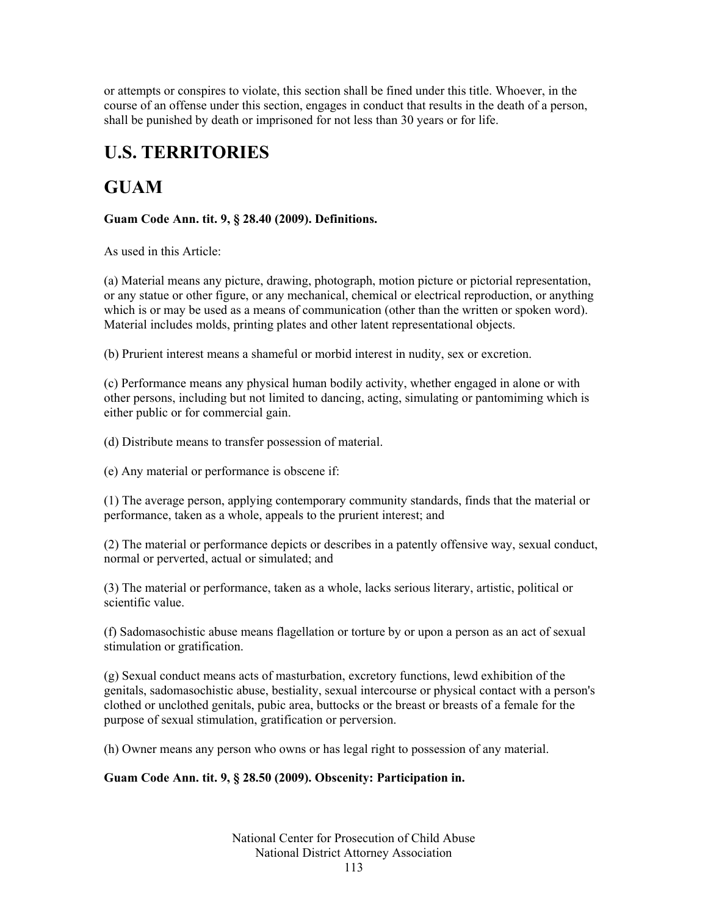or attempts or conspires to violate, this section shall be fined under this title. Whoever, in the course of an offense under this section, engages in conduct that results in the death of a person, shall be punished by death or imprisoned for not less than 30 years or for life.

# U.S. TERRITORIES

# GUAM

**Guam Code Ann. tit. 9, § 28.40 (2009). Definitions.**

As used in this Article:

(a) Material means any picture, drawing, photograph, motion picture or pictorial representation, or any statue or other figure, or any mechanical, chemical or electrical reproduction, or anything which is or may be used as a means of communication (other than the written or spoken word). Material includes molds, printing plates and other latent representational objects.

(b) Prurient interest means a shameful or morbid interest in nudity, sex or excretion.

(c) Performance means any physical human bodily activity, whether engaged in alone or with other persons, including but not limited to dancing, acting, simulating or pantomiming which is either public or for commercial gain.

(d) Distribute means to transfer possession of material.

(e) Any material or performance is obscene if:

(1) The average person, applying contemporary community standards, finds that the material or performance, taken as a whole, appeals to the prurient interest; and

(2) The material or performance depicts or describes in a patently offensive way, sexual conduct, normal or perverted, actual or simulated; and

(3) The material or performance, taken as a whole, lacks serious literary, artistic, political or scientific value.

(f) Sadomasochistic abuse means flagellation or torture by or upon a person as an act of sexual stimulation or gratification.

(g) Sexual conduct means acts of masturbation, excretory functions, lewd exhibition of the genitals, sadomasochistic abuse, bestiality, sexual intercourse or physical contact with a person's clothed or unclothed genitals, pubic area, buttocks or the breast or breasts of a female for the purpose of sexual stimulation, gratification or perversion.

(h) Owner means any person who owns or has legal right to possession of any material.

**Guam Code Ann. tit. 9, § 28.50 (2009). Obscenity: Participation in.**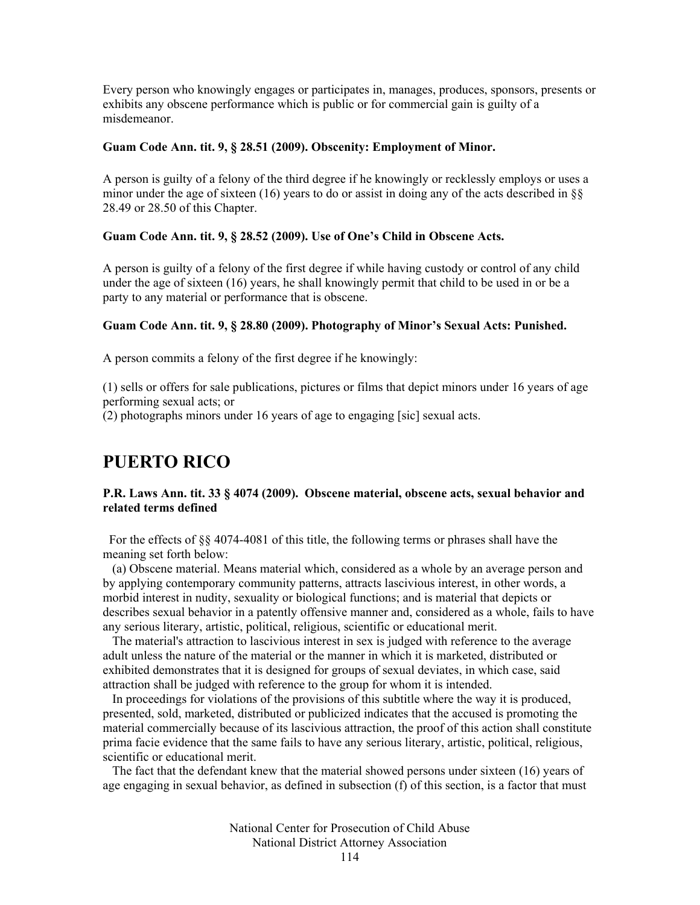Every person who knowingly engages or participates in, manages, produces, sponsors, presents or exhibits any obscene performance which is public or for commercial gain is guilty of a misdemeanor.

**Guam Code Ann. tit. 9, § 28.51 (2009). Obscenity: Employment of Minor.**

A person is guilty of a felony of the third degree if he knowingly or recklessly employs or uses a minor under the age of sixteen (16) years to do or assist in doing any of the acts described in §§ 28.49 or 28.50 of this Chapter.

**Guam Code Ann. tit. 9, § 28.52 (2009). Use of One's Child in Obscene Acts.**

A person is guilty of a felony of the first degree if while having custody or control of any child under the age of sixteen (16) years, he shall knowingly permit that child to be used in or be a party to any material or performance that is obscene.

**Guam Code Ann. tit. 9, § 28.80 (2009). Photography of Minor's Sexual Acts: Punished.**

A person commits a felony of the first degree if he knowingly:

(1) sells or offers for sale publications, pictures or films that depict minors under 16 years of age performing sexual acts; or
(2) photographs minors under 16 years of age to engaging [sic] sexual acts.

# PUERTO RICO

**P.R. Laws Ann. tit. 33 § 4074 (2009). Obscene material, obscene acts, sexual behavior and related terms defined**

For the effects of §§ 4074-4081 of this title, the following terms or phrases shall have the meaning set forth below:

(a) Obscene material. Means material which, considered as a whole by an average person and by applying contemporary community patterns, attracts lascivious interest, in other words, a morbid interest in nudity, sexuality or biological functions; and is material that depicts or describes sexual behavior in a patently offensive manner and, considered as a whole, fails to have any serious literary, artistic, political, religious, scientific or educational merit.

The material's attraction to lascivious interest in sex is judged with reference to the average adult unless the nature of the material or the manner in which it is marketed, distributed or exhibited demonstrates that it is designed for groups of sexual deviates, in which case, said attraction shall be judged with reference to the group for whom it is intended.

In proceedings for violations of the provisions of this subtitle where the way it is produced, presented, sold, marketed, distributed or publicized indicates that the accused is promoting the material commercially because of its lascivious attraction, the proof of this action shall constitute prima facie evidence that the same fails to have any serious literary, artistic, political, religious, scientific or educational merit.

The fact that the defendant knew that the material showed persons under sixteen (16) years of age engaging in sexual behavior, as defined in subsection (f) of this section, is a factor that must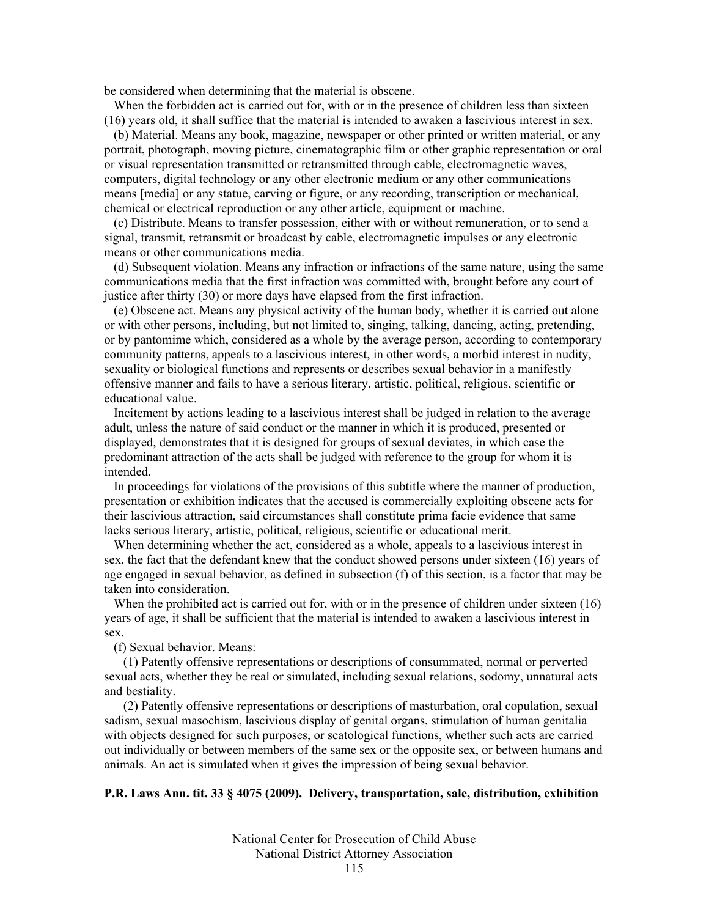be considered when determining that the material is obscene.

When the forbidden act is carried out for, with or in the presence of children less than sixteen (16) years old, it shall suffice that the material is intended to awaken a lascivious interest in sex.

(b) Material. Means any book, magazine, newspaper or other printed or written material, or any portrait, photograph, moving picture, cinematographic film or other graphic representation or oral or visual representation transmitted or retransmitted through cable, electromagnetic waves, computers, digital technology or any other electronic medium or any other communications means [media] or any statue, carving or figure, or any recording, transcription or mechanical, chemical or electrical reproduction or any other article, equipment or machine.

(c) Distribute. Means to transfer possession, either with or without remuneration, or to send a signal, transmit, retransmit or broadcast by cable, electromagnetic impulses or any electronic means or other communications media.

(d) Subsequent violation. Means any infraction or infractions of the same nature, using the same communications media that the first infraction was committed with, brought before any court of justice after thirty (30) or more days have elapsed from the first infraction.

(e) Obscene act. Means any physical activity of the human body, whether it is carried out alone or with other persons, including, but not limited to, singing, talking, dancing, acting, pretending, or by pantomime which, considered as a whole by the average person, according to contemporary community patterns, appeals to a lascivious interest, in other words, a morbid interest in nudity, sexuality or biological functions and represents or describes sexual behavior in a manifestly offensive manner and fails to have a serious literary, artistic, political, religious, scientific or educational value.

Incitement by actions leading to a lascivious interest shall be judged in relation to the average adult, unless the nature of said conduct or the manner in which it is produced, presented or displayed, demonstrates that it is designed for groups of sexual deviates, in which case the predominant attraction of the acts shall be judged with reference to the group for whom it is intended.

In proceedings for violations of the provisions of this subtitle where the manner of production, presentation or exhibition indicates that the accused is commercially exploiting obscene acts for their lascivious attraction, said circumstances shall constitute prima facie evidence that same lacks serious literary, artistic, political, religious, scientific or educational merit.

When determining whether the act, considered as a whole, appeals to a lascivious interest in sex, the fact that the defendant knew that the conduct showed persons under sixteen (16) years of age engaged in sexual behavior, as defined in subsection (f) of this section, is a factor that may be taken into consideration.

When the prohibited act is carried out for, with or in the presence of children under sixteen (16) years of age, it shall be sufficient that the material is intended to awaken a lascivious interest in sex.

(f) Sexual behavior. Means:

(1) Patently offensive representations or descriptions of consummated, normal or perverted sexual acts, whether they be real or simulated, including sexual relations, sodomy, unnatural acts and bestiality.

(2) Patently offensive representations or descriptions of masturbation, oral copulation, sexual sadism, sexual masochism, lascivious display of genital organs, stimulation of human genitalia with objects designed for such purposes, or scatological functions, whether such acts are carried out individually or between members of the same sex or the opposite sex, or between humans and animals. An act is simulated when it gives the impression of being sexual behavior.

**P.R. Laws Ann. tit. 33 § 4075 (2009). Delivery, transportation, sale, distribution, exhibition**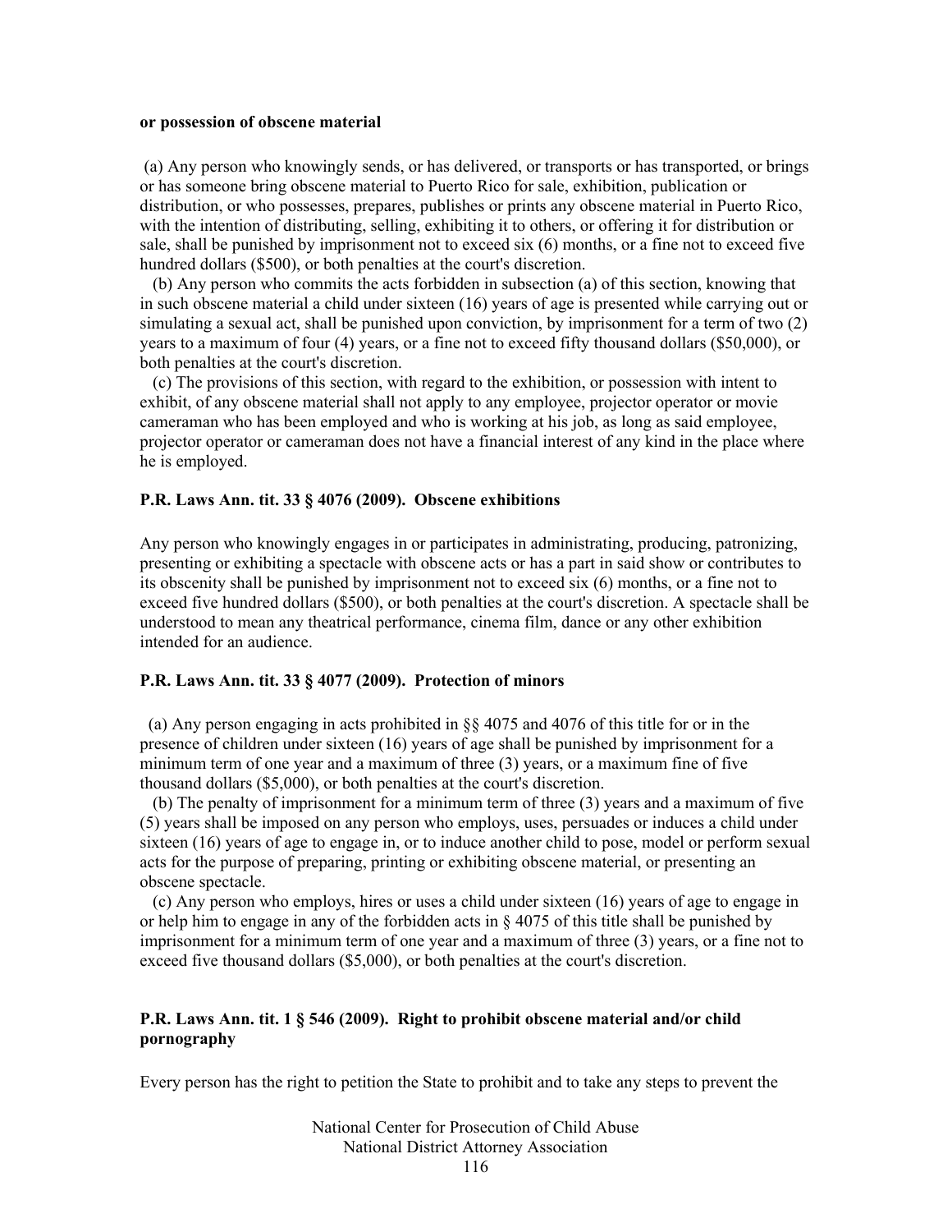**or possession of obscene material**

(a) Any person who knowingly sends, or has delivered, or transports or has transported, or brings or has someone bring obscene material to Puerto Rico for sale, exhibition, publication or distribution, or who possesses, prepares, publishes or prints any obscene material in Puerto Rico, with the intention of distributing, selling, exhibiting it to others, or offering it for distribution or sale, shall be punished by imprisonment not to exceed six (6) months, or a fine not to exceed five hundred dollars ($500), or both penalties at the court's discretion.

(b) Any person who commits the acts forbidden in subsection (a) of this section, knowing that in such obscene material a child under sixteen (16) years of age is presented while carrying out or simulating a sexual act, shall be punished upon conviction, by imprisonment for a term of two (2) years to a maximum of four (4) years, or a fine not to exceed fifty thousand dollars ($50,000), or both penalties at the court's discretion.

(c) The provisions of this section, with regard to the exhibition, or possession with intent to exhibit, of any obscene material shall not apply to any employee, projector operator or movie cameraman who has been employed and who is working at his job, as long as said employee, projector operator or cameraman does not have a financial interest of any kind in the place where he is employed.

**P.R. Laws Ann. tit. 33 § 4076 (2009). Obscene exhibitions**

Any person who knowingly engages in or participates in administrating, producing, patronizing, presenting or exhibiting a spectacle with obscene acts or has a part in said show or contributes to its obscenity shall be punished by imprisonment not to exceed six (6) months, or a fine not to exceed five hundred dollars ($500), or both penalties at the court's discretion. A spectacle shall be understood to mean any theatrical performance, cinema film, dance or any other exhibition intended for an audience.

**P.R. Laws Ann. tit. 33 § 4077 (2009). Protection of minors**

(a) Any person engaging in acts prohibited in §§ 4075 and 4076 of this title for or in the presence of children under sixteen (16) years of age shall be punished by imprisonment for a minimum term of one year and a maximum of three (3) years, or a maximum fine of five thousand dollars ($5,000), or both penalties at the court's discretion.

(b) The penalty of imprisonment for a minimum term of three (3) years and a maximum of five (5) years shall be imposed on any person who employs, uses, persuades or induces a child under sixteen (16) years of age to engage in, or to induce another child to pose, model or perform sexual acts for the purpose of preparing, printing or exhibiting obscene material, or presenting an obscene spectacle.

(c) Any person who employs, hires or uses a child under sixteen (16) years of age to engage in or help him to engage in any of the forbidden acts in § 4075 of this title shall be punished by imprisonment for a minimum term of one year and a maximum of three (3) years, or a fine not to exceed five thousand dollars ($5,000), or both penalties at the court's discretion.

**P.R. Laws Ann. tit. 1 § 546 (2009). Right to prohibit obscene material and/or child pornography**

Every person has the right to petition the State to prohibit and to take any steps to prevent the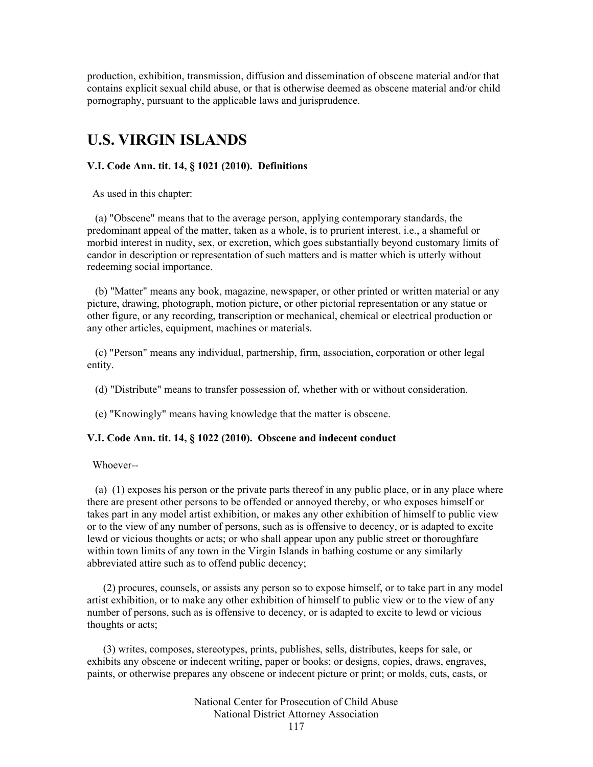production, exhibition, transmission, diffusion and dissemination of obscene material and/or that contains explicit sexual child abuse, or that is otherwise deemed as obscene material and/or child pornography, pursuant to the applicable laws and jurisprudence.

# U.S. VIRGIN ISLANDS

**V.I. Code Ann. tit. 14, § 1021 (2010). Definitions**

As used in this chapter:

(a) "Obscene" means that to the average person, applying contemporary standards, the predominant appeal of the matter, taken as a whole, is to prurient interest, i.e., a shameful or morbid interest in nudity, sex, or excretion, which goes substantially beyond customary limits of candor in description or representation of such matters and is matter which is utterly without redeeming social importance.

(b) "Matter" means any book, magazine, newspaper, or other printed or written material or any picture, drawing, photograph, motion picture, or other pictorial representation or any statue or other figure, or any recording, transcription or mechanical, chemical or electrical production or any other articles, equipment, machines or materials.

(c) "Person" means any individual, partnership, firm, association, corporation or other legal entity.

(d) "Distribute" means to transfer possession of, whether with or without consideration.

(e) "Knowingly" means having knowledge that the matter is obscene.

**V.I. Code Ann. tit. 14, § 1022 (2010). Obscene and indecent conduct**

Whoever--

(a) (1) exposes his person or the private parts thereof in any public place, or in any place where there are present other persons to be offended or annoyed thereby, or who exposes himself or takes part in any model artist exhibition, or makes any other exhibition of himself to public view or to the view of any number of persons, such as is offensive to decency, or is adapted to excite lewd or vicious thoughts or acts; or who shall appear upon any public street or thoroughfare within town limits of any town in the Virgin Islands in bathing costume or any similarly abbreviated attire such as to offend public decency;

(2) procures, counsels, or assists any person so to expose himself, or to take part in any model artist exhibition, or to make any other exhibition of himself to public view or to the view of any number of persons, such as is offensive to decency, or is adapted to excite to lewd or vicious thoughts or acts;

(3) writes, composes, stereotypes, prints, publishes, sells, distributes, keeps for sale, or exhibits any obscene or indecent writing, paper or books; or designs, copies, draws, engraves, paints, or otherwise prepares any obscene or indecent picture or print; or molds, cuts, casts, or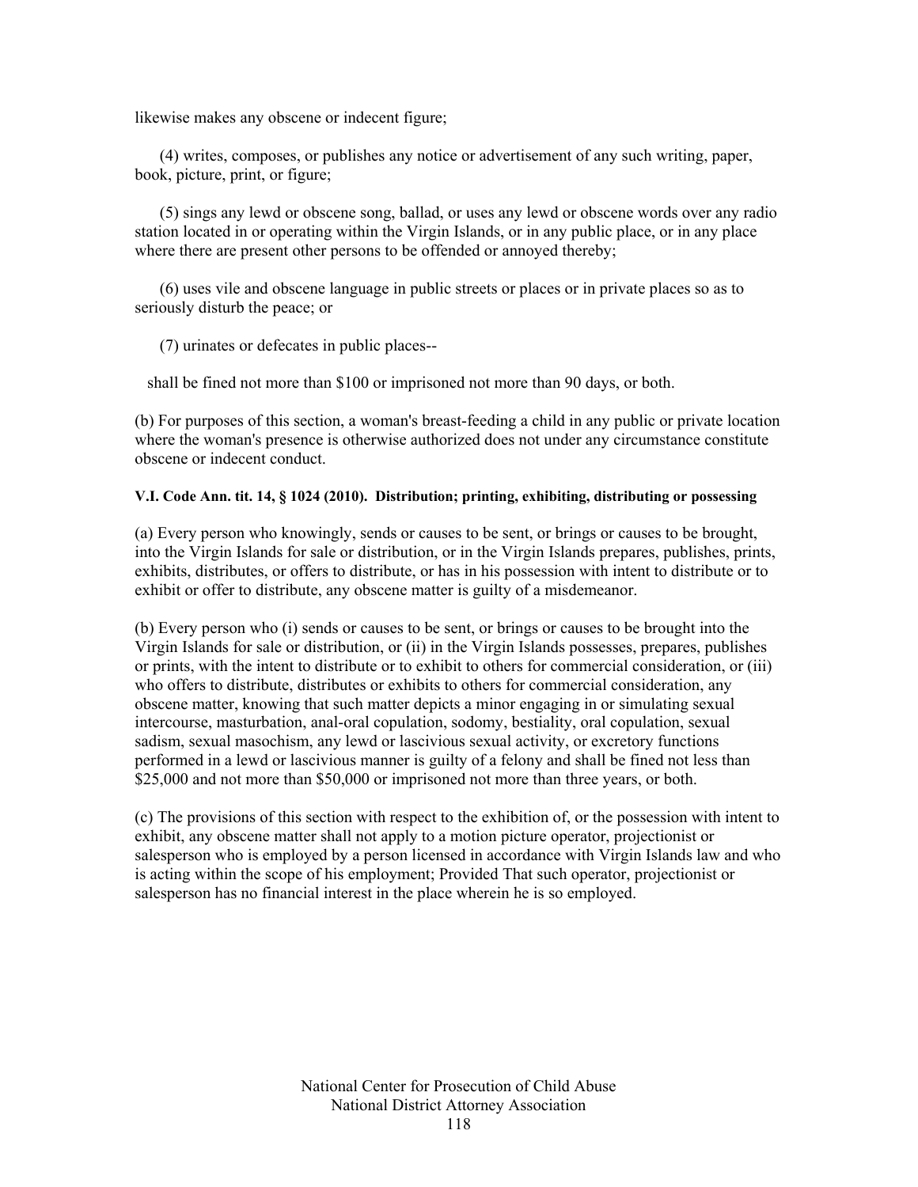likewise makes any obscene or indecent figure;

(4) writes, composes, or publishes any notice or advertisement of any such writing, paper, book, picture, print, or figure;

(5) sings any lewd or obscene song, ballad, or uses any lewd or obscene words over any radio station located in or operating within the Virgin Islands, or in any public place, or in any place where there are present other persons to be offended or annoyed thereby;

(6) uses vile and obscene language in public streets or places or in private places so as to seriously disturb the peace; or

(7) urinates or defecates in public places--

shall be fined not more than $100 or imprisoned not more than 90 days, or both.

(b) For purposes of this section, a woman's breast-feeding a child in any public or private location where the woman's presence is otherwise authorized does not under any circumstance constitute obscene or indecent conduct.

**V.I. Code Ann. tit. 14, § 1024 (2010). Distribution; printing, exhibiting, distributing or possessing**

(a) Every person who knowingly, sends or causes to be sent, or brings or causes to be brought, into the Virgin Islands for sale or distribution, or in the Virgin Islands prepares, publishes, prints, exhibits, distributes, or offers to distribute, or has in his possession with intent to distribute or to exhibit or offer to distribute, any obscene matter is guilty of a misdemeanor.

(b) Every person who (i) sends or causes to be sent, or brings or causes to be brought into the Virgin Islands for sale or distribution, or (ii) in the Virgin Islands possesses, prepares, publishes or prints, with the intent to distribute or to exhibit to others for commercial consideration, or (iii) who offers to distribute, distributes or exhibits to others for commercial consideration, any obscene matter, knowing that such matter depicts a minor engaging in or simulating sexual intercourse, masturbation, anal-oral copulation, sodomy, bestiality, oral copulation, sexual sadism, sexual masochism, any lewd or lascivious sexual activity, or excretory functions performed in a lewd or lascivious manner is guilty of a felony and shall be fined not less than $25,000 and not more than $50,000 or imprisoned not more than three years, or both.

(c) The provisions of this section with respect to the exhibition of, or the possession with intent to exhibit, any obscene matter shall not apply to a motion picture operator, projectionist or salesperson who is employed by a person licensed in accordance with Virgin Islands law and who is acting within the scope of his employment; Provided That such operator, projectionist or salesperson has no financial interest in the place wherein he is so employed.